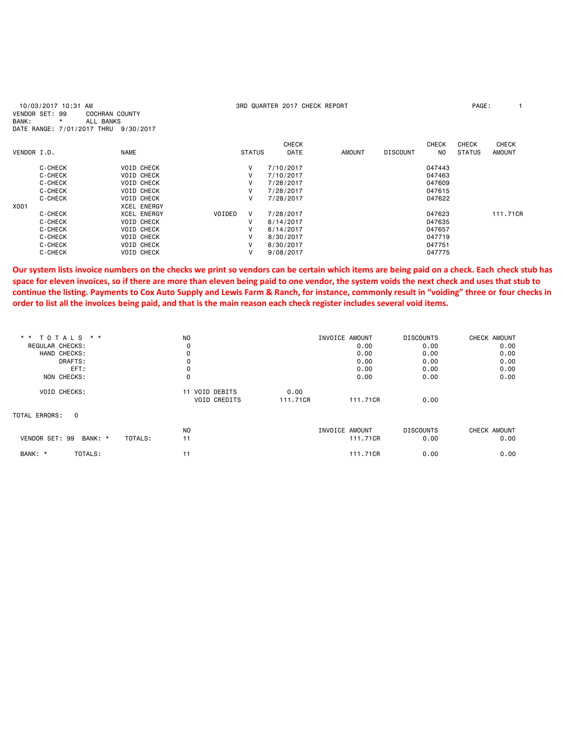10/03/2017 10:31 AM — 3RD QUARTER 2017 CHECK REPORT — PAGE: 1

VENDOR SET: 99 COCHRAN COUNTY
BANK: * ALL BANKS
DATE RANGE: 7/01/2017 THRU 9/30/2017

| VENDOR I.D. | NAME | STATUS | | CHECK DATE | AMOUNT | DISCOUNT | CHECK NO | CHECK STATUS | CHECK AMOUNT |
|---|---|---|---|---|---|---|---|---|---|
| C-CHECK | VOID CHECK | | V | 7/10/2017 | | | 047443 | | |
| C-CHECK | VOID CHECK | | V | 7/10/2017 | | | 047463 | | |
| C-CHECK | VOID CHECK | | V | 7/28/2017 | | | 047609 | | |
| C-CHECK | VOID CHECK | | V | 7/28/2017 | | | 047615 | | |
| C-CHECK | VOID CHECK | | V | 7/28/2017 | | | 047622 | | |
| X001 | XCEL ENERGY | | | | | | | | |
| C-CHECK | XCEL ENERGY | VOIDED | V | 7/28/2017 | | | 047623 | | 111.71CR |
| C-CHECK | VOID CHECK | | V | 8/14/2017 | | | 047635 | | |
| C-CHECK | VOID CHECK | | V | 8/14/2017 | | | 047657 | | |
| C-CHECK | VOID CHECK | | V | 8/30/2017 | | | 047719 | | |
| C-CHECK | VOID CHECK | | V | 8/30/2017 | | | 047751 | | |
| C-CHECK | VOID CHECK | | V | 9/08/2017 | | | 047775 | | |

**Our system lists invoice numbers on the checks we print so vendors can be certain which items are being paid on a check. Each check stub has space for eleven invoices, so if there are more than eleven being paid to one vendor, the system voids the next check and uses that stub to continue the listing. Payments to Cox Auto Supply and Lewis Farm & Ranch, for instance, commonly result in "voiding" three or four checks in order to list all the invoices being paid, and that is the main reason each check register includes several void items.**

| ** TOTALS ** | NO | | | INVOICE AMOUNT | DISCOUNTS | CHECK AMOUNT |
|---|---|---|---|---|---|---|
| REGULAR CHECKS: | 0 | | | 0.00 | 0.00 | 0.00 |
| HAND CHECKS: | 0 | | | 0.00 | 0.00 | 0.00 |
| DRAFTS: | 0 | | | 0.00 | 0.00 | 0.00 |
| EFT: | 0 | | | 0.00 | 0.00 | 0.00 |
| NON CHECKS: | 0 | | | 0.00 | 0.00 | 0.00 |
| VOID CHECKS: | 11 | VOID DEBITS | 0.00 | | | |
| | | VOID CREDITS | 111.71CR | 111.71CR | 0.00 | |

TOTAL ERRORS: 0

| | NO | INVOICE AMOUNT | DISCOUNTS | CHECK AMOUNT |
|---|---|---|---|---|
| VENDOR SET: 99 BANK: * TOTALS: | 11 | 111.71CR | 0.00 | 0.00 |
| BANK: * TOTALS: | 11 | 111.71CR | 0.00 | 0.00 |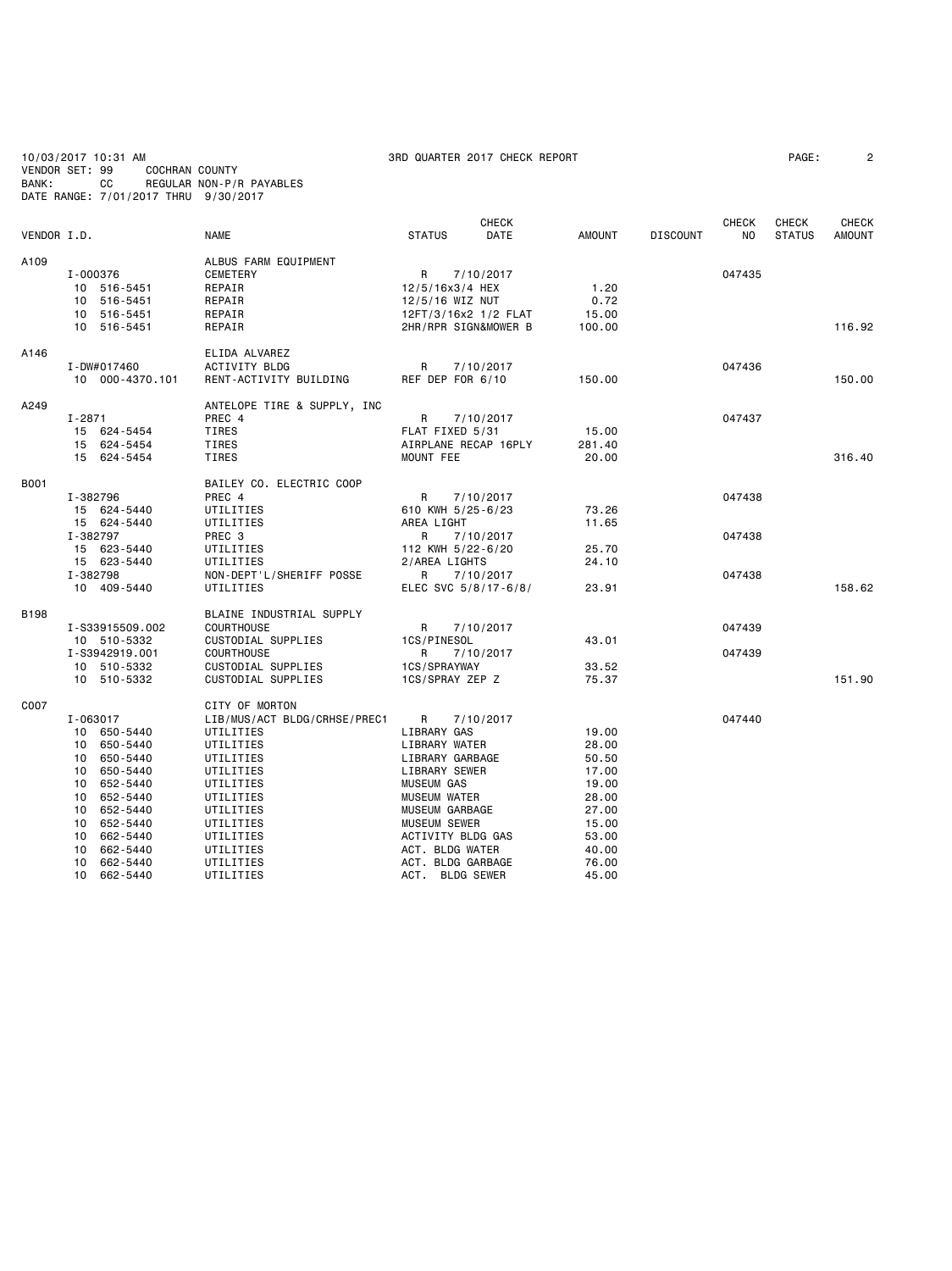10/03/2017 10:31 AM    3RD QUARTER 2017 CHECK REPORT

VENDOR SET: 99    COCHRAN COUNTY
BANK: CC    REGULAR NON-P/R PAYABLES
DATE RANGE: 7/01/2017 THRU 9/30/2017

| VENDOR I.D. | | NAME | STATUS | CHECK DATE | AMOUNT | DISCOUNT | CHECK NO | CHECK STATUS | CHECK AMOUNT |
|---|---|---|---|---|---|---|---|---|---|
| A109 | | ALBUS FARM EQUIPMENT | | | | | | | |
| | I-000376 | CEMETERY | R | 7/10/2017 | | | 047435 | | |
| | 10 516-5451 | REPAIR | 12/5/16x3/4 HEX | | 1.20 | | | | |
| | 10 516-5451 | REPAIR | 12/5/16 WIZ NUT | | 0.72 | | | | |
| | 10 516-5451 | REPAIR | 12FT/3/16x2 1/2 FLAT | | 15.00 | | | | |
| | 10 516-5451 | REPAIR | 2HR/RPR SIGN&MOWER B | | 100.00 | | | | 116.92 |
| A146 | | ELIDA ALVAREZ | | | | | | | |
| | I-DW#017460 | ACTIVITY BLDG | R | 7/10/2017 | | | 047436 | | |
| | 10 000-4370.101 | RENT-ACTIVITY BUILDING | REF DEP FOR 6/10 | | 150.00 | | | | 150.00 |
| A249 | | ANTELOPE TIRE & SUPPLY, INC | | | | | | | |
| | I-2871 | PREC 4 | R | 7/10/2017 | | | 047437 | | |
| | 15 624-5454 | TIRES | FLAT FIXED 5/31 | | 15.00 | | | | |
| | 15 624-5454 | TIRES | AIRPLANE RECAP 16PLY | | 281.40 | | | | |
| | 15 624-5454 | TIRES | MOUNT FEE | | 20.00 | | | | 316.40 |
| B001 | | BAILEY CO. ELECTRIC COOP | | | | | | | |
| | I-382796 | PREC 4 | R | 7/10/2017 | | | 047438 | | |
| | 15 624-5440 | UTILITIES | 610 KWH 5/25-6/23 | | 73.26 | | | | |
| | 15 624-5440 | UTILITIES | AREA LIGHT | | 11.65 | | | | |
| | I-382797 | PREC 3 | R | 7/10/2017 | | | 047438 | | |
| | 15 623-5440 | UTILITIES | 112 KWH 5/22-6/20 | | 25.70 | | | | |
| | 15 623-5440 | UTILITIES | 2/AREA LIGHTS | | 24.10 | | | | |
| | I-382798 | NON-DEPT'L/SHERIFF POSSE | R | 7/10/2017 | | | 047438 | | |
| | 10 409-5440 | UTILITIES | ELEC SVC 5/8/17-6/8/ | | 23.91 | | | | 158.62 |
| B198 | | BLAINE INDUSTRIAL SUPPLY | | | | | | | |
| | I-S33915509.002 | COURTHOUSE | R | 7/10/2017 | | | 047439 | | |
| | 10 510-5332 | CUSTODIAL SUPPLIES | 1CS/PINESOL | | 43.01 | | | | |
| | I-S3942919.001 | COURTHOUSE | R | 7/10/2017 | | | 047439 | | |
| | 10 510-5332 | CUSTODIAL SUPPLIES | 1CS/SPRAYWAY | | 33.52 | | | | |
| | 10 510-5332 | CUSTODIAL SUPPLIES | 1CS/SPRAY ZEP Z | | 75.37 | | | | 151.90 |
| C007 | | CITY OF MORTON | | | | | | | |
| | I-063017 | LIB/MUS/ACT BLDG/CRHSE/PREC1 | R | 7/10/2017 | | | 047440 | | |
| | 10 650-5440 | UTILITIES | LIBRARY GAS | | 19.00 | | | | |
| | 10 650-5440 | UTILITIES | LIBRARY WATER | | 28.00 | | | | |
| | 10 650-5440 | UTILITIES | LIBRARY GARBAGE | | 50.50 | | | | |
| | 10 650-5440 | UTILITIES | LIBRARY SEWER | | 17.00 | | | | |
| | 10 652-5440 | UTILITIES | MUSEUM GAS | | 19.00 | | | | |
| | 10 652-5440 | UTILITIES | MUSEUM WATER | | 28.00 | | | | |
| | 10 652-5440 | UTILITIES | MUSEUM GARBAGE | | 27.00 | | | | |
| | 10 652-5440 | UTILITIES | MUSEUM SEWER | | 15.00 | | | | |
| | 10 662-5440 | UTILITIES | ACTIVITY BLDG GAS | | 53.00 | | | | |
| | 10 662-5440 | UTILITIES | ACT. BLDG WATER | | 40.00 | | | | |
| | 10 662-5440 | UTILITIES | ACT. BLDG GARBAGE | | 76.00 | | | | |
| | 10 662-5440 | UTILITIES | ACT. BLDG SEWER | | 45.00 | | | | |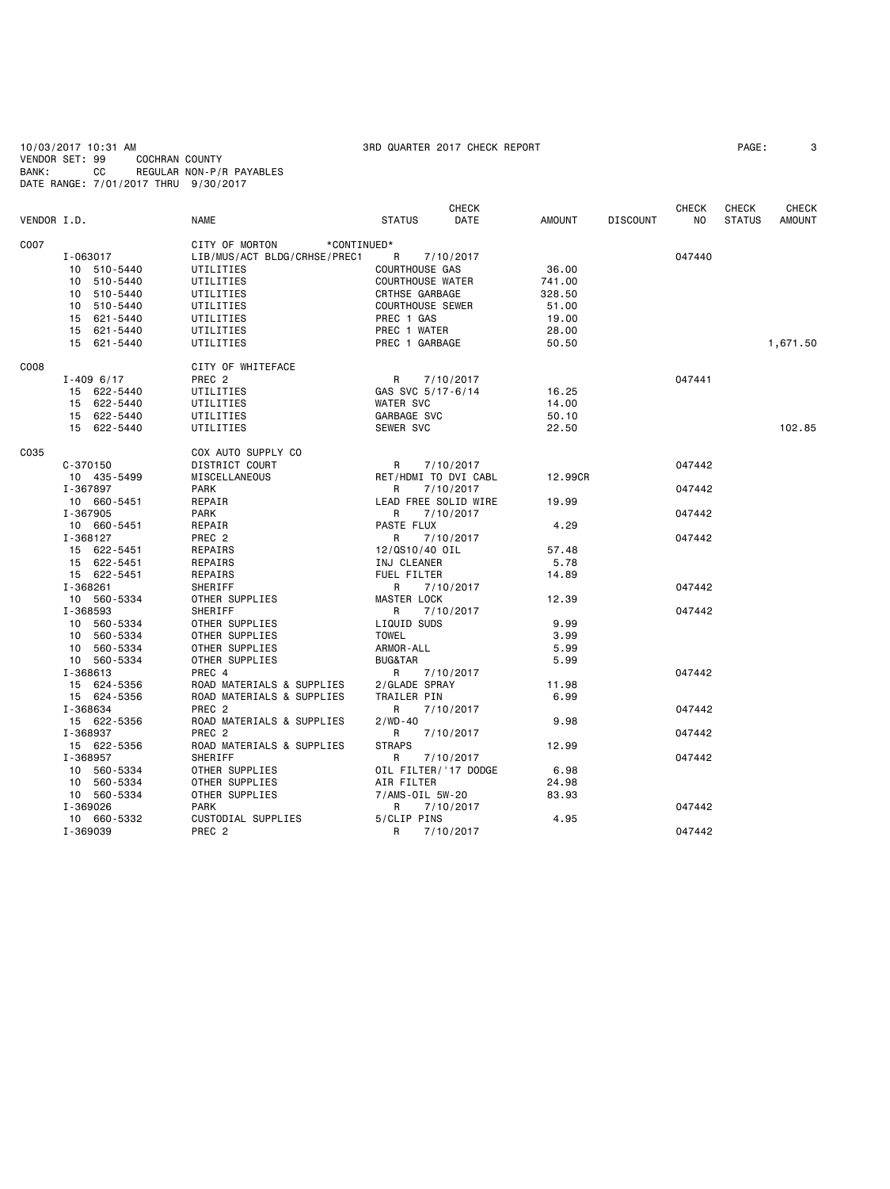10/03/2017 10:31 AM 3RD QUARTER 2017 CHECK REPORT
VENDOR SET: 99 COCHRAN COUNTY
BANK: CC REGULAR NON-P/R PAYABLES
DATE RANGE: 7/01/2017 THRU 9/30/2017

| VENDOR I.D. | NAME | STATUS | CHECK DATE | AMOUNT | DISCOUNT | CHECK NO | CHECK STATUS | CHECK AMOUNT |
|---|---|---|---|---|---|---|---|---|
| C007 | CITY OF MORTON *CONTINUED* | | | | | | | |
| I-063017 | LIB/MUS/ACT BLDG/CRHSE/PREC1 | R | 7/10/2017 | | | 047440 | | |
| 10 510-5440 | UTILITIES | COURTHOUSE GAS | | 36.00 | | | | |
| 10 510-5440 | UTILITIES | COURTHOUSE WATER | | 741.00 | | | | |
| 10 510-5440 | UTILITIES | CRTHSE GARBAGE | | 328.50 | | | | |
| 10 510-5440 | UTILITIES | COURTHOUSE SEWER | | 51.00 | | | | |
| 15 621-5440 | UTILITIES | PREC 1 GAS | | 19.00 | | | | |
| 15 621-5440 | UTILITIES | PREC 1 WATER | | 28.00 | | | | |
| 15 621-5440 | UTILITIES | PREC 1 GARBAGE | | 50.50 | | | | 1,671.50 |
| C008 | CITY OF WHITEFACE | | | | | | | |
| I-409 6/17 | PREC 2 | R | 7/10/2017 | | | 047441 | | |
| 15 622-5440 | UTILITIES | GAS SVC 5/17-6/14 | | 16.25 | | | | |
| 15 622-5440 | UTILITIES | WATER SVC | | 14.00 | | | | |
| 15 622-5440 | UTILITIES | GARBAGE SVC | | 50.10 | | | | |
| 15 622-5440 | UTILITIES | SEWER SVC | | 22.50 | | | | 102.85 |
| C035 | COX AUTO SUPPLY CO | | | | | | | |
| C-370150 | DISTRICT COURT | R | 7/10/2017 | | | 047442 | | |
| 10 435-5499 | MISCELLANEOUS | RET/HDMI TO DVI CABL | | 12.99CR | | | | |
| I-367897 | PARK | R | 7/10/2017 | | | 047442 | | |
| 10 660-5451 | REPAIR | LEAD FREE SOLID WIRE | | 19.99 | | | | |
| I-367905 | PARK | R | 7/10/2017 | | | 047442 | | |
| 10 660-5451 | REPAIR | PASTE FLUX | | 4.29 | | | | |
| I-368127 | PREC 2 | R | 7/10/2017 | | | 047442 | | |
| 15 622-5451 | REPAIRS | 12/QS10/40 OIL | | 57.48 | | | | |
| 15 622-5451 | REPAIRS | INJ CLEANER | | 5.78 | | | | |
| 15 622-5451 | REPAIRS | FUEL FILTER | | 14.89 | | | | |
| I-368261 | SHERIFF | R | 7/10/2017 | | | 047442 | | |
| 10 560-5334 | OTHER SUPPLIES | MASTER LOCK | | 12.39 | | | | |
| I-368593 | SHERIFF | R | 7/10/2017 | | | 047442 | | |
| 10 560-5334 | OTHER SUPPLIES | LIQUID SUDS | | 9.99 | | | | |
| 10 560-5334 | OTHER SUPPLIES | TOWEL | | 3.99 | | | | |
| 10 560-5334 | OTHER SUPPLIES | ARMOR-ALL | | 5.99 | | | | |
| 10 560-5334 | OTHER SUPPLIES | BUG&TAR | | 5.99 | | | | |
| I-368613 | PREC 4 | R | 7/10/2017 | | | 047442 | | |
| 15 624-5356 | ROAD MATERIALS & SUPPLIES | 2/GLADE SPRAY | | 11.98 | | | | |
| 15 624-5356 | ROAD MATERIALS & SUPPLIES | TRAILER PIN | | 6.99 | | | | |
| I-368634 | PREC 2 | R | 7/10/2017 | | | 047442 | | |
| 15 622-5356 | ROAD MATERIALS & SUPPLIES | 2/WD-40 | | 9.98 | | | | |
| I-368937 | PREC 2 | R | 7/10/2017 | | | 047442 | | |
| 15 622-5356 | ROAD MATERIALS & SUPPLIES | STRAPS | | 12.99 | | | | |
| I-368957 | SHERIFF | R | 7/10/2017 | | | 047442 | | |
| 10 560-5334 | OTHER SUPPLIES | OIL FILTER/'17 DODGE | | 6.98 | | | | |
| 10 560-5334 | OTHER SUPPLIES | AIR FILTER | | 24.98 | | | | |
| 10 560-5334 | OTHER SUPPLIES | 7/AMS-OIL 5W-20 | | 83.93 | | | | |
| I-369026 | PARK | R | 7/10/2017 | | | 047442 | | |
| 10 660-5332 | CUSTODIAL SUPPLIES | 5/CLIP PINS | | 4.95 | | | | |
| I-369039 | PREC 2 | R | 7/10/2017 | | | 047442 | | |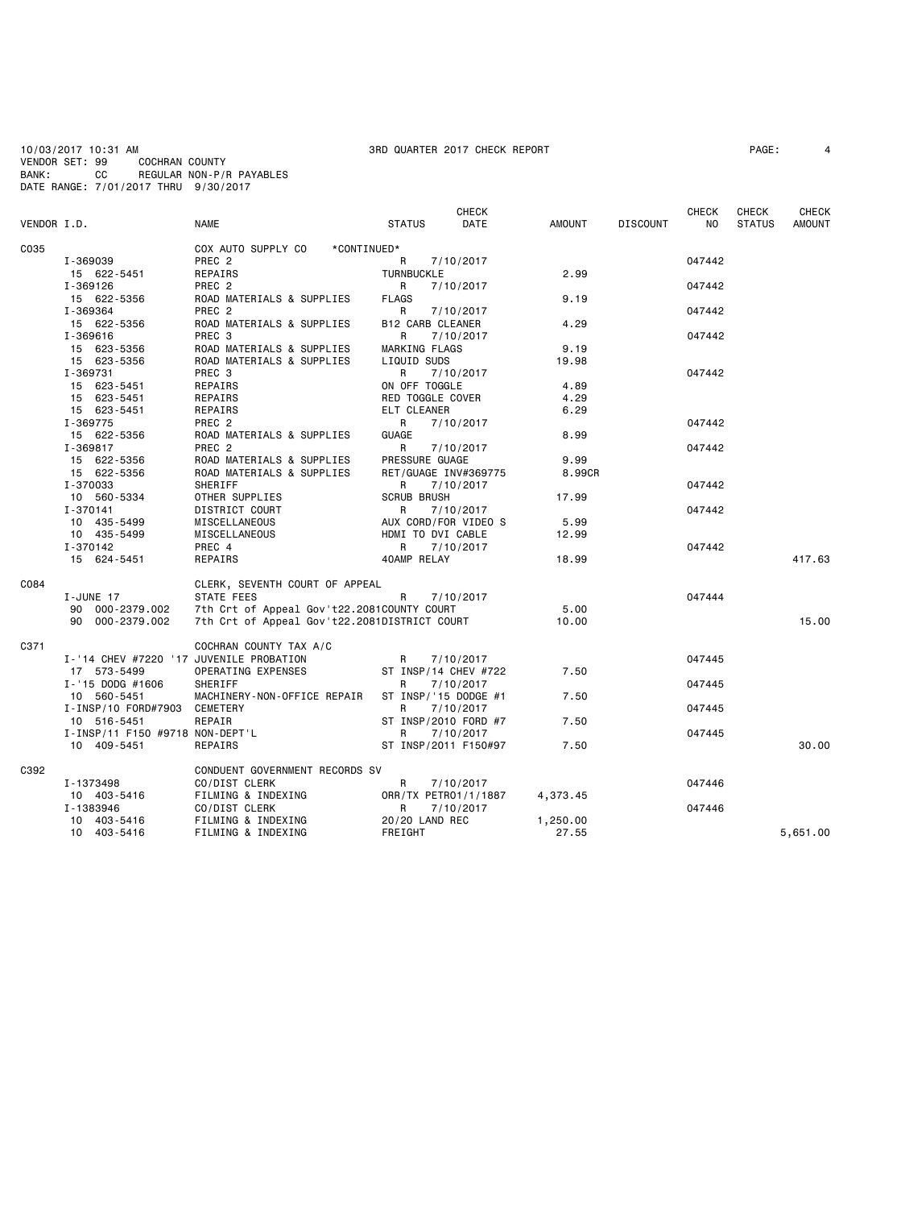10/03/2017 10:31 AM 3RD QUARTER 2017 CHECK REPORT

VENDOR SET: 99 COCHRAN COUNTY
BANK: CC REGULAR NON-P/R PAYABLES
DATE RANGE: 7/01/2017 THRU 9/30/2017

| VENDOR I.D. | | NAME | STATUS | CHECK DATE | AMOUNT | DISCOUNT | CHECK NO | CHECK STATUS | CHECK AMOUNT |
|---|---|---|---|---|---|---|---|---|---|
| C035 | | COX AUTO SUPPLY CO *CONTINUED* | | | | | | | |
| | I-369039 | PREC 2 | R | 7/10/2017 | | | 047442 | | |
| | 15 622-5451 | REPAIRS | TURNBUCKLE | | 2.99 | | | | |
| | I-369126 | PREC 2 | R | 7/10/2017 | | | 047442 | | |
| | 15 622-5356 | ROAD MATERIALS & SUPPLIES | FLAGS | | 9.19 | | | | |
| | I-369364 | PREC 2 | R | 7/10/2017 | | | 047442 | | |
| | 15 622-5356 | ROAD MATERIALS & SUPPLIES | B12 CARB CLEANER | | 4.29 | | | | |
| | I-369616 | PREC 3 | R | 7/10/2017 | | | 047442 | | |
| | 15 623-5356 | ROAD MATERIALS & SUPPLIES | MARKING FLAGS | | 9.19 | | | | |
| | 15 623-5356 | ROAD MATERIALS & SUPPLIES | LIQUID SUDS | | 19.98 | | | | |
| | I-369731 | PREC 3 | R | 7/10/2017 | | | 047442 | | |
| | 15 623-5451 | REPAIRS | ON OFF TOGGLE | | 4.89 | | | | |
| | 15 623-5451 | REPAIRS | RED TOGGLE COVER | | 4.29 | | | | |
| | 15 623-5451 | REPAIRS | ELT CLEANER | | 6.29 | | | | |
| | I-369775 | PREC 2 | R | 7/10/2017 | | | 047442 | | |
| | 15 622-5356 | ROAD MATERIALS & SUPPLIES | GUAGE | | 8.99 | | | | |
| | I-369817 | PREC 2 | R | 7/10/2017 | | | 047442 | | |
| | 15 622-5356 | ROAD MATERIALS & SUPPLIES | PRESSURE GUAGE | | 9.99 | | | | |
| | 15 622-5356 | ROAD MATERIALS & SUPPLIES | RET/GUAGE INV#369775 | | 8.99CR | | | | |
| | I-370033 | SHERIFF | R | 7/10/2017 | | | 047442 | | |
| | 10 560-5334 | OTHER SUPPLIES | SCRUB BRUSH | | 17.99 | | | | |
| | I-370141 | DISTRICT COURT | R | 7/10/2017 | | | 047442 | | |
| | 10 435-5499 | MISCELLANEOUS | AUX CORD/FOR VIDEO S | | 5.99 | | | | |
| | 10 435-5499 | MISCELLANEOUS | HDMI TO DVI CABLE | | 12.99 | | | | |
| | I-370142 | PREC 4 | R | 7/10/2017 | | | 047442 | | |
| | 15 624-5451 | REPAIRS | 40AMP RELAY | | 18.99 | | | | 417.63 |
| C084 | | CLERK, SEVENTH COURT OF APPEAL | | | | | | | |
| | I-JUNE 17 | STATE FEES | R | 7/10/2017 | | | 047444 | | |
| | 90 000-2379.002 | 7th Crt of Appeal Gov't22.2081 | COUNTY COURT | | 5.00 | | | | |
| | 90 000-2379.002 | 7th Crt of Appeal Gov't22.2081 | DISTRICT COURT | | 10.00 | | | | 15.00 |
| C371 | | COCHRAN COUNTY TAX A/C | | | | | | | |
| | I-'14 CHEV #7220 '17 | JUVENILE PROBATION | R | 7/10/2017 | | | 047445 | | |
| | 17 573-5499 | OPERATING EXPENSES | ST INSP/14 CHEV #722 | | 7.50 | | | | |
| | I-'15 DODG #1606 | SHERIFF | R | 7/10/2017 | | | 047445 | | |
| | 10 560-5451 | MACHINERY-NON-OFFICE REPAIR | ST INSP/'15 DODGE #1 | | 7.50 | | | | |
| | I-INSP/10 FORD#7903 | CEMETERY | R | 7/10/2017 | | | 047445 | | |
| | 10 516-5451 | REPAIR | ST INSP/2010 FORD #7 | | 7.50 | | | | |
| | I-INSP/11 F150 #9718 | NON-DEPT'L | R | 7/10/2017 | | | 047445 | | |
| | 10 409-5451 | REPAIRS | ST INSP/2011 F150#97 | | 7.50 | | | | 30.00 |
| C392 | | CONDUENT GOVERNMENT RECORDS SV | | | | | | | |
| | I-1373498 | CO/DIST CLERK | R | 7/10/2017 | | | 047446 | | |
| | 10 403-5416 | FILMING & INDEXING | ORR/TX PETRO1/1/1887 | | 4,373.45 | | | | |
| | I-1383946 | CO/DIST CLERK | R | 7/10/2017 | | | 047446 | | |
| | 10 403-5416 | FILMING & INDEXING | 20/20 LAND REC | | 1,250.00 | | | | |
| | 10 403-5416 | FILMING & INDEXING | FREIGHT | | 27.55 | | | | 5,651.00 |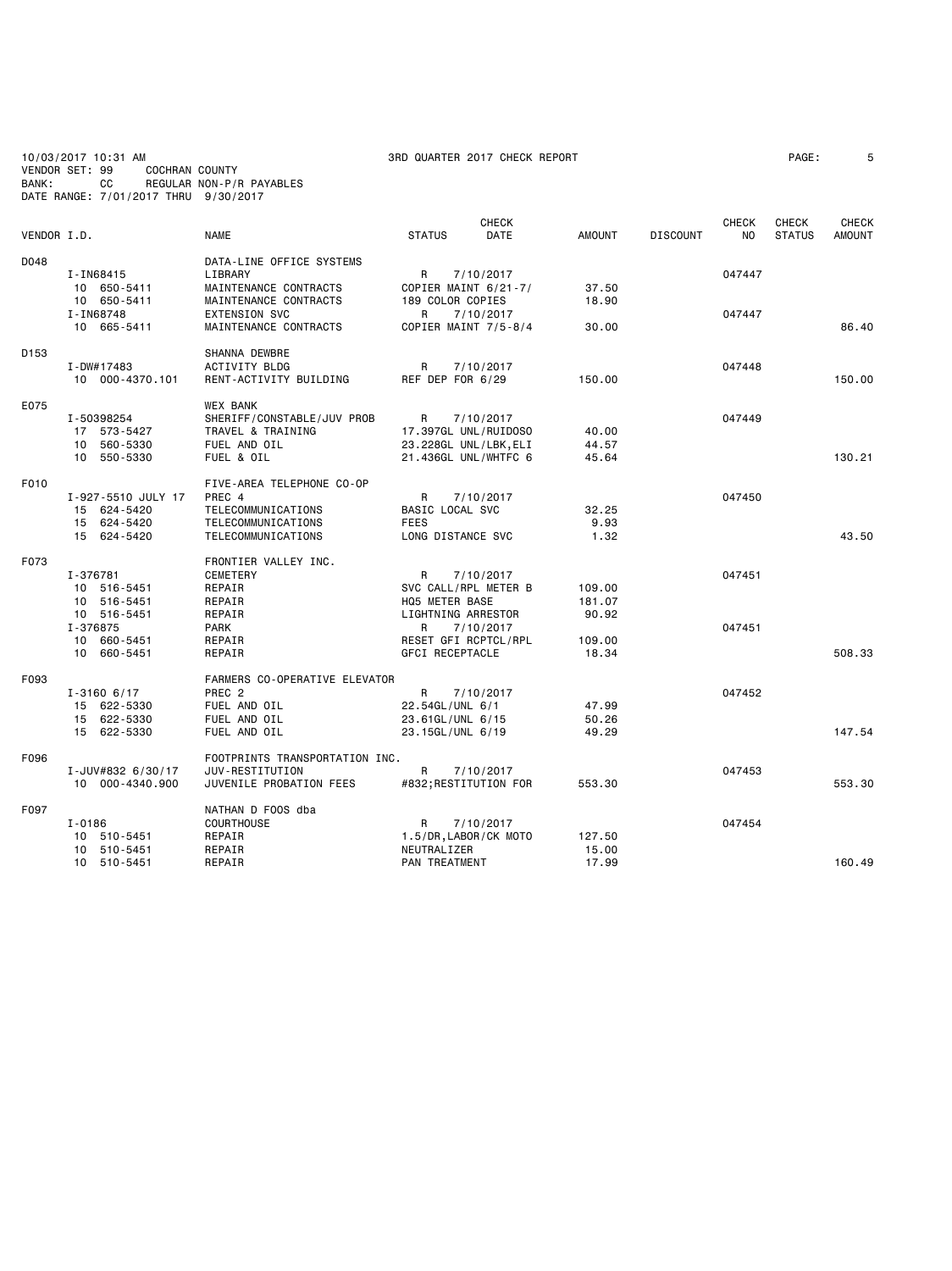10/03/2017 10:31 AM 3RD QUARTER 2017 CHECK REPORT

VENDOR SET: 99 COCHRAN COUNTY
BANK: CC REGULAR NON-P/R PAYABLES
DATE RANGE: 7/01/2017 THRU 9/30/2017

| VENDOR I.D. | NAME | STATUS | CHECK DATE | AMOUNT | DISCOUNT | CHECK NO | CHECK STATUS | CHECK AMOUNT |
|---|---|---|---|---|---|---|---|---|
| D048 | DATA-LINE OFFICE SYSTEMS | | | | | | | |
| I-IN68415 | LIBRARY | R | 7/10/2017 | | | 047447 | | |
| 10 650-5411 | MAINTENANCE CONTRACTS | COPIER MAINT 6/21-7/ | | 37.50 | | | | |
| 10 650-5411 | MAINTENANCE CONTRACTS | 189 COLOR COPIES | | 18.90 | | | | |
| I-IN68748 | EXTENSION SVC | R | 7/10/2017 | | | 047447 | | |
| 10 665-5411 | MAINTENANCE CONTRACTS | COPIER MAINT 7/5-8/4 | | 30.00 | | | | 86.40 |
| D153 | SHANNA DEWBRE | | | | | | | |
| I-DW#17483 | ACTIVITY BLDG | R | 7/10/2017 | | | 047448 | | |
| 10 000-4370.101 | RENT-ACTIVITY BUILDING | REF DEP FOR 6/29 | | 150.00 | | | | 150.00 |
| E075 | WEX BANK | | | | | | | |
| I-50398254 | SHERIFF/CONSTABLE/JUV PROB | R | 7/10/2017 | | | 047449 | | |
| 17 573-5427 | TRAVEL & TRAINING | 17.397GL UNL/RUIDOSO | | 40.00 | | | | |
| 10 560-5330 | FUEL AND OIL | 23.228GL UNL/LBK,ELI | | 44.57 | | | | |
| 10 550-5330 | FUEL & OIL | 21.436GL UNL/WHTFC 6 | | 45.64 | | | | 130.21 |
| F010 | FIVE-AREA TELEPHONE CO-OP | | | | | | | |
| I-927-5510 JULY 17 | PREC 4 | R | 7/10/2017 | | | 047450 | | |
| 15 624-5420 | TELECOMMUNICATIONS | BASIC LOCAL SVC | | 32.25 | | | | |
| 15 624-5420 | TELECOMMUNICATIONS | FEES | | 9.93 | | | | |
| 15 624-5420 | TELECOMMUNICATIONS | LONG DISTANCE SVC | | 1.32 | | | | 43.50 |
| F073 | FRONTIER VALLEY INC. | | | | | | | |
| I-376781 | CEMETERY | R | 7/10/2017 | | | 047451 | | |
| 10 516-5451 | REPAIR | SVC CALL/RPL METER B | | 109.00 | | | | |
| 10 516-5451 | REPAIR | HQ5 METER BASE | | 181.07 | | | | |
| 10 516-5451 | REPAIR | LIGHTNING ARRESTOR | | 90.92 | | | | |
| I-376875 | PARK | R | 7/10/2017 | | | 047451 | | |
| 10 660-5451 | REPAIR | RESET GFI RCPTCL/RPL | | 109.00 | | | | |
| 10 660-5451 | REPAIR | GFCI RECEPTACLE | | 18.34 | | | | 508.33 |
| F093 | FARMERS CO-OPERATIVE ELEVATOR | | | | | | | |
| I-3160 6/17 | PREC 2 | R | 7/10/2017 | | | 047452 | | |
| 15 622-5330 | FUEL AND OIL | 22.54GL/UNL 6/1 | | 47.99 | | | | |
| 15 622-5330 | FUEL AND OIL | 23.61GL/UNL 6/15 | | 50.26 | | | | |
| 15 622-5330 | FUEL AND OIL | 23.15GL/UNL 6/19 | | 49.29 | | | | 147.54 |
| F096 | FOOTPRINTS TRANSPORTATION INC. | | | | | | | |
| I-JUV#832 6/30/17 | JUV-RESTITUTION | R | 7/10/2017 | | | 047453 | | |
| 10 000-4340.900 | JUVENILE PROBATION FEES | #832;RESTITUTION FOR | | 553.30 | | | | 553.30 |
| F097 | NATHAN D FOOS dba | | | | | | | |
| I-0186 | COURTHOUSE | R | 7/10/2017 | | | 047454 | | |
| 10 510-5451 | REPAIR | 1.5/DR,LABOR/CK MOTO | | 127.50 | | | | |
| 10 510-5451 | REPAIR | NEUTRALIZER | | 15.00 | | | | |
| 10 510-5451 | REPAIR | PAN TREATMENT | | 17.99 | | | | 160.49 |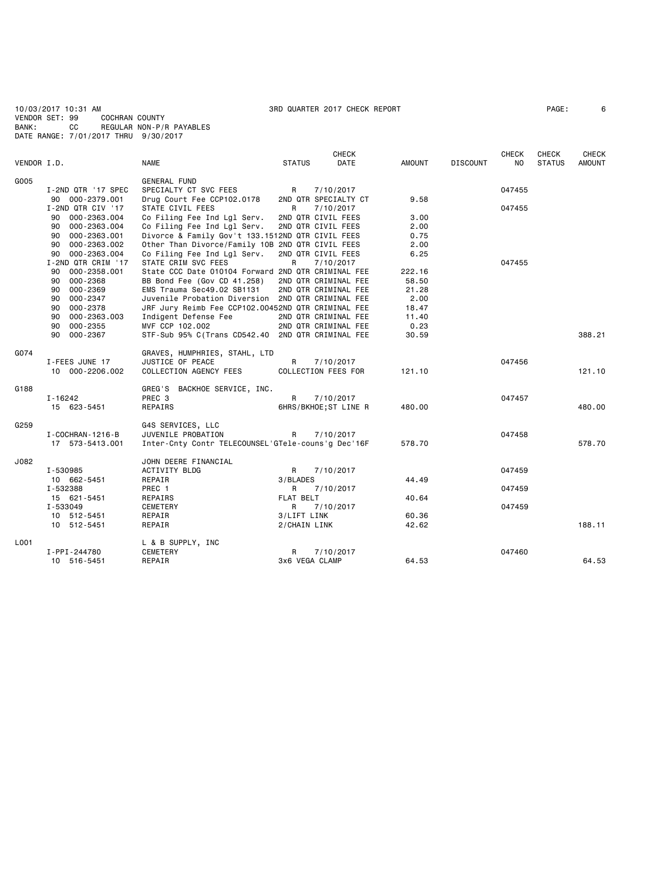10/03/2017 10:31 AM 3RD QUARTER 2017 CHECK REPORT

VENDOR SET: 99 COCHRAN COUNTY
BANK: CC REGULAR NON-P/R PAYABLES
DATE RANGE: 7/01/2017 THRU 9/30/2017

| VENDOR I.D. | | NAME | STATUS | CHECK DATE | AMOUNT | DISCOUNT | CHECK NO | CHECK STATUS | CHECK AMOUNT |
|---|---|---|---|---|---|---|---|---|---|
| G005 | | GENERAL FUND | | | | | | | |
| | I-2ND QTR '17 SPEC | SPECIALTY CT SVC FEES | R | 7/10/2017 | | | 047455 | | |
| | 90 000-2379.001 | Drug Court Fee CCP102.0178 | 2ND QTR SPECIALTY CT | | 9.58 | | | | |
| | I-2ND QTR CIV '17 | STATE CIVIL FEES | R | 7/10/2017 | | | 047455 | | |
| | 90 000-2363.004 | Co Filing Fee Ind Lgl Serv. | 2ND QTR CIVIL FEES | | 3.00 | | | | |
| | 90 000-2363.004 | Co Filing Fee Ind Lgl Serv. | 2ND QTR CIVIL FEES | | 2.00 | | | | |
| | 90 000-2363.001 | Divorce & Family Gov't 133.151 | 2ND QTR CIVIL FEES | | 0.75 | | | | |
| | 90 000-2363.002 | Other Than Divorce/Family 10B | 2ND QTR CIVIL FEES | | 2.00 | | | | |
| | 90 000-2363.004 | Co Filing Fee Ind Lgl Serv. | 2ND QTR CIVIL FEES | | 6.25 | | | | |
| | I-2ND QTR CRIM '17 | STATE CRIM SVC FEES | R | 7/10/2017 | | | 047455 | | |
| | 90 000-2358.001 | State CCC Date 010104 Forward | 2ND QTR CRIMINAL FEE | | 222.16 | | | | |
| | 90 000-2368 | BB Bond Fee (Gov CD 41.258) | 2ND QTR CRIMINAL FEE | | 58.50 | | | | |
| | 90 000-2369 | EMS Trauma Sec49.02 SB1131 | 2ND QTR CRIMINAL FEE | | 21.28 | | | | |
| | 90 000-2347 | Juvenile Probation Diversion | 2ND QTR CRIMINAL FEE | | 2.00 | | | | |
| | 90 000-2378 | JRF Jury Reimb Fee CCP102.0045 | 2ND QTR CRIMINAL FEE | | 18.47 | | | | |
| | 90 000-2363.003 | Indigent Defense Fee | 2ND QTR CRIMINAL FEE | | 11.40 | | | | |
| | 90 000-2355 | MVF CCP 102.002 | 2ND QTR CRIMINAL FEE | | 0.23 | | | | |
| | 90 000-2367 | STF-Sub 95% C(Trans CD542.40 | 2ND QTR CRIMINAL FEE | | 30.59 | | | | 388.21 |
| G074 | | GRAVES, HUMPHRIES, STAHL, LTD | | | | | | | |
| | I-FEES JUNE 17 | JUSTICE OF PEACE | R | 7/10/2017 | | | 047456 | | |
| | 10 000-2206.002 | COLLECTION AGENCY FEES | COLLECTION FEES FOR | | 121.10 | | | | 121.10 |
| G188 | | GREG'S BACKHOE SERVICE, INC. | | | | | | | |
| | I-16242 | PREC 3 | R | 7/10/2017 | | | 047457 | | |
| | 15 623-5451 | REPAIRS | 6HRS/BKHOE;ST LINE R | | 480.00 | | | | 480.00 |
| G259 | | G4S SERVICES, LLC | | | | | | | |
| | I-COCHRAN-1216-B | JUVENILE PROBATION | R | 7/10/2017 | | | 047458 | | |
| | 17 573-5413.001 | Inter-Cnty Contr TELECOUNSEL'G | Tele-couns'g Dec'16F | | 578.70 | | | | 578.70 |
| J082 | | JOHN DEERE FINANCIAL | | | | | | | |
| | I-530985 | ACTIVITY BLDG | R | 7/10/2017 | | | 047459 | | |
| | 10 662-5451 | REPAIR | 3/BLADES | | 44.49 | | | | |
| | I-532388 | PREC 1 | R | 7/10/2017 | | | 047459 | | |
| | 15 621-5451 | REPAIRS | FLAT BELT | | 40.64 | | | | |
| | I-533049 | CEMETERY | R | 7/10/2017 | | | 047459 | | |
| | 10 512-5451 | REPAIR | 3/LIFT LINK | | 60.36 | | | | |
| | 10 512-5451 | REPAIR | 2/CHAIN LINK | | 42.62 | | | | 188.11 |
| L001 | | L & B SUPPLY, INC | | | | | | | |
| | I-PPI-244780 | CEMETERY | R | 7/10/2017 | | | 047460 | | |
| | 10 516-5451 | REPAIR | 3x6 VEGA CLAMP | | 64.53 | | | | 64.53 |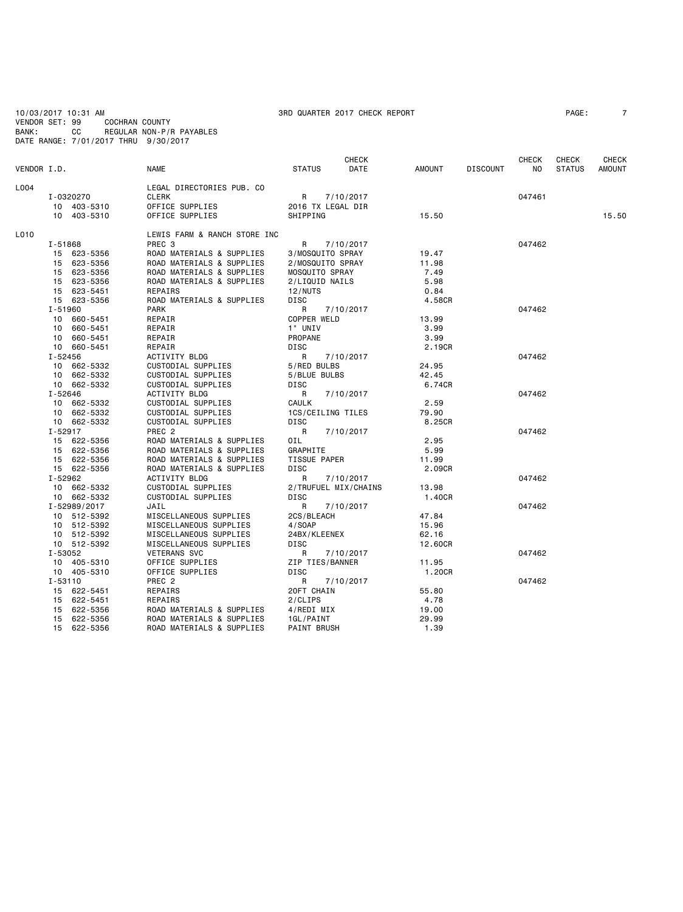10/03/2017 10:31 AM 3RD QUARTER 2017 CHECK REPORT

VENDOR SET: 99 COCHRAN COUNTY
BANK: CC REGULAR NON-P/R PAYABLES
DATE RANGE: 7/01/2017 THRU 9/30/2017

| VENDOR I.D. | NAME | STATUS | CHECK DATE | AMOUNT | DISCOUNT | CHECK NO | CHECK STATUS | CHECK AMOUNT |
|---|---|---|---|---|---|---|---|---|
| L004 | LEGAL DIRECTORIES PUB. CO | | | | | | | |
| I-0320270 | CLERK | R | 7/10/2017 | | | 047461 | | |
| 10 403-5310 | OFFICE SUPPLIES | 2016 TX LEGAL DIR | | | | | | |
| 10 403-5310 | OFFICE SUPPLIES | SHIPPING | | 15.50 | | | | 15.50 |
| L010 | LEWIS FARM & RANCH STORE INC | | | | | | | |
| I-51868 | PREC 3 | R | 7/10/2017 | | | 047462 | | |
| 15 623-5356 | ROAD MATERIALS & SUPPLIES | 3/MOSQUITO SPRAY | | 19.47 | | | | |
| 15 623-5356 | ROAD MATERIALS & SUPPLIES | 2/MOSQUITO SPRAY | | 11.98 | | | | |
| 15 623-5356 | ROAD MATERIALS & SUPPLIES | MOSQUITO SPRAY | | 7.49 | | | | |
| 15 623-5356 | ROAD MATERIALS & SUPPLIES | 2/LIQUID NAILS | | 5.98 | | | | |
| 15 623-5451 | REPAIRS | 12/NUTS | | 0.84 | | | | |
| 15 623-5356 | ROAD MATERIALS & SUPPLIES | DISC | | 4.58CR | | | | |
| I-51960 | PARK | R | 7/10/2017 | | | 047462 | | |
| 10 660-5451 | REPAIR | COPPER WELD | | 13.99 | | | | |
| 10 660-5451 | REPAIR | 1" UNIV | | 3.99 | | | | |
| 10 660-5451 | REPAIR | PROPANE | | 3.99 | | | | |
| 10 660-5451 | REPAIR | DISC | | 2.19CR | | | | |
| I-52456 | ACTIVITY BLDG | R | 7/10/2017 | | | 047462 | | |
| 10 662-5332 | CUSTODIAL SUPPLIES | 5/RED BULBS | | 24.95 | | | | |
| 10 662-5332 | CUSTODIAL SUPPLIES | 5/BLUE BULBS | | 42.45 | | | | |
| 10 662-5332 | CUSTODIAL SUPPLIES | DISC | | 6.74CR | | | | |
| I-52646 | ACTIVITY BLDG | R | 7/10/2017 | | | 047462 | | |
| 10 662-5332 | CUSTODIAL SUPPLIES | CAULK | | 2.59 | | | | |
| 10 662-5332 | CUSTODIAL SUPPLIES | 1CS/CEILING TILES | | 79.90 | | | | |
| 10 662-5332 | CUSTODIAL SUPPLIES | DISC | | 8.25CR | | | | |
| I-52917 | PREC 2 | R | 7/10/2017 | | | 047462 | | |
| 15 622-5356 | ROAD MATERIALS & SUPPLIES | OIL | | 2.95 | | | | |
| 15 622-5356 | ROAD MATERIALS & SUPPLIES | GRAPHITE | | 5.99 | | | | |
| 15 622-5356 | ROAD MATERIALS & SUPPLIES | TISSUE PAPER | | 11.99 | | | | |
| 15 622-5356 | ROAD MATERIALS & SUPPLIES | DISC | | 2.09CR | | | | |
| I-52962 | ACTIVITY BLDG | R | 7/10/2017 | | | 047462 | | |
| 10 662-5332 | CUSTODIAL SUPPLIES | 2/TRUFUEL MIX/CHAINS | | 13.98 | | | | |
| 10 662-5332 | CUSTODIAL SUPPLIES | DISC | | 1.40CR | | | | |
| I-52989/2017 | JAIL | R | 7/10/2017 | | | 047462 | | |
| 10 512-5392 | MISCELLANEOUS SUPPLIES | 2CS/BLEACH | | 47.84 | | | | |
| 10 512-5392 | MISCELLANEOUS SUPPLIES | 4/SOAP | | 15.96 | | | | |
| 10 512-5392 | MISCELLANEOUS SUPPLIES | 24BX/KLEENEX | | 62.16 | | | | |
| 10 512-5392 | MISCELLANEOUS SUPPLIES | DISC | | 12.60CR | | | | |
| I-53052 | VETERANS SVC | R | 7/10/2017 | | | 047462 | | |
| 10 405-5310 | OFFICE SUPPLIES | ZIP TIES/BANNER | | 11.95 | | | | |
| 10 405-5310 | OFFICE SUPPLIES | DISC | | 1.20CR | | | | |
| I-53110 | PREC 2 | R | 7/10/2017 | | | 047462 | | |
| 15 622-5451 | REPAIRS | 20FT CHAIN | | 55.80 | | | | |
| 15 622-5451 | REPAIRS | 2/CLIPS | | 4.78 | | | | |
| 15 622-5356 | ROAD MATERIALS & SUPPLIES | 4/REDI MIX | | 19.00 | | | | |
| 15 622-5356 | ROAD MATERIALS & SUPPLIES | 1GL/PAINT | | 29.99 | | | | |
| 15 622-5356 | ROAD MATERIALS & SUPPLIES | PAINT BRUSH | | 1.39 | | | | |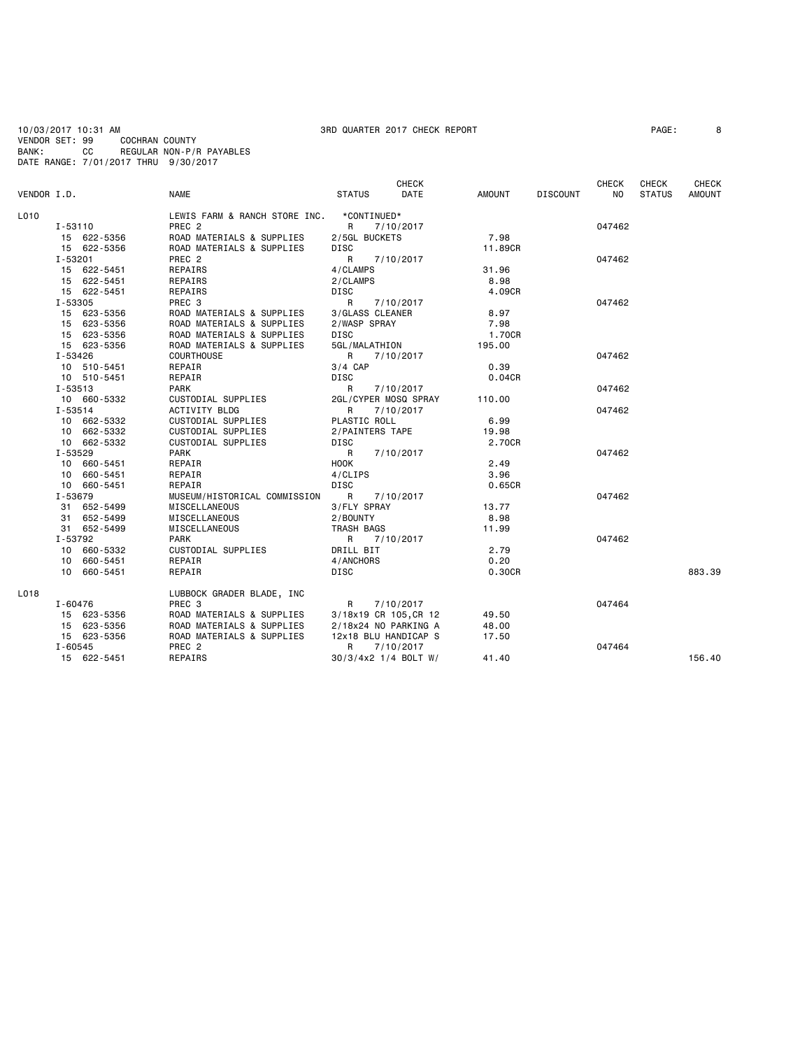10/03/2017 10:31 AM 3RD QUARTER 2017 CHECK REPORT
VENDOR SET: 99 COCHRAN COUNTY
BANK: CC REGULAR NON-P/R PAYABLES
DATE RANGE: 7/01/2017 THRU 9/30/2017

| VENDOR I.D. | NAME | STATUS | CHECK DATE | AMOUNT | DISCOUNT | CHECK NO | CHECK STATUS | CHECK AMOUNT |
|---|---|---|---|---|---|---|---|---|
| L010 | LEWIS FARM & RANCH STORE INC. | *CONTINUED* | | | | | | |
| I-53110 | PREC 2 | R | 7/10/2017 | | | 047462 | | |
| 15 622-5356 | ROAD MATERIALS & SUPPLIES | 2/5GL BUCKETS | | 7.98 | | | | |
| 15 622-5356 | ROAD MATERIALS & SUPPLIES | DISC | | 11.89CR | | | | |
| I-53201 | PREC 2 | R | 7/10/2017 | | | 047462 | | |
| 15 622-5451 | REPAIRS | 4/CLAMPS | | 31.96 | | | | |
| 15 622-5451 | REPAIRS | 2/CLAMPS | | 8.98 | | | | |
| 15 622-5451 | REPAIRS | DISC | | 4.09CR | | | | |
| I-53305 | PREC 3 | R | 7/10/2017 | | | 047462 | | |
| 15 623-5356 | ROAD MATERIALS & SUPPLIES | 3/GLASS CLEANER | | 8.97 | | | | |
| 15 623-5356 | ROAD MATERIALS & SUPPLIES | 2/WASP SPRAY | | 7.98 | | | | |
| 15 623-5356 | ROAD MATERIALS & SUPPLIES | DISC | | 1.70CR | | | | |
| 15 623-5356 | ROAD MATERIALS & SUPPLIES | 5GL/MALATHION | | 195.00 | | | | |
| I-53426 | COURTHOUSE | R | 7/10/2017 | | | 047462 | | |
| 10 510-5451 | REPAIR | 3/4 CAP | | 0.39 | | | | |
| 10 510-5451 | REPAIR | DISC | | 0.04CR | | | | |
| I-53513 | PARK | R | 7/10/2017 | | | 047462 | | |
| 10 660-5332 | CUSTODIAL SUPPLIES | 2GL/CYPER MOSQ SPRAY | | 110.00 | | | | |
| I-53514 | ACTIVITY BLDG | R | 7/10/2017 | | | 047462 | | |
| 10 662-5332 | CUSTODIAL SUPPLIES | PLASTIC ROLL | | 6.99 | | | | |
| 10 662-5332 | CUSTODIAL SUPPLIES | 2/PAINTERS TAPE | | 19.98 | | | | |
| 10 662-5332 | CUSTODIAL SUPPLIES | DISC | | 2.70CR | | | | |
| I-53529 | PARK | R | 7/10/2017 | | | 047462 | | |
| 10 660-5451 | REPAIR | HOOK | | 2.49 | | | | |
| 10 660-5451 | REPAIR | 4/CLIPS | | 3.96 | | | | |
| 10 660-5451 | REPAIR | DISC | | 0.65CR | | | | |
| I-53679 | MUSEUM/HISTORICAL COMMISSION | R | 7/10/2017 | | | 047462 | | |
| 31 652-5499 | MISCELLANEOUS | 3/FLY SPRAY | | 13.77 | | | | |
| 31 652-5499 | MISCELLANEOUS | 2/BOUNTY | | 8.98 | | | | |
| 31 652-5499 | MISCELLANEOUS | TRASH BAGS | | 11.99 | | | | |
| I-53792 | PARK | R | 7/10/2017 | | | 047462 | | |
| 10 660-5332 | CUSTODIAL SUPPLIES | DRILL BIT | | 2.79 | | | | |
| 10 660-5451 | REPAIR | 4/ANCHORS | | 0.20 | | | | |
| 10 660-5451 | REPAIR | DISC | | 0.30CR | | | | 883.39 |
| L018 | LUBBOCK GRADER BLADE, INC | | | | | | | |
| I-60476 | PREC 3 | R | 7/10/2017 | | | 047464 | | |
| 15 623-5356 | ROAD MATERIALS & SUPPLIES | 3/18x19 CR 105,CR 12 | | 49.50 | | | | |
| 15 623-5356 | ROAD MATERIALS & SUPPLIES | 2/18x24 NO PARKING A | | 48.00 | | | | |
| 15 623-5356 | ROAD MATERIALS & SUPPLIES | 12x18 BLU HANDICAP S | | 17.50 | | | | |
| I-60545 | PREC 2 | R | 7/10/2017 | | | 047464 | | |
| 15 622-5451 | REPAIRS | 30/3/4x2 1/4 BOLT W/ | | 41.40 | | | | 156.40 |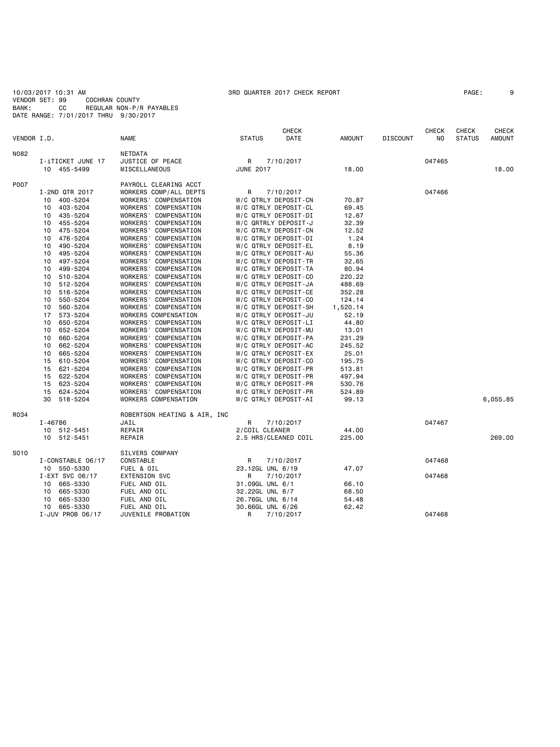10/03/2017 10:31 AM 3RD QUARTER 2017 CHECK REPORT PAGE: 9
VENDOR SET: 99 COCHRAN COUNTY
BANK: CC REGULAR NON-P/R PAYABLES
DATE RANGE: 7/01/2017 THRU 9/30/2017

| VENDOR I.D. | | NAME | STATUS | CHECK DATE | AMOUNT | DISCOUNT | CHECK NO | CHECK STATUS | CHECK AMOUNT |
|---|---|---|---|---|---|---|---|---|---|
| N082 | | NETDATA | | | | | | | |
| | I-iTICKET JUNE 17 | JUSTICE OF PEACE | R | 7/10/2017 | | | 047465 | | |
| | 10 455-5499 | MISCELLANEOUS | JUNE 2017 | | 18.00 | | | | 18.00 |
| P007 | | PAYROLL CLEARING ACCT | | | | | | | |
| | I-2ND QTR 2017 | WORKERS COMP/ALL DEPTS | R | 7/10/2017 | | | 047466 | | |
| | 10 400-5204 | WORKERS' COMPENSATION | W/C QTRLY DEPOSIT-CN | | 70.87 | | | | |
| | 10 403-5204 | WORKERS' COMPENSATION | W/C QTRLY DEPOSIT-CL | | 69.45 | | | | |
| | 10 435-5204 | WORKERS' COMPENSATION | W/C QTRLY DEPOSIT-DI | | 12.67 | | | | |
| | 10 455-5204 | WORKERS' COMPENSATION | W/C QRTRLY DEPOSIT-J | | 32.39 | | | | |
| | 10 475-5204 | WORKERS' COMPENSATION | W/C QTRLY DEPOSIT-CN | | 12.52 | | | | |
| | 10 476-5204 | WORKERS' COMPENSATION | W/C QTRLY DEPOSIT-DI | | 1.24 | | | | |
| | 10 490-5204 | WORKERS' COMPENSATION | W/C QTRLY DEPOSIT-EL | | 8.19 | | | | |
| | 10 495-5204 | WORKERS' COMPENSATION | W/C QTRLY DEPOSIT-AU | | 55.36 | | | | |
| | 10 497-5204 | WORKERS' COMPENSATION | W/C QTRLY DEPOSIT-TR | | 32.65 | | | | |
| | 10 499-5204 | WORKERS' COMPENSATION | W/C QTRLY DEPOSIT-TA | | 80.94 | | | | |
| | 10 510-5204 | WORKERS' COMPENSATION | W/C QTRLY DEPOSIT-CO | | 220.22 | | | | |
| | 10 512-5204 | WORKERS' COMPENSATION | W/C QTRLY DEPOSIT-JA | | 488.69 | | | | |
| | 10 516-5204 | WORKERS' COMPENSATION | W/C QTRLY DEPOSIT-CE | | 352.28 | | | | |
| | 10 550-5204 | WORKERS' COMPENSATION | W/C QTRLY DEPOSIT-CO | | 124.14 | | | | |
| | 10 560-5204 | WORKERS' COMPENSATION | W/C QTRLY DEPOSIT-SH | | 1,520.14 | | | | |
| | 17 573-5204 | WORKERS COMPENSATION | W/C QTRLY DEPOSIT-JU | | 52.19 | | | | |
| | 10 650-5204 | WORKERS' COMPENSATION | W/C QTRLY DEPOSIT-LI | | 44.80 | | | | |
| | 10 652-5204 | WORKERS' COMPENSATION | W/C QTRLY DEPOSIT-MU | | 13.01 | | | | |
| | 10 660-5204 | WORKERS' COMPENSATION | W/C QTRLY DEPOSIT-PA | | 231.29 | | | | |
| | 10 662-5204 | WORKERS' COMPENSATION | W/C QTRLY DEPOSIT-AC | | 245.52 | | | | |
| | 10 665-5204 | WORKERS' COMPENSATION | W/C QTRLY DEPOSIT-EX | | 25.01 | | | | |
| | 15 610-5204 | WORKERS' COMPENSATION | W/C QTRLY DEPOSIT-CO | | 195.75 | | | | |
| | 15 621-5204 | WORKERS' COMPENSATION | W/C QTRLY DEPOSIT-PR | | 513.81 | | | | |
| | 15 622-5204 | WORKERS' COMPENSATION | W/C QTRLY DEPOSIT-PR | | 497.94 | | | | |
| | 15 623-5204 | WORKERS' COMPENSATION | W/C QTRLY DEPOSIT-PR | | 530.76 | | | | |
| | 15 624-5204 | WORKERS' COMPENSATION | W/C QTRLY DEPOSIT-PR | | 524.89 | | | | |
| | 30 518-5204 | WORKERS COMPENSATION | W/C QTRLY DEPOSIT-AI | | 99.13 | | | | 6,055.85 |
| R034 | | ROBERTSON HEATING & AIR, INC | | | | | | | |
| | I-46786 | JAIL | R | 7/10/2017 | | | 047467 | | |
| | 10 512-5451 | REPAIR | 2/COIL CLEANER | | 44.00 | | | | |
| | 10 512-5451 | REPAIR | 2.5 HRS/CLEANED COIL | | 225.00 | | | | 269.00 |
| S010 | | SILVERS COMPANY | | | | | | | |
| | I-CONSTABLE 06/17 | CONSTABLE | R | 7/10/2017 | | | 047468 | | |
| | 10 550-5330 | FUEL & OIL | 23.12GL UNL 6/19 | | 47.07 | | | | |
| | I-EXT SVC 06/17 | EXTENSION SVC | R | 7/10/2017 | | | 047468 | | |
| | 10 665-5330 | FUEL AND OIL | 31.09GL UNL 6/1 | | 66.10 | | | | |
| | 10 665-5330 | FUEL AND OIL | 32.22GL UNL 6/7 | | 68.50 | | | | |
| | 10 665-5330 | FUEL AND OIL | 26.76GL UNL 6/14 | | 54.48 | | | | |
| | 10 665-5330 | FUEL AND OIL | 30.66GL UNL 6/26 | | 62.42 | | | | |
| | I-JUV PROB 06/17 | JUVENILE PROBATION | R | 7/10/2017 | | | 047468 | | |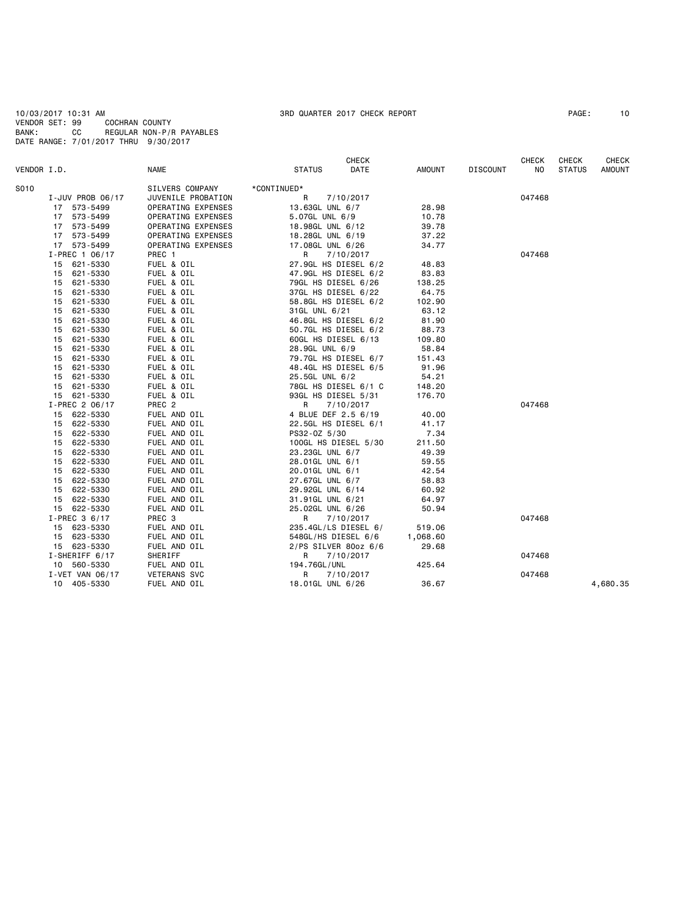10/03/2017 10:31 AM 3RD QUARTER 2017 CHECK REPORT

VENDOR SET: 99 COCHRAN COUNTY
BANK: CC REGULAR NON-P/R PAYABLES
DATE RANGE: 7/01/2017 THRU 9/30/2017

| VENDOR I.D. | NAME | STATUS | CHECK DATE | AMOUNT | DISCOUNT | CHECK NO | CHECK STATUS | CHECK AMOUNT |
|---|---|---|---|---|---|---|---|---|
| S010 | SILVERS COMPANY | *CONTINUED* | | | | | | |
| I-JUV PROB 06/17 | JUVENILE PROBATION | R | 7/10/2017 | | | 047468 | | |
| 17 573-5499 | OPERATING EXPENSES | 13.63GL UNL 6/7 | | 28.98 | | | | |
| 17 573-5499 | OPERATING EXPENSES | 5.07GL UNL 6/9 | | 10.78 | | | | |
| 17 573-5499 | OPERATING EXPENSES | 18.98GL UNL 6/12 | | 39.78 | | | | |
| 17 573-5499 | OPERATING EXPENSES | 18.28GL UNL 6/19 | | 37.22 | | | | |
| 17 573-5499 | OPERATING EXPENSES | 17.08GL UNL 6/26 | | 34.77 | | | | |
| I-PREC 1 06/17 | PREC 1 | R | 7/10/2017 | | | 047468 | | |
| 15 621-5330 | FUEL & OIL | 27.9GL HS DIESEL 6/2 | | 48.83 | | | | |
| 15 621-5330 | FUEL & OIL | 47.9GL HS DIESEL 6/2 | | 83.83 | | | | |
| 15 621-5330 | FUEL & OIL | 79GL HS DIESEL 6/26 | | 138.25 | | | | |
| 15 621-5330 | FUEL & OIL | 37GL HS DIESEL 6/22 | | 64.75 | | | | |
| 15 621-5330 | FUEL & OIL | 58.8GL HS DIESEL 6/2 | | 102.90 | | | | |
| 15 621-5330 | FUEL & OIL | 31GL UNL 6/21 | | 63.12 | | | | |
| 15 621-5330 | FUEL & OIL | 46.8GL HS DIESEL 6/2 | | 81.90 | | | | |
| 15 621-5330 | FUEL & OIL | 50.7GL HS DIESEL 6/2 | | 88.73 | | | | |
| 15 621-5330 | FUEL & OIL | 60GL HS DIESEL 6/13 | | 109.80 | | | | |
| 15 621-5330 | FUEL & OIL | 28.9GL UNL 6/9 | | 58.84 | | | | |
| 15 621-5330 | FUEL & OIL | 79.7GL HS DIESEL 6/7 | | 151.43 | | | | |
| 15 621-5330 | FUEL & OIL | 48.4GL HS DIESEL 6/5 | | 91.96 | | | | |
| 15 621-5330 | FUEL & OIL | 25.5GL UNL 6/2 | | 54.21 | | | | |
| 15 621-5330 | FUEL & OIL | 78GL HS DIESEL 6/1 C | | 148.20 | | | | |
| 15 621-5330 | FUEL & OIL | 93GL HS DIESEL 5/31 | | 176.70 | | | | |
| I-PREC 2 06/17 | PREC 2 | R | 7/10/2017 | | | 047468 | | |
| 15 622-5330 | FUEL AND OIL | 4 BLUE DEF 2.5 6/19 | | 40.00 | | | | |
| 15 622-5330 | FUEL AND OIL | 22.5GL HS DIESEL 6/1 | | 41.17 | | | | |
| 15 622-5330 | FUEL AND OIL | PS32-OZ 5/30 | | 7.34 | | | | |
| 15 622-5330 | FUEL AND OIL | 100GL HS DIESEL 5/30 | | 211.50 | | | | |
| 15 622-5330 | FUEL AND OIL | 23.23GL UNL 6/7 | | 49.39 | | | | |
| 15 622-5330 | FUEL AND OIL | 28.01GL UNL 6/1 | | 59.55 | | | | |
| 15 622-5330 | FUEL AND OIL | 20.01GL UNL 6/1 | | 42.54 | | | | |
| 15 622-5330 | FUEL AND OIL | 27.67GL UNL 6/7 | | 58.83 | | | | |
| 15 622-5330 | FUEL AND OIL | 29.92GL UNL 6/14 | | 60.92 | | | | |
| 15 622-5330 | FUEL AND OIL | 31.91GL UNL 6/21 | | 64.97 | | | | |
| 15 622-5330 | FUEL AND OIL | 25.02GL UNL 6/26 | | 50.94 | | | | |
| I-PREC 3 6/17 | PREC 3 | R | 7/10/2017 | | | 047468 | | |
| 15 623-5330 | FUEL AND OIL | 235.4GL/LS DIESEL 6/ | | 519.06 | | | | |
| 15 623-5330 | FUEL AND OIL | 548GL/HS DIESEL 6/6 | | 1,068.60 | | | | |
| 15 623-5330 | FUEL AND OIL | 2/PS SILVER 80oz 6/6 | | 29.68 | | | | |
| I-SHERIFF 6/17 | SHERIFF | R | 7/10/2017 | | | 047468 | | |
| 10 560-5330 | FUEL AND OIL | 194.76GL/UNL | | 425.64 | | | | |
| I-VET VAN 06/17 | VETERANS SVC | R | 7/10/2017 | | | 047468 | | |
| 10 405-5330 | FUEL AND OIL | 18.01GL UNL 6/26 | | 36.67 | | | | 4,680.35 |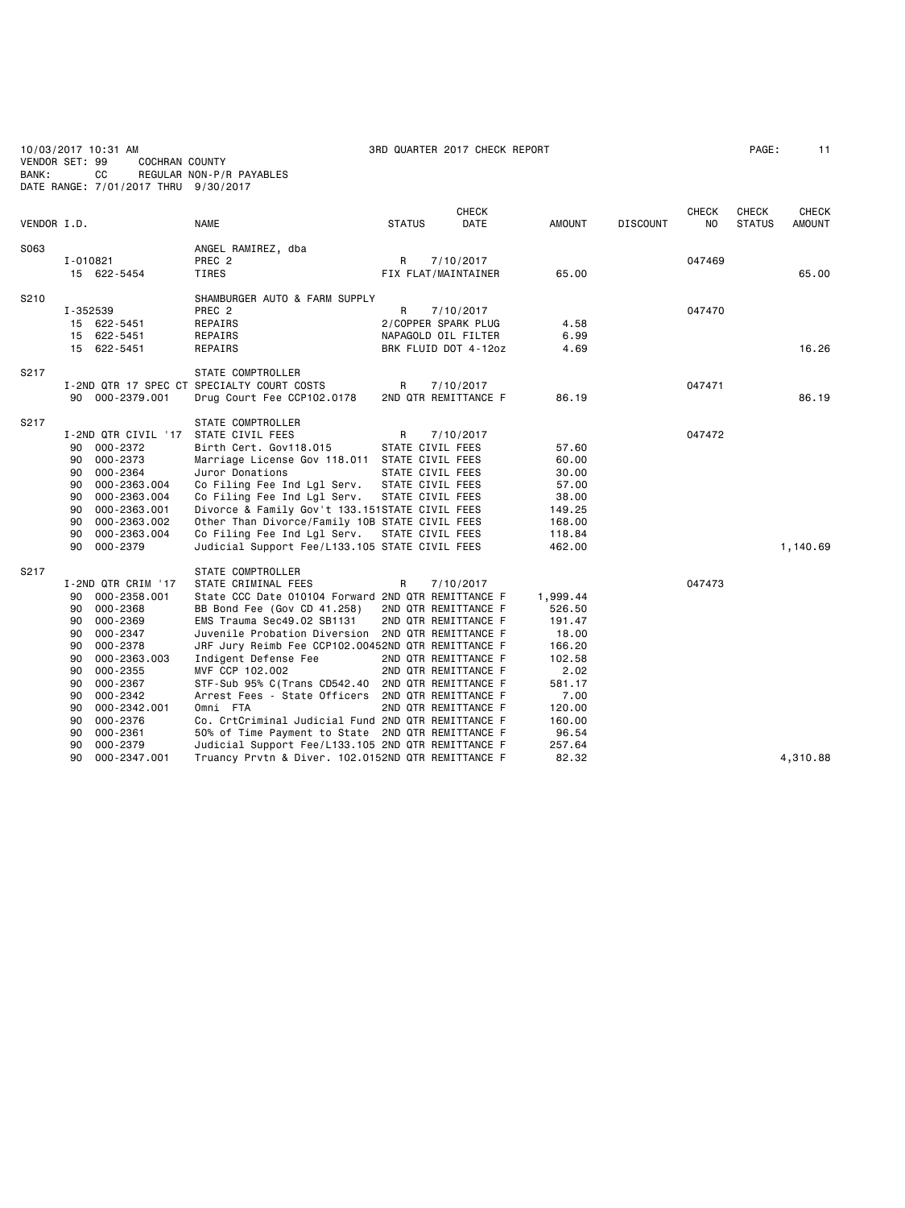10/03/2017 10:31 AM 3RD QUARTER 2017 CHECK REPORT

VENDOR SET: 99 COCHRAN COUNTY
BANK: CC REGULAR NON-P/R PAYABLES
DATE RANGE: 7/01/2017 THRU 9/30/2017

| VENDOR I.D. | | NAME | STATUS | CHECK DATE | AMOUNT | DISCOUNT | CHECK NO | CHECK STATUS | CHECK AMOUNT |
|---|---|---|---|---|---|---|---|---|---|
| S063 | | ANGEL RAMIREZ, dba | | | | | | | |
| | I-010821 | PREC 2 | R | 7/10/2017 | | | 047469 | | |
| | 15 622-5454 | TIRES | FIX FLAT/MAINTAINER | | 65.00 | | | | 65.00 |
| S210 | | SHAMBURGER AUTO & FARM SUPPLY | | | | | | | |
| | I-352539 | PREC 2 | R | 7/10/2017 | | | 047470 | | |
| | 15 622-5451 | REPAIRS | 2/COPPER SPARK PLUG | | 4.58 | | | | |
| | 15 622-5451 | REPAIRS | NAPAGOLD OIL FILTER | | 6.99 | | | | |
| | 15 622-5451 | REPAIRS | BRK FLUID DOT 4-12oz | | 4.69 | | | | 16.26 |
| S217 | | STATE COMPTROLLER | | | | | | | |
| | I-2ND QTR 17 SPEC CT | SPECIALTY COURT COSTS | R | 7/10/2017 | | | 047471 | | |
| | 90 000-2379.001 | Drug Court Fee CCP102.0178 | 2ND QTR REMITTANCE F | | 86.19 | | | | 86.19 |
| S217 | | STATE COMPTROLLER | | | | | | | |
| | I-2ND QTR CIVIL '17 | STATE CIVIL FEES | R | 7/10/2017 | | | 047472 | | |
| | 90 000-2372 | Birth Cert. Gov118.015 | STATE CIVIL FEES | | 57.60 | | | | |
| | 90 000-2373 | Marriage License Gov 118.011 | STATE CIVIL FEES | | 60.00 | | | | |
| | 90 000-2364 | Juror Donations | STATE CIVIL FEES | | 30.00 | | | | |
| | 90 000-2363.004 | Co Filing Fee Ind Lgl Serv. | STATE CIVIL FEES | | 57.00 | | | | |
| | 90 000-2363.004 | Co Filing Fee Ind Lgl Serv. | STATE CIVIL FEES | | 38.00 | | | | |
| | 90 000-2363.001 | Divorce & Family Gov't 133.151 | STATE CIVIL FEES | | 149.25 | | | | |
| | 90 000-2363.002 | Other Than Divorce/Family 10B | STATE CIVIL FEES | | 168.00 | | | | |
| | 90 000-2363.004 | Co Filing Fee Ind Lgl Serv. | STATE CIVIL FEES | | 118.84 | | | | |
| | 90 000-2379 | Judicial Support Fee/L133.105 | STATE CIVIL FEES | | 462.00 | | | | 1,140.69 |
| S217 | | STATE COMPTROLLER | | | | | | | |
| | I-2ND QTR CRIM '17 | STATE CRIMINAL FEES | R | 7/10/2017 | | | 047473 | | |
| | 90 000-2358.001 | State CCC Date 010104 Forward | 2ND QTR REMITTANCE F | | 1,999.44 | | | | |
| | 90 000-2368 | BB Bond Fee (Gov CD 41.258) | 2ND QTR REMITTANCE F | | 526.50 | | | | |
| | 90 000-2369 | EMS Trauma Sec49.02 SB1131 | 2ND QTR REMITTANCE F | | 191.47 | | | | |
| | 90 000-2347 | Juvenile Probation Diversion | 2ND QTR REMITTANCE F | | 18.00 | | | | |
| | 90 000-2378 | JRF Jury Reimb Fee CCP102.0045 | 2ND QTR REMITTANCE F | | 166.20 | | | | |
| | 90 000-2363.003 | Indigent Defense Fee | 2ND QTR REMITTANCE F | | 102.58 | | | | |
| | 90 000-2355 | MVF CCP 102.002 | 2ND QTR REMITTANCE F | | 2.02 | | | | |
| | 90 000-2367 | STF-Sub 95% C(Trans CD542.40 | 2ND QTR REMITTANCE F | | 581.17 | | | | |
| | 90 000-2342 | Arrest Fees - State Officers | 2ND QTR REMITTANCE F | | 7.00 | | | | |
| | 90 000-2342.001 | Omni FTA | 2ND QTR REMITTANCE F | | 120.00 | | | | |
| | 90 000-2376 | Co. CrtCriminal Judicial Fund | 2ND QTR REMITTANCE F | | 160.00 | | | | |
| | 90 000-2361 | 50% of Time Payment to State | 2ND QTR REMITTANCE F | | 96.54 | | | | |
| | 90 000-2379 | Judicial Support Fee/L133.105 | 2ND QTR REMITTANCE F | | 257.64 | | | | |
| | 90 000-2347.001 | Truancy Prvtn & Diver. 102.015 | 2ND QTR REMITTANCE F | | 82.32 | | | | 4,310.88 |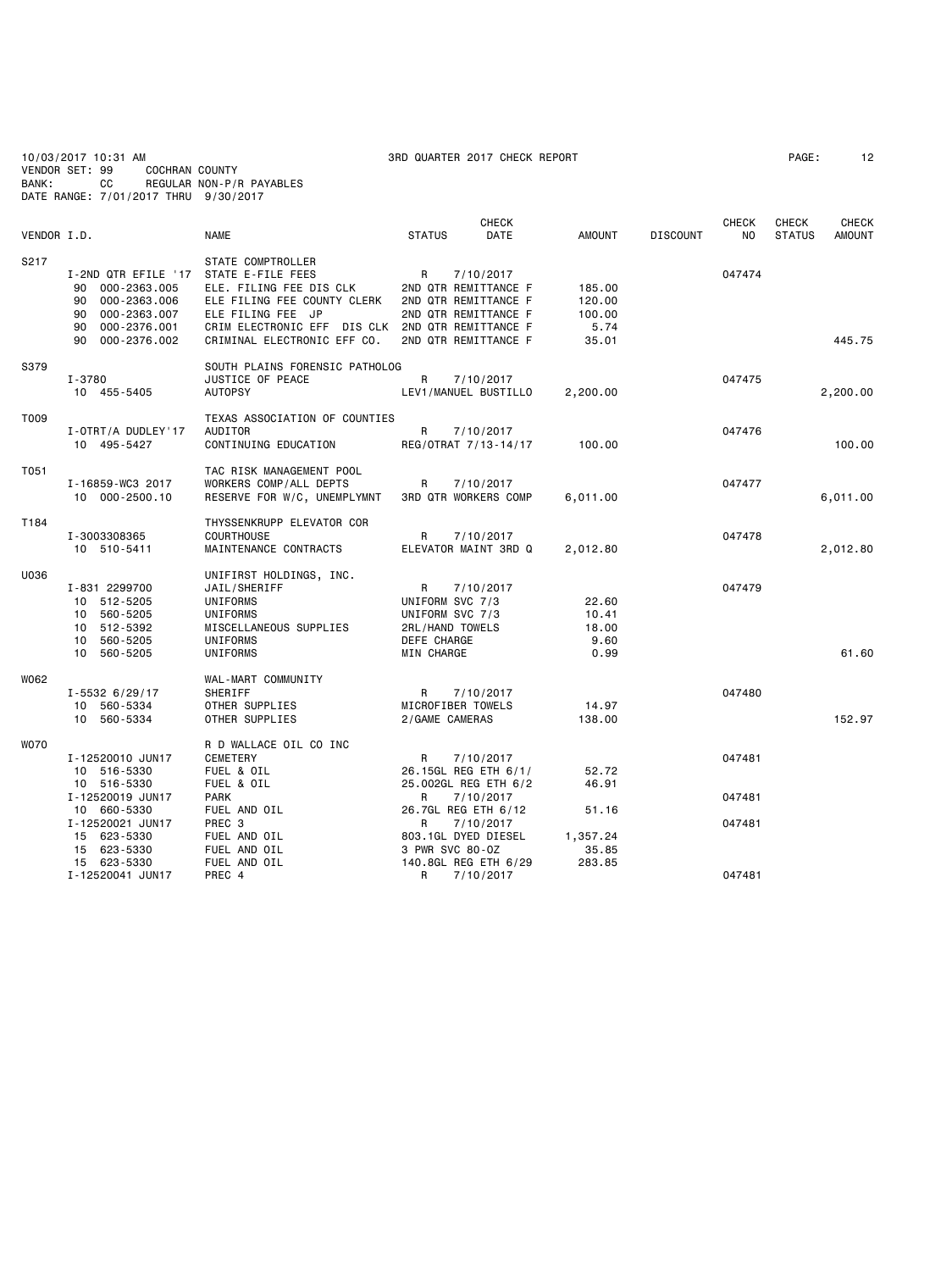10/03/2017 10:31 AM 3RD QUARTER 2017 CHECK REPORT
VENDOR SET: 99 COCHRAN COUNTY
BANK: CC REGULAR NON-P/R PAYABLES
DATE RANGE: 7/01/2017 THRU 9/30/2017

| VENDOR I.D. | | NAME | STATUS | CHECK DATE | AMOUNT | DISCOUNT | CHECK NO | CHECK STATUS | CHECK AMOUNT |
|---|---|---|---|---|---|---|---|---|---|
| S217 | | STATE COMPTROLLER | | | | | | | |
| | I-2ND QTR EFILE '17 | STATE E-FILE FEES | R | 7/10/2017 | | | 047474 | | |
| | 90 000-2363.005 | ELE. FILING FEE DIS CLK | 2ND QTR REMITTANCE F | | 185.00 | | | | |
| | 90 000-2363.006 | ELE FILING FEE COUNTY CLERK | 2ND QTR REMITTANCE F | | 120.00 | | | | |
| | 90 000-2363.007 | ELE FILING FEE JP | 2ND QTR REMITTANCE F | | 100.00 | | | | |
| | 90 000-2376.001 | CRIM ELECTRONIC EFF DIS CLK | 2ND QTR REMITTANCE F | | 5.74 | | | | |
| | 90 000-2376.002 | CRIMINAL ELECTRONIC EFF CO. | 2ND QTR REMITTANCE F | | 35.01 | | | | 445.75 |
| S379 | | SOUTH PLAINS FORENSIC PATHOLOG | | | | | | | |
| | I-3780 | JUSTICE OF PEACE | R | 7/10/2017 | | | 047475 | | |
| | 10 455-5405 | AUTOPSY | LEV1/MANUEL BUSTILLO | | 2,200.00 | | | | 2,200.00 |
| T009 | | TEXAS ASSOCIATION OF COUNTIES | | | | | | | |
| | I-OTRT/A DUDLEY'17 | AUDITOR | R | 7/10/2017 | | | 047476 | | |
| | 10 495-5427 | CONTINUING EDUCATION | REG/OTRAT 7/13-14/17 | | 100.00 | | | | 100.00 |
| T051 | | TAC RISK MANAGEMENT POOL | | | | | | | |
| | I-16859-WC3 2017 | WORKERS COMP/ALL DEPTS | R | 7/10/2017 | | | 047477 | | |
| | 10 000-2500.10 | RESERVE FOR W/C, UNEMPLYMNT | 3RD QTR WORKERS COMP | | 6,011.00 | | | | 6,011.00 |
| T184 | | THYSSENKRUPP ELEVATOR COR | | | | | | | |
| | I-3003308365 | COURTHOUSE | R | 7/10/2017 | | | 047478 | | |
| | 10 510-5411 | MAINTENANCE CONTRACTS | ELEVATOR MAINT 3RD Q | | 2,012.80 | | | | 2,012.80 |
| U036 | | UNIFIRST HOLDINGS, INC. | | | | | | | |
| | I-831 2299700 | JAIL/SHERIFF | R | 7/10/2017 | | | 047479 | | |
| | 10 512-5205 | UNIFORMS | UNIFORM SVC 7/3 | | 22.60 | | | | |
| | 10 560-5205 | UNIFORMS | UNIFORM SVC 7/3 | | 10.41 | | | | |
| | 10 512-5392 | MISCELLANEOUS SUPPLIES | 2RL/HAND TOWELS | | 18.00 | | | | |
| | 10 560-5205 | UNIFORMS | DEFE CHARGE | | 9.60 | | | | |
| | 10 560-5205 | UNIFORMS | MIN CHARGE | | 0.99 | | | | 61.60 |
| W062 | | WAL-MART COMMUNITY | | | | | | | |
| | I-5532 6/29/17 | SHERIFF | R | 7/10/2017 | | | 047480 | | |
| | 10 560-5334 | OTHER SUPPLIES | MICROFIBER TOWELS | | 14.97 | | | | |
| | 10 560-5334 | OTHER SUPPLIES | 2/GAME CAMERAS | | 138.00 | | | | 152.97 |
| W070 | | R D WALLACE OIL CO INC | | | | | | | |
| | I-12520010 JUN17 | CEMETERY | R | 7/10/2017 | | | 047481 | | |
| | 10 516-5330 | FUEL & OIL | 26.15GL REG ETH 6/1/ | | 52.72 | | | | |
| | 10 516-5330 | FUEL & OIL | 25.002GL REG ETH 6/2 | | 46.91 | | | | |
| | I-12520019 JUN17 | PARK | R | 7/10/2017 | | | 047481 | | |
| | 10 660-5330 | FUEL AND OIL | 26.7GL REG ETH 6/12 | | 51.16 | | | | |
| | I-12520021 JUN17 | PREC 3 | R | 7/10/2017 | | | 047481 | | |
| | 15 623-5330 | FUEL AND OIL | 803.1GL DYED DIESEL | | 1,357.24 | | | | |
| | 15 623-5330 | FUEL AND OIL | 3 PWR SVC 80-OZ | | 35.85 | | | | |
| | 15 623-5330 | FUEL AND OIL | 140.8GL REG ETH 6/29 | | 283.85 | | | | |
| | I-12520041 JUN17 | PREC 4 | R | 7/10/2017 | | | 047481 | | |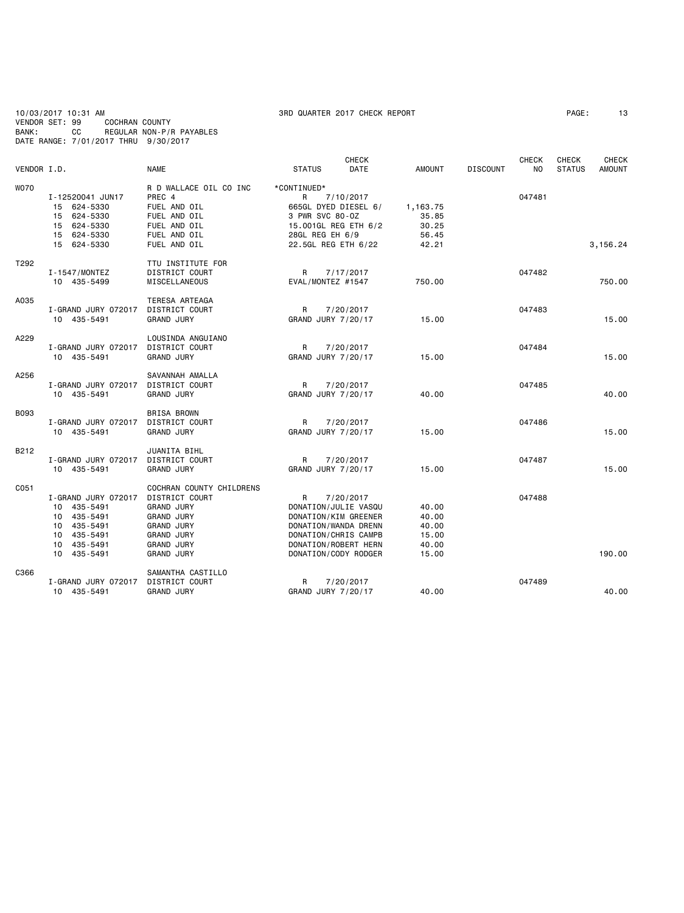10/03/2017 10:31 AM 3RD QUARTER 2017 CHECK REPORT
VENDOR SET: 99 COCHRAN COUNTY
BANK: CC REGULAR NON-P/R PAYABLES
DATE RANGE: 7/01/2017 THRU 9/30/2017

| VENDOR I.D. | | NAME | STATUS | CHECK DATE | AMOUNT | DISCOUNT | CHECK NO | CHECK STATUS | CHECK AMOUNT |
|---|---|---|---|---|---|---|---|---|---|
| W070 | | R D WALLACE OIL CO INC | *CONTINUED* | | | | | | |
| | I-12520041 JUN17 | PREC 4 | R | 7/10/2017 | | | 047481 | | |
| | 15 624-5330 | FUEL AND OIL | 665GL DYED DIESEL 6/ | | 1,163.75 | | | | |
| | 15 624-5330 | FUEL AND OIL | 3 PWR SVC 80-OZ | | 35.85 | | | | |
| | 15 624-5330 | FUEL AND OIL | 15.001GL REG ETH 6/2 | | 30.25 | | | | |
| | 15 624-5330 | FUEL AND OIL | 28GL REG EH 6/9 | | 56.45 | | | | |
| | 15 624-5330 | FUEL AND OIL | 22.5GL REG ETH 6/22 | | 42.21 | | | | 3,156.24 |
| T292 | | TTU INSTITUTE FOR | | | | | | | |
| | I-1547/MONTEZ | DISTRICT COURT | R | 7/17/2017 | | | 047482 | | |
| | 10 435-5499 | MISCELLANEOUS | EVAL/MONTEZ #1547 | | 750.00 | | | | 750.00 |
| A035 | | TERESA ARTEAGA | | | | | | | |
| | I-GRAND JURY 072017 | DISTRICT COURT | R | 7/20/2017 | | | 047483 | | |
| | 10 435-5491 | GRAND JURY | GRAND JURY 7/20/17 | | 15.00 | | | | 15.00 |
| A229 | | LOUSINDA ANGUIANO | | | | | | | |
| | I-GRAND JURY 072017 | DISTRICT COURT | R | 7/20/2017 | | | 047484 | | |
| | 10 435-5491 | GRAND JURY | GRAND JURY 7/20/17 | | 15.00 | | | | 15.00 |
| A256 | | SAVANNAH AMALLA | | | | | | | |
| | I-GRAND JURY 072017 | DISTRICT COURT | R | 7/20/2017 | | | 047485 | | |
| | 10 435-5491 | GRAND JURY | GRAND JURY 7/20/17 | | 40.00 | | | | 40.00 |
| B093 | | BRISA BROWN | | | | | | | |
| | I-GRAND JURY 072017 | DISTRICT COURT | R | 7/20/2017 | | | 047486 | | |
| | 10 435-5491 | GRAND JURY | GRAND JURY 7/20/17 | | 15.00 | | | | 15.00 |
| B212 | | JUANITA BIHL | | | | | | | |
| | I-GRAND JURY 072017 | DISTRICT COURT | R | 7/20/2017 | | | 047487 | | |
| | 10 435-5491 | GRAND JURY | GRAND JURY 7/20/17 | | 15.00 | | | | 15.00 |
| C051 | | COCHRAN COUNTY CHILDRENS | | | | | | | |
| | I-GRAND JURY 072017 | DISTRICT COURT | R | 7/20/2017 | | | 047488 | | |
| | 10 435-5491 | GRAND JURY | DONATION/JULIE VASQU | | 40.00 | | | | |
| | 10 435-5491 | GRAND JURY | DONATION/KIM GREENER | | 40.00 | | | | |
| | 10 435-5491 | GRAND JURY | DONATION/WANDA DRENN | | 40.00 | | | | |
| | 10 435-5491 | GRAND JURY | DONATION/CHRIS CAMPB | | 15.00 | | | | |
| | 10 435-5491 | GRAND JURY | DONATION/ROBERT HERN | | 40.00 | | | | |
| | 10 435-5491 | GRAND JURY | DONATION/CODY RODGER | | 15.00 | | | | 190.00 |
| C366 | | SAMANTHA CASTILLO | | | | | | | |
| | I-GRAND JURY 072017 | DISTRICT COURT | R | 7/20/2017 | | | 047489 | | |
| | 10 435-5491 | GRAND JURY | GRAND JURY 7/20/17 | | 40.00 | | | | 40.00 |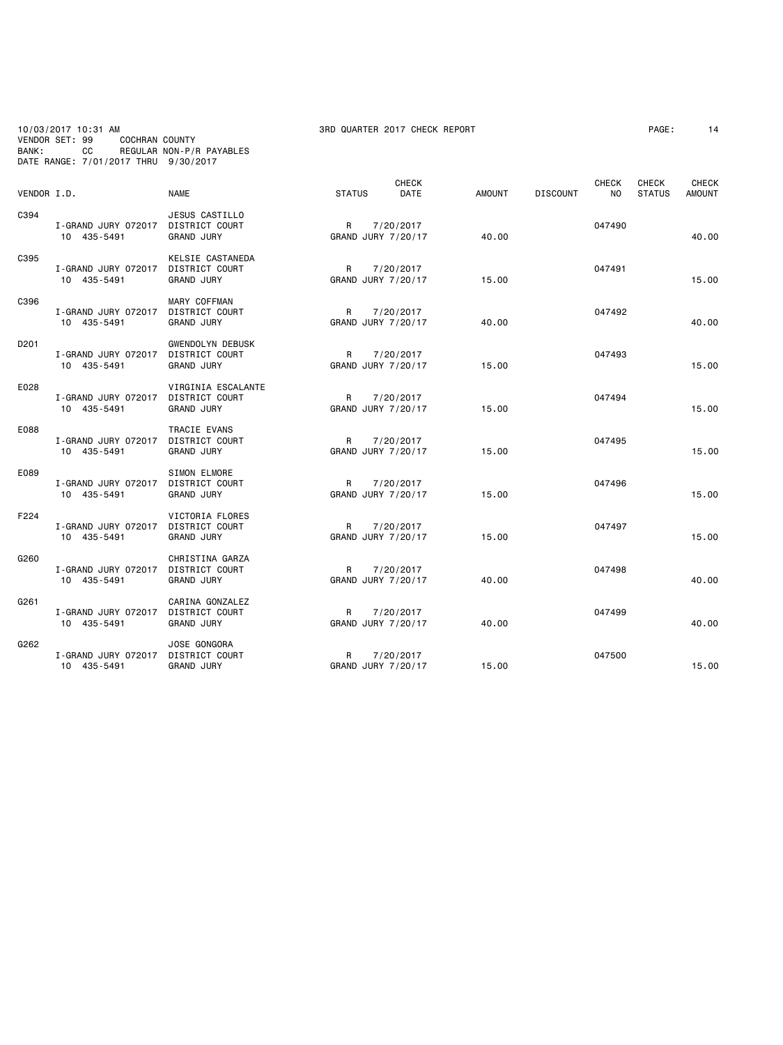10/03/2017 10:31 AM 3RD QUARTER 2017 CHECK REPORT PAGE: 14
VENDOR SET: 99 COCHRAN COUNTY
BANK: CC REGULAR NON-P/R PAYABLES
DATE RANGE: 7/01/2017 THRU 9/30/2017

| VENDOR I.D. | NAME | STATUS | CHECK DATE | AMOUNT | DISCOUNT | CHECK NO | CHECK STATUS | CHECK AMOUNT |
|---|---|---|---|---|---|---|---|---|
| C394 | JESUS CASTILLO | | | | | | | |
| I-GRAND JURY 072017 | DISTRICT COURT | R | 7/20/2017 | | | 047490 | | |
| 10 435-5491 | GRAND JURY | GRAND JURY 7/20/17 | | 40.00 | | | | 40.00 |
| C395 | KELSIE CASTANEDA | | | | | | | |
| I-GRAND JURY 072017 | DISTRICT COURT | R | 7/20/2017 | | | 047491 | | |
| 10 435-5491 | GRAND JURY | GRAND JURY 7/20/17 | | 15.00 | | | | 15.00 |
| C396 | MARY COFFMAN | | | | | | | |
| I-GRAND JURY 072017 | DISTRICT COURT | R | 7/20/2017 | | | 047492 | | |
| 10 435-5491 | GRAND JURY | GRAND JURY 7/20/17 | | 40.00 | | | | 40.00 |
| D201 | GWENDOLYN DEBUSK | | | | | | | |
| I-GRAND JURY 072017 | DISTRICT COURT | R | 7/20/2017 | | | 047493 | | |
| 10 435-5491 | GRAND JURY | GRAND JURY 7/20/17 | | 15.00 | | | | 15.00 |
| E028 | VIRGINIA ESCALANTE | | | | | | | |
| I-GRAND JURY 072017 | DISTRICT COURT | R | 7/20/2017 | | | 047494 | | |
| 10 435-5491 | GRAND JURY | GRAND JURY 7/20/17 | | 15.00 | | | | 15.00 |
| E088 | TRACIE EVANS | | | | | | | |
| I-GRAND JURY 072017 | DISTRICT COURT | R | 7/20/2017 | | | 047495 | | |
| 10 435-5491 | GRAND JURY | GRAND JURY 7/20/17 | | 15.00 | | | | 15.00 |
| E089 | SIMON ELMORE | | | | | | | |
| I-GRAND JURY 072017 | DISTRICT COURT | R | 7/20/2017 | | | 047496 | | |
| 10 435-5491 | GRAND JURY | GRAND JURY 7/20/17 | | 15.00 | | | | 15.00 |
| F224 | VICTORIA FLORES | | | | | | | |
| I-GRAND JURY 072017 | DISTRICT COURT | R | 7/20/2017 | | | 047497 | | |
| 10 435-5491 | GRAND JURY | GRAND JURY 7/20/17 | | 15.00 | | | | 15.00 |
| G260 | CHRISTINA GARZA | | | | | | | |
| I-GRAND JURY 072017 | DISTRICT COURT | R | 7/20/2017 | | | 047498 | | |
| 10 435-5491 | GRAND JURY | GRAND JURY 7/20/17 | | 40.00 | | | | 40.00 |
| G261 | CARINA GONZALEZ | | | | | | | |
| I-GRAND JURY 072017 | DISTRICT COURT | R | 7/20/2017 | | | 047499 | | |
| 10 435-5491 | GRAND JURY | GRAND JURY 7/20/17 | | 40.00 | | | | 40.00 |
| G262 | JOSE GONGORA | | | | | | | |
| I-GRAND JURY 072017 | DISTRICT COURT | R | 7/20/2017 | | | 047500 | | |
| 10 435-5491 | GRAND JURY | GRAND JURY 7/20/17 | | 15.00 | | | | 15.00 |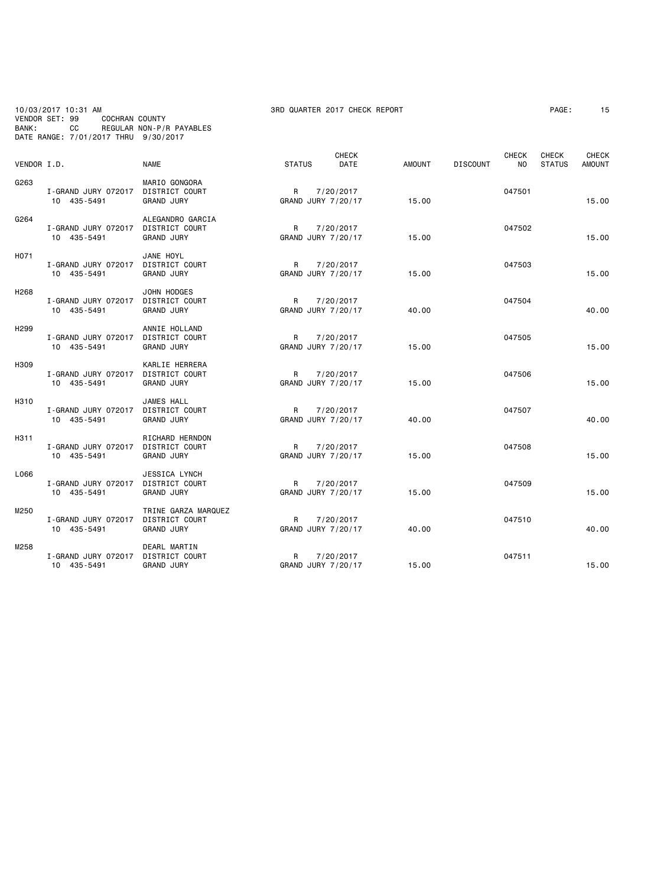10/03/2017 10:31 AM 3RD QUARTER 2017 CHECK REPORT
VENDOR SET: 99 COCHRAN COUNTY
BANK: CC REGULAR NON-P/R PAYABLES
DATE RANGE: 7/01/2017 THRU 9/30/2017

| VENDOR I.D. | NAME | STATUS | CHECK DATE | AMOUNT | DISCOUNT | CHECK NO | CHECK STATUS | CHECK AMOUNT |
|---|---|---|---|---|---|---|---|---|
| G263 | MARIO GONGORA | | | | | | | |
| I-GRAND JURY 072017 | DISTRICT COURT | R | 7/20/2017 | | | 047501 | | |
| 10 435-5491 | GRAND JURY | GRAND JURY 7/20/17 | | 15.00 | | | | 15.00 |
| G264 | ALEGANDRO GARCIA | | | | | | | |
| I-GRAND JURY 072017 | DISTRICT COURT | R | 7/20/2017 | | | 047502 | | |
| 10 435-5491 | GRAND JURY | GRAND JURY 7/20/17 | | 15.00 | | | | 15.00 |
| H071 | JANE HOYL | | | | | | | |
| I-GRAND JURY 072017 | DISTRICT COURT | R | 7/20/2017 | | | 047503 | | |
| 10 435-5491 | GRAND JURY | GRAND JURY 7/20/17 | | 15.00 | | | | 15.00 |
| H268 | JOHN HODGES | | | | | | | |
| I-GRAND JURY 072017 | DISTRICT COURT | R | 7/20/2017 | | | 047504 | | |
| 10 435-5491 | GRAND JURY | GRAND JURY 7/20/17 | | 40.00 | | | | 40.00 |
| H299 | ANNIE HOLLAND | | | | | | | |
| I-GRAND JURY 072017 | DISTRICT COURT | R | 7/20/2017 | | | 047505 | | |
| 10 435-5491 | GRAND JURY | GRAND JURY 7/20/17 | | 15.00 | | | | 15.00 |
| H309 | KARLIE HERRERA | | | | | | | |
| I-GRAND JURY 072017 | DISTRICT COURT | R | 7/20/2017 | | | 047506 | | |
| 10 435-5491 | GRAND JURY | GRAND JURY 7/20/17 | | 15.00 | | | | 15.00 |
| H310 | JAMES HALL | | | | | | | |
| I-GRAND JURY 072017 | DISTRICT COURT | R | 7/20/2017 | | | 047507 | | |
| 10 435-5491 | GRAND JURY | GRAND JURY 7/20/17 | | 40.00 | | | | 40.00 |
| H311 | RICHARD HERNDON | | | | | | | |
| I-GRAND JURY 072017 | DISTRICT COURT | R | 7/20/2017 | | | 047508 | | |
| 10 435-5491 | GRAND JURY | GRAND JURY 7/20/17 | | 15.00 | | | | 15.00 |
| L066 | JESSICA LYNCH | | | | | | | |
| I-GRAND JURY 072017 | DISTRICT COURT | R | 7/20/2017 | | | 047509 | | |
| 10 435-5491 | GRAND JURY | GRAND JURY 7/20/17 | | 15.00 | | | | 15.00 |
| M250 | TRINE GARZA MARQUEZ | | | | | | | |
| I-GRAND JURY 072017 | DISTRICT COURT | R | 7/20/2017 | | | 047510 | | |
| 10 435-5491 | GRAND JURY | GRAND JURY 7/20/17 | | 40.00 | | | | 40.00 |
| M258 | DEARL MARTIN | | | | | | | |
| I-GRAND JURY 072017 | DISTRICT COURT | R | 7/20/2017 | | | 047511 | | |
| 10 435-5491 | GRAND JURY | GRAND JURY 7/20/17 | | 15.00 | | | | 15.00 |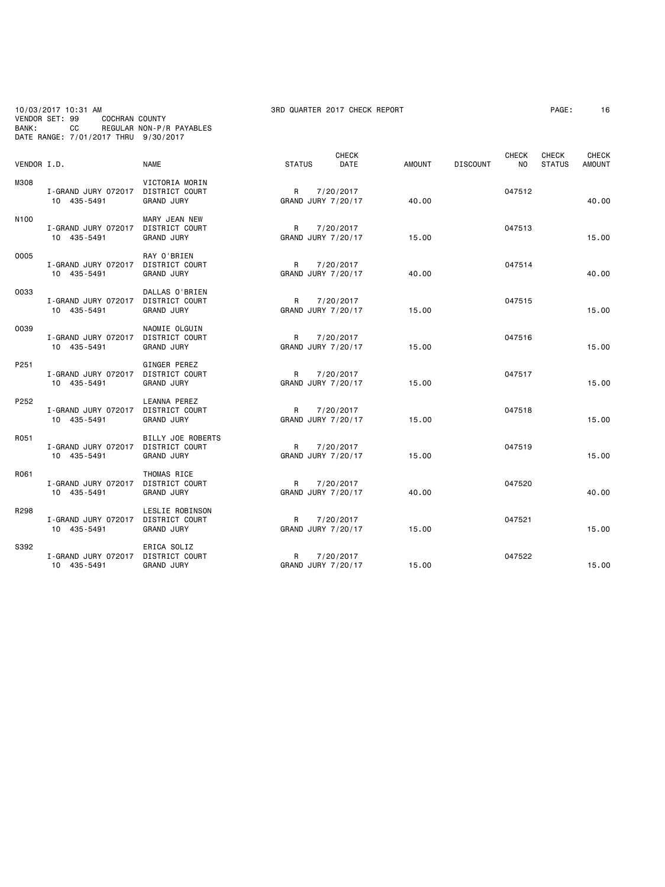10/03/2017 10:31 AM 3RD QUARTER 2017 CHECK REPORT
VENDOR SET: 99 COCHRAN COUNTY
BANK: CC REGULAR NON-P/R PAYABLES
DATE RANGE: 7/01/2017 THRU 9/30/2017

| VENDOR I.D. | | NAME | STATUS | CHECK DATE | AMOUNT | DISCOUNT | CHECK NO | CHECK STATUS | CHECK AMOUNT |
|---|---|---|---|---|---|---|---|---|---|
| M308 | | VICTORIA MORIN | | | | | | | |
| | I-GRAND JURY 072017 | DISTRICT COURT | R | 7/20/2017 | | | 047512 | | 40.00 |
| | 10 435-5491 | GRAND JURY | GRAND JURY 7/20/17 | | 40.00 | | | | |
| N100 | | MARY JEAN NEW | | | | | | | |
| | I-GRAND JURY 072017 | DISTRICT COURT | R | 7/20/2017 | | | 047513 | | 15.00 |
| | 10 435-5491 | GRAND JURY | GRAND JURY 7/20/17 | | 15.00 | | | | |
| O005 | | RAY O'BRIEN | | | | | | | |
| | I-GRAND JURY 072017 | DISTRICT COURT | R | 7/20/2017 | | | 047514 | | 40.00 |
| | 10 435-5491 | GRAND JURY | GRAND JURY 7/20/17 | | 40.00 | | | | |
| O033 | | DALLAS O'BRIEN | | | | | | | |
| | I-GRAND JURY 072017 | DISTRICT COURT | R | 7/20/2017 | | | 047515 | | 15.00 |
| | 10 435-5491 | GRAND JURY | GRAND JURY 7/20/17 | | 15.00 | | | | |
| O039 | | NAOMIE OLGUIN | | | | | | | |
| | I-GRAND JURY 072017 | DISTRICT COURT | R | 7/20/2017 | | | 047516 | | 15.00 |
| | 10 435-5491 | GRAND JURY | GRAND JURY 7/20/17 | | 15.00 | | | | |
| P251 | | GINGER PEREZ | | | | | | | |
| | I-GRAND JURY 072017 | DISTRICT COURT | R | 7/20/2017 | | | 047517 | | 15.00 |
| | 10 435-5491 | GRAND JURY | GRAND JURY 7/20/17 | | 15.00 | | | | |
| P252 | | LEANNA PEREZ | | | | | | | |
| | I-GRAND JURY 072017 | DISTRICT COURT | R | 7/20/2017 | | | 047518 | | 15.00 |
| | 10 435-5491 | GRAND JURY | GRAND JURY 7/20/17 | | 15.00 | | | | |
| R051 | | BILLY JOE ROBERTS | | | | | | | |
| | I-GRAND JURY 072017 | DISTRICT COURT | R | 7/20/2017 | | | 047519 | | 15.00 |
| | 10 435-5491 | GRAND JURY | GRAND JURY 7/20/17 | | 15.00 | | | | |
| R061 | | THOMAS RICE | | | | | | | |
| | I-GRAND JURY 072017 | DISTRICT COURT | R | 7/20/2017 | | | 047520 | | 40.00 |
| | 10 435-5491 | GRAND JURY | GRAND JURY 7/20/17 | | 40.00 | | | | |
| R298 | | LESLIE ROBINSON | | | | | | | |
| | I-GRAND JURY 072017 | DISTRICT COURT | R | 7/20/2017 | | | 047521 | | 15.00 |
| | 10 435-5491 | GRAND JURY | GRAND JURY 7/20/17 | | 15.00 | | | | |
| S392 | | ERICA SOLIZ | | | | | | | |
| | I-GRAND JURY 072017 | DISTRICT COURT | R | 7/20/2017 | | | 047522 | | 15.00 |
| | 10 435-5491 | GRAND JURY | GRAND JURY 7/20/17 | | 15.00 | | | | |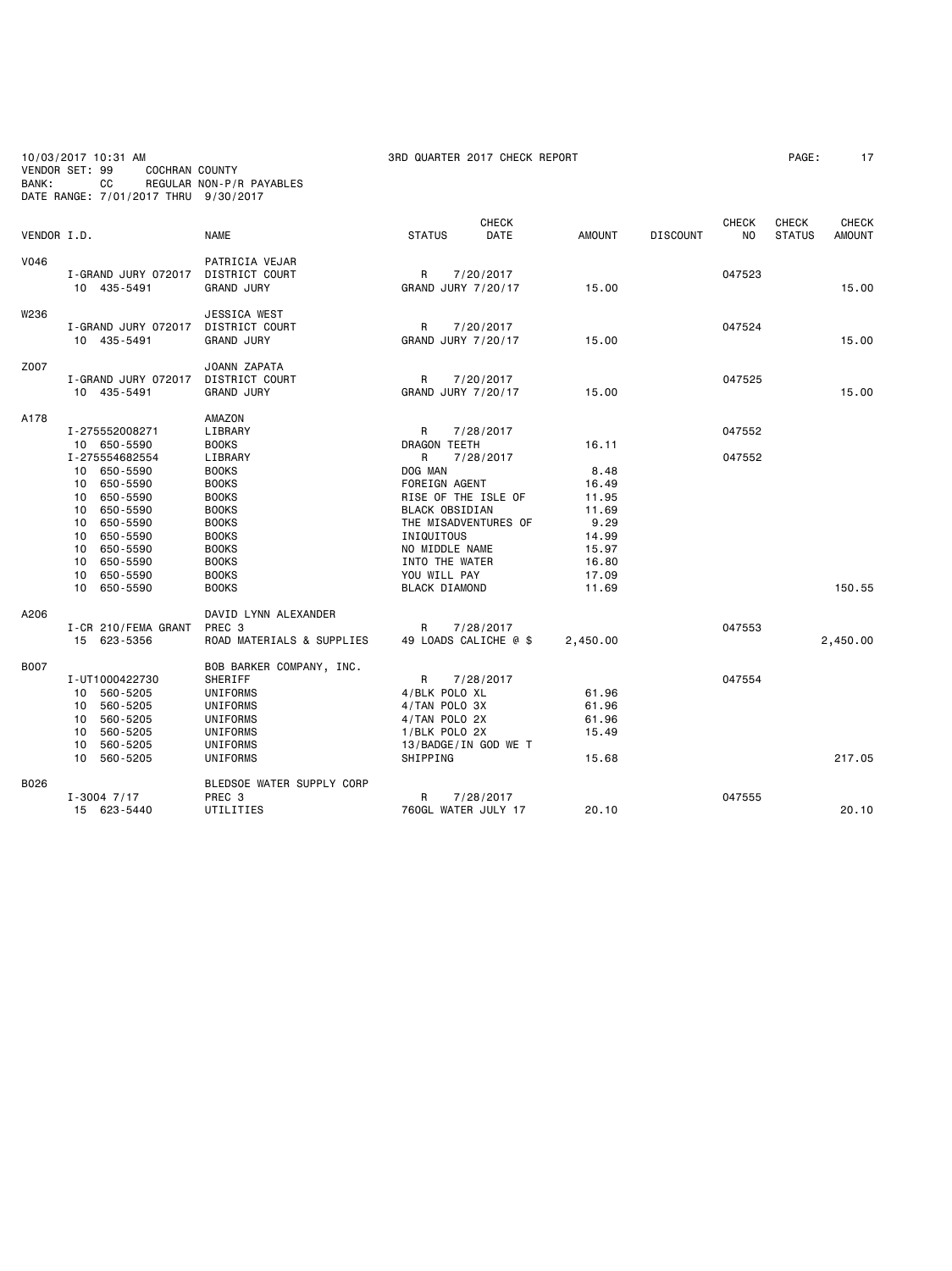10/03/2017 10:31 AM 3RD QUARTER 2017 CHECK REPORT

VENDOR SET: 99 COCHRAN COUNTY
BANK: CC REGULAR NON-P/R PAYABLES
DATE RANGE: 7/01/2017 THRU 9/30/2017

| VENDOR I.D. | | NAME | STATUS | CHECK DATE | AMOUNT | DISCOUNT | CHECK NO | CHECK STATUS | CHECK AMOUNT |
|---|---|---|---|---|---|---|---|---|---|
| V046 | | PATRICIA VEJAR | | | | | | | |
| | I-GRAND JURY 072017 | DISTRICT COURT | R | 7/20/2017 | | | 047523 | | |
| | 10 435-5491 | GRAND JURY | GRAND JURY 7/20/17 | | 15.00 | | | | 15.00 |
| W236 | | JESSICA WEST | | | | | | | |
| | I-GRAND JURY 072017 | DISTRICT COURT | R | 7/20/2017 | | | 047524 | | |
| | 10 435-5491 | GRAND JURY | GRAND JURY 7/20/17 | | 15.00 | | | | 15.00 |
| Z007 | | JOANN ZAPATA | | | | | | | |
| | I-GRAND JURY 072017 | DISTRICT COURT | R | 7/20/2017 | | | 047525 | | |
| | 10 435-5491 | GRAND JURY | GRAND JURY 7/20/17 | | 15.00 | | | | 15.00 |
| A178 | | AMAZON | | | | | | | |
| | I-275552008271 | LIBRARY | R | 7/28/2017 | | | 047552 | | |
| | 10 650-5590 | BOOKS | DRAGON TEETH | | 16.11 | | | | |
| | I-275554682554 | LIBRARY | R | 7/28/2017 | | | 047552 | | |
| | 10 650-5590 | BOOKS | DOG MAN | | 8.48 | | | | |
| | 10 650-5590 | BOOKS | FOREIGN AGENT | | 16.49 | | | | |
| | 10 650-5590 | BOOKS | RISE OF THE ISLE OF | | 11.95 | | | | |
| | 10 650-5590 | BOOKS | BLACK OBSIDIAN | | 11.69 | | | | |
| | 10 650-5590 | BOOKS | THE MISADVENTURES OF | | 9.29 | | | | |
| | 10 650-5590 | BOOKS | INIQUITOUS | | 14.99 | | | | |
| | 10 650-5590 | BOOKS | NO MIDDLE NAME | | 15.97 | | | | |
| | 10 650-5590 | BOOKS | INTO THE WATER | | 16.80 | | | | |
| | 10 650-5590 | BOOKS | YOU WILL PAY | | 17.09 | | | | |
| | 10 650-5590 | BOOKS | BLACK DIAMOND | | 11.69 | | | | 150.55 |
| A206 | | DAVID LYNN ALEXANDER | | | | | | | |
| | I-CR 210/FEMA GRANT | PREC 3 | R | 7/28/2017 | | | 047553 | | |
| | 15 623-5356 | ROAD MATERIALS & SUPPLIES | 49 LOADS CALICHE @ $ | | 2,450.00 | | | | 2,450.00 |
| B007 | | BOB BARKER COMPANY, INC. | | | | | | | |
| | I-UT1000422730 | SHERIFF | R | 7/28/2017 | | | 047554 | | |
| | 10 560-5205 | UNIFORMS | 4/BLK POLO XL | | 61.96 | | | | |
| | 10 560-5205 | UNIFORMS | 4/TAN POLO 3X | | 61.96 | | | | |
| | 10 560-5205 | UNIFORMS | 4/TAN POLO 2X | | 61.96 | | | | |
| | 10 560-5205 | UNIFORMS | 1/BLK POLO 2X | | 15.49 | | | | |
| | 10 560-5205 | UNIFORMS | 13/BADGE/IN GOD WE T | | | | | | |
| | 10 560-5205 | UNIFORMS | SHIPPING | | 15.68 | | | | 217.05 |
| B026 | | BLEDSOE WATER SUPPLY CORP | | | | | | | |
| | I-3004 7/17 | PREC 3 | R | 7/28/2017 | | | 047555 | | |
| | 15 623-5440 | UTILITIES | 760GL WATER JULY 17 | | 20.10 | | | | 20.10 |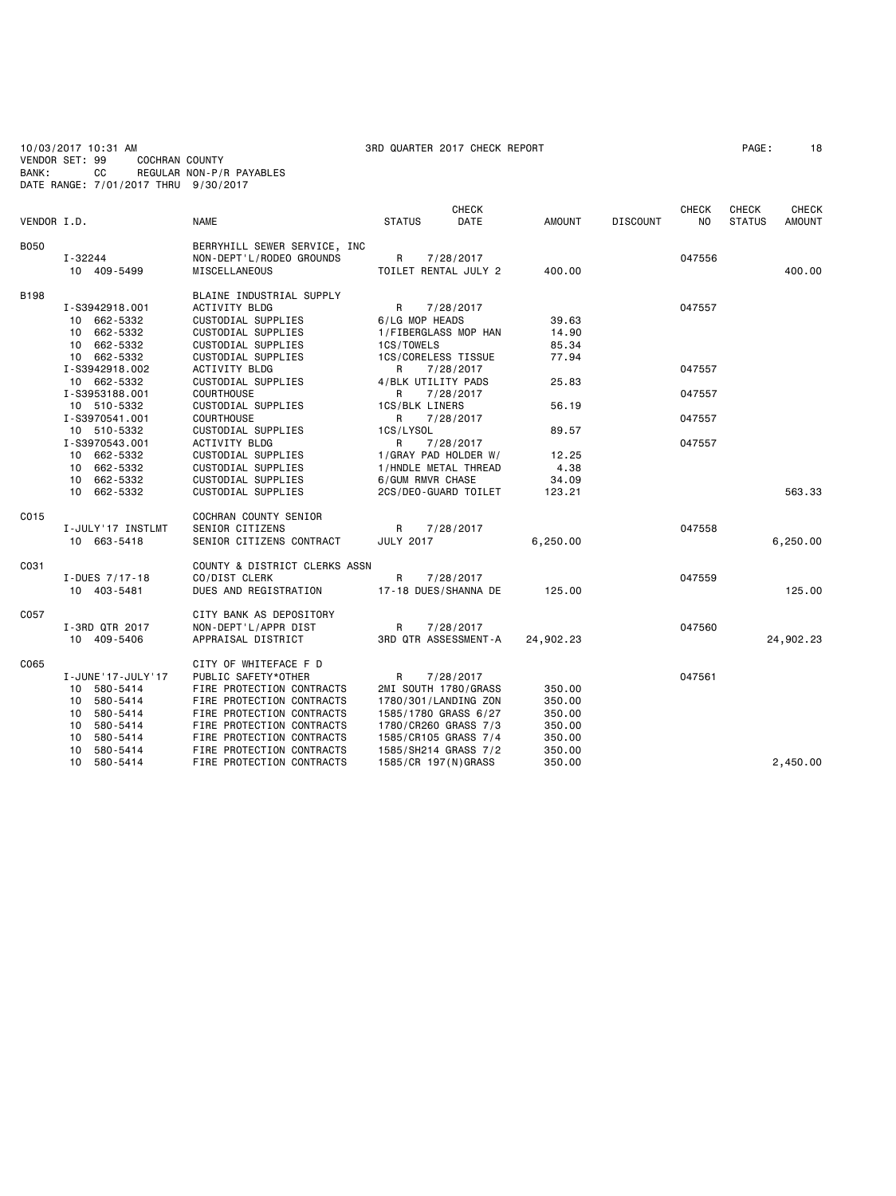10/03/2017 10:31 AM 3RD QUARTER 2017 CHECK REPORT

VENDOR SET: 99 COCHRAN COUNTY
BANK: CC REGULAR NON-P/R PAYABLES
DATE RANGE: 7/01/2017 THRU 9/30/2017

| VENDOR I.D. | NAME | STATUS | CHECK DATE | AMOUNT | DISCOUNT | CHECK NO | CHECK STATUS | CHECK AMOUNT |
|---|---|---|---|---|---|---|---|---|
| B050 | BERRYHILL SEWER SERVICE, INC | | | | | | | |
| I-32244 | NON-DEPT'L/RODEO GROUNDS | R | 7/28/2017 | | | 047556 | | |
| 10 409-5499 | MISCELLANEOUS | TOILET RENTAL JULY 2 | | 400.00 | | | | 400.00 |
| B198 | BLAINE INDUSTRIAL SUPPLY | | | | | | | |
| I-S3942918.001 | ACTIVITY BLDG | R | 7/28/2017 | | | 047557 | | |
| 10 662-5332 | CUSTODIAL SUPPLIES | 6/LG MOP HEADS | | 39.63 | | | | |
| 10 662-5332 | CUSTODIAL SUPPLIES | 1/FIBERGLASS MOP HAN | | 14.90 | | | | |
| 10 662-5332 | CUSTODIAL SUPPLIES | 1CS/TOWELS | | 85.34 | | | | |
| 10 662-5332 | CUSTODIAL SUPPLIES | 1CS/CORELESS TISSUE | | 77.94 | | | | |
| I-S3942918.002 | ACTIVITY BLDG | R | 7/28/2017 | | | 047557 | | |
| 10 662-5332 | CUSTODIAL SUPPLIES | 4/BLK UTILITY PADS | | 25.83 | | | | |
| I-S3953188.001 | COURTHOUSE | R | 7/28/2017 | | | 047557 | | |
| 10 510-5332 | CUSTODIAL SUPPLIES | 1CS/BLK LINERS | | 56.19 | | | | |
| I-S3970541.001 | COURTHOUSE | R | 7/28/2017 | | | 047557 | | |
| 10 510-5332 | CUSTODIAL SUPPLIES | 1CS/LYSOL | | 89.57 | | | | |
| I-S3970543.001 | ACTIVITY BLDG | R | 7/28/2017 | | | 047557 | | |
| 10 662-5332 | CUSTODIAL SUPPLIES | 1/GRAY PAD HOLDER W/ | | 12.25 | | | | |
| 10 662-5332 | CUSTODIAL SUPPLIES | 1/HNDLE METAL THREAD | | 4.38 | | | | |
| 10 662-5332 | CUSTODIAL SUPPLIES | 6/GUM RMVR CHASE | | 34.09 | | | | |
| 10 662-5332 | CUSTODIAL SUPPLIES | 2CS/DEO-GUARD TOILET | | 123.21 | | | | 563.33 |
| C015 | COCHRAN COUNTY SENIOR | | | | | | | |
| I-JULY'17 INSTLMT | SENIOR CITIZENS | R | 7/28/2017 | | | 047558 | | |
| 10 663-5418 | SENIOR CITIZENS CONTRACT | JULY 2017 | | 6,250.00 | | | | 6,250.00 |
| C031 | COUNTY & DISTRICT CLERKS ASSN | | | | | | | |
| I-DUES 7/17-18 | CO/DIST CLERK | R | 7/28/2017 | | | 047559 | | |
| 10 403-5481 | DUES AND REGISTRATION | 17-18 DUES/SHANNA DE | | 125.00 | | | | 125.00 |
| C057 | CITY BANK AS DEPOSITORY | | | | | | | |
| I-3RD QTR 2017 | NON-DEPT'L/APPR DIST | R | 7/28/2017 | | | 047560 | | |
| 10 409-5406 | APPRAISAL DISTRICT | 3RD QTR ASSESSMENT-A | | 24,902.23 | | | | 24,902.23 |
| C065 | CITY OF WHITEFACE F D | | | | | | | |
| I-JUNE'17-JULY'17 | PUBLIC SAFETY*OTHER | R | 7/28/2017 | | | 047561 | | |
| 10 580-5414 | FIRE PROTECTION CONTRACTS | 2MI SOUTH 1780/GRASS | | 350.00 | | | | |
| 10 580-5414 | FIRE PROTECTION CONTRACTS | 1780/301/LANDING ZON | | 350.00 | | | | |
| 10 580-5414 | FIRE PROTECTION CONTRACTS | 1585/1780 GRASS 6/27 | | 350.00 | | | | |
| 10 580-5414 | FIRE PROTECTION CONTRACTS | 1780/CR260 GRASS 7/3 | | 350.00 | | | | |
| 10 580-5414 | FIRE PROTECTION CONTRACTS | 1585/CR105 GRASS 7/4 | | 350.00 | | | | |
| 10 580-5414 | FIRE PROTECTION CONTRACTS | 1585/SH214 GRASS 7/2 | | 350.00 | | | | |
| 10 580-5414 | FIRE PROTECTION CONTRACTS | 1585/CR 197(N)GRASS | | 350.00 | | | | 2,450.00 |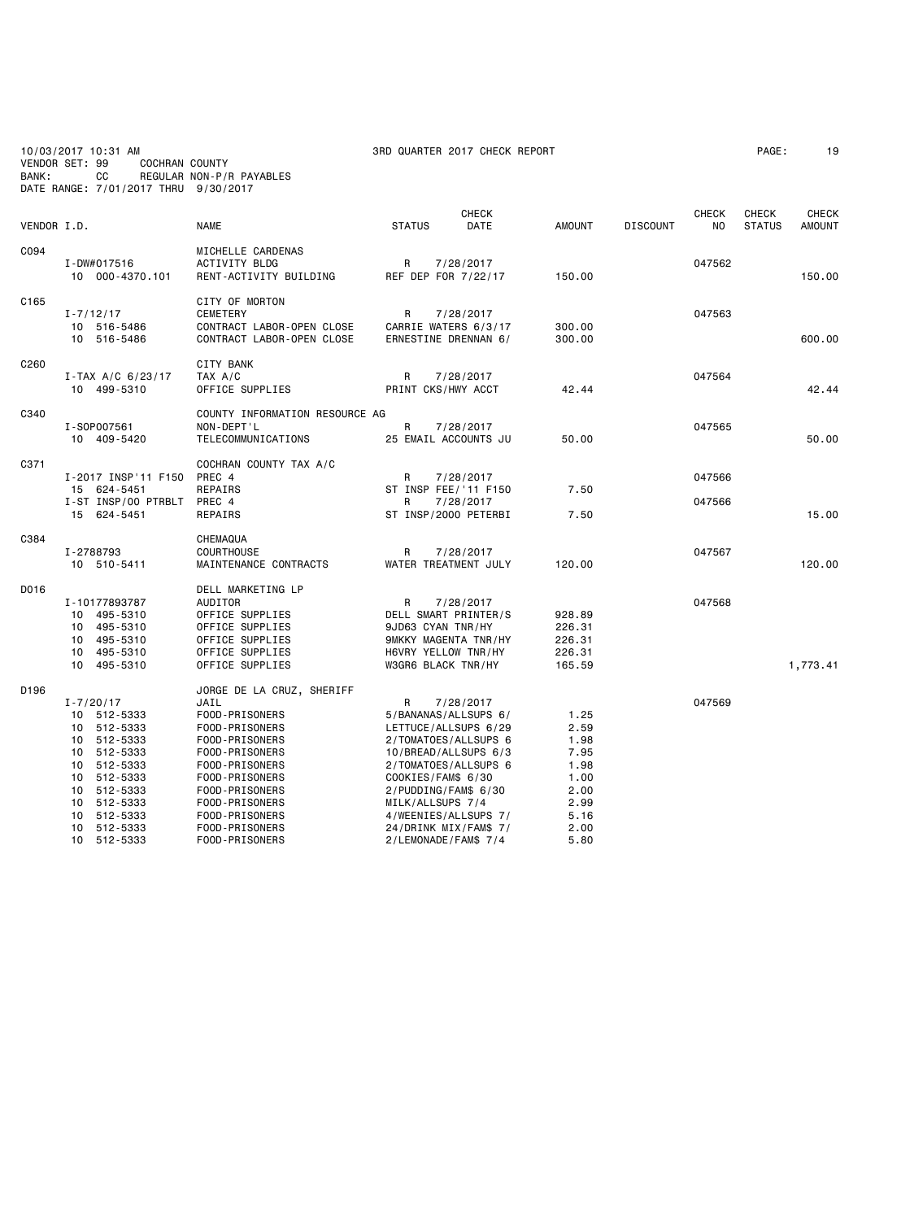10/03/2017 10:31 AM 3RD QUARTER 2017 CHECK REPORT PAGE: 19
VENDOR SET: 99 COCHRAN COUNTY
BANK: CC REGULAR NON-P/R PAYABLES
DATE RANGE: 7/01/2017 THRU 9/30/2017

| VENDOR I.D. | NAME | STATUS | CHECK DATE | AMOUNT | DISCOUNT | CHECK NO | CHECK STATUS | CHECK AMOUNT |
|---|---|---|---|---|---|---|---|---|
| C094 | MICHELLE CARDENAS | | | | | | | |
| I-DW#017516 | ACTIVITY BLDG | R | 7/28/2017 | | | 047562 | | |
| 10 000-4370.101 | RENT-ACTIVITY BUILDING | REF DEP FOR 7/22/17 | | 150.00 | | | | 150.00 |
| C165 | CITY OF MORTON | | | | | | | |
| I-7/12/17 | CEMETERY | R | 7/28/2017 | | | 047563 | | |
| 10 516-5486 | CONTRACT LABOR-OPEN CLOSE | CARRIE WATERS 6/3/17 | | 300.00 | | | | |
| 10 516-5486 | CONTRACT LABOR-OPEN CLOSE | ERNESTINE DRENNAN 6/ | | 300.00 | | | | 600.00 |
| C260 | CITY BANK | | | | | | | |
| I-TAX A/C 6/23/17 | TAX A/C | R | 7/28/2017 | | | 047564 | | |
| 10 499-5310 | OFFICE SUPPLIES | PRINT CKS/HWY ACCT | | 42.44 | | | | 42.44 |
| C340 | COUNTY INFORMATION RESOURCE AG | | | | | | | |
| I-SOP007561 | NON-DEPT'L | R | 7/28/2017 | | | 047565 | | |
| 10 409-5420 | TELECOMMUNICATIONS | 25 EMAIL ACCOUNTS JU | | 50.00 | | | | 50.00 |
| C371 | COCHRAN COUNTY TAX A/C | | | | | | | |
| I-2017 INSP'11 F150 | PREC 4 | R | 7/28/2017 | | | 047566 | | |
| 15 624-5451 | REPAIRS | ST INSP FEE/'11 F150 | | 7.50 | | | | |
| I-ST INSP/00 PTRBLT | PREC 4 | R | 7/28/2017 | | | 047566 | | |
| 15 624-5451 | REPAIRS | ST INSP/2000 PETERBI | | 7.50 | | | | 15.00 |
| C384 | CHEMAQUA | | | | | | | |
| I-2788793 | COURTHOUSE | R | 7/28/2017 | | | 047567 | | |
| 10 510-5411 | MAINTENANCE CONTRACTS | WATER TREATMENT JULY | | 120.00 | | | | 120.00 |
| D016 | DELL MARKETING LP | | | | | | | |
| I-10177893787 | AUDITOR | R | 7/28/2017 | | | 047568 | | |
| 10 495-5310 | OFFICE SUPPLIES | DELL SMART PRINTER/S | | 928.89 | | | | |
| 10 495-5310 | OFFICE SUPPLIES | 9JD63 CYAN TNR/HY | | 226.31 | | | | |
| 10 495-5310 | OFFICE SUPPLIES | 9MKKY MAGENTA TNR/HY | | 226.31 | | | | |
| 10 495-5310 | OFFICE SUPPLIES | H6VRY YELLOW TNR/HY | | 226.31 | | | | |
| 10 495-5310 | OFFICE SUPPLIES | W3GR6 BLACK TNR/HY | | 165.59 | | | | 1,773.41 |
| D196 | JORGE DE LA CRUZ, SHERIFF | | | | | | | |
| I-7/20/17 | JAIL | R | 7/28/2017 | | | 047569 | | |
| 10 512-5333 | FOOD-PRISONERS | 5/BANANAS/ALLSUPS 6/ | | 1.25 | | | | |
| 10 512-5333 | FOOD-PRISONERS | LETTUCE/ALLSUPS 6/29 | | 2.59 | | | | |
| 10 512-5333 | FOOD-PRISONERS | 2/TOMATOES/ALLSUPS 6 | | 1.98 | | | | |
| 10 512-5333 | FOOD-PRISONERS | 10/BREAD/ALLSUPS 6/3 | | 7.95 | | | | |
| 10 512-5333 | FOOD-PRISONERS | 2/TOMATOES/ALLSUPS 6 | | 1.98 | | | | |
| 10 512-5333 | FOOD-PRISONERS | COOKIES/FAM$ 6/30 | | 1.00 | | | | |
| 10 512-5333 | FOOD-PRISONERS | 2/PUDDING/FAM$ 6/30 | | 2.00 | | | | |
| 10 512-5333 | FOOD-PRISONERS | MILK/ALLSUPS 7/4 | | 2.99 | | | | |
| 10 512-5333 | FOOD-PRISONERS | 4/WEENIES/ALLSUPS 7/ | | 5.16 | | | | |
| 10 512-5333 | FOOD-PRISONERS | 24/DRINK MIX/FAM$ 7/ | | 2.00 | | | | |
| 10 512-5333 | FOOD-PRISONERS | 2/LEMONADE/FAM$ 7/4 | | 5.80 | | | | |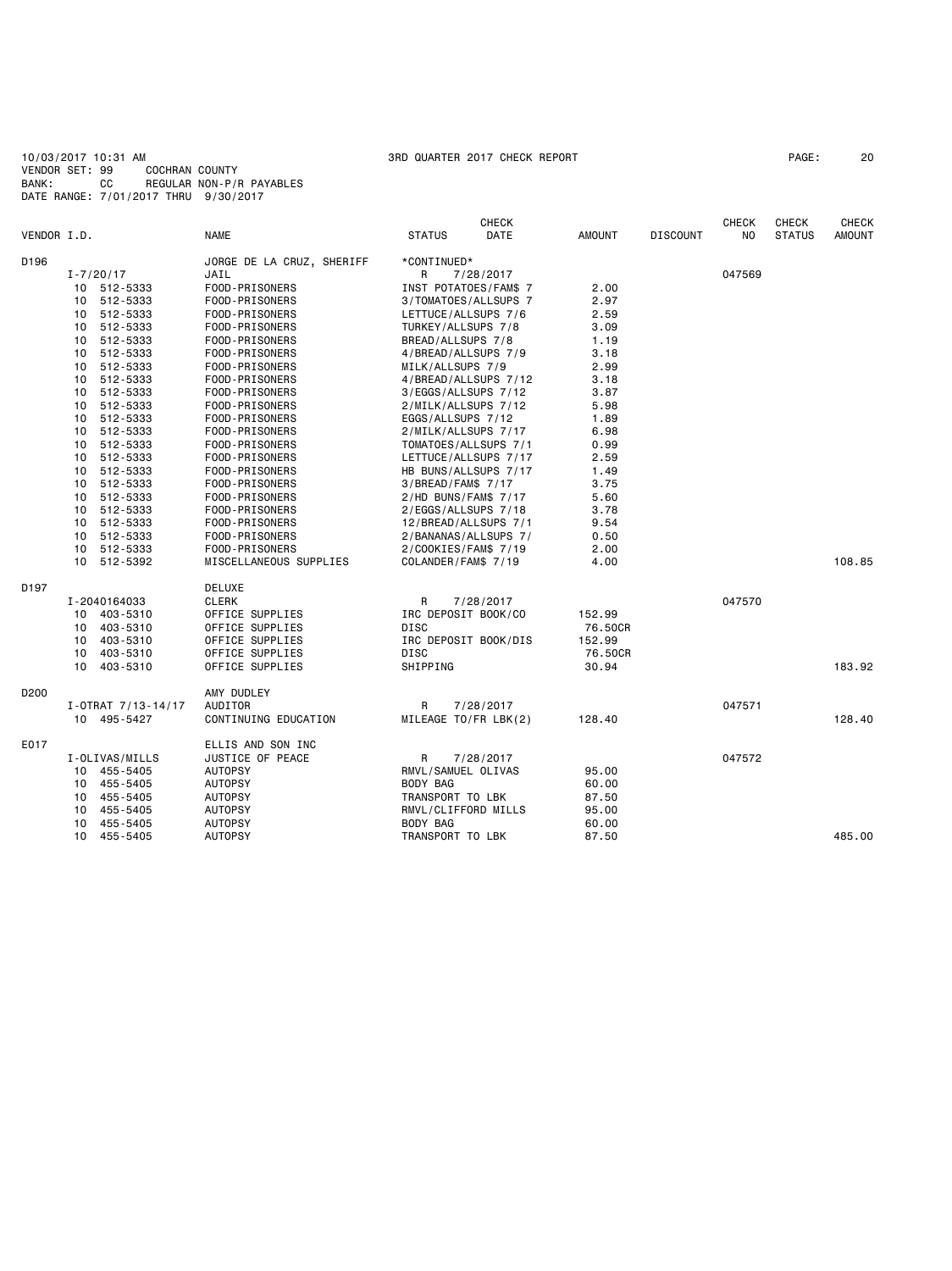10/03/2017 10:31 AM  3RD QUARTER 2017 CHECK REPORT  PAGE: 20
VENDOR SET: 99  COCHRAN COUNTY
BANK: CC  REGULAR NON-P/R PAYABLES
DATE RANGE: 7/01/2017 THRU 9/30/2017

| VENDOR I.D. | | NAME | STATUS | CHECK DATE | AMOUNT | DISCOUNT | CHECK NO | CHECK STATUS | CHECK AMOUNT |
|---|---|---|---|---|---|---|---|---|---|
| D196 | | JORGE DE LA CRUZ, SHERIFF | *CONTINUED* | | | | | | |
| | I-7/20/17 | JAIL | R | 7/28/2017 | | | 047569 | | |
| | 10 512-5333 | FOOD-PRISONERS | INST POTATOES/FAM$ 7 | | 2.00 | | | | |
| | 10 512-5333 | FOOD-PRISONERS | 3/TOMATOES/ALLSUPS 7 | | 2.97 | | | | |
| | 10 512-5333 | FOOD-PRISONERS | LETTUCE/ALLSUPS 7/6 | | 2.59 | | | | |
| | 10 512-5333 | FOOD-PRISONERS | TURKEY/ALLSUPS 7/8 | | 3.09 | | | | |
| | 10 512-5333 | FOOD-PRISONERS | BREAD/ALLSUPS 7/8 | | 1.19 | | | | |
| | 10 512-5333 | FOOD-PRISONERS | 4/BREAD/ALLSUPS 7/9 | | 3.18 | | | | |
| | 10 512-5333 | FOOD-PRISONERS | MILK/ALLSUPS 7/9 | | 2.99 | | | | |
| | 10 512-5333 | FOOD-PRISONERS | 4/BREAD/ALLSUPS 7/12 | | 3.18 | | | | |
| | 10 512-5333 | FOOD-PRISONERS | 3/EGGS/ALLSUPS 7/12 | | 3.87 | | | | |
| | 10 512-5333 | FOOD-PRISONERS | 2/MILK/ALLSUPS 7/12 | | 5.98 | | | | |
| | 10 512-5333 | FOOD-PRISONERS | EGGS/ALLSUPS 7/12 | | 1.89 | | | | |
| | 10 512-5333 | FOOD-PRISONERS | 2/MILK/ALLSUPS 7/17 | | 6.98 | | | | |
| | 10 512-5333 | FOOD-PRISONERS | TOMATOES/ALLSUPS 7/1 | | 0.99 | | | | |
| | 10 512-5333 | FOOD-PRISONERS | LETTUCE/ALLSUPS 7/17 | | 2.59 | | | | |
| | 10 512-5333 | FOOD-PRISONERS | HB BUNS/ALLSUPS 7/17 | | 1.49 | | | | |
| | 10 512-5333 | FOOD-PRISONERS | 3/BREAD/FAM$ 7/17 | | 3.75 | | | | |
| | 10 512-5333 | FOOD-PRISONERS | 2/HD BUNS/FAM$ 7/17 | | 5.60 | | | | |
| | 10 512-5333 | FOOD-PRISONERS | 2/EGGS/ALLSUPS 7/18 | | 3.78 | | | | |
| | 10 512-5333 | FOOD-PRISONERS | 12/BREAD/ALLSUPS 7/1 | | 9.54 | | | | |
| | 10 512-5333 | FOOD-PRISONERS | 2/BANANAS/ALLSUPS 7/ | | 0.50 | | | | |
| | 10 512-5333 | FOOD-PRISONERS | 2/COOKIES/FAM$ 7/19 | | 2.00 | | | | |
| | 10 512-5392 | MISCELLANEOUS SUPPLIES | COLANDER/FAM$ 7/19 | | 4.00 | | | | 108.85 |
| D197 | | DELUXE | | | | | | | |
| | I-2040164033 | CLERK | R | 7/28/2017 | | | 047570 | | |
| | 10 403-5310 | OFFICE SUPPLIES | IRC DEPOSIT BOOK/CO | | 152.99 | | | | |
| | 10 403-5310 | OFFICE SUPPLIES | DISC | | 76.50CR | | | | |
| | 10 403-5310 | OFFICE SUPPLIES | IRC DEPOSIT BOOK/DIS | | 152.99 | | | | |
| | 10 403-5310 | OFFICE SUPPLIES | DISC | | 76.50CR | | | | |
| | 10 403-5310 | OFFICE SUPPLIES | SHIPPING | | 30.94 | | | | 183.92 |
| D200 | | AMY DUDLEY | | | | | | | |
| | I-OTRAT 7/13-14/17 | AUDITOR | R | 7/28/2017 | | | 047571 | | |
| | 10 495-5427 | CONTINUING EDUCATION | MILEAGE TO/FR LBK(2) | | 128.40 | | | | 128.40 |
| E017 | | ELLIS AND SON INC | | | | | | | |
| | I-OLIVAS/MILLS | JUSTICE OF PEACE | R | 7/28/2017 | | | 047572 | | |
| | 10 455-5405 | AUTOPSY | RMVL/SAMUEL OLIVAS | | 95.00 | | | | |
| | 10 455-5405 | AUTOPSY | BODY BAG | | 60.00 | | | | |
| | 10 455-5405 | AUTOPSY | TRANSPORT TO LBK | | 87.50 | | | | |
| | 10 455-5405 | AUTOPSY | RMVL/CLIFFORD MILLS | | 95.00 | | | | |
| | 10 455-5405 | AUTOPSY | BODY BAG | | 60.00 | | | | |
| | 10 455-5405 | AUTOPSY | TRANSPORT TO LBK | | 87.50 | | | | 485.00 |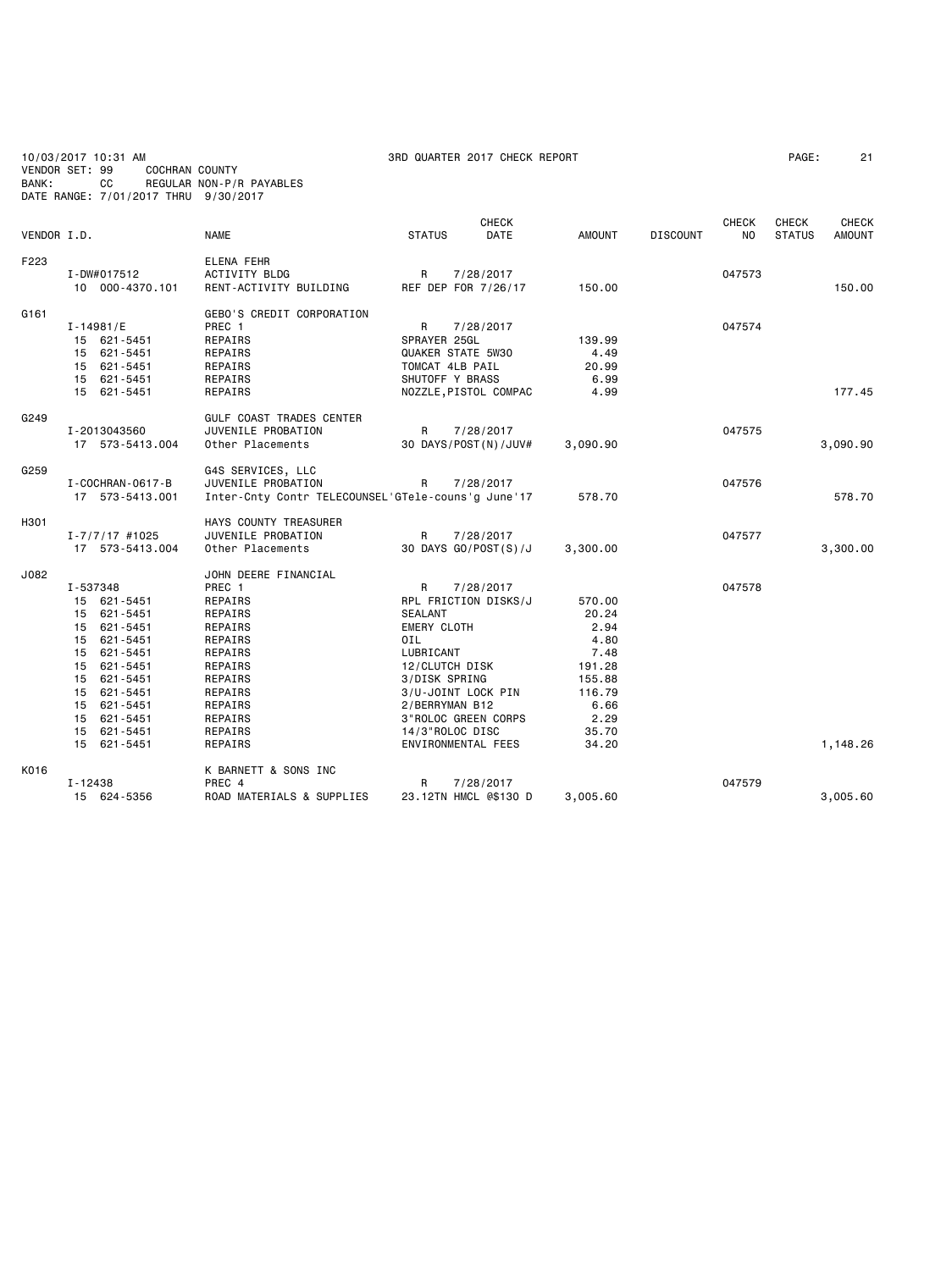10/03/2017 10:31 AM 3RD QUARTER 2017 CHECK REPORT

VENDOR SET: 99 COCHRAN COUNTY
BANK: CC REGULAR NON-P/R PAYABLES
DATE RANGE: 7/01/2017 THRU 9/30/2017

| VENDOR I.D. | NAME | STATUS | CHECK DATE | AMOUNT | DISCOUNT | CHECK NO | CHECK STATUS | CHECK AMOUNT |
|---|---|---|---|---|---|---|---|---|
| F223 | ELENA FEHR | | | | | | | |
| I-DW#017512 | ACTIVITY BLDG | R | 7/28/2017 | | | 047573 | | |
| 10 000-4370.101 | RENT-ACTIVITY BUILDING | REF DEP FOR 7/26/17 | | 150.00 | | | | 150.00 |
| G161 | GEBO'S CREDIT CORPORATION | | | | | | | |
| I-14981/E | PREC 1 | R | 7/28/2017 | | | 047574 | | |
| 15 621-5451 | REPAIRS | SPRAYER 25GL | | 139.99 | | | | |
| 15 621-5451 | REPAIRS | QUAKER STATE 5W30 | | 4.49 | | | | |
| 15 621-5451 | REPAIRS | TOMCAT 4LB PAIL | | 20.99 | | | | |
| 15 621-5451 | REPAIRS | SHUTOFF Y BRASS | | 6.99 | | | | |
| 15 621-5451 | REPAIRS | NOZZLE,PISTOL COMPAC | | 4.99 | | | | 177.45 |
| G249 | GULF COAST TRADES CENTER | | | | | | | |
| I-2013043560 | JUVENILE PROBATION | R | 7/28/2017 | | | 047575 | | |
| 17 573-5413.004 | Other Placements | 30 DAYS/POST(N)/JUV# | | 3,090.90 | | | | 3,090.90 |
| G259 | G4S SERVICES, LLC | | | | | | | |
| I-COCHRAN-0617-B | JUVENILE PROBATION | R | 7/28/2017 | | | 047576 | | |
| 17 573-5413.001 | Inter-Cnty Contr TELECOUNSEL'GTele-couns'g June'17 | | | 578.70 | | | | 578.70 |
| H301 | HAYS COUNTY TREASURER | | | | | | | |
| I-7/7/17 #1025 | JUVENILE PROBATION | R | 7/28/2017 | | | 047577 | | |
| 17 573-5413.004 | Other Placements | 30 DAYS GO/POST(S)/J | | 3,300.00 | | | | 3,300.00 |
| J082 | JOHN DEERE FINANCIAL | | | | | | | |
| I-537348 | PREC 1 | R | 7/28/2017 | | | 047578 | | |
| 15 621-5451 | REPAIRS | RPL FRICTION DISKS/J | | 570.00 | | | | |
| 15 621-5451 | REPAIRS | SEALANT | | 20.24 | | | | |
| 15 621-5451 | REPAIRS | EMERY CLOTH | | 2.94 | | | | |
| 15 621-5451 | REPAIRS | OIL | | 4.80 | | | | |
| 15 621-5451 | REPAIRS | LUBRICANT | | 7.48 | | | | |
| 15 621-5451 | REPAIRS | 12/CLUTCH DISK | | 191.28 | | | | |
| 15 621-5451 | REPAIRS | 3/DISK SPRING | | 155.88 | | | | |
| 15 621-5451 | REPAIRS | 3/U-JOINT LOCK PIN | | 116.79 | | | | |
| 15 621-5451 | REPAIRS | 2/BERRYMAN B12 | | 6.66 | | | | |
| 15 621-5451 | REPAIRS | 3"ROLOC GREEN CORPS | | 2.29 | | | | |
| 15 621-5451 | REPAIRS | 14/3"ROLOC DISC | | 35.70 | | | | |
| 15 621-5451 | REPAIRS | ENVIRONMENTAL FEES | | 34.20 | | | | 1,148.26 |
| K016 | K BARNETT & SONS INC | | | | | | | |
| I-12438 | PREC 4 | R | 7/28/2017 | | | 047579 | | |
| 15 624-5356 | ROAD MATERIALS & SUPPLIES | 23.12TN HMCL @$130 D | | 3,005.60 | | | | 3,005.60 |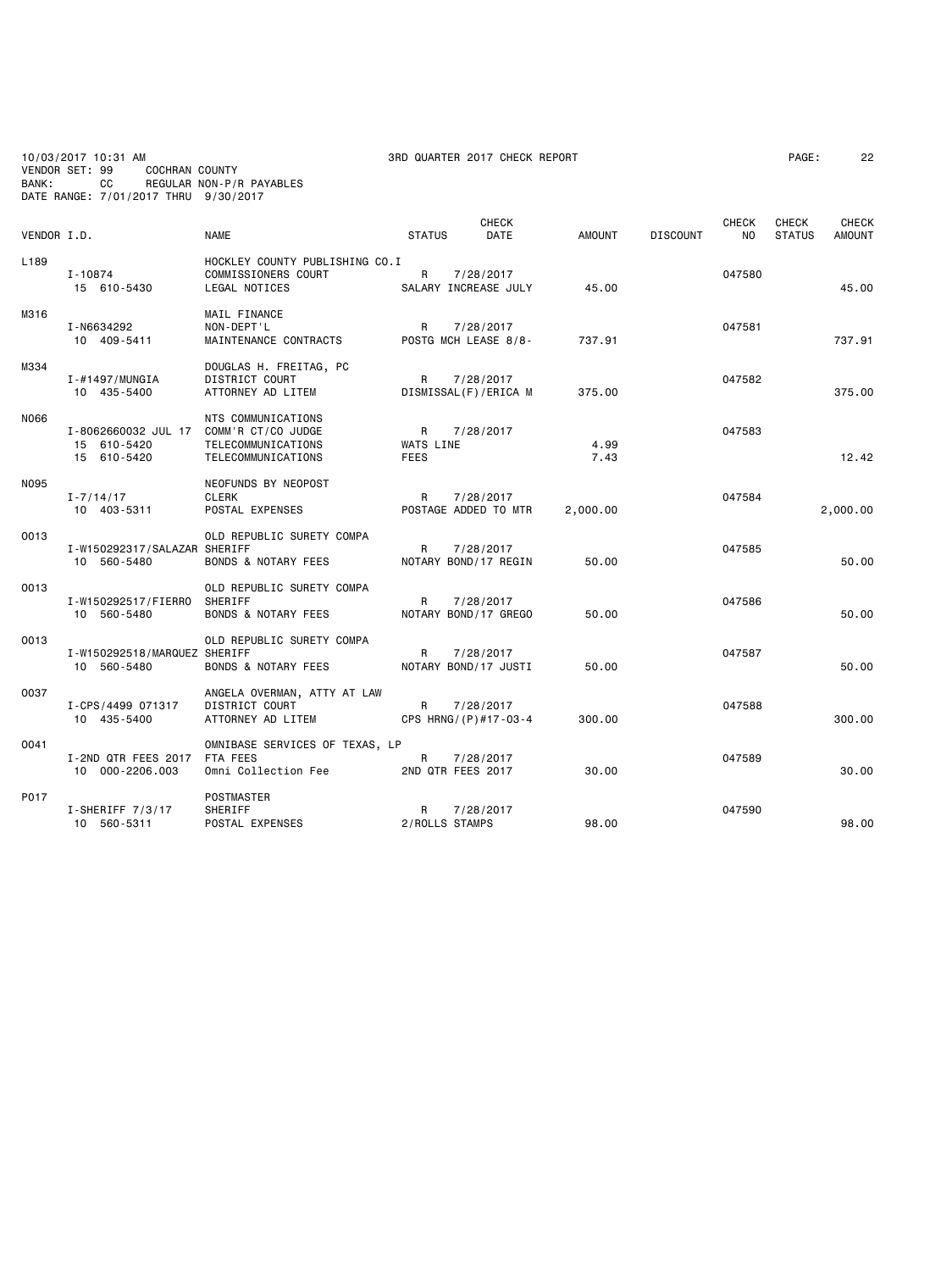10/03/2017 10:31 AM 3RD QUARTER 2017 CHECK REPORT

VENDOR SET: 99 COCHRAN COUNTY
BANK: CC REGULAR NON-P/R PAYABLES
DATE RANGE: 7/01/2017 THRU 9/30/2017

| VENDOR I.D. | NAME | STATUS | CHECK DATE | AMOUNT | DISCOUNT | CHECK NO | CHECK STATUS | CHECK AMOUNT |
|---|---|---|---|---|---|---|---|---|
| L189 | HOCKLEY COUNTY PUBLISHING CO.I | | | | | | | |
| I-10874 | COMMISSIONERS COURT | R | 7/28/2017 | | | 047580 | | |
| 15 610-5430 | LEGAL NOTICES | SALARY INCREASE JULY | | 45.00 | | | | 45.00 |
| M316 | MAIL FINANCE | | | | | | | |
| I-N6634292 | NON-DEPT'L | R | 7/28/2017 | | | 047581 | | |
| 10 409-5411 | MAINTENANCE CONTRACTS | POSTG MCH LEASE 8/8- | | 737.91 | | | | 737.91 |
| M334 | DOUGLAS H. FREITAG, PC | | | | | | | |
| I-#1497/MUNGIA | DISTRICT COURT | R | 7/28/2017 | | | 047582 | | |
| 10 435-5400 | ATTORNEY AD LITEM | DISMISSAL(F)/ERICA M | | 375.00 | | | | 375.00 |
| N066 | NTS COMMUNICATIONS | | | | | | | |
| I-8062660032 JUL 17 | COMM'R CT/CO JUDGE | R | 7/28/2017 | | | 047583 | | |
| 15 610-5420 | TELECOMMUNICATIONS | WATS LINE | | 4.99 | | | | |
| 15 610-5420 | TELECOMMUNICATIONS | FEES | | 7.43 | | | | 12.42 |
| N095 | NEOFUNDS BY NEOPOST | | | | | | | |
| I-7/14/17 | CLERK | R | 7/28/2017 | | | 047584 | | |
| 10 403-5311 | POSTAL EXPENSES | POSTAGE ADDED TO MTR | | 2,000.00 | | | | 2,000.00 |
| O013 | OLD REPUBLIC SURETY COMPA | | | | | | | |
| I-W150292317/SALAZAR | SHERIFF | R | 7/28/2017 | | | 047585 | | |
| 10 560-5480 | BONDS & NOTARY FEES | NOTARY BOND/17 REGIN | | 50.00 | | | | 50.00 |
| O013 | OLD REPUBLIC SURETY COMPA | | | | | | | |
| I-W150292517/FIERRO | SHERIFF | R | 7/28/2017 | | | 047586 | | |
| 10 560-5480 | BONDS & NOTARY FEES | NOTARY BOND/17 GREGO | | 50.00 | | | | 50.00 |
| O013 | OLD REPUBLIC SURETY COMPA | | | | | | | |
| I-W150292518/MARQUEZ | SHERIFF | R | 7/28/2017 | | | 047587 | | |
| 10 560-5480 | BONDS & NOTARY FEES | NOTARY BOND/17 JUSTI | | 50.00 | | | | 50.00 |
| O037 | ANGELA OVERMAN, ATTY AT LAW | | | | | | | |
| I-CPS/4499 071317 | DISTRICT COURT | R | 7/28/2017 | | | 047588 | | |
| 10 435-5400 | ATTORNEY AD LITEM | CPS HRNG/(P)#17-03-4 | | 300.00 | | | | 300.00 |
| O041 | OMNIBASE SERVICES OF TEXAS, LP | | | | | | | |
| I-2ND QTR FEES 2017 | FTA FEES | R | 7/28/2017 | | | 047589 | | |
| 10 000-2206.003 | Omni Collection Fee | 2ND QTR FEES 2017 | | 30.00 | | | | 30.00 |
| P017 | POSTMASTER | | | | | | | |
| I-SHERIFF 7/3/17 | SHERIFF | R | 7/28/2017 | | | 047590 | | |
| 10 560-5311 | POSTAL EXPENSES | 2/ROLLS STAMPS | | 98.00 | | | | 98.00 |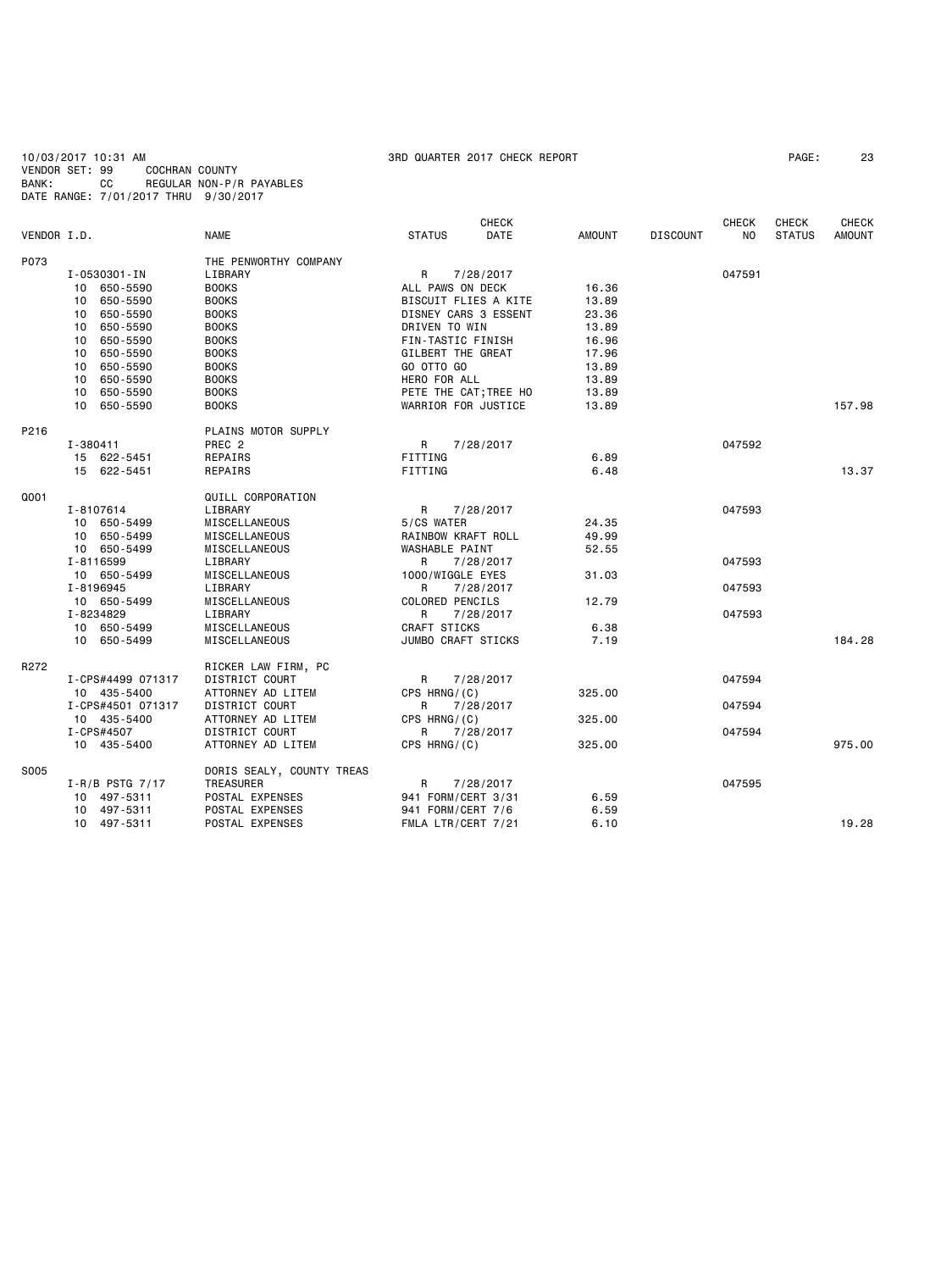10/03/2017 10:31 AM 3RD QUARTER 2017 CHECK REPORT

VENDOR SET: 99 COCHRAN COUNTY
BANK: CC REGULAR NON-P/R PAYABLES
DATE RANGE: 7/01/2017 THRU 9/30/2017

| VENDOR I.D. | NAME | STATUS | CHECK DATE | AMOUNT | DISCOUNT | CHECK NO | CHECK STATUS | CHECK AMOUNT |
|---|---|---|---|---|---|---|---|---|
| P073 | THE PENWORTHY COMPANY | | | | | | | |
| I-0530301-IN | LIBRARY | R | 7/28/2017 | | | 047591 | | |
| 10 650-5590 | BOOKS | ALL PAWS ON DECK | | 16.36 | | | | |
| 10 650-5590 | BOOKS | BISCUIT FLIES A KITE | | 13.89 | | | | |
| 10 650-5590 | BOOKS | DISNEY CARS 3 ESSENT | | 23.36 | | | | |
| 10 650-5590 | BOOKS | DRIVEN TO WIN | | 13.89 | | | | |
| 10 650-5590 | BOOKS | FIN-TASTIC FINISH | | 16.96 | | | | |
| 10 650-5590 | BOOKS | GILBERT THE GREAT | | 17.96 | | | | |
| 10 650-5590 | BOOKS | GO OTTO GO | | 13.89 | | | | |
| 10 650-5590 | BOOKS | HERO FOR ALL | | 13.89 | | | | |
| 10 650-5590 | BOOKS | PETE THE CAT;TREE HO | | 13.89 | | | | |
| 10 650-5590 | BOOKS | WARRIOR FOR JUSTICE | | 13.89 | | | | 157.98 |
| P216 | PLAINS MOTOR SUPPLY | | | | | | | |
| I-380411 | PREC 2 | R | 7/28/2017 | | | 047592 | | |
| 15 622-5451 | REPAIRS | FITTING | | 6.89 | | | | |
| 15 622-5451 | REPAIRS | FITTING | | 6.48 | | | | 13.37 |
| Q001 | QUILL CORPORATION | | | | | | | |
| I-8107614 | LIBRARY | R | 7/28/2017 | | | 047593 | | |
| 10 650-5499 | MISCELLANEOUS | 5/CS WATER | | 24.35 | | | | |
| 10 650-5499 | MISCELLANEOUS | RAINBOW KRAFT ROLL | | 49.99 | | | | |
| 10 650-5499 | MISCELLANEOUS | WASHABLE PAINT | | 52.55 | | | | |
| I-8116599 | LIBRARY | R | 7/28/2017 | | | 047593 | | |
| 10 650-5499 | MISCELLANEOUS | 1000/WIGGLE EYES | | 31.03 | | | | |
| I-8196945 | LIBRARY | R | 7/28/2017 | | | 047593 | | |
| 10 650-5499 | MISCELLANEOUS | COLORED PENCILS | | 12.79 | | | | |
| I-8234829 | LIBRARY | R | 7/28/2017 | | | 047593 | | |
| 10 650-5499 | MISCELLANEOUS | CRAFT STICKS | | 6.38 | | | | |
| 10 650-5499 | MISCELLANEOUS | JUMBO CRAFT STICKS | | 7.19 | | | | 184.28 |
| R272 | RICKER LAW FIRM, PC | | | | | | | |
| I-CPS#4499 071317 | DISTRICT COURT | R | 7/28/2017 | | | 047594 | | |
| 10 435-5400 | ATTORNEY AD LITEM | CPS HRNG/(C) | | 325.00 | | | | |
| I-CPS#4501 071317 | DISTRICT COURT | R | 7/28/2017 | | | 047594 | | |
| 10 435-5400 | ATTORNEY AD LITEM | CPS HRNG/(C) | | 325.00 | | | | |
| I-CPS#4507 | DISTRICT COURT | R | 7/28/2017 | | | 047594 | | |
| 10 435-5400 | ATTORNEY AD LITEM | CPS HRNG/(C) | | 325.00 | | | | 975.00 |
| S005 | DORIS SEALY, COUNTY TREAS | | | | | | | |
| I-R/B PSTG 7/17 | TREASURER | R | 7/28/2017 | | | 047595 | | |
| 10 497-5311 | POSTAL EXPENSES | 941 FORM/CERT 3/31 | | 6.59 | | | | |
| 10 497-5311 | POSTAL EXPENSES | 941 FORM/CERT 7/6 | | 6.59 | | | | |
| 10 497-5311 | POSTAL EXPENSES | FMLA LTR/CERT 7/21 | | 6.10 | | | | 19.28 |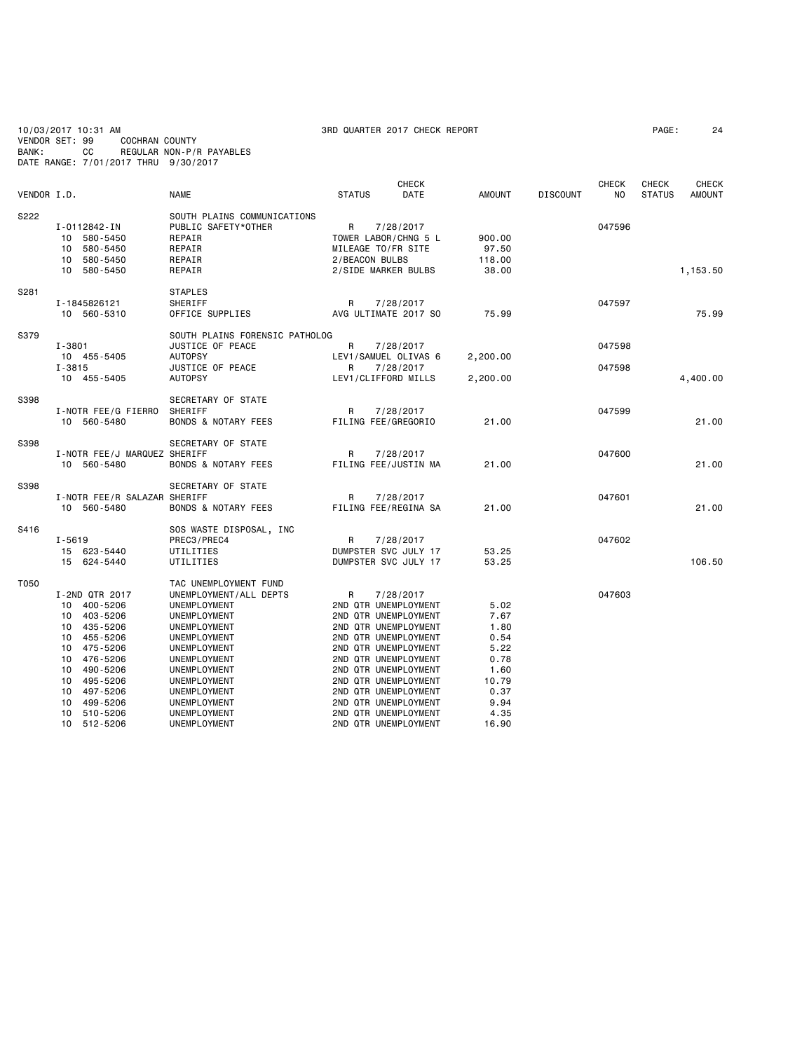10/03/2017 10:31 AM 3RD QUARTER 2017 CHECK REPORT PAGE: 24
VENDOR SET: 99 COCHRAN COUNTY
BANK: CC REGULAR NON-P/R PAYABLES
DATE RANGE: 7/01/2017 THRU 9/30/2017

| VENDOR I.D. | | NAME | STATUS | CHECK DATE | AMOUNT | DISCOUNT | CHECK NO | CHECK STATUS | CHECK AMOUNT |
|---|---|---|---|---|---|---|---|---|---|
| S222 | | SOUTH PLAINS COMMUNICATIONS | | | | | | | |
| | I-0112842-IN | PUBLIC SAFETY*OTHER | R | 7/28/2017 | | | 047596 | | |
| | 10 580-5450 | REPAIR | TOWER LABOR/CHNG 5 L | | 900.00 | | | | |
| | 10 580-5450 | REPAIR | MILEAGE TO/FR SITE | | 97.50 | | | | |
| | 10 580-5450 | REPAIR | 2/BEACON BULBS | | 118.00 | | | | |
| | 10 580-5450 | REPAIR | 2/SIDE MARKER BULBS | | 38.00 | | | | 1,153.50 |
| S281 | | STAPLES | | | | | | | |
| | I-1845826121 | SHERIFF | R | 7/28/2017 | | | 047597 | | |
| | 10 560-5310 | OFFICE SUPPLIES | AVG ULTIMATE 2017 SO | | 75.99 | | | | 75.99 |
| S379 | | SOUTH PLAINS FORENSIC PATHOLOG | | | | | | | |
| | I-3801 | JUSTICE OF PEACE | R | 7/28/2017 | | | 047598 | | |
| | 10 455-5405 | AUTOPSY | LEV1/SAMUEL OLIVAS 6 | | 2,200.00 | | | | |
| | I-3815 | JUSTICE OF PEACE | R | 7/28/2017 | | | 047598 | | |
| | 10 455-5405 | AUTOPSY | LEV1/CLIFFORD MILLS | | 2,200.00 | | | | 4,400.00 |
| S398 | | SECRETARY OF STATE | | | | | | | |
| | I-NOTR FEE/G FIERRO | SHERIFF | R | 7/28/2017 | | | 047599 | | |
| | 10 560-5480 | BONDS & NOTARY FEES | FILING FEE/GREGORIO | | 21.00 | | | | 21.00 |
| S398 | | SECRETARY OF STATE | | | | | | | |
| | I-NOTR FEE/J MARQUEZ | SHERIFF | R | 7/28/2017 | | | 047600 | | |
| | 10 560-5480 | BONDS & NOTARY FEES | FILING FEE/JUSTIN MA | | 21.00 | | | | 21.00 |
| S398 | | SECRETARY OF STATE | | | | | | | |
| | I-NOTR FEE/R SALAZAR | SHERIFF | R | 7/28/2017 | | | 047601 | | |
| | 10 560-5480 | BONDS & NOTARY FEES | FILING FEE/REGINA SA | | 21.00 | | | | 21.00 |
| S416 | | SOS WASTE DISPOSAL, INC | | | | | | | |
| | I-5619 | PREC3/PREC4 | R | 7/28/2017 | | | 047602 | | |
| | 15 623-5440 | UTILITIES | DUMPSTER SVC JULY 17 | | 53.25 | | | | |
| | 15 624-5440 | UTILITIES | DUMPSTER SVC JULY 17 | | 53.25 | | | | 106.50 |
| T050 | | TAC UNEMPLOYMENT FUND | | | | | | | |
| | I-2ND QTR 2017 | UNEMPLOYMENT/ALL DEPTS | R | 7/28/2017 | | | 047603 | | |
| | 10 400-5206 | UNEMPLOYMENT | 2ND QTR UNEMPLOYMENT | | 5.02 | | | | |
| | 10 403-5206 | UNEMPLOYMENT | 2ND QTR UNEMPLOYMENT | | 7.67 | | | | |
| | 10 435-5206 | UNEMPLOYMENT | 2ND QTR UNEMPLOYMENT | | 1.80 | | | | |
| | 10 455-5206 | UNEMPLOYMENT | 2ND QTR UNEMPLOYMENT | | 0.54 | | | | |
| | 10 475-5206 | UNEMPLOYMENT | 2ND QTR UNEMPLOYMENT | | 5.22 | | | | |
| | 10 476-5206 | UNEMPLOYMENT | 2ND QTR UNEMPLOYMENT | | 0.78 | | | | |
| | 10 490-5206 | UNEMPLOYMENT | 2ND QTR UNEMPLOYMENT | | 1.60 | | | | |
| | 10 495-5206 | UNEMPLOYMENT | 2ND QTR UNEMPLOYMENT | | 10.79 | | | | |
| | 10 497-5206 | UNEMPLOYMENT | 2ND QTR UNEMPLOYMENT | | 0.37 | | | | |
| | 10 499-5206 | UNEMPLOYMENT | 2ND QTR UNEMPLOYMENT | | 9.94 | | | | |
| | 10 510-5206 | UNEMPLOYMENT | 2ND QTR UNEMPLOYMENT | | 4.35 | | | | |
| | 10 512-5206 | UNEMPLOYMENT | 2ND QTR UNEMPLOYMENT | | 16.90 | | | | |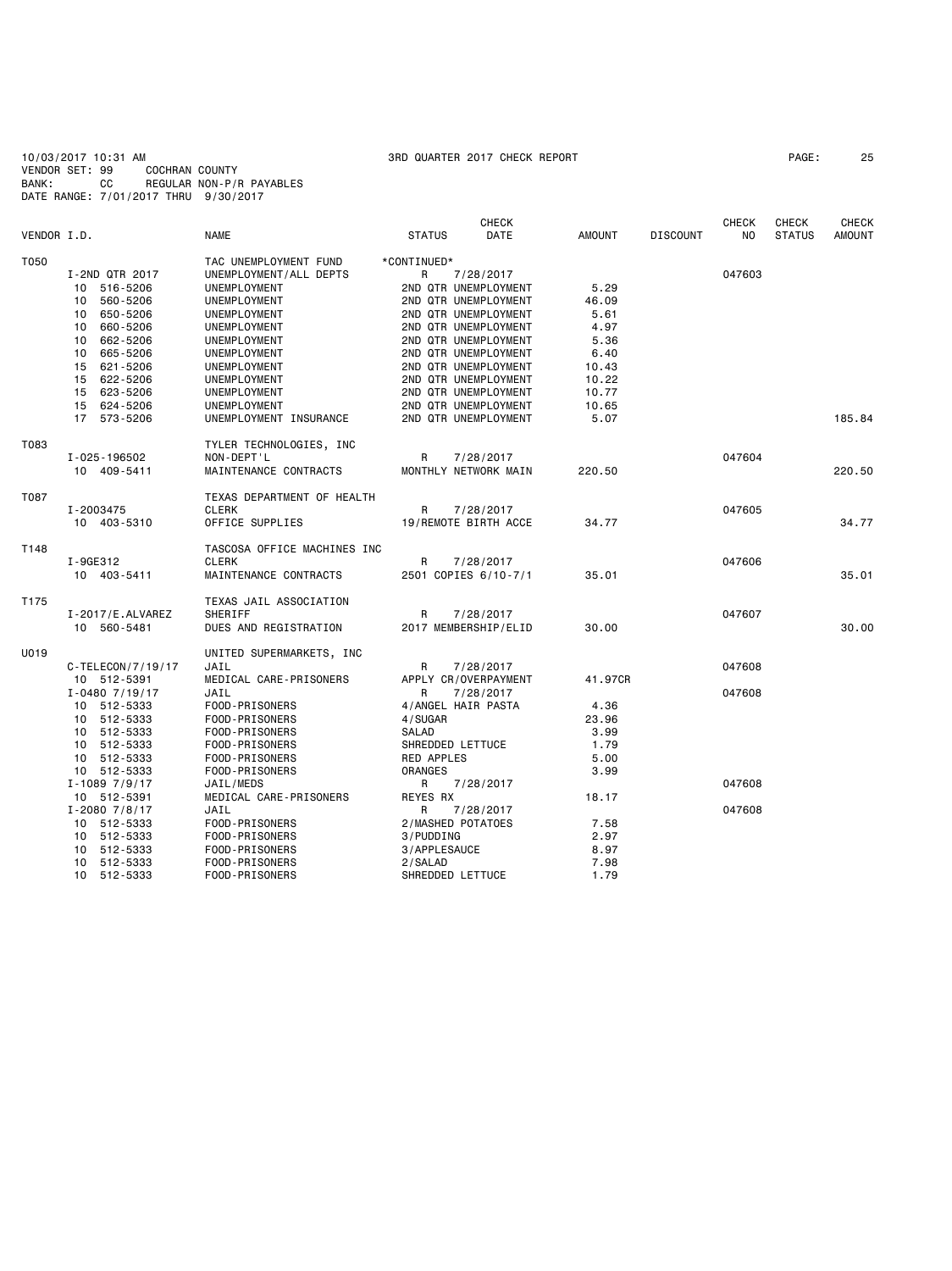10/03/2017 10:31 AM 3RD QUARTER 2017 CHECK REPORT

VENDOR SET: 99 COCHRAN COUNTY
BANK: CC REGULAR NON-P/R PAYABLES
DATE RANGE: 7/01/2017 THRU 9/30/2017

| VENDOR I.D. | NAME | STATUS | CHECK DATE | AMOUNT | DISCOUNT | CHECK NO | CHECK STATUS | CHECK AMOUNT |
|---|---|---|---|---|---|---|---|---|
| T050 | TAC UNEMPLOYMENT FUND | *CONTINUED* | | | | | | |
| I-2ND QTR 2017 | UNEMPLOYMENT/ALL DEPTS | R | 7/28/2017 | | | 047603 | | |
| 10 516-5206 | UNEMPLOYMENT | 2ND QTR UNEMPLOYMENT | | 5.29 | | | | |
| 10 560-5206 | UNEMPLOYMENT | 2ND QTR UNEMPLOYMENT | | 46.09 | | | | |
| 10 650-5206 | UNEMPLOYMENT | 2ND QTR UNEMPLOYMENT | | 5.61 | | | | |
| 10 660-5206 | UNEMPLOYMENT | 2ND QTR UNEMPLOYMENT | | 4.97 | | | | |
| 10 662-5206 | UNEMPLOYMENT | 2ND QTR UNEMPLOYMENT | | 5.36 | | | | |
| 10 665-5206 | UNEMPLOYMENT | 2ND QTR UNEMPLOYMENT | | 6.40 | | | | |
| 15 621-5206 | UNEMPLOYMENT | 2ND QTR UNEMPLOYMENT | | 10.43 | | | | |
| 15 622-5206 | UNEMPLOYMENT | 2ND QTR UNEMPLOYMENT | | 10.22 | | | | |
| 15 623-5206 | UNEMPLOYMENT | 2ND QTR UNEMPLOYMENT | | 10.77 | | | | |
| 15 624-5206 | UNEMPLOYMENT | 2ND QTR UNEMPLOYMENT | | 10.65 | | | | |
| 17 573-5206 | UNEMPLOYMENT INSURANCE | 2ND QTR UNEMPLOYMENT | | 5.07 | | | | 185.84 |
| T083 | TYLER TECHNOLOGIES, INC | | | | | | | |
| I-025-196502 | NON-DEPT'L | R | 7/28/2017 | | | 047604 | | |
| 10 409-5411 | MAINTENANCE CONTRACTS | MONTHLY NETWORK MAIN | | 220.50 | | | | 220.50 |
| T087 | TEXAS DEPARTMENT OF HEALTH | | | | | | | |
| I-2003475 | CLERK | R | 7/28/2017 | | | 047605 | | |
| 10 403-5310 | OFFICE SUPPLIES | 19/REMOTE BIRTH ACCE | | 34.77 | | | | 34.77 |
| T148 | TASCOSA OFFICE MACHINES INC | | | | | | | |
| I-9GE312 | CLERK | R | 7/28/2017 | | | 047606 | | |
| 10 403-5411 | MAINTENANCE CONTRACTS | 2501 COPIES 6/10-7/1 | | 35.01 | | | | 35.01 |
| T175 | TEXAS JAIL ASSOCIATION | | | | | | | |
| I-2017/E.ALVAREZ | SHERIFF | R | 7/28/2017 | | | 047607 | | |
| 10 560-5481 | DUES AND REGISTRATION | 2017 MEMBERSHIP/ELID | | 30.00 | | | | 30.00 |
| U019 | UNITED SUPERMARKETS, INC | | | | | | | |
| C-TELECON/7/19/17 | JAIL | R | 7/28/2017 | | | 047608 | | |
| 10 512-5391 | MEDICAL CARE-PRISONERS | APPLY CR/OVERPAYMENT | | 41.97CR | | | | |
| I-0480 7/19/17 | JAIL | R | 7/28/2017 | | | 047608 | | |
| 10 512-5333 | FOOD-PRISONERS | 4/ANGEL HAIR PASTA | | 4.36 | | | | |
| 10 512-5333 | FOOD-PRISONERS | 4/SUGAR | | 23.96 | | | | |
| 10 512-5333 | FOOD-PRISONERS | SALAD | | 3.99 | | | | |
| 10 512-5333 | FOOD-PRISONERS | SHREDDED LETTUCE | | 1.79 | | | | |
| 10 512-5333 | FOOD-PRISONERS | RED APPLES | | 5.00 | | | | |
| 10 512-5333 | FOOD-PRISONERS | ORANGES | | 3.99 | | | | |
| I-1089 7/9/17 | JAIL/MEDS | R | 7/28/2017 | | | 047608 | | |
| 10 512-5391 | MEDICAL CARE-PRISONERS | REYES RX | | 18.17 | | | | |
| I-2080 7/8/17 | JAIL | R | 7/28/2017 | | | 047608 | | |
| 10 512-5333 | FOOD-PRISONERS | 2/MASHED POTATOES | | 7.58 | | | | |
| 10 512-5333 | FOOD-PRISONERS | 3/PUDDING | | 2.97 | | | | |
| 10 512-5333 | FOOD-PRISONERS | 3/APPLESAUCE | | 8.97 | | | | |
| 10 512-5333 | FOOD-PRISONERS | 2/SALAD | | 7.98 | | | | |
| 10 512-5333 | FOOD-PRISONERS | SHREDDED LETTUCE | | 1.79 | | | | |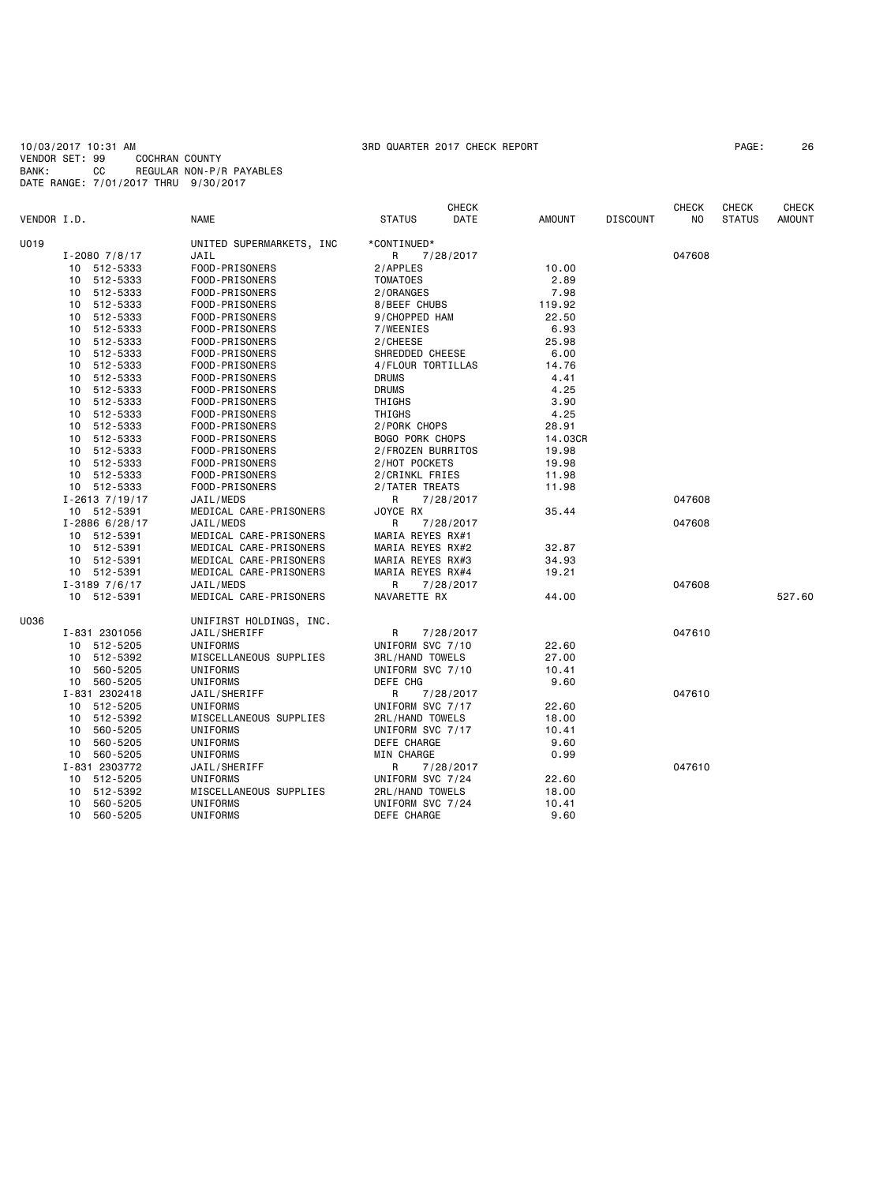10/03/2017 10:31 AM 3RD QUARTER 2017 CHECK REPORT

VENDOR SET: 99 COCHRAN COUNTY
BANK: CC REGULAR NON-P/R PAYABLES
DATE RANGE: 7/01/2017 THRU 9/30/2017

| VENDOR I.D. | NAME | STATUS | CHECK DATE | AMOUNT | DISCOUNT | CHECK NO | CHECK STATUS | CHECK AMOUNT |
|---|---|---|---|---|---|---|---|---|
| U019 | UNITED SUPERMARKETS, INC | *CONTINUED* | | | | | | |
| I-2080 7/8/17 | JAIL | R | 7/28/2017 | | | 047608 | | |
| 10 512-5333 | FOOD-PRISONERS | 2/APPLES | | 10.00 | | | | |
| 10 512-5333 | FOOD-PRISONERS | TOMATOES | | 2.89 | | | | |
| 10 512-5333 | FOOD-PRISONERS | 2/ORANGES | | 7.98 | | | | |
| 10 512-5333 | FOOD-PRISONERS | 8/BEEF CHUBS | | 119.92 | | | | |
| 10 512-5333 | FOOD-PRISONERS | 9/CHOPPED HAM | | 22.50 | | | | |
| 10 512-5333 | FOOD-PRISONERS | 7/WEENIES | | 6.93 | | | | |
| 10 512-5333 | FOOD-PRISONERS | 2/CHEESE | | 25.98 | | | | |
| 10 512-5333 | FOOD-PRISONERS | SHREDDED CHEESE | | 6.00 | | | | |
| 10 512-5333 | FOOD-PRISONERS | 4/FLOUR TORTILLAS | | 14.76 | | | | |
| 10 512-5333 | FOOD-PRISONERS | DRUMS | | 4.41 | | | | |
| 10 512-5333 | FOOD-PRISONERS | DRUMS | | 4.25 | | | | |
| 10 512-5333 | FOOD-PRISONERS | THIGHS | | 3.90 | | | | |
| 10 512-5333 | FOOD-PRISONERS | THIGHS | | 4.25 | | | | |
| 10 512-5333 | FOOD-PRISONERS | 2/PORK CHOPS | | 28.91 | | | | |
| 10 512-5333 | FOOD-PRISONERS | BOGO PORK CHOPS | | 14.03CR | | | | |
| 10 512-5333 | FOOD-PRISONERS | 2/FROZEN BURRITOS | | 19.98 | | | | |
| 10 512-5333 | FOOD-PRISONERS | 2/HOT POCKETS | | 19.98 | | | | |
| 10 512-5333 | FOOD-PRISONERS | 2/CRINKL FRIES | | 11.98 | | | | |
| 10 512-5333 | FOOD-PRISONERS | 2/TATER TREATS | | 11.98 | | | | |
| I-2613 7/19/17 | JAIL/MEDS | R | 7/28/2017 | | | 047608 | | |
| 10 512-5391 | MEDICAL CARE-PRISONERS | JOYCE RX | | 35.44 | | | | |
| I-2886 6/28/17 | JAIL/MEDS | R | 7/28/2017 | | | 047608 | | |
| 10 512-5391 | MEDICAL CARE-PRISONERS | MARIA REYES RX#1 | | | | | | |
| 10 512-5391 | MEDICAL CARE-PRISONERS | MARIA REYES RX#2 | | 32.87 | | | | |
| 10 512-5391 | MEDICAL CARE-PRISONERS | MARIA REYES RX#3 | | 34.93 | | | | |
| 10 512-5391 | MEDICAL CARE-PRISONERS | MARIA REYES RX#4 | | 19.21 | | | | |
| I-3189 7/6/17 | JAIL/MEDS | R | 7/28/2017 | | | 047608 | | |
| 10 512-5391 | MEDICAL CARE-PRISONERS | NAVARETTE RX | | 44.00 | | | | 527.60 |
| U036 | UNIFIRST HOLDINGS, INC. | | | | | | | |
| I-831 2301056 | JAIL/SHERIFF | R | 7/28/2017 | | | 047610 | | |
| 10 512-5205 | UNIFORMS | UNIFORM SVC 7/10 | | 22.60 | | | | |
| 10 512-5392 | MISCELLANEOUS SUPPLIES | 3RL/HAND TOWELS | | 27.00 | | | | |
| 10 560-5205 | UNIFORMS | UNIFORM SVC 7/10 | | 10.41 | | | | |
| 10 560-5205 | UNIFORMS | DEFE CHG | | 9.60 | | | | |
| I-831 2302418 | JAIL/SHERIFF | R | 7/28/2017 | | | 047610 | | |
| 10 512-5205 | UNIFORMS | UNIFORM SVC 7/17 | | 22.60 | | | | |
| 10 512-5392 | MISCELLANEOUS SUPPLIES | 2RL/HAND TOWELS | | 18.00 | | | | |
| 10 560-5205 | UNIFORMS | UNIFORM SVC 7/17 | | 10.41 | | | | |
| 10 560-5205 | UNIFORMS | DEFE CHARGE | | 9.60 | | | | |
| 10 560-5205 | UNIFORMS | MIN CHARGE | | 0.99 | | | | |
| I-831 2303772 | JAIL/SHERIFF | R | 7/28/2017 | | | 047610 | | |
| 10 512-5205 | UNIFORMS | UNIFORM SVC 7/24 | | 22.60 | | | | |
| 10 512-5392 | MISCELLANEOUS SUPPLIES | 2RL/HAND TOWELS | | 18.00 | | | | |
| 10 560-5205 | UNIFORMS | UNIFORM SVC 7/24 | | 10.41 | | | | |
| 10 560-5205 | UNIFORMS | DEFE CHARGE | | 9.60 | | | | |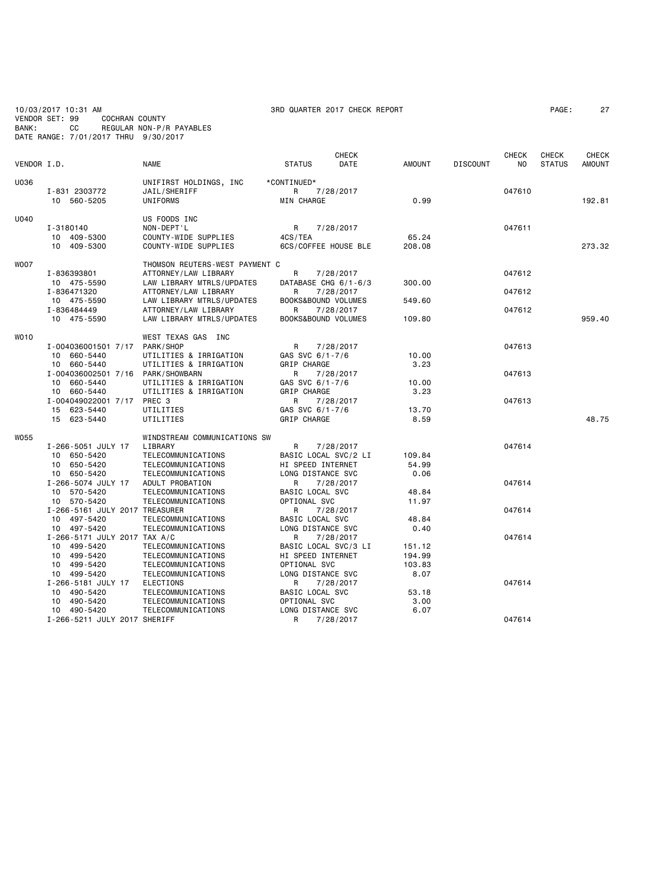10/03/2017 10:31 AM 3RD QUARTER 2017 CHECK REPORT PAGE: 27

VENDOR SET: 99 COCHRAN COUNTY
BANK: CC REGULAR NON-P/R PAYABLES
DATE RANGE: 7/01/2017 THRU 9/30/2017

| VENDOR I.D. | NAME | STATUS | CHECK DATE | AMOUNT | DISCOUNT | CHECK NO | CHECK STATUS | CHECK AMOUNT |
|---|---|---|---|---|---|---|---|---|
| U036 | UNIFIRST HOLDINGS, INC | *CONTINUED* | | | | | | |
| I-831 2303772 | JAIL/SHERIFF | R | 7/28/2017 | | | 047610 | | |
| 10 560-5205 | UNIFORMS | MIN CHARGE | | 0.99 | | | | 192.81 |
| U040 | US FOODS INC | | | | | | | |
| I-3180140 | NON-DEPT'L | R | 7/28/2017 | | | 047611 | | |
| 10 409-5300 | COUNTY-WIDE SUPPLIES | 4CS/TEA | | 65.24 | | | | |
| 10 409-5300 | COUNTY-WIDE SUPPLIES | 6CS/COFFEE HOUSE BLE | | 208.08 | | | | 273.32 |
| W007 | THOMSON REUTERS-WEST PAYMENT C | | | | | | | |
| I-836393801 | ATTORNEY/LAW LIBRARY | R | 7/28/2017 | | | 047612 | | |
| 10 475-5590 | LAW LIBRARY MTRLS/UPDATES | DATABASE CHG 6/1-6/3 | | 300.00 | | | | |
| I-836471320 | ATTORNEY/LAW LIBRARY | R | 7/28/2017 | | | 047612 | | |
| 10 475-5590 | LAW LIBRARY MTRLS/UPDATES | BOOKS&BOUND VOLUMES | | 549.60 | | | | |
| I-836484449 | ATTORNEY/LAW LIBRARY | R | 7/28/2017 | | | 047612 | | |
| 10 475-5590 | LAW LIBRARY MTRLS/UPDATES | BOOKS&BOUND VOLUMES | | 109.80 | | | | 959.40 |
| W010 | WEST TEXAS GAS INC | | | | | | | |
| I-004036001501 7/17 | PARK/SHOP | R | 7/28/2017 | | | 047613 | | |
| 10 660-5440 | UTILITIES & IRRIGATION | GAS SVC 6/1-7/6 | | 10.00 | | | | |
| 10 660-5440 | UTILITIES & IRRIGATION | GRIP CHARGE | | 3.23 | | | | |
| I-004036002501 7/16 | PARK/SHOWBARN | R | 7/28/2017 | | | 047613 | | |
| 10 660-5440 | UTILITIES & IRRIGATION | GAS SVC 6/1-7/6 | | 10.00 | | | | |
| 10 660-5440 | UTILITIES & IRRIGATION | GRIP CHARGE | | 3.23 | | | | |
| I-004049022001 7/17 | PREC 3 | R | 7/28/2017 | | | 047613 | | |
| 15 623-5440 | UTILITIES | GAS SVC 6/1-7/6 | | 13.70 | | | | |
| 15 623-5440 | UTILITIES | GRIP CHARGE | | 8.59 | | | | 48.75 |
| W055 | WINDSTREAM COMMUNICATIONS SW | | | | | | | |
| I-266-5051 JULY 17 | LIBRARY | R | 7/28/2017 | | | 047614 | | |
| 10 650-5420 | TELECOMMUNICATIONS | BASIC LOCAL SVC/2 LI | | 109.84 | | | | |
| 10 650-5420 | TELECOMMUNICATIONS | HI SPEED INTERNET | | 54.99 | | | | |
| 10 650-5420 | TELECOMMUNICATIONS | LONG DISTANCE SVC | | 0.06 | | | | |
| I-266-5074 JULY 17 | ADULT PROBATION | R | 7/28/2017 | | | 047614 | | |
| 10 570-5420 | TELECOMMUNICATIONS | BASIC LOCAL SVC | | 48.84 | | | | |
| 10 570-5420 | TELECOMMUNICATIONS | OPTIONAL SVC | | 11.97 | | | | |
| I-266-5161 JULY 2017 | TREASURER | R | 7/28/2017 | | | 047614 | | |
| 10 497-5420 | TELECOMMUNICATIONS | BASIC LOCAL SVC | | 48.84 | | | | |
| 10 497-5420 | TELECOMMUNICATIONS | LONG DISTANCE SVC | | 0.40 | | | | |
| I-266-5171 JULY 2017 | TAX A/C | R | 7/28/2017 | | | 047614 | | |
| 10 499-5420 | TELECOMMUNICATIONS | BASIC LOCAL SVC/3 LI | | 151.12 | | | | |
| 10 499-5420 | TELECOMMUNICATIONS | HI SPEED INTERNET | | 194.99 | | | | |
| 10 499-5420 | TELECOMMUNICATIONS | OPTIONAL SVC | | 103.83 | | | | |
| 10 499-5420 | TELECOMMUNICATIONS | LONG DISTANCE SVC | | 8.07 | | | | |
| I-266-5181 JULY 17 | ELECTIONS | R | 7/28/2017 | | | 047614 | | |
| 10 490-5420 | TELECOMMUNICATIONS | BASIC LOCAL SVC | | 53.18 | | | | |
| 10 490-5420 | TELECOMMUNICATIONS | OPTIONAL SVC | | 3.00 | | | | |
| 10 490-5420 | TELECOMMUNICATIONS | LONG DISTANCE SVC | | 6.07 | | | | |
| I-266-5211 JULY 2017 | SHERIFF | R | 7/28/2017 | | | 047614 | | |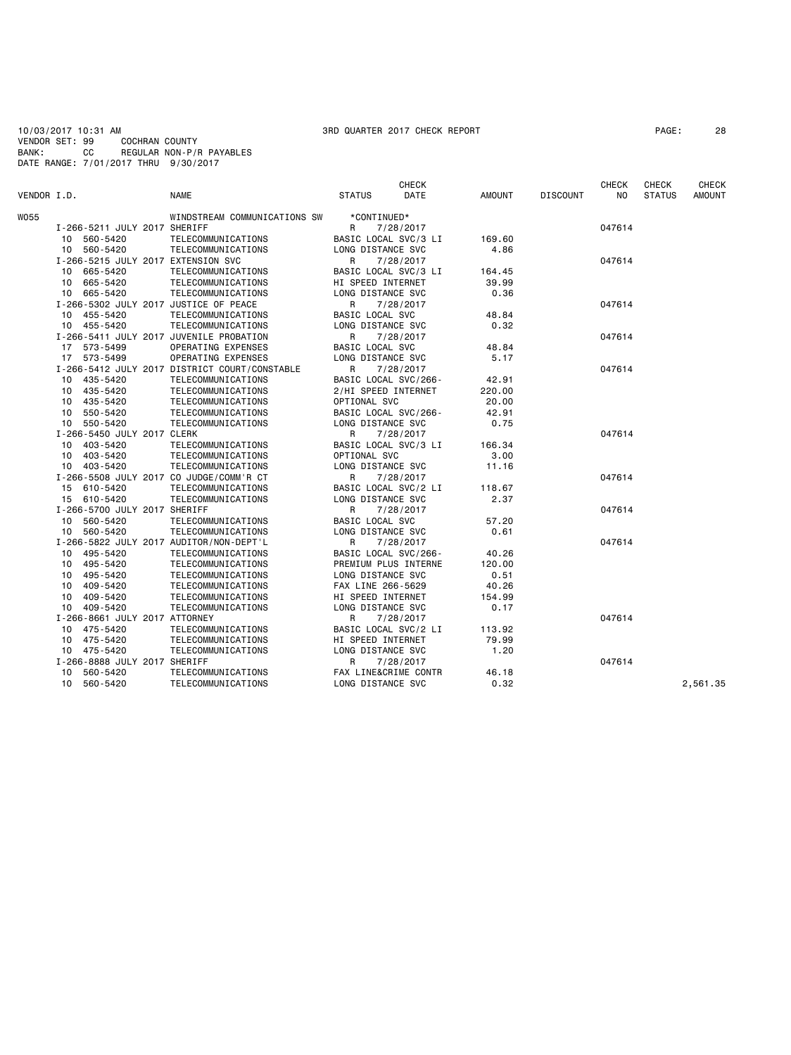10/03/2017 10:31 AM 3RD QUARTER 2017 CHECK REPORT PAGE: 28
VENDOR SET: 99 COCHRAN COUNTY
BANK: CC REGULAR NON-P/R PAYABLES
DATE RANGE: 7/01/2017 THRU 9/30/2017

| VENDOR I.D. | NAME | STATUS | CHECK DATE | AMOUNT | DISCOUNT | CHECK NO | CHECK STATUS | CHECK AMOUNT |
|---|---|---|---|---|---|---|---|---|
| W055 | WINDSTREAM COMMUNICATIONS SW | *CONTINUED* | | | | | | |
| I-266-5211 JULY 2017 SHERIFF | | R | 7/28/2017 | | | 047614 | | |
| 10 560-5420 | TELECOMMUNICATIONS | BASIC LOCAL SVC/3 LI | | 169.60 | | | | |
| 10 560-5420 | TELECOMMUNICATIONS | LONG DISTANCE SVC | | 4.86 | | | | |
| I-266-5215 JULY 2017 EXTENSION SVC | | R | 7/28/2017 | | | 047614 | | |
| 10 665-5420 | TELECOMMUNICATIONS | BASIC LOCAL SVC/3 LI | | 164.45 | | | | |
| 10 665-5420 | TELECOMMUNICATIONS | HI SPEED INTERNET | | 39.99 | | | | |
| 10 665-5420 | TELECOMMUNICATIONS | LONG DISTANCE SVC | | 0.36 | | | | |
| I-266-5302 JULY 2017 JUSTICE OF PEACE | | R | 7/28/2017 | | | 047614 | | |
| 10 455-5420 | TELECOMMUNICATIONS | BASIC LOCAL SVC | | 48.84 | | | | |
| 10 455-5420 | TELECOMMUNICATIONS | LONG DISTANCE SVC | | 0.32 | | | | |
| I-266-5411 JULY 2017 JUVENILE PROBATION | | R | 7/28/2017 | | | 047614 | | |
| 17 573-5499 | OPERATING EXPENSES | BASIC LOCAL SVC | | 48.84 | | | | |
| 17 573-5499 | OPERATING EXPENSES | LONG DISTANCE SVC | | 5.17 | | | | |
| I-266-5412 JULY 2017 DISTRICT COURT/CONSTABLE | | R | 7/28/2017 | | | 047614 | | |
| 10 435-5420 | TELECOMMUNICATIONS | BASIC LOCAL SVC/266- | | 42.91 | | | | |
| 10 435-5420 | TELECOMMUNICATIONS | 2/HI SPEED INTERNET | | 220.00 | | | | |
| 10 435-5420 | TELECOMMUNICATIONS | OPTIONAL SVC | | 20.00 | | | | |
| 10 550-5420 | TELECOMMUNICATIONS | BASIC LOCAL SVC/266- | | 42.91 | | | | |
| 10 550-5420 | TELECOMMUNICATIONS | LONG DISTANCE SVC | | 0.75 | | | | |
| I-266-5450 JULY 2017 CLERK | | R | 7/28/2017 | | | 047614 | | |
| 10 403-5420 | TELECOMMUNICATIONS | BASIC LOCAL SVC/3 LI | | 166.34 | | | | |
| 10 403-5420 | TELECOMMUNICATIONS | OPTIONAL SVC | | 3.00 | | | | |
| 10 403-5420 | TELECOMMUNICATIONS | LONG DISTANCE SVC | | 11.16 | | | | |
| I-266-5508 JULY 2017 CO JUDGE/COMM'R CT | | R | 7/28/2017 | | | 047614 | | |
| 15 610-5420 | TELECOMMUNICATIONS | BASIC LOCAL SVC/2 LI | | 118.67 | | | | |
| 15 610-5420 | TELECOMMUNICATIONS | LONG DISTANCE SVC | | 2.37 | | | | |
| I-266-5700 JULY 2017 SHERIFF | | R | 7/28/2017 | | | 047614 | | |
| 10 560-5420 | TELECOMMUNICATIONS | BASIC LOCAL SVC | | 57.20 | | | | |
| 10 560-5420 | TELECOMMUNICATIONS | LONG DISTANCE SVC | | 0.61 | | | | |
| I-266-5822 JULY 2017 AUDITOR/NON-DEPT'L | | R | 7/28/2017 | | | 047614 | | |
| 10 495-5420 | TELECOMMUNICATIONS | BASIC LOCAL SVC/266- | | 40.26 | | | | |
| 10 495-5420 | TELECOMMUNICATIONS | PREMIUM PLUS INTERNE | | 120.00 | | | | |
| 10 495-5420 | TELECOMMUNICATIONS | LONG DISTANCE SVC | | 0.51 | | | | |
| 10 409-5420 | TELECOMMUNICATIONS | FAX LINE 266-5629 | | 40.26 | | | | |
| 10 409-5420 | TELECOMMUNICATIONS | HI SPEED INTERNET | | 154.99 | | | | |
| 10 409-5420 | TELECOMMUNICATIONS | LONG DISTANCE SVC | | 0.17 | | | | |
| I-266-8661 JULY 2017 ATTORNEY | | R | 7/28/2017 | | | 047614 | | |
| 10 475-5420 | TELECOMMUNICATIONS | BASIC LOCAL SVC/2 LI | | 113.92 | | | | |
| 10 475-5420 | TELECOMMUNICATIONS | HI SPEED INTERNET | | 79.99 | | | | |
| 10 475-5420 | TELECOMMUNICATIONS | LONG DISTANCE SVC | | 1.20 | | | | |
| I-266-8888 JULY 2017 SHERIFF | | R | 7/28/2017 | | | 047614 | | |
| 10 560-5420 | TELECOMMUNICATIONS | FAX LINE&CRIME CONTR | | 46.18 | | | | |
| 10 560-5420 | TELECOMMUNICATIONS | LONG DISTANCE SVC | | 0.32 | | | | 2,561.35 |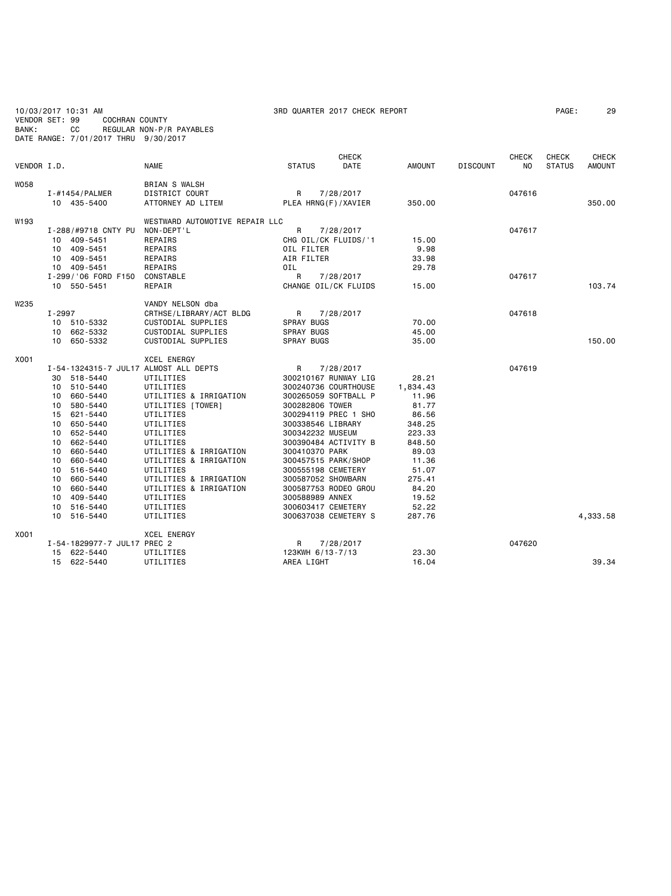10/03/2017 10:31 AM 3RD QUARTER 2017 CHECK REPORT
VENDOR SET: 99 COCHRAN COUNTY
BANK: CC REGULAR NON-P/R PAYABLES
DATE RANGE: 7/01/2017 THRU 9/30/2017

| VENDOR I.D. | | NAME | STATUS | CHECK DATE | AMOUNT | DISCOUNT | CHECK NO | CHECK STATUS | CHECK AMOUNT |
|---|---|---|---|---|---|---|---|---|---|
| W058 | | BRIAN S WALSH | | | | | | | |
| | I-#1454/PALMER | DISTRICT COURT | R | 7/28/2017 | | | 047616 | | |
| | 10 435-5400 | ATTORNEY AD LITEM | PLEA HRNG(F)/XAVIER | | 350.00 | | | | 350.00 |
| W193 | | WESTWARD AUTOMOTIVE REPAIR LLC | | | | | | | |
| | I-288/#9718 CNTY PU | NON-DEPT'L | R | 7/28/2017 | | | 047617 | | |
| | 10 409-5451 | REPAIRS | CHG OIL/CK FLUIDS/'1 | | 15.00 | | | | |
| | 10 409-5451 | REPAIRS | OIL FILTER | | 9.98 | | | | |
| | 10 409-5451 | REPAIRS | AIR FILTER | | 33.98 | | | | |
| | 10 409-5451 | REPAIRS | OIL | | 29.78 | | | | |
| | I-299/'06 FORD F150 | CONSTABLE | R | 7/28/2017 | | | 047617 | | |
| | 10 550-5451 | REPAIR | CHANGE OIL/CK FLUIDS | | 15.00 | | | | 103.74 |
| W235 | | VANDY NELSON dba | | | | | | | |
| | I-2997 | CRTHSE/LIBRARY/ACT BLDG | R | 7/28/2017 | | | 047618 | | |
| | 10 510-5332 | CUSTODIAL SUPPLIES | SPRAY BUGS | | 70.00 | | | | |
| | 10 662-5332 | CUSTODIAL SUPPLIES | SPRAY BUGS | | 45.00 | | | | |
| | 10 650-5332 | CUSTODIAL SUPPLIES | SPRAY BUGS | | 35.00 | | | | 150.00 |
| X001 | | XCEL ENERGY | | | | | | | |
| | I-54-1324315-7 JUL17 | ALMOST ALL DEPTS | R | 7/28/2017 | | | 047619 | | |
| | 30 518-5440 | UTILITIES | 300210167 RUNWAY LIG | | 28.21 | | | | |
| | 10 510-5440 | UTILITIES | 300240736 COURTHOUSE | | 1,834.43 | | | | |
| | 10 660-5440 | UTILITIES & IRRIGATION | 300265059 SOFTBALL P | | 11.96 | | | | |
| | 10 580-5440 | UTILITIES [TOWER] | 300282806 TOWER | | 81.77 | | | | |
| | 15 621-5440 | UTILITIES | 300294119 PREC 1 SHO | | 86.56 | | | | |
| | 10 650-5440 | UTILITIES | 300338546 LIBRARY | | 348.25 | | | | |
| | 10 652-5440 | UTILITIES | 300342232 MUSEUM | | 223.33 | | | | |
| | 10 662-5440 | UTILITIES | 300390484 ACTIVITY B | | 848.50 | | | | |
| | 10 660-5440 | UTILITIES & IRRIGATION | 300410370 PARK | | 89.03 | | | | |
| | 10 660-5440 | UTILITIES & IRRIGATION | 300457515 PARK/SHOP | | 11.36 | | | | |
| | 10 516-5440 | UTILITIES | 300555198 CEMETERY | | 51.07 | | | | |
| | 10 660-5440 | UTILITIES & IRRIGATION | 300587052 SHOWBARN | | 275.41 | | | | |
| | 10 660-5440 | UTILITIES & IRRIGATION | 300587753 RODEO GROU | | 84.20 | | | | |
| | 10 409-5440 | UTILITIES | 300588989 ANNEX | | 19.52 | | | | |
| | 10 516-5440 | UTILITIES | 300603417 CEMETERY | | 52.22 | | | | |
| | 10 516-5440 | UTILITIES | 300637038 CEMETERY S | | 287.76 | | | | 4,333.58 |
| X001 | | XCEL ENERGY | | | | | | | |
| | I-54-1829977-7 JUL17 | PREC 2 | R | 7/28/2017 | | | 047620 | | |
| | 15 622-5440 | UTILITIES | 123KWH 6/13-7/13 | | 23.30 | | | | |
| | 15 622-5440 | UTILITIES | AREA LIGHT | | 16.04 | | | | 39.34 |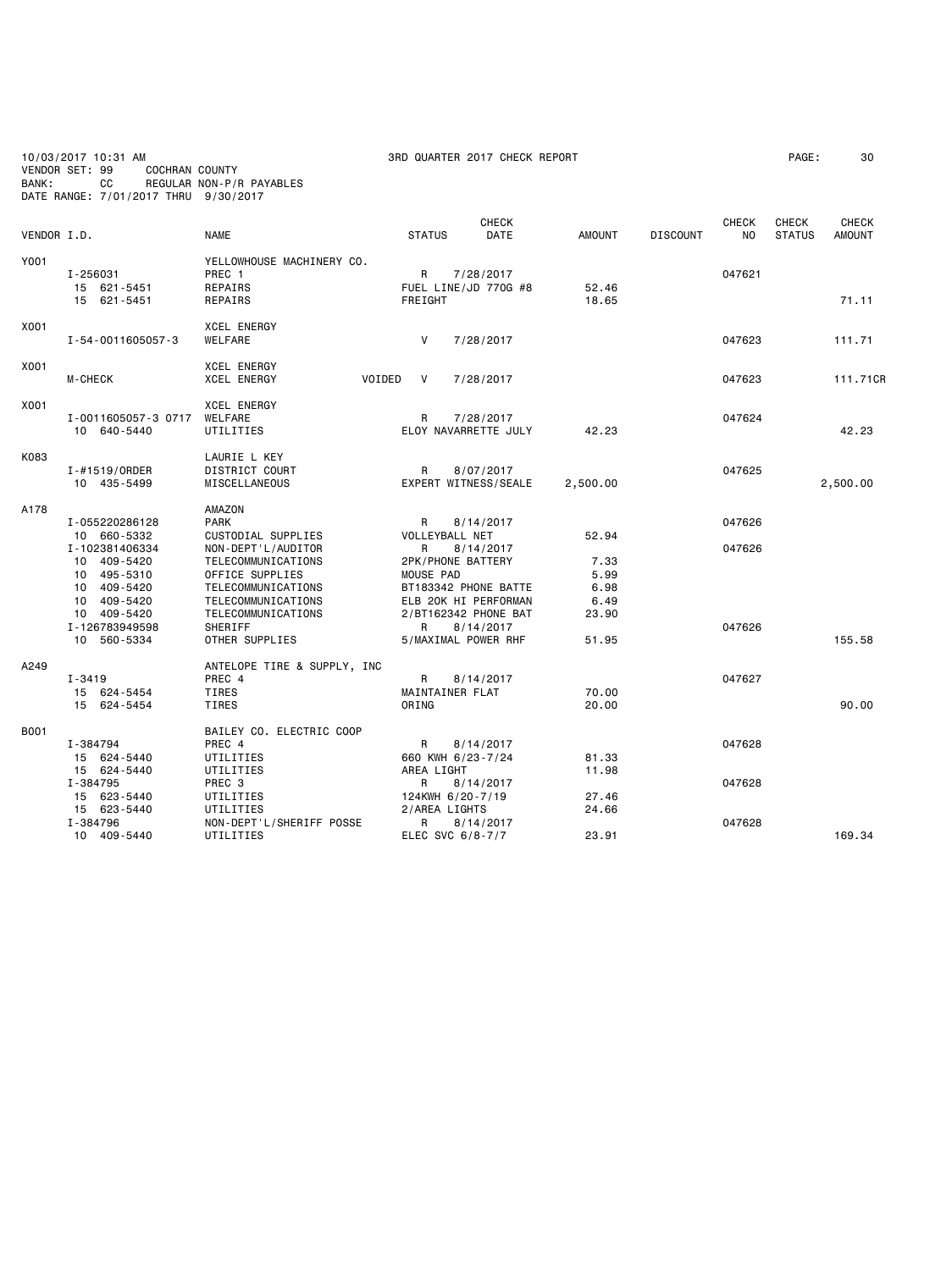10/03/2017 10:31 AM 3RD QUARTER 2017 CHECK REPORT
VENDOR SET: 99 COCHRAN COUNTY
BANK: CC REGULAR NON-P/R PAYABLES
DATE RANGE: 7/01/2017 THRU 9/30/2017

| VENDOR I.D. | | NAME | STATUS | CHECK DATE | AMOUNT | DISCOUNT | CHECK NO | CHECK STATUS | CHECK AMOUNT |
|---|---|---|---|---|---|---|---|---|---|
| Y001 | | YELLOWHOUSE MACHINERY CO. | | | | | | | |
| | I-256031 | PREC 1 | R | 7/28/2017 | | | 047621 | | |
| | 15 621-5451 | REPAIRS | FUEL LINE/JD 770G #8 | | 52.46 | | | | |
| | 15 621-5451 | REPAIRS | FREIGHT | | 18.65 | | | | 71.11 |
| X001 | | XCEL ENERGY | | | | | | | |
| | I-54-0011605057-3 | WELFARE | V | 7/28/2017 | | | 047623 | | 111.71 |
| X001 | | XCEL ENERGY | | | | | | | |
| | M-CHECK | XCEL ENERGY VOIDED | V | 7/28/2017 | | | 047623 | | 111.71CR |
| X001 | | XCEL ENERGY | | | | | | | |
| | I-0011605057-3 0717 | WELFARE | R | 7/28/2017 | | | 047624 | | |
| | 10 640-5440 | UTILITIES | ELOY NAVARRETTE JULY | | 42.23 | | | | 42.23 |
| K083 | | LAURIE L KEY | | | | | | | |
| | I-#1519/ORDER | DISTRICT COURT | R | 8/07/2017 | | | 047625 | | |
| | 10 435-5499 | MISCELLANEOUS | EXPERT WITNESS/SEALE | | 2,500.00 | | | | 2,500.00 |
| A178 | | AMAZON | | | | | | | |
| | I-055220286128 | PARK | R | 8/14/2017 | | | 047626 | | |
| | 10 660-5332 | CUSTODIAL SUPPLIES | VOLLEYBALL NET | | 52.94 | | | | |
| | I-102381406334 | NON-DEPT'L/AUDITOR | R | 8/14/2017 | | | 047626 | | |
| | 10 409-5420 | TELECOMMUNICATIONS | 2PK/PHONE BATTERY | | 7.33 | | | | |
| | 10 495-5310 | OFFICE SUPPLIES | MOUSE PAD | | 5.99 | | | | |
| | 10 409-5420 | TELECOMMUNICATIONS | BT183342 PHONE BATTE | | 6.98 | | | | |
| | 10 409-5420 | TELECOMMUNICATIONS | ELB 20K HI PERFORMAN | | 6.49 | | | | |
| | 10 409-5420 | TELECOMMUNICATIONS | 2/BT162342 PHONE BAT | | 23.90 | | | | |
| | I-126783949598 | SHERIFF | R | 8/14/2017 | | | 047626 | | |
| | 10 560-5334 | OTHER SUPPLIES | 5/MAXIMAL POWER RHF | | 51.95 | | | | 155.58 |
| A249 | | ANTELOPE TIRE & SUPPLY, INC | | | | | | | |
| | I-3419 | PREC 4 | R | 8/14/2017 | | | 047627 | | |
| | 15 624-5454 | TIRES | MAINTAINER FLAT | | 70.00 | | | | |
| | 15 624-5454 | TIRES | ORING | | 20.00 | | | | 90.00 |
| B001 | | BAILEY CO. ELECTRIC COOP | | | | | | | |
| | I-384794 | PREC 4 | R | 8/14/2017 | | | 047628 | | |
| | 15 624-5440 | UTILITIES | 660 KWH 6/23-7/24 | | 81.33 | | | | |
| | 15 624-5440 | UTILITIES | AREA LIGHT | | 11.98 | | | | |
| | I-384795 | PREC 3 | R | 8/14/2017 | | | 047628 | | |
| | 15 623-5440 | UTILITIES | 124KWH 6/20-7/19 | | 27.46 | | | | |
| | 15 623-5440 | UTILITIES | 2/AREA LIGHTS | | 24.66 | | | | |
| | I-384796 | NON-DEPT'L/SHERIFF POSSE | R | 8/14/2017 | | | 047628 | | |
| | 10 409-5440 | UTILITIES | ELEC SVC 6/8-7/7 | | 23.91 | | | | 169.34 |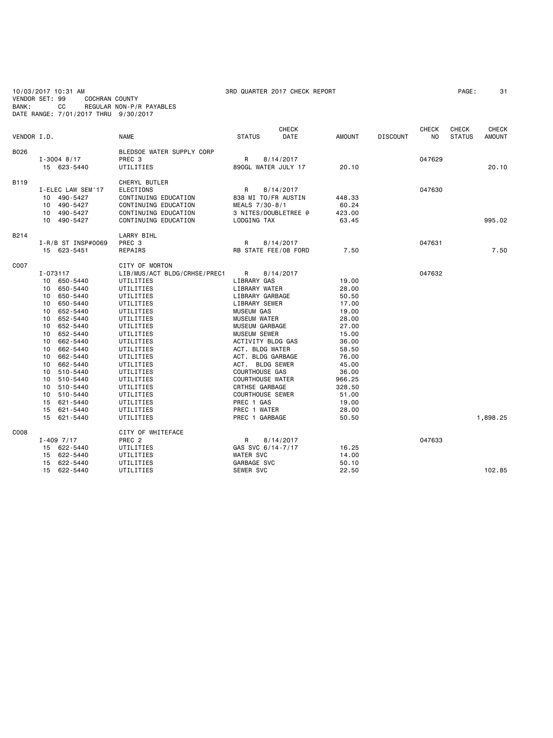10/03/2017 10:31 AM
VENDOR SET: 99 COCHRAN COUNTY
BANK: CC REGULAR NON-P/R PAYABLES
DATE RANGE: 7/01/2017 THRU 9/30/2017

3RD QUARTER 2017 CHECK REPORT

| VENDOR I.D. | | NAME | STATUS | CHECK DATE | AMOUNT | DISCOUNT | CHECK NO | CHECK STATUS | CHECK AMOUNT |
|---|---|---|---|---|---|---|---|---|---|
| B026 | | BLEDSOE WATER SUPPLY CORP | | | | | | | |
| | I-3004 8/17 | PREC 3 | R | 8/14/2017 | | | 047629 | | |
| | 15 623-5440 | UTILITIES | 890GL WATER JULY 17 | | 20.10 | | | | 20.10 |
| B119 | | CHERYL BUTLER | | | | | | | |
| | I-ELEC LAW SEM'17 | ELECTIONS | R | 8/14/2017 | | | 047630 | | |
| | 10 490-5427 | CONTINUING EDUCATION | 838 MI TO/FR AUSTIN | | 448.33 | | | | |
| | 10 490-5427 | CONTINUING EDUCATION | MEALS 7/30-8/1 | | 60.24 | | | | |
| | 10 490-5427 | CONTINUING EDUCATION | 3 NITES/DOUBLETREE @ | | 423.00 | | | | |
| | 10 490-5427 | CONTINUING EDUCATION | LODGING TAX | | 63.45 | | | | 995.02 |
| B214 | | LARRY BIHL | | | | | | | |
| | I-R/B ST INSP#0069 | PREC 3 | R | 8/14/2017 | | | 047631 | | |
| | 15 623-5451 | REPAIRS | RB STATE FEE/08 FORD | | 7.50 | | | | 7.50 |
| C007 | | CITY OF MORTON | | | | | | | |
| | I-073117 | LIB/MUS/ACT BLDG/CRHSE/PREC1 | R | 8/14/2017 | | | 047632 | | |
| | 10 650-5440 | UTILITIES | LIBRARY GAS | | 19.00 | | | | |
| | 10 650-5440 | UTILITIES | LIBRARY WATER | | 28.00 | | | | |
| | 10 650-5440 | UTILITIES | LIBRARY GARBAGE | | 50.50 | | | | |
| | 10 650-5440 | UTILITIES | LIBRARY SEWER | | 17.00 | | | | |
| | 10 652-5440 | UTILITIES | MUSEUM GAS | | 19.00 | | | | |
| | 10 652-5440 | UTILITIES | MUSEUM WATER | | 28.00 | | | | |
| | 10 652-5440 | UTILITIES | MUSEUM GARBAGE | | 27.00 | | | | |
| | 10 652-5440 | UTILITIES | MUSEUM SEWER | | 15.00 | | | | |
| | 10 662-5440 | UTILITIES | ACTIVITY BLDG GAS | | 36.00 | | | | |
| | 10 662-5440 | UTILITIES | ACT. BLDG WATER | | 58.50 | | | | |
| | 10 662-5440 | UTILITIES | ACT. BLDG GARBAGE | | 76.00 | | | | |
| | 10 662-5440 | UTILITIES | ACT. BLDG SEWER | | 45.00 | | | | |
| | 10 510-5440 | UTILITIES | COURTHOUSE GAS | | 36.00 | | | | |
| | 10 510-5440 | UTILITIES | COURTHOUSE WATER | | 966.25 | | | | |
| | 10 510-5440 | UTILITIES | CRTHSE GARBAGE | | 328.50 | | | | |
| | 10 510-5440 | UTILITIES | COURTHOUSE SEWER | | 51.00 | | | | |
| | 15 621-5440 | UTILITIES | PREC 1 GAS | | 19.00 | | | | |
| | 15 621-5440 | UTILITIES | PREC 1 WATER | | 28.00 | | | | |
| | 15 621-5440 | UTILITIES | PREC 1 GARBAGE | | 50.50 | | | | 1,898.25 |
| C008 | | CITY OF WHITEFACE | | | | | | | |
| | I-409 7/17 | PREC 2 | R | 8/14/2017 | | | 047633 | | |
| | 15 622-5440 | UTILITIES | GAS SVC 6/14-7/17 | | 16.25 | | | | |
| | 15 622-5440 | UTILITIES | WATER SVC | | 14.00 | | | | |
| | 15 622-5440 | UTILITIES | GARBAGE SVC | | 50.10 | | | | |
| | 15 622-5440 | UTILITIES | SEWER SVC | | 22.50 | | | | 102.85 |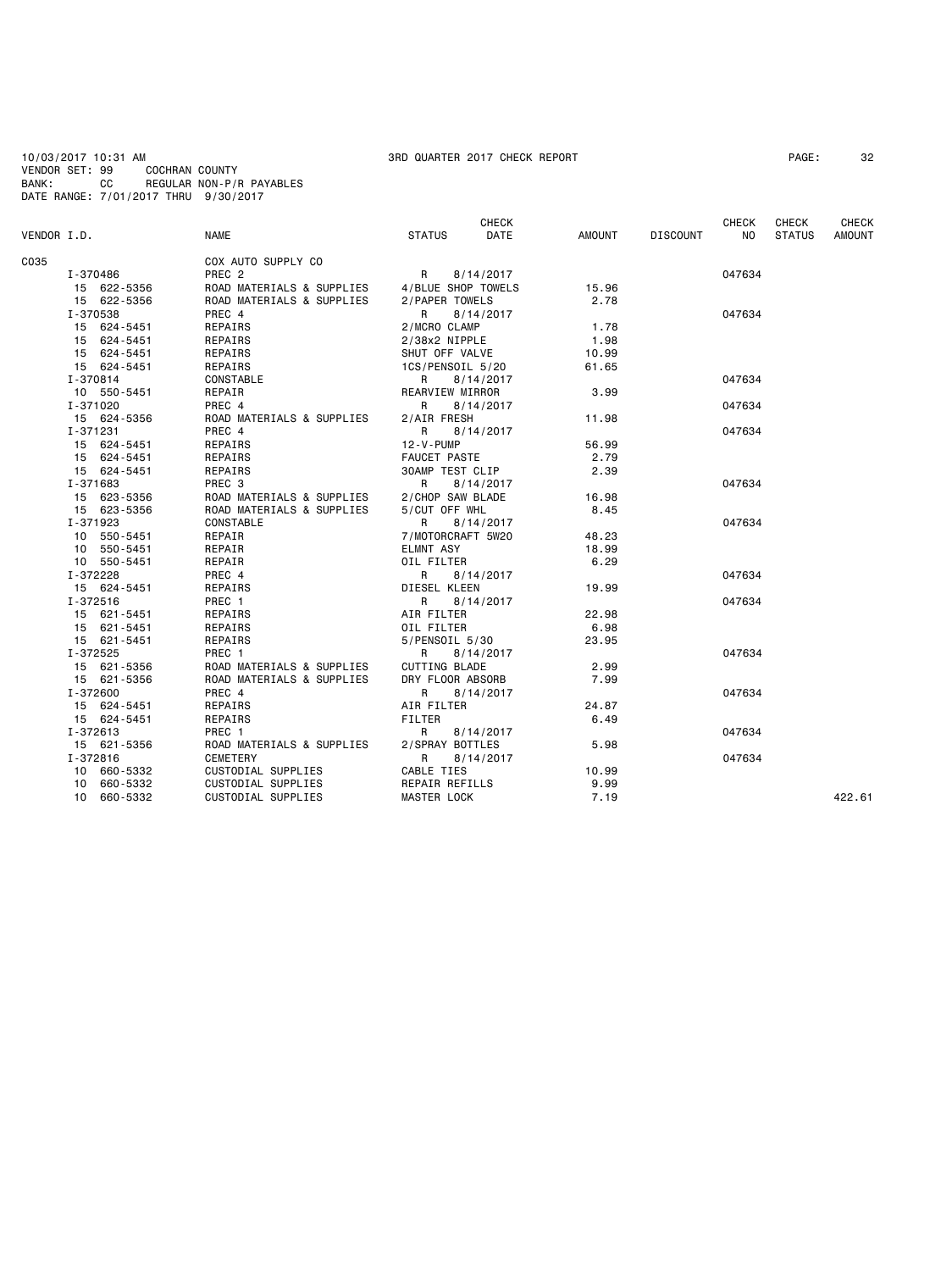10/03/2017 10:31 AM 3RD QUARTER 2017 CHECK REPORT PAGE: 32
VENDOR SET: 99 COCHRAN COUNTY
BANK: CC REGULAR NON-P/R PAYABLES
DATE RANGE: 7/01/2017 THRU 9/30/2017

| VENDOR I.D. | NAME | STATUS | CHECK DATE | AMOUNT | DISCOUNT | CHECK NO | CHECK STATUS | CHECK AMOUNT |
|---|---|---|---|---|---|---|---|---|
| C035 | COX AUTO SUPPLY CO | | | | | | | |
| I-370486 | PREC 2 | R | 8/14/2017 | | | 047634 | | |
| 15 622-5356 | ROAD MATERIALS & SUPPLIES | 4/BLUE SHOP TOWELS | | 15.96 | | | | |
| 15 622-5356 | ROAD MATERIALS & SUPPLIES | 2/PAPER TOWELS | | 2.78 | | | | |
| I-370538 | PREC 4 | R | 8/14/2017 | | | 047634 | | |
| 15 624-5451 | REPAIRS | 2/MCRO CLAMP | | 1.78 | | | | |
| 15 624-5451 | REPAIRS | 2/38x2 NIPPLE | | 1.98 | | | | |
| 15 624-5451 | REPAIRS | SHUT OFF VALVE | | 10.99 | | | | |
| 15 624-5451 | REPAIRS | 1CS/PENSOIL 5/20 | | 61.65 | | | | |
| I-370814 | CONSTABLE | R | 8/14/2017 | | | 047634 | | |
| 10 550-5451 | REPAIR | REARVIEW MIRROR | | 3.99 | | | | |
| I-371020 | PREC 4 | R | 8/14/2017 | | | 047634 | | |
| 15 624-5356 | ROAD MATERIALS & SUPPLIES | 2/AIR FRESH | | 11.98 | | | | |
| I-371231 | PREC 4 | R | 8/14/2017 | | | 047634 | | |
| 15 624-5451 | REPAIRS | 12-V-PUMP | | 56.99 | | | | |
| 15 624-5451 | REPAIRS | FAUCET PASTE | | 2.79 | | | | |
| 15 624-5451 | REPAIRS | 30AMP TEST CLIP | | 2.39 | | | | |
| I-371683 | PREC 3 | R | 8/14/2017 | | | 047634 | | |
| 15 623-5356 | ROAD MATERIALS & SUPPLIES | 2/CHOP SAW BLADE | | 16.98 | | | | |
| 15 623-5356 | ROAD MATERIALS & SUPPLIES | 5/CUT OFF WHL | | 8.45 | | | | |
| I-371923 | CONSTABLE | R | 8/14/2017 | | | 047634 | | |
| 10 550-5451 | REPAIR | 7/MOTORCRAFT 5W20 | | 48.23 | | | | |
| 10 550-5451 | REPAIR | ELMNT ASY | | 18.99 | | | | |
| 10 550-5451 | REPAIR | OIL FILTER | | 6.29 | | | | |
| I-372228 | PREC 4 | R | 8/14/2017 | | | 047634 | | |
| 15 624-5451 | REPAIRS | DIESEL KLEEN | | 19.99 | | | | |
| I-372516 | PREC 1 | R | 8/14/2017 | | | 047634 | | |
| 15 621-5451 | REPAIRS | AIR FILTER | | 22.98 | | | | |
| 15 621-5451 | REPAIRS | OIL FILTER | | 6.98 | | | | |
| 15 621-5451 | REPAIRS | 5/PENSOIL 5/30 | | 23.95 | | | | |
| I-372525 | PREC 1 | R | 8/14/2017 | | | 047634 | | |
| 15 621-5356 | ROAD MATERIALS & SUPPLIES | CUTTING BLADE | | 2.99 | | | | |
| 15 621-5356 | ROAD MATERIALS & SUPPLIES | DRY FLOOR ABSORB | | 7.99 | | | | |
| I-372600 | PREC 4 | R | 8/14/2017 | | | 047634 | | |
| 15 624-5451 | REPAIRS | AIR FILTER | | 24.87 | | | | |
| 15 624-5451 | REPAIRS | FILTER | | 6.49 | | | | |
| I-372613 | PREC 1 | R | 8/14/2017 | | | 047634 | | |
| 15 621-5356 | ROAD MATERIALS & SUPPLIES | 2/SPRAY BOTTLES | | 5.98 | | | | |
| I-372816 | CEMETERY | R | 8/14/2017 | | | 047634 | | |
| 10 660-5332 | CUSTODIAL SUPPLIES | CABLE TIES | | 10.99 | | | | |
| 10 660-5332 | CUSTODIAL SUPPLIES | REPAIR REFILLS | | 9.99 | | | | |
| 10 660-5332 | CUSTODIAL SUPPLIES | MASTER LOCK | | 7.19 | | | | 422.61 |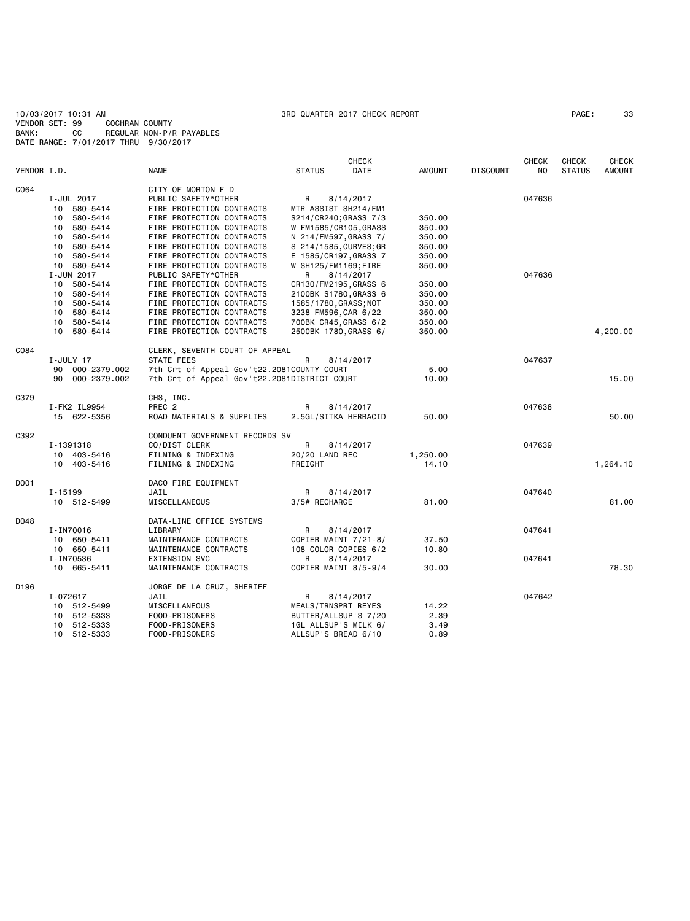10/03/2017 10:31 AM 3RD QUARTER 2017 CHECK REPORT

VENDOR SET: 99 COCHRAN COUNTY
BANK: CC REGULAR NON-P/R PAYABLES
DATE RANGE: 7/01/2017 THRU 9/30/2017

| VENDOR I.D. | NAME | STATUS | CHECK DATE | AMOUNT | DISCOUNT | CHECK NO | CHECK STATUS | CHECK AMOUNT |
|---|---|---|---|---|---|---|---|---|
| C064 | CITY OF MORTON F D | | | | | | | |
| I-JUL 2017 | PUBLIC SAFETY*OTHER | R | 8/14/2017 | | | 047636 | | |
| 10 580-5414 | FIRE PROTECTION CONTRACTS | MTR ASSIST SH214/FM1 | | | | | | |
| 10 580-5414 | FIRE PROTECTION CONTRACTS | S214/CR240;GRASS 7/3 | | 350.00 | | | | |
| 10 580-5414 | FIRE PROTECTION CONTRACTS | W FM1585/CR105,GRASS | | 350.00 | | | | |
| 10 580-5414 | FIRE PROTECTION CONTRACTS | N 214/FM597,GRASS 7/ | | 350.00 | | | | |
| 10 580-5414 | FIRE PROTECTION CONTRACTS | S 214/1585,CURVES;GR | | 350.00 | | | | |
| 10 580-5414 | FIRE PROTECTION CONTRACTS | E 1585/CR197,GRASS 7 | | 350.00 | | | | |
| 10 580-5414 | FIRE PROTECTION CONTRACTS | W SH125/FM1169;FIRE | | 350.00 | | | | |
| I-JUN 2017 | PUBLIC SAFETY*OTHER | R | 8/14/2017 | | | 047636 | | |
| 10 580-5414 | FIRE PROTECTION CONTRACTS | CR130/FM2195,GRASS 6 | | 350.00 | | | | |
| 10 580-5414 | FIRE PROTECTION CONTRACTS | 2100BK S1780,GRASS 6 | | 350.00 | | | | |
| 10 580-5414 | FIRE PROTECTION CONTRACTS | 1585/1780,GRASS;NOT | | 350.00 | | | | |
| 10 580-5414 | FIRE PROTECTION CONTRACTS | 3238 FM596,CAR 6/22 | | 350.00 | | | | |
| 10 580-5414 | FIRE PROTECTION CONTRACTS | 700BK CR45,GRASS 6/2 | | 350.00 | | | | |
| 10 580-5414 | FIRE PROTECTION CONTRACTS | 2500BK 1780,GRASS 6/ | | 350.00 | | | | 4,200.00 |
| C084 | CLERK, SEVENTH COURT OF APPEAL | | | | | | | |
| I-JULY 17 | STATE FEES | R | 8/14/2017 | | | 047637 | | |
| 90 000-2379.002 | 7th Crt of Appeal Gov't22.2081 | COUNTY COURT | | 5.00 | | | | |
| 90 000-2379.002 | 7th Crt of Appeal Gov't22.2081 | DISTRICT COURT | | 10.00 | | | | 15.00 |
| C379 | CHS, INC. | | | | | | | |
| I-FK2 IL9954 | PREC 2 | R | 8/14/2017 | | | 047638 | | |
| 15 622-5356 | ROAD MATERIALS & SUPPLIES | 2.5GL/SITKA HERBACID | | 50.00 | | | | 50.00 |
| C392 | CONDUENT GOVERNMENT RECORDS SV | | | | | | | |
| I-1391318 | CO/DIST CLERK | R | 8/14/2017 | | | 047639 | | |
| 10 403-5416 | FILMING & INDEXING | 20/20 LAND REC | | 1,250.00 | | | | |
| 10 403-5416 | FILMING & INDEXING | FREIGHT | | 14.10 | | | | 1,264.10 |
| D001 | DACO FIRE EQUIPMENT | | | | | | | |
| I-15199 | JAIL | R | 8/14/2017 | | | 047640 | | |
| 10 512-5499 | MISCELLANEOUS | 3/5# RECHARGE | | 81.00 | | | | 81.00 |
| D048 | DATA-LINE OFFICE SYSTEMS | | | | | | | |
| I-IN70016 | LIBRARY | R | 8/14/2017 | | | 047641 | | |
| 10 650-5411 | MAINTENANCE CONTRACTS | COPIER MAINT 7/21-8/ | | 37.50 | | | | |
| 10 650-5411 | MAINTENANCE CONTRACTS | 108 COLOR COPIES 6/2 | | 10.80 | | | | |
| I-IN70536 | EXTENSION SVC | R | 8/14/2017 | | | 047641 | | |
| 10 665-5411 | MAINTENANCE CONTRACTS | COPIER MAINT 8/5-9/4 | | 30.00 | | | | 78.30 |
| D196 | JORGE DE LA CRUZ, SHERIFF | | | | | | | |
| I-072617 | JAIL | R | 8/14/2017 | | | 047642 | | |
| 10 512-5499 | MISCELLANEOUS | MEALS/TRNSPRT REYES | | 14.22 | | | | |
| 10 512-5333 | FOOD-PRISONERS | BUTTER/ALLSUP'S 7/20 | | 2.39 | | | | |
| 10 512-5333 | FOOD-PRISONERS | 1GL ALLSUP'S MILK 6/ | | 3.49 | | | | |
| 10 512-5333 | FOOD-PRISONERS | ALLSUP'S BREAD 6/10 | | 0.89 | | | | |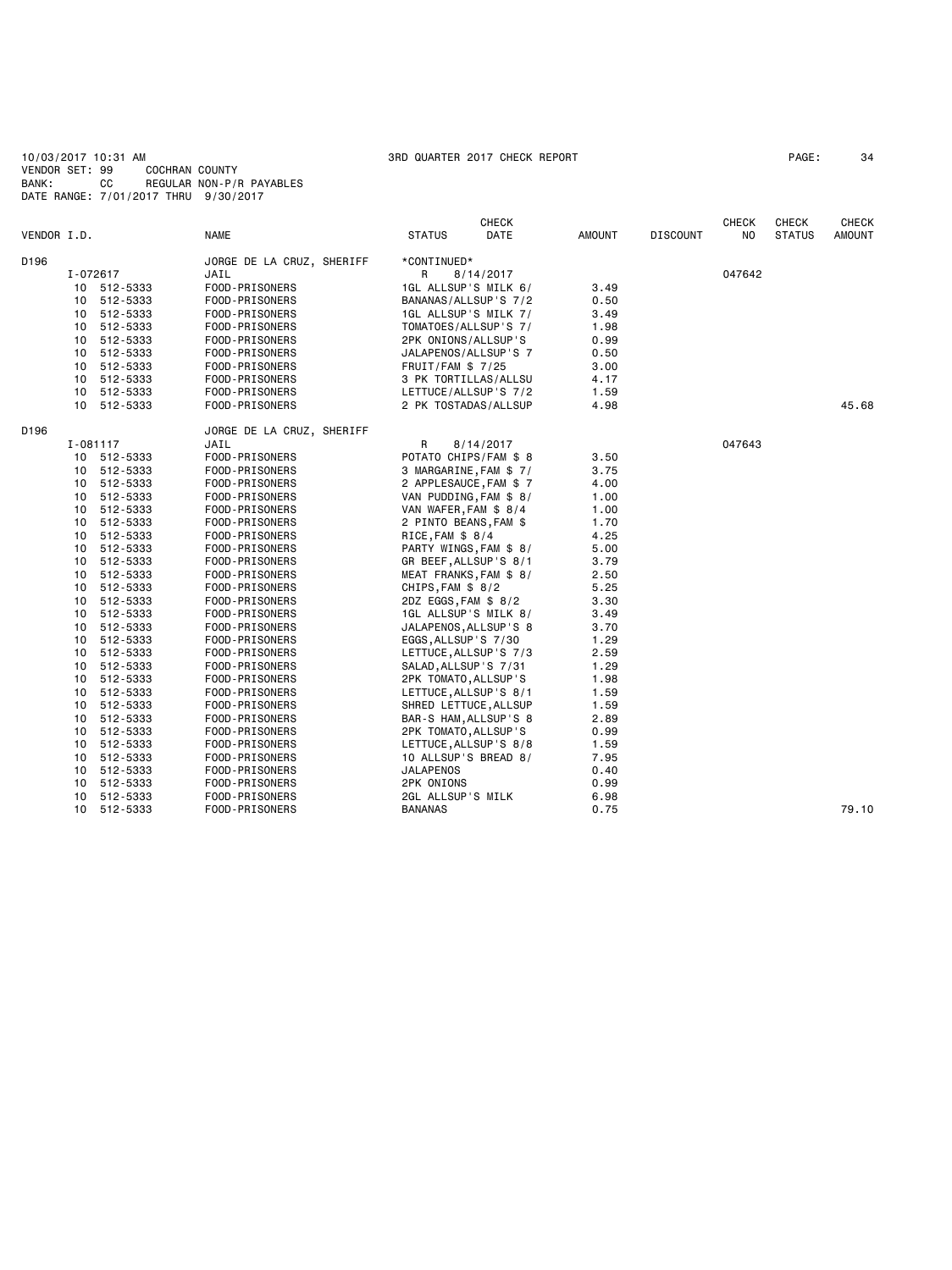10/03/2017 10:31 AM 3RD QUARTER 2017 CHECK REPORT
VENDOR SET: 99 COCHRAN COUNTY
BANK: CC REGULAR NON-P/R PAYABLES
DATE RANGE: 7/01/2017 THRU 9/30/2017

| VENDOR I.D. | | NAME | STATUS | CHECK DATE | AMOUNT | DISCOUNT | CHECK NO | CHECK STATUS | CHECK AMOUNT |
|---|---|---|---|---|---|---|---|---|---|
| D196 | | JORGE DE LA CRUZ, SHERIFF | *CONTINUED* | | | | | | |
| I-072617 | | JAIL | R | 8/14/2017 | | | 047642 | | |
| 10 | 512-5333 | FOOD-PRISONERS | 1GL ALLSUP'S MILK 6/ | | 3.49 | | | | |
| 10 | 512-5333 | FOOD-PRISONERS | BANANAS/ALLSUP'S 7/2 | | 0.50 | | | | |
| 10 | 512-5333 | FOOD-PRISONERS | 1GL ALLSUP'S MILK 7/ | | 3.49 | | | | |
| 10 | 512-5333 | FOOD-PRISONERS | TOMATOES/ALLSUP'S 7/ | | 1.98 | | | | |
| 10 | 512-5333 | FOOD-PRISONERS | 2PK ONIONS/ALLSUP'S | | 0.99 | | | | |
| 10 | 512-5333 | FOOD-PRISONERS | JALAPENOS/ALLSUP'S 7 | | 0.50 | | | | |
| 10 | 512-5333 | FOOD-PRISONERS | FRUIT/FAM $ 7/25 | | 3.00 | | | | |
| 10 | 512-5333 | FOOD-PRISONERS | 3 PK TORTILLAS/ALLSU | | 4.17 | | | | |
| 10 | 512-5333 | FOOD-PRISONERS | LETTUCE/ALLSUP'S 7/2 | | 1.59 | | | | |
| 10 | 512-5333 | FOOD-PRISONERS | 2 PK TOSTADAS/ALLSUP | | 4.98 | | | | 45.68 |
| D196 | | JORGE DE LA CRUZ, SHERIFF | | | | | | | |
| I-081117 | | JAIL | R | 8/14/2017 | | | 047643 | | |
| 10 | 512-5333 | FOOD-PRISONERS | POTATO CHIPS/FAM $ 8 | | 3.50 | | | | |
| 10 | 512-5333 | FOOD-PRISONERS | 3 MARGARINE,FAM $ 7/ | | 3.75 | | | | |
| 10 | 512-5333 | FOOD-PRISONERS | 2 APPLESAUCE,FAM $ 7 | | 4.00 | | | | |
| 10 | 512-5333 | FOOD-PRISONERS | VAN PUDDING,FAM $ 8/ | | 1.00 | | | | |
| 10 | 512-5333 | FOOD-PRISONERS | VAN WAFER,FAM $ 8/4 | | 1.00 | | | | |
| 10 | 512-5333 | FOOD-PRISONERS | 2 PINTO BEANS,FAM $ | | 1.70 | | | | |
| 10 | 512-5333 | FOOD-PRISONERS | RICE,FAM $ 8/4 | | 4.25 | | | | |
| 10 | 512-5333 | FOOD-PRISONERS | PARTY WINGS,FAM $ 8/ | | 5.00 | | | | |
| 10 | 512-5333 | FOOD-PRISONERS | GR BEEF,ALLSUP'S 8/1 | | 3.79 | | | | |
| 10 | 512-5333 | FOOD-PRISONERS | MEAT FRANKS,FAM $ 8/ | | 2.50 | | | | |
| 10 | 512-5333 | FOOD-PRISONERS | CHIPS,FAM $ 8/2 | | 5.25 | | | | |
| 10 | 512-5333 | FOOD-PRISONERS | 2DZ EGGS,FAM $ 8/2 | | 3.30 | | | | |
| 10 | 512-5333 | FOOD-PRISONERS | 1GL ALLSUP'S MILK 8/ | | 3.49 | | | | |
| 10 | 512-5333 | FOOD-PRISONERS | JALAPENOS,ALLSUP'S 8 | | 3.70 | | | | |
| 10 | 512-5333 | FOOD-PRISONERS | EGGS,ALLSUP'S 7/30 | | 1.29 | | | | |
| 10 | 512-5333 | FOOD-PRISONERS | LETTUCE,ALLSUP'S 7/3 | | 2.59 | | | | |
| 10 | 512-5333 | FOOD-PRISONERS | SALAD,ALLSUP'S 7/31 | | 1.29 | | | | |
| 10 | 512-5333 | FOOD-PRISONERS | 2PK TOMATO,ALLSUP'S | | 1.98 | | | | |
| 10 | 512-5333 | FOOD-PRISONERS | LETTUCE,ALLSUP'S 8/1 | | 1.59 | | | | |
| 10 | 512-5333 | FOOD-PRISONERS | SHRED LETTUCE,ALLSUP | | 1.59 | | | | |
| 10 | 512-5333 | FOOD-PRISONERS | BAR-S HAM,ALLSUP'S 8 | | 2.89 | | | | |
| 10 | 512-5333 | FOOD-PRISONERS | 2PK TOMATO,ALLSUP'S | | 0.99 | | | | |
| 10 | 512-5333 | FOOD-PRISONERS | LETTUCE,ALLSUP'S 8/8 | | 1.59 | | | | |
| 10 | 512-5333 | FOOD-PRISONERS | 10 ALLSUP'S BREAD 8/ | | 7.95 | | | | |
| 10 | 512-5333 | FOOD-PRISONERS | JALAPENOS | | 0.40 | | | | |
| 10 | 512-5333 | FOOD-PRISONERS | 2PK ONIONS | | 0.99 | | | | |
| 10 | 512-5333 | FOOD-PRISONERS | 2GL ALLSUP'S MILK | | 6.98 | | | | |
| 10 | 512-5333 | FOOD-PRISONERS | BANANAS | | 0.75 | | | | 79.10 |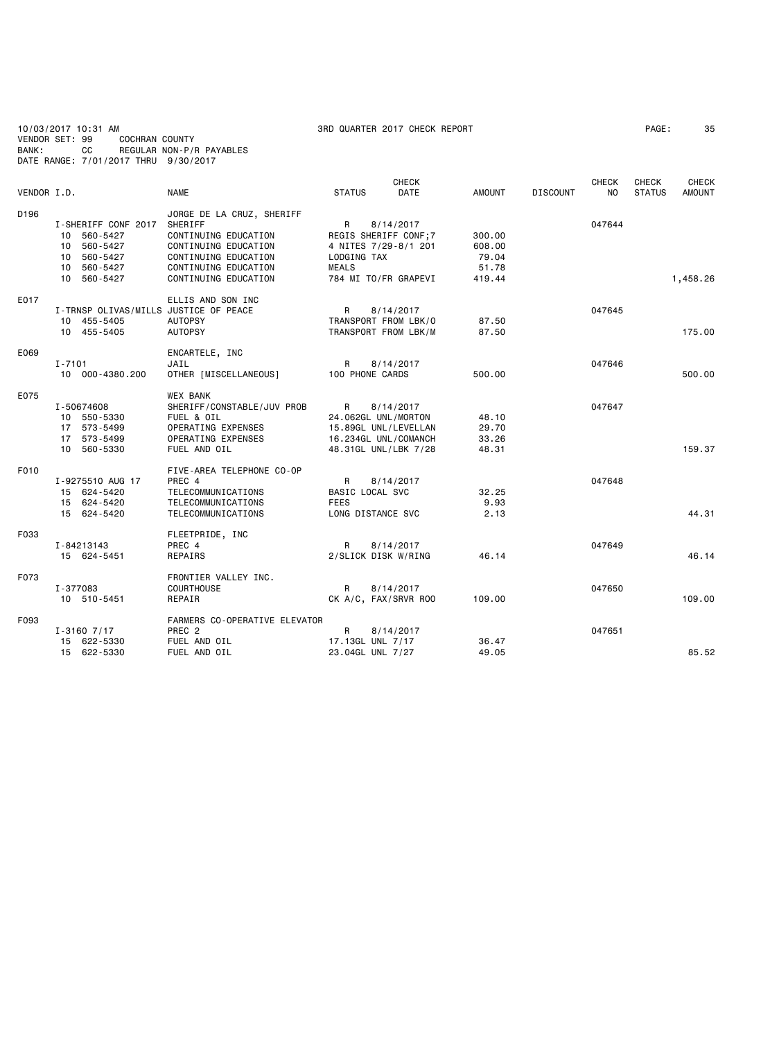10/03/2017 10:31 AM 3RD QUARTER 2017 CHECK REPORT
VENDOR SET: 99 COCHRAN COUNTY
BANK: CC REGULAR NON-P/R PAYABLES
DATE RANGE: 7/01/2017 THRU 9/30/2017

| VENDOR I.D. | NAME | STATUS | CHECK DATE | AMOUNT | DISCOUNT | CHECK NO | CHECK STATUS | CHECK AMOUNT |
|---|---|---|---|---|---|---|---|---|
| D196 | JORGE DE LA CRUZ, SHERIFF | | | | | | | |
| I-SHERIFF CONF 2017 | SHERIFF | R | 8/14/2017 | | | 047644 | | |
| 10 560-5427 | CONTINUING EDUCATION | REGIS SHERIFF CONF;7 | | 300.00 | | | | |
| 10 560-5427 | CONTINUING EDUCATION | 4 NITES 7/29-8/1 201 | | 608.00 | | | | |
| 10 560-5427 | CONTINUING EDUCATION | LODGING TAX | | 79.04 | | | | |
| 10 560-5427 | CONTINUING EDUCATION | MEALS | | 51.78 | | | | |
| 10 560-5427 | CONTINUING EDUCATION | 784 MI TO/FR GRAPEVI | | 419.44 | | | | 1,458.26 |
| E017 | ELLIS AND SON INC | | | | | | | |
| I-TRNSP OLIVAS/MILLS | JUSTICE OF PEACE | R | 8/14/2017 | | | 047645 | | |
| 10 455-5405 | AUTOPSY | TRANSPORT FROM LBK/O | | 87.50 | | | | |
| 10 455-5405 | AUTOPSY | TRANSPORT FROM LBK/M | | 87.50 | | | | 175.00 |
| E069 | ENCARTELE, INC | | | | | | | |
| I-7101 | JAIL | R | 8/14/2017 | | | 047646 | | |
| 10 000-4380.200 | OTHER [MISCELLANEOUS] | 100 PHONE CARDS | | 500.00 | | | | 500.00 |
| E075 | WEX BANK | | | | | | | |
| I-50674608 | SHERIFF/CONSTABLE/JUV PROB | R | 8/14/2017 | | | 047647 | | |
| 10 550-5330 | FUEL & OIL | 24.062GL UNL/MORTON | | 48.10 | | | | |
| 17 573-5499 | OPERATING EXPENSES | 15.89GL UNL/LEVELLAN | | 29.70 | | | | |
| 17 573-5499 | OPERATING EXPENSES | 16.234GL UNL/COMANCH | | 33.26 | | | | |
| 10 560-5330 | FUEL AND OIL | 48.31GL UNL/LBK 7/28 | | 48.31 | | | | 159.37 |
| F010 | FIVE-AREA TELEPHONE CO-OP | | | | | | | |
| I-9275510 AUG 17 | PREC 4 | R | 8/14/2017 | | | 047648 | | |
| 15 624-5420 | TELECOMMUNICATIONS | BASIC LOCAL SVC | | 32.25 | | | | |
| 15 624-5420 | TELECOMMUNICATIONS | FEES | | 9.93 | | | | |
| 15 624-5420 | TELECOMMUNICATIONS | LONG DISTANCE SVC | | 2.13 | | | | 44.31 |
| F033 | FLEETPRIDE, INC | | | | | | | |
| I-84213143 | PREC 4 | R | 8/14/2017 | | | 047649 | | |
| 15 624-5451 | REPAIRS | 2/SLICK DISK W/RING | | 46.14 | | | | 46.14 |
| F073 | FRONTIER VALLEY INC. | | | | | | | |
| I-377083 | COURTHOUSE | R | 8/14/2017 | | | 047650 | | |
| 10 510-5451 | REPAIR | CK A/C, FAX/SRVR ROO | | 109.00 | | | | 109.00 |
| F093 | FARMERS CO-OPERATIVE ELEVATOR | | | | | | | |
| I-3160 7/17 | PREC 2 | R | 8/14/2017 | | | 047651 | | |
| 15 622-5330 | FUEL AND OIL | 17.13GL UNL 7/17 | | 36.47 | | | | |
| 15 622-5330 | FUEL AND OIL | 23.04GL UNL 7/27 | | 49.05 | | | | 85.52 |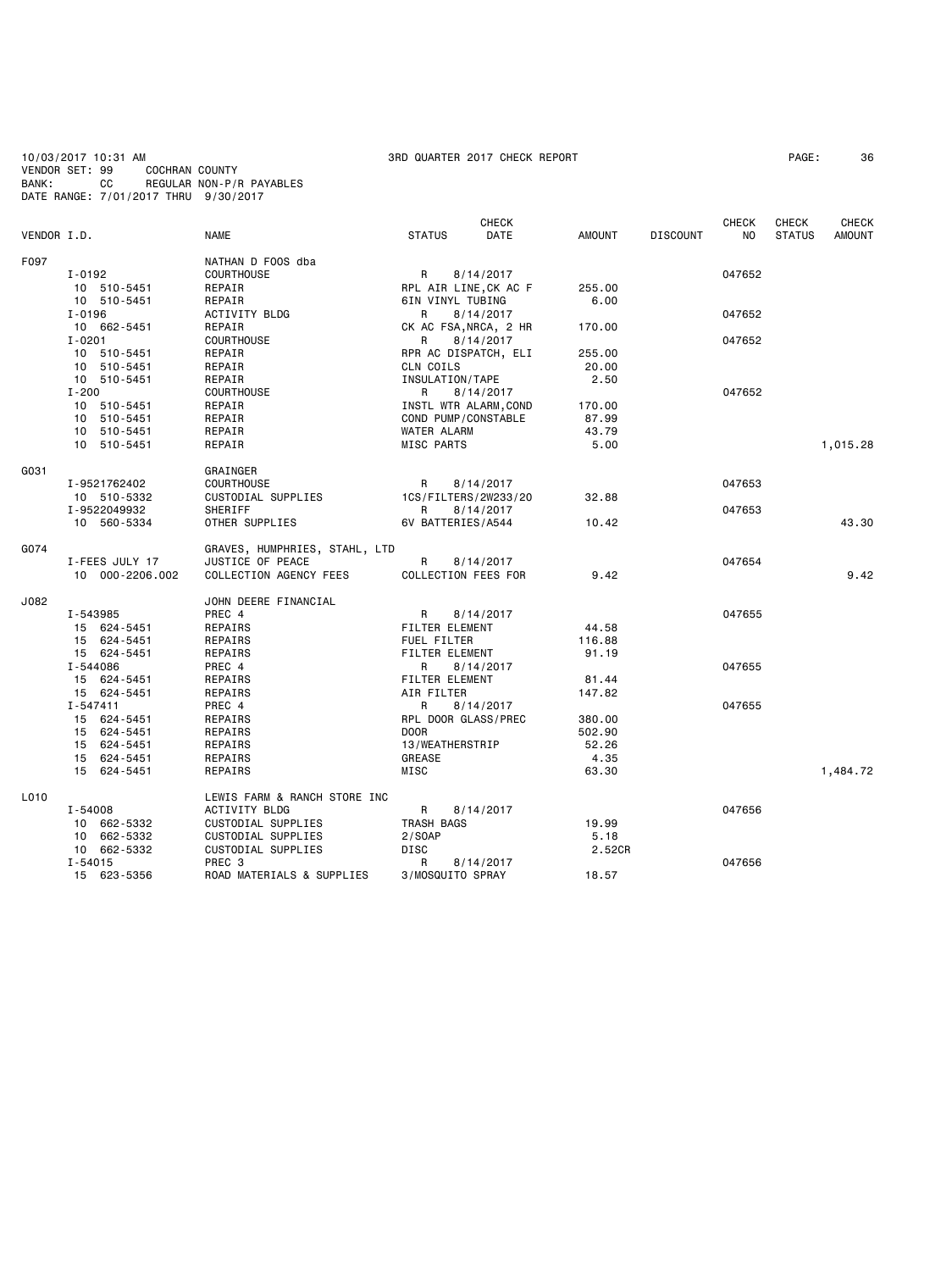10/03/2017 10:31 AM 3RD QUARTER 2017 CHECK REPORT
VENDOR SET: 99 COCHRAN COUNTY
BANK: CC REGULAR NON-P/R PAYABLES
DATE RANGE: 7/01/2017 THRU 9/30/2017

| VENDOR I.D. | NAME | STATUS | CHECK DATE | AMOUNT | DISCOUNT | CHECK NO | CHECK STATUS | CHECK AMOUNT |
|---|---|---|---|---|---|---|---|---|
| F097 | NATHAN D FOOS dba | | | | | | | |
| I-0192 | COURTHOUSE | R | 8/14/2017 | | | 047652 | | |
| 10 510-5451 | REPAIR | RPL AIR LINE,CK AC F | | 255.00 | | | | |
| 10 510-5451 | REPAIR | 6IN VINYL TUBING | | 6.00 | | | | |
| I-0196 | ACTIVITY BLDG | R | 8/14/2017 | | | 047652 | | |
| 10 662-5451 | REPAIR | CK AC FSA,NRCA, 2 HR | | 170.00 | | | | |
| I-0201 | COURTHOUSE | R | 8/14/2017 | | | 047652 | | |
| 10 510-5451 | REPAIR | RPR AC DISPATCH, ELI | | 255.00 | | | | |
| 10 510-5451 | REPAIR | CLN COILS | | 20.00 | | | | |
| 10 510-5451 | REPAIR | INSULATION/TAPE | | 2.50 | | | | |
| I-200 | COURTHOUSE | R | 8/14/2017 | | | 047652 | | |
| 10 510-5451 | REPAIR | INSTL WTR ALARM,COND | | 170.00 | | | | |
| 10 510-5451 | REPAIR | COND PUMP/CONSTABLE | | 87.99 | | | | |
| 10 510-5451 | REPAIR | WATER ALARM | | 43.79 | | | | |
| 10 510-5451 | REPAIR | MISC PARTS | | 5.00 | | | | 1,015.28 |
| G031 | GRAINGER | | | | | | | |
| I-9521762402 | COURTHOUSE | R | 8/14/2017 | | | 047653 | | |
| 10 510-5332 | CUSTODIAL SUPPLIES | 1CS/FILTERS/2W233/20 | | 32.88 | | | | |
| I-9522049932 | SHERIFF | R | 8/14/2017 | | | 047653 | | |
| 10 560-5334 | OTHER SUPPLIES | 6V BATTERIES/A544 | | 10.42 | | | | 43.30 |
| G074 | GRAVES, HUMPHRIES, STAHL, LTD | | | | | | | |
| I-FEES JULY 17 | JUSTICE OF PEACE | R | 8/14/2017 | | | 047654 | | |
| 10 000-2206.002 | COLLECTION AGENCY FEES | COLLECTION FEES FOR | | 9.42 | | | | 9.42 |
| J082 | JOHN DEERE FINANCIAL | | | | | | | |
| I-543985 | PREC 4 | R | 8/14/2017 | | | 047655 | | |
| 15 624-5451 | REPAIRS | FILTER ELEMENT | | 44.58 | | | | |
| 15 624-5451 | REPAIRS | FUEL FILTER | | 116.88 | | | | |
| 15 624-5451 | REPAIRS | FILTER ELEMENT | | 91.19 | | | | |
| I-544086 | PREC 4 | R | 8/14/2017 | | | 047655 | | |
| 15 624-5451 | REPAIRS | FILTER ELEMENT | | 81.44 | | | | |
| 15 624-5451 | REPAIRS | AIR FILTER | | 147.82 | | | | |
| I-547411 | PREC 4 | R | 8/14/2017 | | | 047655 | | |
| 15 624-5451 | REPAIRS | RPL DOOR GLASS/PREC | | 380.00 | | | | |
| 15 624-5451 | REPAIRS | DOOR | | 502.90 | | | | |
| 15 624-5451 | REPAIRS | 13/WEATHERSTRIP | | 52.26 | | | | |
| 15 624-5451 | REPAIRS | GREASE | | 4.35 | | | | |
| 15 624-5451 | REPAIRS | MISC | | 63.30 | | | | 1,484.72 |
| L010 | LEWIS FARM & RANCH STORE INC | | | | | | | |
| I-54008 | ACTIVITY BLDG | R | 8/14/2017 | | | 047656 | | |
| 10 662-5332 | CUSTODIAL SUPPLIES | TRASH BAGS | | 19.99 | | | | |
| 10 662-5332 | CUSTODIAL SUPPLIES | 2/SOAP | | 5.18 | | | | |
| 10 662-5332 | CUSTODIAL SUPPLIES | DISC | | 2.52CR | | | | |
| I-54015 | PREC 3 | R | 8/14/2017 | | | 047656 | | |
| 15 623-5356 | ROAD MATERIALS & SUPPLIES | 3/MOSQUITO SPRAY | | 18.57 | | | | |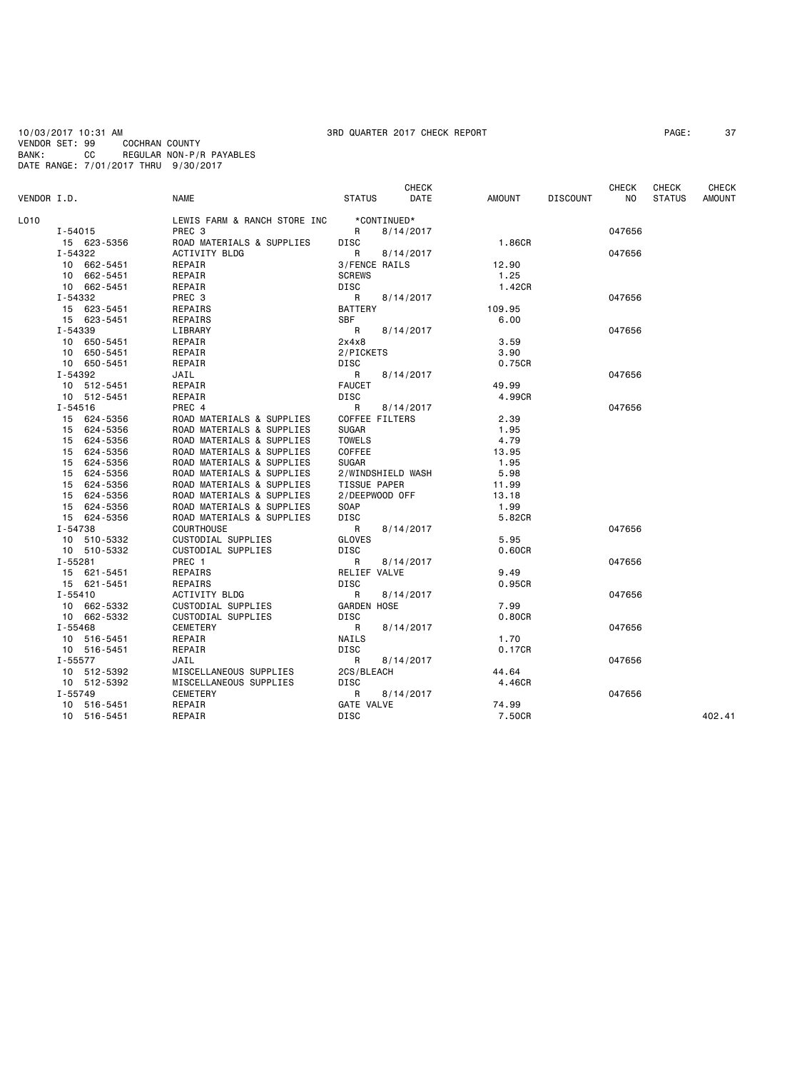10/03/2017 10:31 AM 3RD QUARTER 2017 CHECK REPORT
VENDOR SET: 99 COCHRAN COUNTY
BANK: CC REGULAR NON-P/R PAYABLES
DATE RANGE: 7/01/2017 THRU 9/30/2017

| VENDOR I.D. | NAME | STATUS | CHECK DATE | AMOUNT | DISCOUNT | CHECK NO | CHECK STATUS | CHECK AMOUNT |
|---|---|---|---|---|---|---|---|---|
| L010 | LEWIS FARM & RANCH STORE INC | *CONTINUED* | | | | | | |
| I-54015 | PREC 3 | R | 8/14/2017 | | | 047656 | | |
| 15 623-5356 | ROAD MATERIALS & SUPPLIES | DISC | | 1.86CR | | | | |
| I-54322 | ACTIVITY BLDG | R | 8/14/2017 | | | 047656 | | |
| 10 662-5451 | REPAIR | 3/FENCE RAILS | | 12.90 | | | | |
| 10 662-5451 | REPAIR | SCREWS | | 1.25 | | | | |
| 10 662-5451 | REPAIR | DISC | | 1.42CR | | | | |
| I-54332 | PREC 3 | R | 8/14/2017 | | | 047656 | | |
| 15 623-5451 | REPAIRS | BATTERY | | 109.95 | | | | |
| 15 623-5451 | REPAIRS | SBF | | 6.00 | | | | |
| I-54339 | LIBRARY | R | 8/14/2017 | | | 047656 | | |
| 10 650-5451 | REPAIR | 2x4x8 | | 3.59 | | | | |
| 10 650-5451 | REPAIR | 2/PICKETS | | 3.90 | | | | |
| 10 650-5451 | REPAIR | DISC | | 0.75CR | | | | |
| I-54392 | JAIL | R | 8/14/2017 | | | 047656 | | |
| 10 512-5451 | REPAIR | FAUCET | | 49.99 | | | | |
| 10 512-5451 | REPAIR | DISC | | 4.99CR | | | | |
| I-54516 | PREC 4 | R | 8/14/2017 | | | 047656 | | |
| 15 624-5356 | ROAD MATERIALS & SUPPLIES | COFFEE FILTERS | | 2.39 | | | | |
| 15 624-5356 | ROAD MATERIALS & SUPPLIES | SUGAR | | 1.95 | | | | |
| 15 624-5356 | ROAD MATERIALS & SUPPLIES | TOWELS | | 4.79 | | | | |
| 15 624-5356 | ROAD MATERIALS & SUPPLIES | COFFEE | | 13.95 | | | | |
| 15 624-5356 | ROAD MATERIALS & SUPPLIES | SUGAR | | 1.95 | | | | |
| 15 624-5356 | ROAD MATERIALS & SUPPLIES | 2/WINDSHIELD WASH | | 5.98 | | | | |
| 15 624-5356 | ROAD MATERIALS & SUPPLIES | TISSUE PAPER | | 11.99 | | | | |
| 15 624-5356 | ROAD MATERIALS & SUPPLIES | 2/DEEPWOOD OFF | | 13.18 | | | | |
| 15 624-5356 | ROAD MATERIALS & SUPPLIES | SOAP | | 1.99 | | | | |
| 15 624-5356 | ROAD MATERIALS & SUPPLIES | DISC | | 5.82CR | | | | |
| I-54738 | COURTHOUSE | R | 8/14/2017 | | | 047656 | | |
| 10 510-5332 | CUSTODIAL SUPPLIES | GLOVES | | 5.95 | | | | |
| 10 510-5332 | CUSTODIAL SUPPLIES | DISC | | 0.60CR | | | | |
| I-55281 | PREC 1 | R | 8/14/2017 | | | 047656 | | |
| 15 621-5451 | REPAIRS | RELIEF VALVE | | 9.49 | | | | |
| 15 621-5451 | REPAIRS | DISC | | 0.95CR | | | | |
| I-55410 | ACTIVITY BLDG | R | 8/14/2017 | | | 047656 | | |
| 10 662-5332 | CUSTODIAL SUPPLIES | GARDEN HOSE | | 7.99 | | | | |
| 10 662-5332 | CUSTODIAL SUPPLIES | DISC | | 0.80CR | | | | |
| I-55468 | CEMETERY | R | 8/14/2017 | | | 047656 | | |
| 10 516-5451 | REPAIR | NAILS | | 1.70 | | | | |
| 10 516-5451 | REPAIR | DISC | | 0.17CR | | | | |
| I-55577 | JAIL | R | 8/14/2017 | | | 047656 | | |
| 10 512-5392 | MISCELLANEOUS SUPPLIES | 2CS/BLEACH | | 44.64 | | | | |
| 10 512-5392 | MISCELLANEOUS SUPPLIES | DISC | | 4.46CR | | | | |
| I-55749 | CEMETERY | R | 8/14/2017 | | | 047656 | | |
| 10 516-5451 | REPAIR | GATE VALVE | | 74.99 | | | | |
| 10 516-5451 | REPAIR | DISC | | 7.50CR | | | | 402.41 |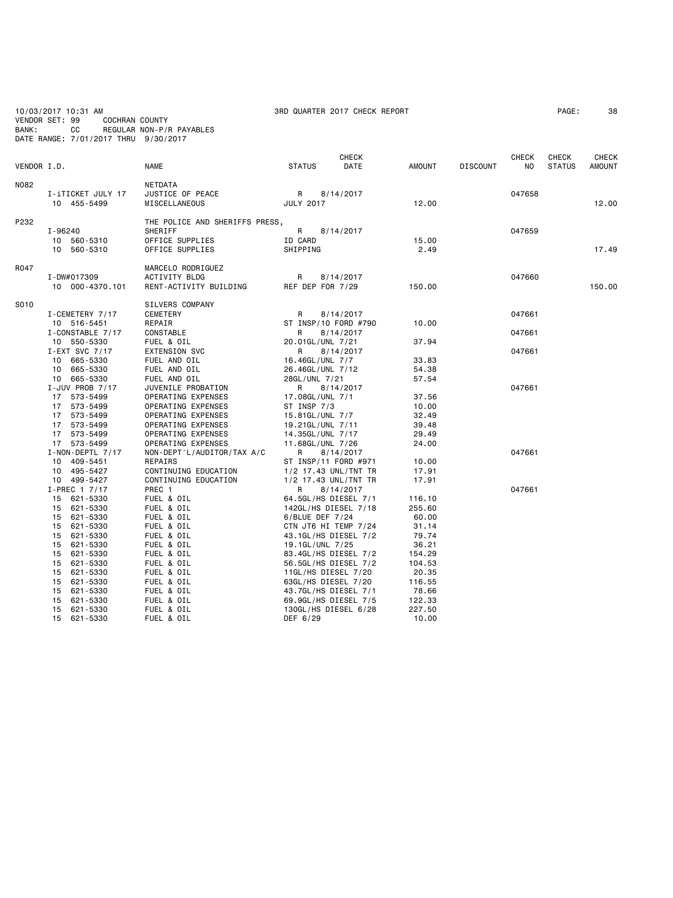10/03/2017 10:31 AM 3RD QUARTER 2017 CHECK REPORT

VENDOR SET: 99 COCHRAN COUNTY
BANK: CC REGULAR NON-P/R PAYABLES
DATE RANGE: 7/01/2017 THRU 9/30/2017

| VENDOR I.D. | NAME | STATUS | CHECK DATE | AMOUNT | DISCOUNT | CHECK NO | CHECK STATUS | CHECK AMOUNT |
|---|---|---|---|---|---|---|---|---|
| N082 | NETDATA | | | | | | | |
| I-iTICKET JULY 17 | JUSTICE OF PEACE | R | 8/14/2017 | | | 047658 | | |
| 10 455-5499 | MISCELLANEOUS | JULY 2017 | | 12.00 | | | | 12.00 |
| P232 | THE POLICE AND SHERIFFS PRESS, | | | | | | | |
| I-96240 | SHERIFF | R | 8/14/2017 | | | 047659 | | |
| 10 560-5310 | OFFICE SUPPLIES | ID CARD | | 15.00 | | | | |
| 10 560-5310 | OFFICE SUPPLIES | SHIPPING | | 2.49 | | | | 17.49 |
| R047 | MARCELO RODRIGUEZ | | | | | | | |
| I-DW#017309 | ACTIVITY BLDG | R | 8/14/2017 | | | 047660 | | |
| 10 000-4370.101 | RENT-ACTIVITY BUILDING | REF DEP FOR 7/29 | | 150.00 | | | | 150.00 |
| S010 | SILVERS COMPANY | | | | | | | |
| I-CEMETERY 7/17 | CEMETERY | R | 8/14/2017 | | | 047661 | | |
| 10 516-5451 | REPAIR | ST INSP/10 FORD #790 | | 10.00 | | | | |
| I-CONSTABLE 7/17 | CONSTABLE | R | 8/14/2017 | | | 047661 | | |
| 10 550-5330 | FUEL & OIL | 20.01GL/UNL 7/21 | | 37.94 | | | | |
| I-EXT SVC 7/17 | EXTENSION SVC | R | 8/14/2017 | | | 047661 | | |
| 10 665-5330 | FUEL AND OIL | 16.46GL/UNL 7/7 | | 33.83 | | | | |
| 10 665-5330 | FUEL AND OIL | 26.46GL/UNL 7/12 | | 54.38 | | | | |
| 10 665-5330 | FUEL AND OIL | 28GL/UNL 7/21 | | 57.54 | | | | |
| I-JUV PROB 7/17 | JUVENILE PROBATION | R | 8/14/2017 | | | 047661 | | |
| 17 573-5499 | OPERATING EXPENSES | 17.08GL/UNL 7/1 | | 37.56 | | | | |
| 17 573-5499 | OPERATING EXPENSES | ST INSP 7/3 | | 10.00 | | | | |
| 17 573-5499 | OPERATING EXPENSES | 15.81GL/UNL 7/7 | | 32.49 | | | | |
| 17 573-5499 | OPERATING EXPENSES | 19.21GL/UNL 7/11 | | 39.48 | | | | |
| 17 573-5499 | OPERATING EXPENSES | 14.35GL/UNL 7/17 | | 29.49 | | | | |
| 17 573-5499 | OPERATING EXPENSES | 11.68GL/UNL 7/26 | | 24.00 | | | | |
| I-NON-DEPTL 7/17 | NON-DEPT'L/AUDITOR/TAX A/C | R | 8/14/2017 | | | 047661 | | |
| 10 409-5451 | REPAIRS | ST INSP/11 FORD #971 | | 10.00 | | | | |
| 10 495-5427 | CONTINUING EDUCATION | 1/2 17.43 UNL/TNT TR | | 17.91 | | | | |
| 10 499-5427 | CONTINUING EDUCATION | 1/2 17.43 UNL/TNT TR | | 17.91 | | | | |
| I-PREC 1 7/17 | PREC 1 | R | 8/14/2017 | | | 047661 | | |
| 15 621-5330 | FUEL & OIL | 64.5GL/HS DIESEL 7/1 | | 116.10 | | | | |
| 15 621-5330 | FUEL & OIL | 142GL/HS DIESEL 7/18 | | 255.60 | | | | |
| 15 621-5330 | FUEL & OIL | 6/BLUE DEF 7/24 | | 60.00 | | | | |
| 15 621-5330 | FUEL & OIL | CTN JT6 HI TEMP 7/24 | | 31.14 | | | | |
| 15 621-5330 | FUEL & OIL | 43.1GL/HS DIESEL 7/2 | | 79.74 | | | | |
| 15 621-5330 | FUEL & OIL | 19.1GL/UNL 7/25 | | 36.21 | | | | |
| 15 621-5330 | FUEL & OIL | 83.4GL/HS DIESEL 7/2 | | 154.29 | | | | |
| 15 621-5330 | FUEL & OIL | 56.5GL/HS DIESEL 7/2 | | 104.53 | | | | |
| 15 621-5330 | FUEL & OIL | 11GL/HS DIESEL 7/20 | | 20.35 | | | | |
| 15 621-5330 | FUEL & OIL | 63GL/HS DIESEL 7/20 | | 116.55 | | | | |
| 15 621-5330 | FUEL & OIL | 43.7GL/HS DIESEL 7/1 | | 78.66 | | | | |
| 15 621-5330 | FUEL & OIL | 69.9GL/HS DIESEL 7/5 | | 122.33 | | | | |
| 15 621-5330 | FUEL & OIL | 130GL/HS DIESEL 6/28 | | 227.50 | | | | |
| 15 621-5330 | FUEL & OIL | DEF 6/29 | | 10.00 | | | | |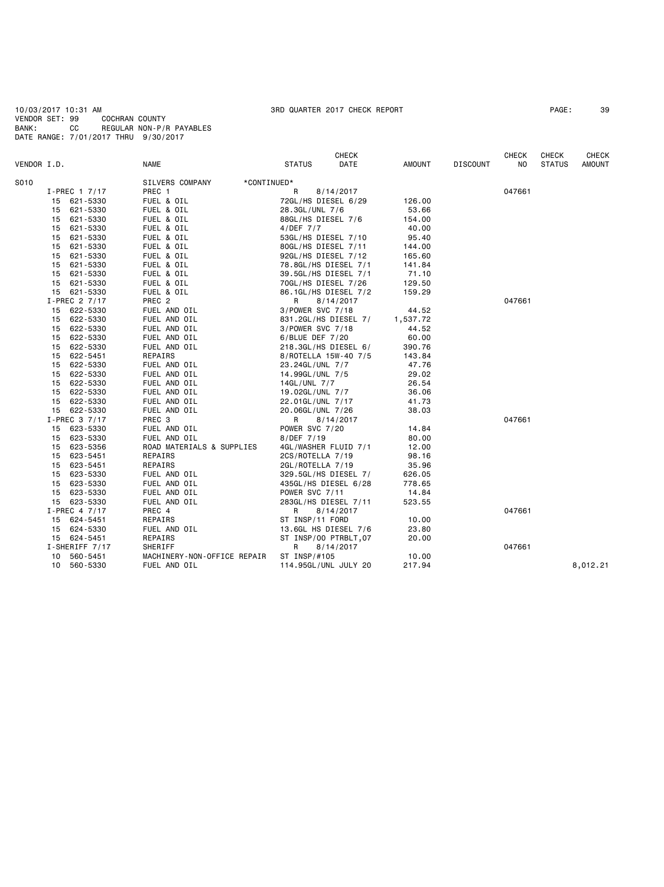10/03/2017 10:31 AM 3RD QUARTER 2017 CHECK REPORT

VENDOR SET: 99 COCHRAN COUNTY
BANK: CC REGULAR NON-P/R PAYABLES
DATE RANGE: 7/01/2017 THRU 9/30/2017

| VENDOR I.D. | NAME | STATUS | CHECK DATE | AMOUNT | DISCOUNT | CHECK NO | CHECK STATUS | CHECK AMOUNT |
|---|---|---|---|---|---|---|---|---|
| S010 | SILVERS COMPANY *CONTINUED* | | | | | | | |
| I-PREC 1 7/17 | PREC 1 | R | 8/14/2017 | | | 047661 | | |
| 15 621-5330 | FUEL & OIL | 72GL/HS DIESEL 6/29 | | 126.00 | | | | |
| 15 621-5330 | FUEL & OIL | 28.3GL/UNL 7/6 | | 53.66 | | | | |
| 15 621-5330 | FUEL & OIL | 88GL/HS DIESEL 7/6 | | 154.00 | | | | |
| 15 621-5330 | FUEL & OIL | 4/DEF 7/7 | | 40.00 | | | | |
| 15 621-5330 | FUEL & OIL | 53GL/HS DIESEL 7/10 | | 95.40 | | | | |
| 15 621-5330 | FUEL & OIL | 80GL/HS DIESEL 7/11 | | 144.00 | | | | |
| 15 621-5330 | FUEL & OIL | 92GL/HS DIESEL 7/12 | | 165.60 | | | | |
| 15 621-5330 | FUEL & OIL | 78.8GL/HS DIESEL 7/1 | | 141.84 | | | | |
| 15 621-5330 | FUEL & OIL | 39.5GL/HS DIESEL 7/1 | | 71.10 | | | | |
| 15 621-5330 | FUEL & OIL | 70GL/HS DIESEL 7/26 | | 129.50 | | | | |
| 15 621-5330 | FUEL & OIL | 86.1GL/HS DIESEL 7/2 | | 159.29 | | | | |
| I-PREC 2 7/17 | PREC 2 | R | 8/14/2017 | | | 047661 | | |
| 15 622-5330 | FUEL AND OIL | 3/POWER SVC 7/18 | | 44.52 | | | | |
| 15 622-5330 | FUEL AND OIL | 831.2GL/HS DIESEL 7/ | | 1,537.72 | | | | |
| 15 622-5330 | FUEL AND OIL | 3/POWER SVC 7/18 | | 44.52 | | | | |
| 15 622-5330 | FUEL AND OIL | 6/BLUE DEF 7/20 | | 60.00 | | | | |
| 15 622-5330 | FUEL AND OIL | 218.3GL/HS DIESEL 6/ | | 390.76 | | | | |
| 15 622-5451 | REPAIRS | 8/ROTELLA 15W-40 7/5 | | 143.84 | | | | |
| 15 622-5330 | FUEL AND OIL | 23.24GL/UNL 7/7 | | 47.76 | | | | |
| 15 622-5330 | FUEL AND OIL | 14.99GL/UNL 7/5 | | 29.02 | | | | |
| 15 622-5330 | FUEL AND OIL | 14GL/UNL 7/7 | | 26.54 | | | | |
| 15 622-5330 | FUEL AND OIL | 19.02GL/UNL 7/7 | | 36.06 | | | | |
| 15 622-5330 | FUEL AND OIL | 22.01GL/UNL 7/17 | | 41.73 | | | | |
| 15 622-5330 | FUEL AND OIL | 20.06GL/UNL 7/26 | | 38.03 | | | | |
| I-PREC 3 7/17 | PREC 3 | R | 8/14/2017 | | | 047661 | | |
| 15 623-5330 | FUEL AND OIL | POWER SVC 7/20 | | 14.84 | | | | |
| 15 623-5330 | FUEL AND OIL | 8/DEF 7/19 | | 80.00 | | | | |
| 15 623-5356 | ROAD MATERIALS & SUPPLIES | 4GL/WASHER FLUID 7/1 | | 12.00 | | | | |
| 15 623-5451 | REPAIRS | 2CS/ROTELLA 7/19 | | 98.16 | | | | |
| 15 623-5451 | REPAIRS | 2GL/ROTELLA 7/19 | | 35.96 | | | | |
| 15 623-5330 | FUEL AND OIL | 329.5GL/HS DIESEL 7/ | | 626.05 | | | | |
| 15 623-5330 | FUEL AND OIL | 435GL/HS DIESEL 6/28 | | 778.65 | | | | |
| 15 623-5330 | FUEL AND OIL | POWER SVC 7/11 | | 14.84 | | | | |
| 15 623-5330 | FUEL AND OIL | 283GL/HS DIESEL 7/11 | | 523.55 | | | | |
| I-PREC 4 7/17 | PREC 4 | R | 8/14/2017 | | | 047661 | | |
| 15 624-5451 | REPAIRS | ST INSP/11 FORD | | 10.00 | | | | |
| 15 624-5330 | FUEL AND OIL | 13.6GL HS DIESEL 7/6 | | 23.80 | | | | |
| 15 624-5451 | REPAIRS | ST INSP/00 PTRBLT,07 | | 20.00 | | | | |
| I-SHERIFF 7/17 | SHERIFF | R | 8/14/2017 | | | 047661 | | |
| 10 560-5451 | MACHINERY-NON-OFFICE REPAIR | ST INSP/#105 | | 10.00 | | | | |
| 10 560-5330 | FUEL AND OIL | 114.95GL/UNL JULY 20 | | 217.94 | | | | 8,012.21 |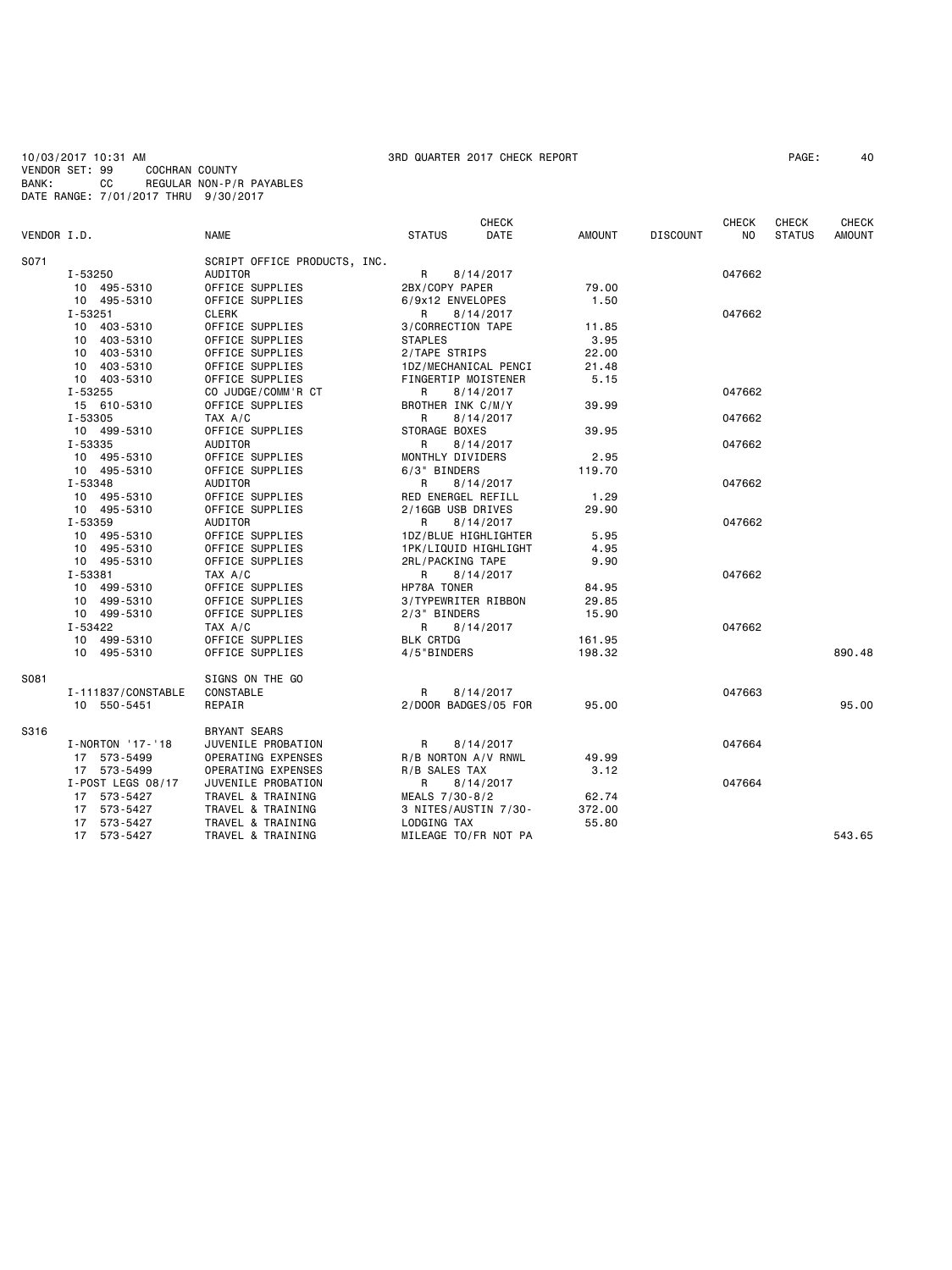10/03/2017 10:31 AM 3RD QUARTER 2017 CHECK REPORT PAGE: 40
VENDOR SET: 99 COCHRAN COUNTY
BANK: CC REGULAR NON-P/R PAYABLES
DATE RANGE: 7/01/2017 THRU 9/30/2017

| VENDOR I.D. | NAME | STATUS | CHECK DATE | AMOUNT | DISCOUNT | CHECK NO | CHECK STATUS | CHECK AMOUNT |
|---|---|---|---|---|---|---|---|---|
| S071 | SCRIPT OFFICE PRODUCTS, INC. | | | | | | | |
| I-53250 | AUDITOR | R | 8/14/2017 | | | 047662 | | |
| 10 495-5310 | OFFICE SUPPLIES | 2BX/COPY PAPER | | 79.00 | | | | |
| 10 495-5310 | OFFICE SUPPLIES | 6/9x12 ENVELOPES | | 1.50 | | | | |
| I-53251 | CLERK | R | 8/14/2017 | | | 047662 | | |
| 10 403-5310 | OFFICE SUPPLIES | 3/CORRECTION TAPE | | 11.85 | | | | |
| 10 403-5310 | OFFICE SUPPLIES | STAPLES | | 3.95 | | | | |
| 10 403-5310 | OFFICE SUPPLIES | 2/TAPE STRIPS | | 22.00 | | | | |
| 10 403-5310 | OFFICE SUPPLIES | 1DZ/MECHANICAL PENCI | | 21.48 | | | | |
| 10 403-5310 | OFFICE SUPPLIES | FINGERTIP MOISTENER | | 5.15 | | | | |
| I-53255 | CO JUDGE/COMM'R CT | R | 8/14/2017 | | | 047662 | | |
| 15 610-5310 | OFFICE SUPPLIES | BROTHER INK C/M/Y | | 39.99 | | | | |
| I-53305 | TAX A/C | R | 8/14/2017 | | | 047662 | | |
| 10 499-5310 | OFFICE SUPPLIES | STORAGE BOXES | | 39.95 | | | | |
| I-53335 | AUDITOR | R | 8/14/2017 | | | 047662 | | |
| 10 495-5310 | OFFICE SUPPLIES | MONTHLY DIVIDERS | | 2.95 | | | | |
| 10 495-5310 | OFFICE SUPPLIES | 6/3" BINDERS | | 119.70 | | | | |
| I-53348 | AUDITOR | R | 8/14/2017 | | | 047662 | | |
| 10 495-5310 | OFFICE SUPPLIES | RED ENERGEL REFILL | | 1.29 | | | | |
| 10 495-5310 | OFFICE SUPPLIES | 2/16GB USB DRIVES | | 29.90 | | | | |
| I-53359 | AUDITOR | R | 8/14/2017 | | | 047662 | | |
| 10 495-5310 | OFFICE SUPPLIES | 1DZ/BLUE HIGHLIGHTER | | 5.95 | | | | |
| 10 495-5310 | OFFICE SUPPLIES | 1PK/LIQUID HIGHLIGHT | | 4.95 | | | | |
| 10 495-5310 | OFFICE SUPPLIES | 2RL/PACKING TAPE | | 9.90 | | | | |
| I-53381 | TAX A/C | R | 8/14/2017 | | | 047662 | | |
| 10 499-5310 | OFFICE SUPPLIES | HP78A TONER | | 84.95 | | | | |
| 10 499-5310 | OFFICE SUPPLIES | 3/TYPEWRITER RIBBON | | 29.85 | | | | |
| 10 499-5310 | OFFICE SUPPLIES | 2/3" BINDERS | | 15.90 | | | | |
| I-53422 | TAX A/C | R | 8/14/2017 | | | 047662 | | |
| 10 499-5310 | OFFICE SUPPLIES | BLK CRTDG | | 161.95 | | | | |
| 10 495-5310 | OFFICE SUPPLIES | 4/5"BINDERS | | 198.32 | | | | 890.48 |
| S081 | SIGNS ON THE GO | | | | | | | |
| I-111837/CONSTABLE | CONSTABLE | R | 8/14/2017 | | | 047663 | | |
| 10 550-5451 | REPAIR | 2/DOOR BADGES/05 FOR | | 95.00 | | | | 95.00 |
| S316 | BRYANT SEARS | | | | | | | |
| I-NORTON '17-'18 | JUVENILE PROBATION | R | 8/14/2017 | | | 047664 | | |
| 17 573-5499 | OPERATING EXPENSES | R/B NORTON A/V RNWL | | 49.99 | | | | |
| 17 573-5499 | OPERATING EXPENSES | R/B SALES TAX | | 3.12 | | | | |
| I-POST LEGS 08/17 | JUVENILE PROBATION | R | 8/14/2017 | | | 047664 | | |
| 17 573-5427 | TRAVEL & TRAINING | MEALS 7/30-8/2 | | 62.74 | | | | |
| 17 573-5427 | TRAVEL & TRAINING | 3 NITES/AUSTIN 7/30- | | 372.00 | | | | |
| 17 573-5427 | TRAVEL & TRAINING | LODGING TAX | | 55.80 | | | | |
| 17 573-5427 | TRAVEL & TRAINING | MILEAGE TO/FR NOT PA | | | | | | 543.65 |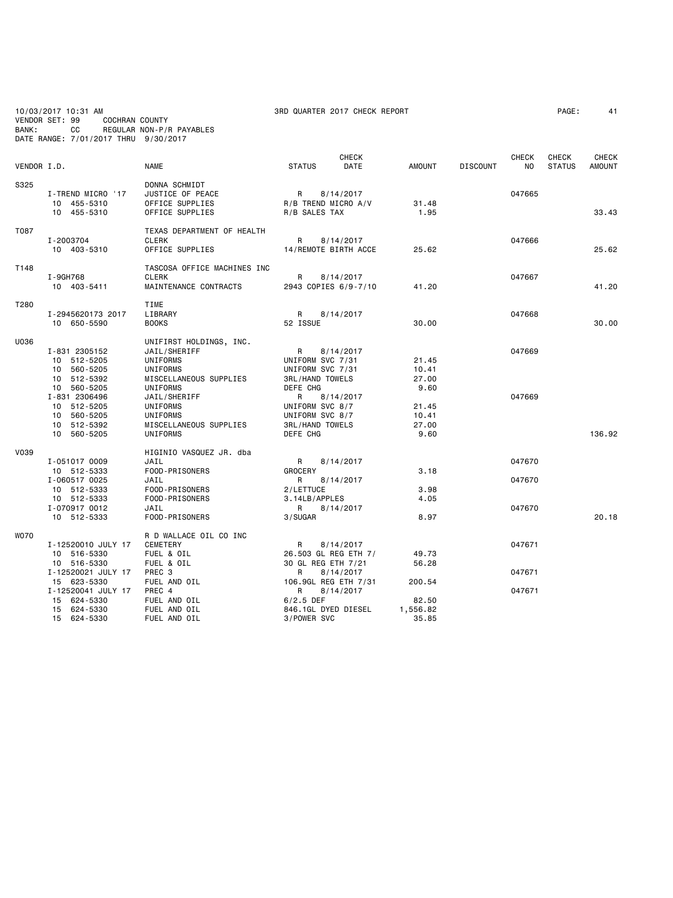10/03/2017 10:31 AM 3RD QUARTER 2017 CHECK REPORT

VENDOR SET: 99 COCHRAN COUNTY
BANK: CC REGULAR NON-P/R PAYABLES
DATE RANGE: 7/01/2017 THRU 9/30/2017

| VENDOR I.D. | NAME | STATUS | CHECK DATE | AMOUNT | DISCOUNT | CHECK NO | CHECK STATUS | CHECK AMOUNT |
|---|---|---|---|---|---|---|---|---|
| S325 | DONNA SCHMIDT | | | | | | | |
| I-TREND MICRO '17 | JUSTICE OF PEACE | R | 8/14/2017 | | | 047665 | | |
| 10 455-5310 | OFFICE SUPPLIES | R/B TREND MICRO A/V | | 31.48 | | | | |
| 10 455-5310 | OFFICE SUPPLIES | R/B SALES TAX | | 1.95 | | | | 33.43 |
| T087 | TEXAS DEPARTMENT OF HEALTH | | | | | | | |
| I-2003704 | CLERK | R | 8/14/2017 | | | 047666 | | |
| 10 403-5310 | OFFICE SUPPLIES | 14/REMOTE BIRTH ACCE | | 25.62 | | | | 25.62 |
| T148 | TASCOSA OFFICE MACHINES INC | | | | | | | |
| I-9GH768 | CLERK | R | 8/14/2017 | | | 047667 | | |
| 10 403-5411 | MAINTENANCE CONTRACTS | 2943 COPIES 6/9-7/10 | | 41.20 | | | | 41.20 |
| T280 | TIME | | | | | | | |
| I-2945620173 2017 | LIBRARY | R | 8/14/2017 | | | 047668 | | |
| 10 650-5590 | BOOKS | 52 ISSUE | | 30.00 | | | | 30.00 |
| U036 | UNIFIRST HOLDINGS, INC. | | | | | | | |
| I-831 2305152 | JAIL/SHERIFF | R | 8/14/2017 | | | 047669 | | |
| 10 512-5205 | UNIFORMS | UNIFORM SVC 7/31 | | 21.45 | | | | |
| 10 560-5205 | UNIFORMS | UNIFORM SVC 7/31 | | 10.41 | | | | |
| 10 512-5392 | MISCELLANEOUS SUPPLIES | 3RL/HAND TOWELS | | 27.00 | | | | |
| 10 560-5205 | UNIFORMS | DEFE CHG | | 9.60 | | | | |
| I-831 2306496 | JAIL/SHERIFF | R | 8/14/2017 | | | 047669 | | |
| 10 512-5205 | UNIFORMS | UNIFORM SVC 8/7 | | 21.45 | | | | |
| 10 560-5205 | UNIFORMS | UNIFORM SVC 8/7 | | 10.41 | | | | |
| 10 512-5392 | MISCELLANEOUS SUPPLIES | 3RL/HAND TOWELS | | 27.00 | | | | |
| 10 560-5205 | UNIFORMS | DEFE CHG | | 9.60 | | | | 136.92 |
| V039 | HIGINIO VASQUEZ JR. dba | | | | | | | |
| I-051017 0009 | JAIL | R | 8/14/2017 | | | 047670 | | |
| 10 512-5333 | FOOD-PRISONERS | GROCERY | | 3.18 | | | | |
| I-060517 0025 | JAIL | R | 8/14/2017 | | | 047670 | | |
| 10 512-5333 | FOOD-PRISONERS | 2/LETTUCE | | 3.98 | | | | |
| 10 512-5333 | FOOD-PRISONERS | 3.14LB/APPLES | | 4.05 | | | | |
| I-070917 0012 | JAIL | R | 8/14/2017 | | | 047670 | | |
| 10 512-5333 | FOOD-PRISONERS | 3/SUGAR | | 8.97 | | | | 20.18 |
| W070 | R D WALLACE OIL CO INC | | | | | | | |
| I-12520010 JULY 17 | CEMETERY | R | 8/14/2017 | | | 047671 | | |
| 10 516-5330 | FUEL & OIL | 26.503 GL REG ETH 7/ | | 49.73 | | | | |
| 10 516-5330 | FUEL & OIL | 30 GL REG ETH 7/21 | | 56.28 | | | | |
| I-12520021 JULY 17 | PREC 3 | R | 8/14/2017 | | | 047671 | | |
| 15 623-5330 | FUEL AND OIL | 106.9GL REG ETH 7/31 | | 200.54 | | | | |
| I-12520041 JULY 17 | PREC 4 | R | 8/14/2017 | | | 047671 | | |
| 15 624-5330 | FUEL AND OIL | 6/2.5 DEF | | 82.50 | | | | |
| 15 624-5330 | FUEL AND OIL | 846.1GL DYED DIESEL | | 1,556.82 | | | | |
| 15 624-5330 | FUEL AND OIL | 3/POWER SVC | | 35.85 | | | | |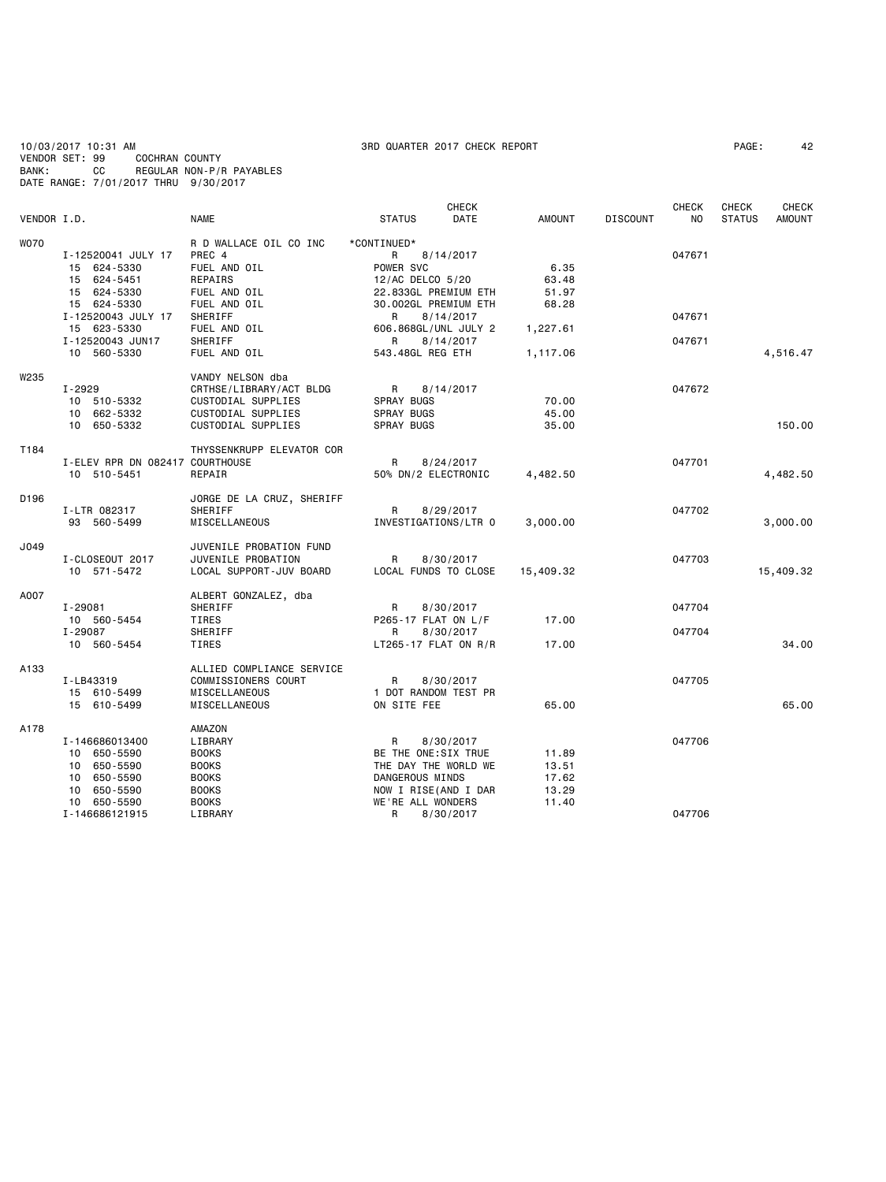10/03/2017 10:31 AM 3RD QUARTER 2017 CHECK REPORT

VENDOR SET: 99 COCHRAN COUNTY
BANK: CC REGULAR NON-P/R PAYABLES
DATE RANGE: 7/01/2017 THRU 9/30/2017

| VENDOR I.D. | NAME | STATUS | CHECK DATE | AMOUNT | DISCOUNT | CHECK NO | CHECK STATUS | CHECK AMOUNT |
|---|---|---|---|---|---|---|---|---|
| W070 | R D WALLACE OIL CO INC | *CONTINUED* | | | | | | |
| I-12520041 JULY 17 | PREC 4 | R | 8/14/2017 | | | 047671 | | |
| 15 624-5330 | FUEL AND OIL | POWER SVC | | 6.35 | | | | |
| 15 624-5451 | REPAIRS | 12/AC DELCO 5/20 | | 63.48 | | | | |
| 15 624-5330 | FUEL AND OIL | 22.833GL PREMIUM ETH | | 51.97 | | | | |
| 15 624-5330 | FUEL AND OIL | 30.002GL PREMIUM ETH | | 68.28 | | | | |
| I-12520043 JULY 17 | SHERIFF | R | 8/14/2017 | | | 047671 | | |
| 15 623-5330 | FUEL AND OIL | 606.868GL/UNL JULY 2 | | 1,227.61 | | | | |
| I-12520043 JUN17 | SHERIFF | R | 8/14/2017 | | | 047671 | | |
| 10 560-5330 | FUEL AND OIL | 543.48GL REG ETH | | 1,117.06 | | | | 4,516.47 |
| W235 | VANDY NELSON dba | | | | | | | |
| I-2929 | CRTHSE/LIBRARY/ACT BLDG | R | 8/14/2017 | | | 047672 | | |
| 10 510-5332 | CUSTODIAL SUPPLIES | SPRAY BUGS | | 70.00 | | | | |
| 10 662-5332 | CUSTODIAL SUPPLIES | SPRAY BUGS | | 45.00 | | | | |
| 10 650-5332 | CUSTODIAL SUPPLIES | SPRAY BUGS | | 35.00 | | | | 150.00 |
| T184 | THYSSENKRUPP ELEVATOR COR | | | | | | | |
| I-ELEV RPR DN 082417 | COURTHOUSE | R | 8/24/2017 | | | 047701 | | |
| 10 510-5451 | REPAIR | 50% DN/2 ELECTRONIC | | 4,482.50 | | | | 4,482.50 |
| D196 | JORGE DE LA CRUZ, SHERIFF | | | | | | | |
| I-LTR 082317 | SHERIFF | R | 8/29/2017 | | | 047702 | | |
| 93 560-5499 | MISCELLANEOUS | INVESTIGATIONS/LTR O | | 3,000.00 | | | | 3,000.00 |
| J049 | JUVENILE PROBATION FUND | | | | | | | |
| I-CLOSEOUT 2017 | JUVENILE PROBATION | R | 8/30/2017 | | | 047703 | | |
| 10 571-5472 | LOCAL SUPPORT-JUV BOARD | LOCAL FUNDS TO CLOSE | | 15,409.32 | | | | 15,409.32 |
| A007 | ALBERT GONZALEZ, dba | | | | | | | |
| I-29081 | SHERIFF | R | 8/30/2017 | | | 047704 | | |
| 10 560-5454 | TIRES | P265-17 FLAT ON L/F | | 17.00 | | | | |
| I-29087 | SHERIFF | R | 8/30/2017 | | | 047704 | | |
| 10 560-5454 | TIRES | LT265-17 FLAT ON R/R | | 17.00 | | | | 34.00 |
| A133 | ALLIED COMPLIANCE SERVICE | | | | | | | |
| I-LB43319 | COMMISSIONERS COURT | R | 8/30/2017 | | | 047705 | | |
| 15 610-5499 | MISCELLANEOUS | 1 DOT RANDOM TEST PR | | | | | | |
| 15 610-5499 | MISCELLANEOUS | ON SITE FEE | | 65.00 | | | | 65.00 |
| A178 | AMAZON | | | | | | | |
| I-146686013400 | LIBRARY | R | 8/30/2017 | | | 047706 | | |
| 10 650-5590 | BOOKS | BE THE ONE:SIX TRUE | | 11.89 | | | | |
| 10 650-5590 | BOOKS | THE DAY THE WORLD WE | | 13.51 | | | | |
| 10 650-5590 | BOOKS | DANGEROUS MINDS | | 17.62 | | | | |
| 10 650-5590 | BOOKS | NOW I RISE(AND I DAR | | 13.29 | | | | |
| 10 650-5590 | BOOKS | WE'RE ALL WONDERS | | 11.40 | | | | |
| I-146686121915 | LIBRARY | R | 8/30/2017 | | | 047706 | | |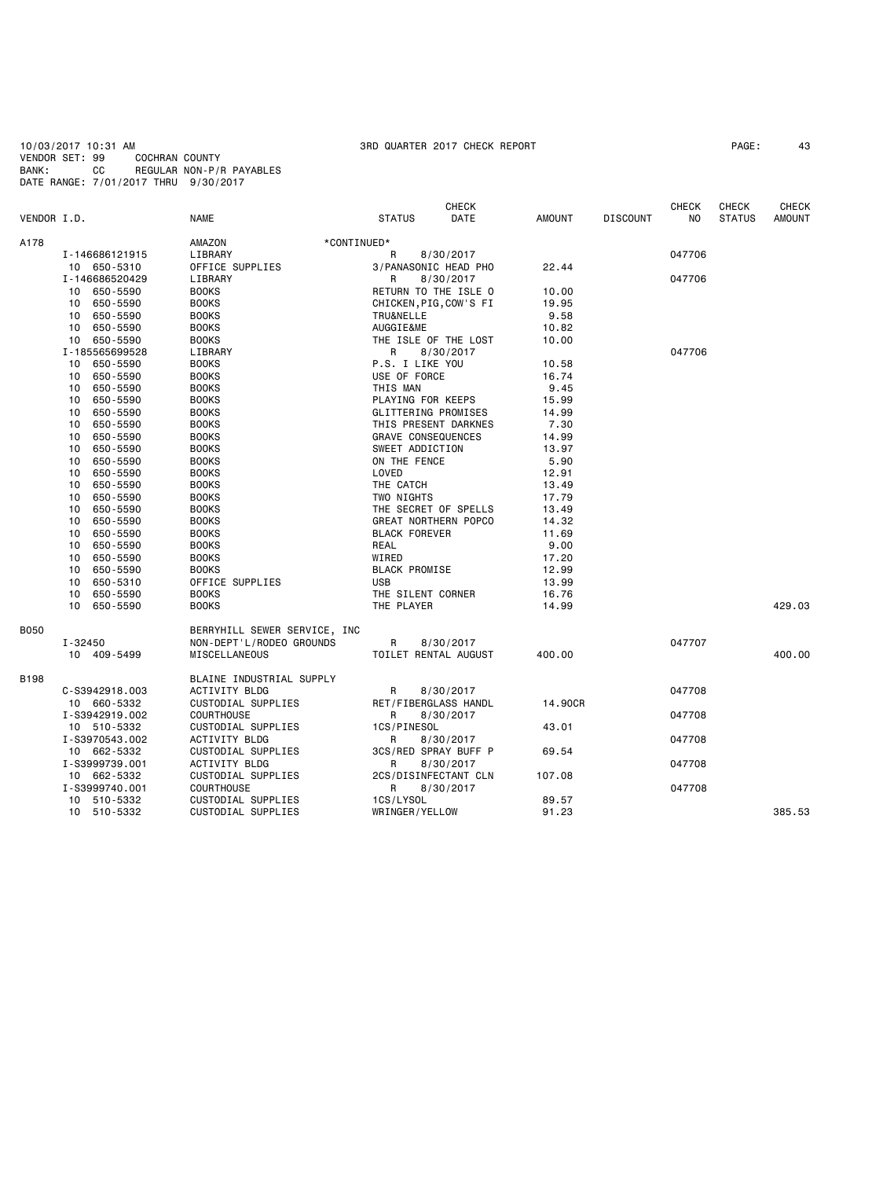10/03/2017 10:31 AM 3RD QUARTER 2017 CHECK REPORT

VENDOR SET: 99 COCHRAN COUNTY
BANK: CC REGULAR NON-P/R PAYABLES
DATE RANGE: 7/01/2017 THRU 9/30/2017

| VENDOR I.D. | NAME | STATUS | CHECK DATE | AMOUNT | DISCOUNT | CHECK NO | CHECK STATUS | CHECK AMOUNT |
|---|---|---|---|---|---|---|---|---|
| A178 | AMAZON | *CONTINUED* | | | | | | |
| I-146686121915 | LIBRARY | R | 8/30/2017 | | | 047706 | | |
| 10 650-5310 | OFFICE SUPPLIES | 3/PANASONIC HEAD PHO | | 22.44 | | | | |
| I-146686520429 | LIBRARY | R | 8/30/2017 | | | 047706 | | |
| 10 650-5590 | BOOKS | RETURN TO THE ISLE O | | 10.00 | | | | |
| 10 650-5590 | BOOKS | CHICKEN,PIG,COW'S FI | | 19.95 | | | | |
| 10 650-5590 | BOOKS | TRU&NELLE | | 9.58 | | | | |
| 10 650-5590 | BOOKS | AUGGIE&ME | | 10.82 | | | | |
| 10 650-5590 | BOOKS | THE ISLE OF THE LOST | | 10.00 | | | | |
| I-185565699528 | LIBRARY | R | 8/30/2017 | | | 047706 | | |
| 10 650-5590 | BOOKS | P.S. I LIKE YOU | | 10.58 | | | | |
| 10 650-5590 | BOOKS | USE OF FORCE | | 16.74 | | | | |
| 10 650-5590 | BOOKS | THIS MAN | | 9.45 | | | | |
| 10 650-5590 | BOOKS | PLAYING FOR KEEPS | | 15.99 | | | | |
| 10 650-5590 | BOOKS | GLITTERING PROMISES | | 14.99 | | | | |
| 10 650-5590 | BOOKS | THIS PRESENT DARKNES | | 7.30 | | | | |
| 10 650-5590 | BOOKS | GRAVE CONSEQUENCES | | 14.99 | | | | |
| 10 650-5590 | BOOKS | SWEET ADDICTION | | 13.97 | | | | |
| 10 650-5590 | BOOKS | ON THE FENCE | | 5.90 | | | | |
| 10 650-5590 | BOOKS | LOVED | | 12.91 | | | | |
| 10 650-5590 | BOOKS | THE CATCH | | 13.49 | | | | |
| 10 650-5590 | BOOKS | TWO NIGHTS | | 17.79 | | | | |
| 10 650-5590 | BOOKS | THE SECRET OF SPELLS | | 13.49 | | | | |
| 10 650-5590 | BOOKS | GREAT NORTHERN POPCO | | 14.32 | | | | |
| 10 650-5590 | BOOKS | BLACK FOREVER | | 11.69 | | | | |
| 10 650-5590 | BOOKS | REAL | | 9.00 | | | | |
| 10 650-5590 | BOOKS | WIRED | | 17.20 | | | | |
| 10 650-5590 | BOOKS | BLACK PROMISE | | 12.99 | | | | |
| 10 650-5310 | OFFICE SUPPLIES | USB | | 13.99 | | | | |
| 10 650-5590 | BOOKS | THE SILENT CORNER | | 16.76 | | | | |
| 10 650-5590 | BOOKS | THE PLAYER | | 14.99 | | | | 429.03 |
| B050 | BERRYHILL SEWER SERVICE, INC | | | | | | | |
| I-32450 | NON-DEPT'L/RODEO GROUNDS | R | 8/30/2017 | | | 047707 | | |
| 10 409-5499 | MISCELLANEOUS | TOILET RENTAL AUGUST | | 400.00 | | | | 400.00 |
| B198 | BLAINE INDUSTRIAL SUPPLY | | | | | | | |
| C-S3942918.003 | ACTIVITY BLDG | R | 8/30/2017 | | | 047708 | | |
| 10 660-5332 | CUSTODIAL SUPPLIES | RET/FIBERGLASS HANDL | | 14.90CR | | | | |
| I-S3942919.002 | COURTHOUSE | R | 8/30/2017 | | | 047708 | | |
| 10 510-5332 | CUSTODIAL SUPPLIES | 1CS/PINESOL | | 43.01 | | | | |
| I-S3970543.002 | ACTIVITY BLDG | R | 8/30/2017 | | | 047708 | | |
| 10 662-5332 | CUSTODIAL SUPPLIES | 3CS/RED SPRAY BUFF P | | 69.54 | | | | |
| I-S3999739.001 | ACTIVITY BLDG | R | 8/30/2017 | | | 047708 | | |
| 10 662-5332 | CUSTODIAL SUPPLIES | 2CS/DISINFECTANT CLN | | 107.08 | | | | |
| I-S3999740.001 | COURTHOUSE | R | 8/30/2017 | | | 047708 | | |
| 10 510-5332 | CUSTODIAL SUPPLIES | 1CS/LYSOL | | 89.57 | | | | |
| 10 510-5332 | CUSTODIAL SUPPLIES | WRINGER/YELLOW | | 91.23 | | | | 385.53 |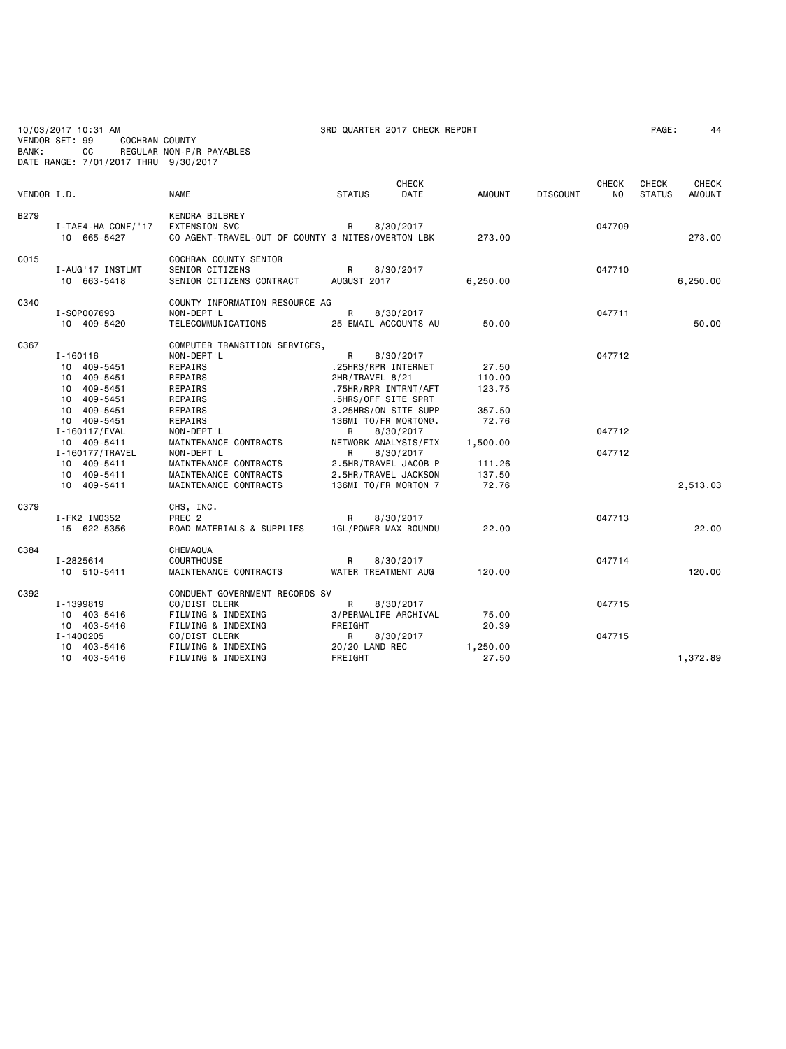10/03/2017 10:31 AM 3RD QUARTER 2017 CHECK REPORT

VENDOR SET: 99 COCHRAN COUNTY
BANK: CC REGULAR NON-P/R PAYABLES
DATE RANGE: 7/01/2017 THRU 9/30/2017

| VENDOR I.D. | NAME | STATUS | CHECK DATE | AMOUNT | DISCOUNT | CHECK NO | CHECK STATUS | CHECK AMOUNT |
|---|---|---|---|---|---|---|---|---|
| B279 | KENDRA BILBREY | | | | | | | |
| I-TAE4-HA CONF/'17 | EXTENSION SVC | R | 8/30/2017 | | | 047709 | | |
| 10 665-5427 | CO AGENT-TRAVEL-OUT OF COUNTY 3 NITES/OVERTON LBK | | | 273.00 | | | | 273.00 |
| C015 | COCHRAN COUNTY SENIOR | | | | | | | |
| I-AUG'17 INSTLMT | SENIOR CITIZENS | R | 8/30/2017 | | | 047710 | | |
| 10 663-5418 | SENIOR CITIZENS CONTRACT | AUGUST 2017 | | 6,250.00 | | | | 6,250.00 |
| C340 | COUNTY INFORMATION RESOURCE AG | | | | | | | |
| I-SOP007693 | NON-DEPT'L | R | 8/30/2017 | | | 047711 | | |
| 10 409-5420 | TELECOMMUNICATIONS | 25 EMAIL ACCOUNTS AU | | 50.00 | | | | 50.00 |
| C367 | COMPUTER TRANSITION SERVICES, | | | | | | | |
| I-160116 | NON-DEPT'L | R | 8/30/2017 | | | 047712 | | |
| 10 409-5451 | REPAIRS | .25HRS/RPR INTERNET | | 27.50 | | | | |
| 10 409-5451 | REPAIRS | 2HR/TRAVEL 8/21 | | 110.00 | | | | |
| 10 409-5451 | REPAIRS | .75HR/RPR INTRNT/AFT | | 123.75 | | | | |
| 10 409-5451 | REPAIRS | .5HRS/OFF SITE SPRT | | | | | | |
| 10 409-5451 | REPAIRS | 3.25HRS/ON SITE SUPP | | 357.50 | | | | |
| 10 409-5451 | REPAIRS | 136MI TO/FR MORTON@. | | 72.76 | | | | |
| I-160117/EVAL | NON-DEPT'L | R | 8/30/2017 | | | 047712 | | |
| 10 409-5411 | MAINTENANCE CONTRACTS | NETWORK ANALYSIS/FIX | | 1,500.00 | | | | |
| I-160177/TRAVEL | NON-DEPT'L | R | 8/30/2017 | | | 047712 | | |
| 10 409-5411 | MAINTENANCE CONTRACTS | 2.5HR/TRAVEL JACOB P | | 111.26 | | | | |
| 10 409-5411 | MAINTENANCE CONTRACTS | 2.5HR/TRAVEL JACKSON | | 137.50 | | | | |
| 10 409-5411 | MAINTENANCE CONTRACTS | 136MI TO/FR MORTON 7 | | 72.76 | | | | 2,513.03 |
| C379 | CHS, INC. | | | | | | | |
| I-FK2 IM0352 | PREC 2 | R | 8/30/2017 | | | 047713 | | |
| 15 622-5356 | ROAD MATERIALS & SUPPLIES | 1GL/POWER MAX ROUNDU | | 22.00 | | | | 22.00 |
| C384 | CHEMAQUA | | | | | | | |
| I-2825614 | COURTHOUSE | R | 8/30/2017 | | | 047714 | | |
| 10 510-5411 | MAINTENANCE CONTRACTS | WATER TREATMENT AUG | | 120.00 | | | | 120.00 |
| C392 | CONDUENT GOVERNMENT RECORDS SV | | | | | | | |
| I-1399819 | CO/DIST CLERK | R | 8/30/2017 | | | 047715 | | |
| 10 403-5416 | FILMING & INDEXING | 3/PERMALIFE ARCHIVAL | | 75.00 | | | | |
| 10 403-5416 | FILMING & INDEXING | FREIGHT | | 20.39 | | | | |
| I-1400205 | CO/DIST CLERK | R | 8/30/2017 | | | 047715 | | |
| 10 403-5416 | FILMING & INDEXING | 20/20 LAND REC | | 1,250.00 | | | | |
| 10 403-5416 | FILMING & INDEXING | FREIGHT | | 27.50 | | | | 1,372.89 |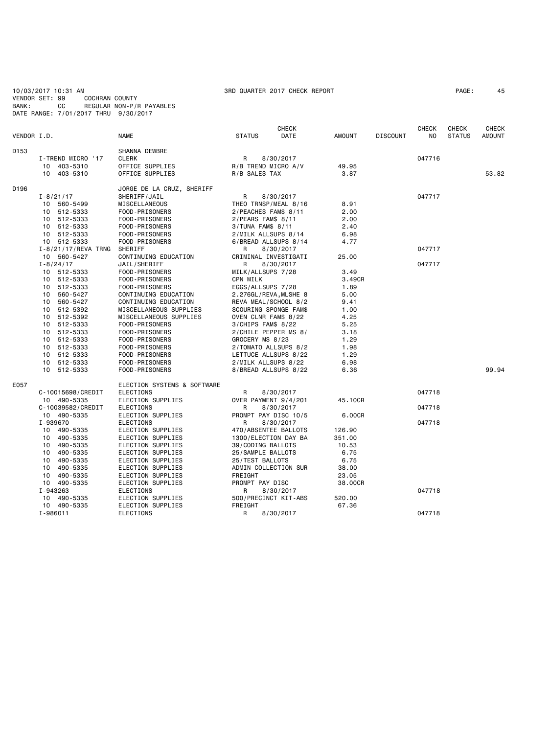10/03/2017 10:31 AM　　3RD QUARTER 2017 CHECK REPORT
VENDOR SET: 99　　COCHRAN COUNTY
BANK: CC　　REGULAR NON-P/R PAYABLES
DATE RANGE: 7/01/2017 THRU 9/30/2017

| VENDOR I.D. | | NAME | STATUS | CHECK DATE | AMOUNT | DISCOUNT | CHECK NO | CHECK STATUS | CHECK AMOUNT |
|---|---|---|---|---|---|---|---|---|---|
| D153 | | SHANNA DEWBRE | | | | | | | |
| | I-TREND MICRO '17 | CLERK | R | 8/30/2017 | | | 047716 | | |
| | 10 403-5310 | OFFICE SUPPLIES | R/B TREND MICRO A/V | | 49.95 | | | | |
| | 10 403-5310 | OFFICE SUPPLIES | R/B SALES TAX | | 3.87 | | | | 53.82 |
| D196 | | JORGE DE LA CRUZ, SHERIFF | | | | | | | |
| | I-8/21/17 | SHERIFF/JAIL | R | 8/30/2017 | | | 047717 | | |
| | 10 560-5499 | MISCELLANEOUS | THEO TRNSP/MEAL 8/16 | | 8.91 | | | | |
| | 10 512-5333 | FOOD-PRISONERS | 2/PEACHES FAM$ 8/11 | | 2.00 | | | | |
| | 10 512-5333 | FOOD-PRISONERS | 2/PEARS FAM$ 8/11 | | 2.00 | | | | |
| | 10 512-5333 | FOOD-PRISONERS | 3/TUNA FAM$ 8/11 | | 2.40 | | | | |
| | 10 512-5333 | FOOD-PRISONERS | 2/MILK ALLSUPS 8/14 | | 6.98 | | | | |
| | 10 512-5333 | FOOD-PRISONERS | 6/BREAD ALLSUPS 8/14 | | 4.77 | | | | |
| | I-8/21/17/REVA TRNG | SHERIFF | R | 8/30/2017 | | | 047717 | | |
| | 10 560-5427 | CONTINUING EDUCATION | CRIMINAL INVESTIGATI | | 25.00 | | | | |
| | I-8/24/17 | JAIL/SHERIFF | R | 8/30/2017 | | | 047717 | | |
| | 10 512-5333 | FOOD-PRISONERS | MILK/ALLSUPS 7/28 | | 3.49 | | | | |
| | 10 512-5333 | FOOD-PRISONERS | CPN MILK | | 3.49CR | | | | |
| | 10 512-5333 | FOOD-PRISONERS | EGGS/ALLSUPS 7/28 | | 1.89 | | | | |
| | 10 560-5427 | CONTINUING EDUCATION | 2.276GL/REVA,MLSHE 8 | | 5.00 | | | | |
| | 10 560-5427 | CONTINUING EDUCATION | REVA MEAL/SCHOOL 8/2 | | 9.41 | | | | |
| | 10 512-5392 | MISCELLANEOUS SUPPLIES | SCOURING SPONGE FAM$ | | 1.00 | | | | |
| | 10 512-5392 | MISCELLANEOUS SUPPLIES | OVEN CLNR FAM$ 8/22 | | 4.25 | | | | |
| | 10 512-5333 | FOOD-PRISONERS | 3/CHIPS FAM$ 8/22 | | 5.25 | | | | |
| | 10 512-5333 | FOOD-PRISONERS | 2/CHILE PEPPER MS 8/ | | 3.18 | | | | |
| | 10 512-5333 | FOOD-PRISONERS | GROCERY MS 8/23 | | 1.29 | | | | |
| | 10 512-5333 | FOOD-PRISONERS | 2/TOMATO ALLSUPS 8/2 | | 1.98 | | | | |
| | 10 512-5333 | FOOD-PRISONERS | LETTUCE ALLSUPS 8/22 | | 1.29 | | | | |
| | 10 512-5333 | FOOD-PRISONERS | 2/MILK ALLSUPS 8/22 | | 6.98 | | | | |
| | 10 512-5333 | FOOD-PRISONERS | 8/BREAD ALLSUPS 8/22 | | 6.36 | | | | 99.94 |
| E057 | | ELECTION SYSTEMS & SOFTWARE | | | | | | | |
| | C-10015698/CREDIT | ELECTIONS | R | 8/30/2017 | | | 047718 | | |
| | 10 490-5335 | ELECTION SUPPLIES | OVER PAYMENT 9/4/201 | | 45.10CR | | | | |
| | C-10039582/CREDIT | ELECTIONS | R | 8/30/2017 | | | 047718 | | |
| | 10 490-5335 | ELECTION SUPPLIES | PROMPT PAY DISC 10/5 | | 6.00CR | | | | |
| | I-939670 | ELECTIONS | R | 8/30/2017 | | | 047718 | | |
| | 10 490-5335 | ELECTION SUPPLIES | 470/ABSENTEE BALLOTS | | 126.90 | | | | |
| | 10 490-5335 | ELECTION SUPPLIES | 1300/ELECTION DAY BA | | 351.00 | | | | |
| | 10 490-5335 | ELECTION SUPPLIES | 39/CODING BALLOTS | | 10.53 | | | | |
| | 10 490-5335 | ELECTION SUPPLIES | 25/SAMPLE BALLOTS | | 6.75 | | | | |
| | 10 490-5335 | ELECTION SUPPLIES | 25/TEST BALLOTS | | 6.75 | | | | |
| | 10 490-5335 | ELECTION SUPPLIES | ADMIN COLLECTION SUR | | 38.00 | | | | |
| | 10 490-5335 | ELECTION SUPPLIES | FREIGHT | | 23.05 | | | | |
| | 10 490-5335 | ELECTION SUPPLIES | PROMPT PAY DISC | | 38.00CR | | | | |
| | I-943263 | ELECTIONS | R | 8/30/2017 | | | 047718 | | |
| | 10 490-5335 | ELECTION SUPPLIES | 500/PRECINCT KIT-ABS | | 520.00 | | | | |
| | 10 490-5335 | ELECTION SUPPLIES | FREIGHT | | 67.36 | | | | |
| | I-986011 | ELECTIONS | R | 8/30/2017 | | | 047718 | | |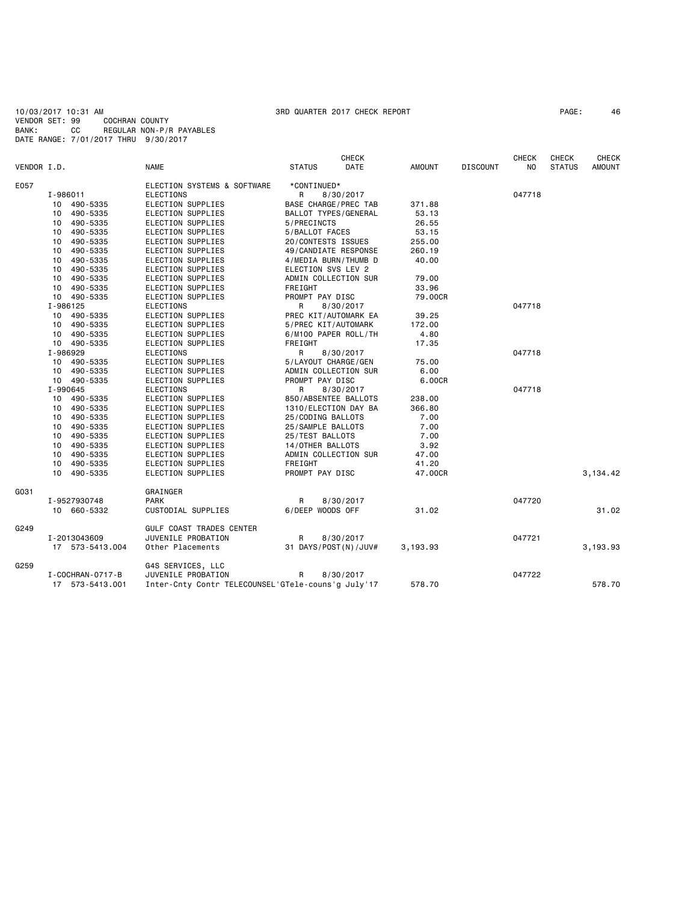10/03/2017 10:31 AM 3RD QUARTER 2017 CHECK REPORT

VENDOR SET: 99 COCHRAN COUNTY
BANK: CC REGULAR NON-P/R PAYABLES
DATE RANGE: 7/01/2017 THRU 9/30/2017

| VENDOR I.D. | NAME | STATUS | CHECK DATE | AMOUNT | DISCOUNT | CHECK NO | CHECK STATUS | CHECK AMOUNT |
|---|---|---|---|---|---|---|---|---|
| E057 | ELECTION SYSTEMS & SOFTWARE | *CONTINUED* | | | | | | |
| I-986011 | ELECTIONS | R | 8/30/2017 | | | 047718 | | |
| 10 490-5335 | ELECTION SUPPLIES | BASE CHARGE/PREC TAB | | 371.88 | | | | |
| 10 490-5335 | ELECTION SUPPLIES | BALLOT TYPES/GENERAL | | 53.13 | | | | |
| 10 490-5335 | ELECTION SUPPLIES | 5/PRECINCTS | | 26.55 | | | | |
| 10 490-5335 | ELECTION SUPPLIES | 5/BALLOT FACES | | 53.15 | | | | |
| 10 490-5335 | ELECTION SUPPLIES | 20/CONTESTS ISSUES | | 255.00 | | | | |
| 10 490-5335 | ELECTION SUPPLIES | 49/CANDIATE RESPONSE | | 260.19 | | | | |
| 10 490-5335 | ELECTION SUPPLIES | 4/MEDIA BURN/THUMB D | | 40.00 | | | | |
| 10 490-5335 | ELECTION SUPPLIES | ELECTION SVS LEV 2 | | | | | | |
| 10 490-5335 | ELECTION SUPPLIES | ADMIN COLLECTION SUR | | 79.00 | | | | |
| 10 490-5335 | ELECTION SUPPLIES | FREIGHT | | 33.96 | | | | |
| 10 490-5335 | ELECTION SUPPLIES | PROMPT PAY DISC | | 79.00CR | | | | |
| I-986125 | ELECTIONS | R | 8/30/2017 | | | 047718 | | |
| 10 490-5335 | ELECTION SUPPLIES | PREC KIT/AUTOMARK EA | | 39.25 | | | | |
| 10 490-5335 | ELECTION SUPPLIES | 5/PREC KIT/AUTOMARK | | 172.00 | | | | |
| 10 490-5335 | ELECTION SUPPLIES | 6/M100 PAPER ROLL/TH | | 4.80 | | | | |
| 10 490-5335 | ELECTION SUPPLIES | FREIGHT | | 17.35 | | | | |
| I-986929 | ELECTIONS | R | 8/30/2017 | | | 047718 | | |
| 10 490-5335 | ELECTION SUPPLIES | 5/LAYOUT CHARGE/GEN | | 75.00 | | | | |
| 10 490-5335 | ELECTION SUPPLIES | ADMIN COLLECTION SUR | | 6.00 | | | | |
| 10 490-5335 | ELECTION SUPPLIES | PROMPT PAY DISC | | 6.00CR | | | | |
| I-990645 | ELECTIONS | R | 8/30/2017 | | | 047718 | | |
| 10 490-5335 | ELECTION SUPPLIES | 850/ABSENTEE BALLOTS | | 238.00 | | | | |
| 10 490-5335 | ELECTION SUPPLIES | 1310/ELECTION DAY BA | | 366.80 | | | | |
| 10 490-5335 | ELECTION SUPPLIES | 25/CODING BALLOTS | | 7.00 | | | | |
| 10 490-5335 | ELECTION SUPPLIES | 25/SAMPLE BALLOTS | | 7.00 | | | | |
| 10 490-5335 | ELECTION SUPPLIES | 25/TEST BALLOTS | | 7.00 | | | | |
| 10 490-5335 | ELECTION SUPPLIES | 14/OTHER BALLOTS | | 3.92 | | | | |
| 10 490-5335 | ELECTION SUPPLIES | ADMIN COLLECTION SUR | | 47.00 | | | | |
| 10 490-5335 | ELECTION SUPPLIES | FREIGHT | | 41.20 | | | | |
| 10 490-5335 | ELECTION SUPPLIES | PROMPT PAY DISC | | 47.00CR | | | | 3,134.42 |
| G031 | GRAINGER | | | | | | | |
| I-9527930748 | PARK | R | 8/30/2017 | | | 047720 | | |
| 10 660-5332 | CUSTODIAL SUPPLIES | 6/DEEP WOODS OFF | | 31.02 | | | | 31.02 |
| G249 | GULF COAST TRADES CENTER | | | | | | | |
| I-2013043609 | JUVENILE PROBATION | R | 8/30/2017 | | | 047721 | | |
| 17 573-5413.004 | Other Placements | 31 DAYS/POST(N)/JUV# | | 3,193.93 | | | | 3,193.93 |
| G259 | G4S SERVICES, LLC | | | | | | | |
| I-COCHRAN-0717-B | JUVENILE PROBATION | R | 8/30/2017 | | | 047722 | | |
| 17 573-5413.001 | Inter-Cnty Contr TELECOUNSEL | 'GTele-couns'g July'17 | | 578.70 | | | | 578.70 |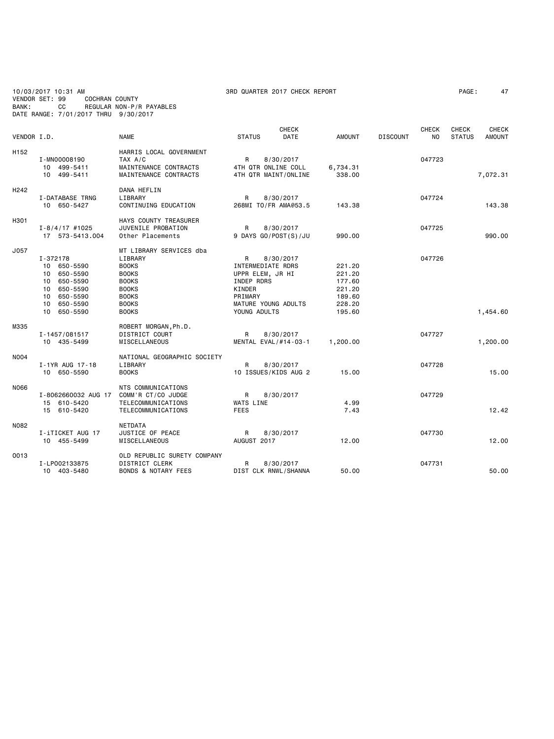10/03/2017 10:31 AM 3RD QUARTER 2017 CHECK REPORT
VENDOR SET: 99 COCHRAN COUNTY
BANK: CC REGULAR NON-P/R PAYABLES
DATE RANGE: 7/01/2017 THRU 9/30/2017

| VENDOR I.D. | NAME | STATUS | CHECK DATE | AMOUNT | DISCOUNT | CHECK NO | CHECK STATUS | CHECK AMOUNT |
|---|---|---|---|---|---|---|---|---|
| H152 | HARRIS LOCAL GOVERNMENT | | | | | | | |
| I-MN00008190 | TAX A/C | R | 8/30/2017 | | | 047723 | | |
| 10 499-5411 | MAINTENANCE CONTRACTS | 4TH QTR ONLINE COLL | | 6,734.31 | | | | |
| 10 499-5411 | MAINTENANCE CONTRACTS | 4TH QTR MAINT/ONLINE | | 338.00 | | | | 7,072.31 |
| H242 | DANA HEFLIN | | | | | | | |
| I-DATABASE TRNG | LIBRARY | R | 8/30/2017 | | | 047724 | | |
| 10 650-5427 | CONTINUING EDUCATION | 268MI TO/FR AMA@53.5 | | 143.38 | | | | 143.38 |
| H301 | HAYS COUNTY TREASURER | | | | | | | |
| I-8/4/17 #1025 | JUVENILE PROBATION | R | 8/30/2017 | | | 047725 | | |
| 17 573-5413.004 | Other Placements | 9 DAYS GO/POST(S)/JU | | 990.00 | | | | 990.00 |
| J057 | MT LIBRARY SERVICES dba | | | | | | | |
| I-372178 | LIBRARY | R | 8/30/2017 | | | 047726 | | |
| 10 650-5590 | BOOKS | INTERMEDIATE RDRS | | 221.20 | | | | |
| 10 650-5590 | BOOKS | UPPR ELEM, JR HI | | 221.20 | | | | |
| 10 650-5590 | BOOKS | INDEP RDRS | | 177.60 | | | | |
| 10 650-5590 | BOOKS | KINDER | | 221.20 | | | | |
| 10 650-5590 | BOOKS | PRIMARY | | 189.60 | | | | |
| 10 650-5590 | BOOKS | MATURE YOUNG ADULTS | | 228.20 | | | | |
| 10 650-5590 | BOOKS | YOUNG ADULTS | | 195.60 | | | | 1,454.60 |
| M335 | ROBERT MORGAN,Ph.D. | | | | | | | |
| I-1457/081517 | DISTRICT COURT | R | 8/30/2017 | | | 047727 | | |
| 10 435-5499 | MISCELLANEOUS | MENTAL EVAL/#14-03-1 | | 1,200.00 | | | | 1,200.00 |
| N004 | NATIONAL GEOGRAPHIC SOCIETY | | | | | | | |
| I-1YR AUG 17-18 | LIBRARY | R | 8/30/2017 | | | 047728 | | |
| 10 650-5590 | BOOKS | 10 ISSUES/KIDS AUG 2 | | 15.00 | | | | 15.00 |
| N066 | NTS COMMUNICATIONS | | | | | | | |
| I-8062660032 AUG 17 | COMM'R CT/CO JUDGE | R | 8/30/2017 | | | 047729 | | |
| 15 610-5420 | TELECOMMUNICATIONS | WATS LINE | | 4.99 | | | | |
| 15 610-5420 | TELECOMMUNICATIONS | FEES | | 7.43 | | | | 12.42 |
| N082 | NETDATA | | | | | | | |
| I-iTICKET AUG 17 | JUSTICE OF PEACE | R | 8/30/2017 | | | 047730 | | |
| 10 455-5499 | MISCELLANEOUS | AUGUST 2017 | | 12.00 | | | | 12.00 |
| O013 | OLD REPUBLIC SURETY COMPANY | | | | | | | |
| I-LP002133875 | DISTRICT CLERK | R | 8/30/2017 | | | 047731 | | |
| 10 403-5480 | BONDS & NOTARY FEES | DIST CLK RNWL/SHANNA | | 50.00 | | | | 50.00 |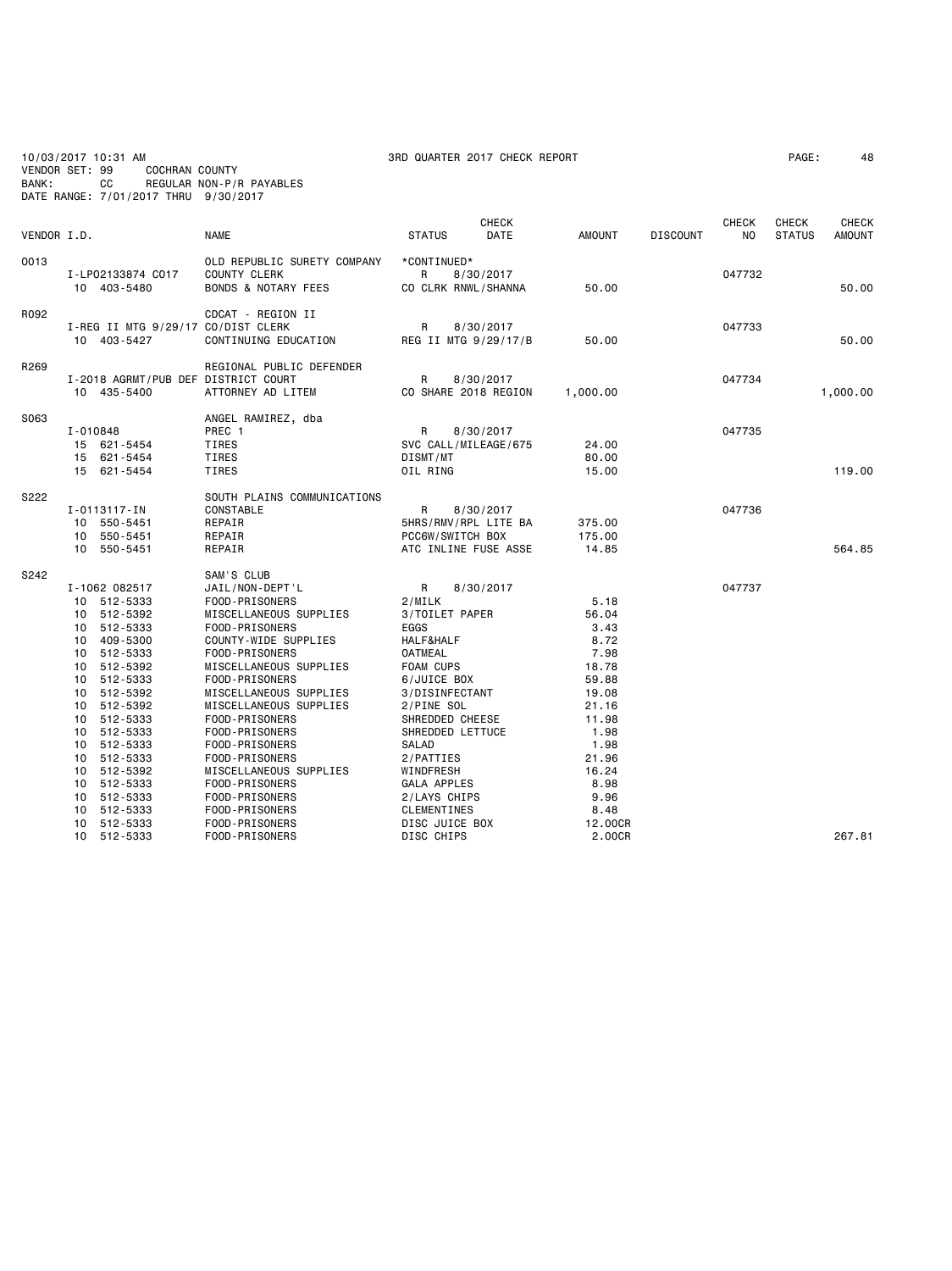10/03/2017 10:31 AM 3RD QUARTER 2017 CHECK REPORT PAGE: 48

VENDOR SET: 99 COCHRAN COUNTY

BANK: CC REGULAR NON-P/R PAYABLES

DATE RANGE: 7/01/2017 THRU 9/30/2017

| VENDOR I.D. | | NAME | STATUS | CHECK DATE | AMOUNT | DISCOUNT | CHECK NO | CHECK STATUS | CHECK AMOUNT |
|---|---|---|---|---|---|---|---|---|---|
| O013 | | OLD REPUBLIC SURETY COMPANY | *CONTINUED* | | | | | | |
| | I-LPO2133874 CO17 | COUNTY CLERK | R | 8/30/2017 | | | 047732 | | |
| | 10 403-5480 | BONDS & NOTARY FEES | CO CLRK RNWL/SHANNA | | 50.00 | | | | 50.00 |
| R092 | | CDCAT - REGION II | | | | | | | |
| | I-REG II MTG 9/29/17 | CO/DIST CLERK | R | 8/30/2017 | | | 047733 | | |
| | 10 403-5427 | CONTINUING EDUCATION | REG II MTG 9/29/17/B | | 50.00 | | | | 50.00 |
| R269 | | REGIONAL PUBLIC DEFENDER | | | | | | | |
| | I-2018 AGRMT/PUB DEF | DISTRICT COURT | R | 8/30/2017 | | | 047734 | | |
| | 10 435-5400 | ATTORNEY AD LITEM | CO SHARE 2018 REGION | | 1,000.00 | | | | 1,000.00 |
| S063 | | ANGEL RAMIREZ, dba | | | | | | | |
| | I-010848 | PREC 1 | R | 8/30/2017 | | | 047735 | | |
| | 15 621-5454 | TIRES | SVC CALL/MILEAGE/675 | | 24.00 | | | | |
| | 15 621-5454 | TIRES | DISMT/MT | | 80.00 | | | | |
| | 15 621-5454 | TIRES | OIL RING | | 15.00 | | | | 119.00 |
| S222 | | SOUTH PLAINS COMMUNICATIONS | | | | | | | |
| | I-0113117-IN | CONSTABLE | R | 8/30/2017 | | | 047736 | | |
| | 10 550-5451 | REPAIR | 5HRS/RMV/RPL LITE BA | | 375.00 | | | | |
| | 10 550-5451 | REPAIR | PCC6W/SWITCH BOX | | 175.00 | | | | |
| | 10 550-5451 | REPAIR | ATC INLINE FUSE ASSE | | 14.85 | | | | 564.85 |
| S242 | | SAM'S CLUB | | | | | | | |
| | I-1062 082517 | JAIL/NON-DEPT'L | R | 8/30/2017 | | | 047737 | | |
| | 10 512-5333 | FOOD-PRISONERS | 2/MILK | | 5.18 | | | | |
| | 10 512-5392 | MISCELLANEOUS SUPPLIES | 3/TOILET PAPER | | 56.04 | | | | |
| | 10 512-5333 | FOOD-PRISONERS | EGGS | | 3.43 | | | | |
| | 10 409-5300 | COUNTY-WIDE SUPPLIES | HALF&HALF | | 8.72 | | | | |
| | 10 512-5333 | FOOD-PRISONERS | OATMEAL | | 7.98 | | | | |
| | 10 512-5392 | MISCELLANEOUS SUPPLIES | FOAM CUPS | | 18.78 | | | | |
| | 10 512-5333 | FOOD-PRISONERS | 6/JUICE BOX | | 59.88 | | | | |
| | 10 512-5392 | MISCELLANEOUS SUPPLIES | 3/DISINFECTANT | | 19.08 | | | | |
| | 10 512-5392 | MISCELLANEOUS SUPPLIES | 2/PINE SOL | | 21.16 | | | | |
| | 10 512-5333 | FOOD-PRISONERS | SHREDDED CHEESE | | 11.98 | | | | |
| | 10 512-5333 | FOOD-PRISONERS | SHREDDED LETTUCE | | 1.98 | | | | |
| | 10 512-5333 | FOOD-PRISONERS | SALAD | | 1.98 | | | | |
| | 10 512-5333 | FOOD-PRISONERS | 2/PATTIES | | 21.96 | | | | |
| | 10 512-5392 | MISCELLANEOUS SUPPLIES | WINDFRESH | | 16.24 | | | | |
| | 10 512-5333 | FOOD-PRISONERS | GALA APPLES | | 8.98 | | | | |
| | 10 512-5333 | FOOD-PRISONERS | 2/LAYS CHIPS | | 9.96 | | | | |
| | 10 512-5333 | FOOD-PRISONERS | CLEMENTINES | | 8.48 | | | | |
| | 10 512-5333 | FOOD-PRISONERS | DISC JUICE BOX | | 12.00CR | | | | |
| | 10 512-5333 | FOOD-PRISONERS | DISC CHIPS | | 2.00CR | | | | 267.81 |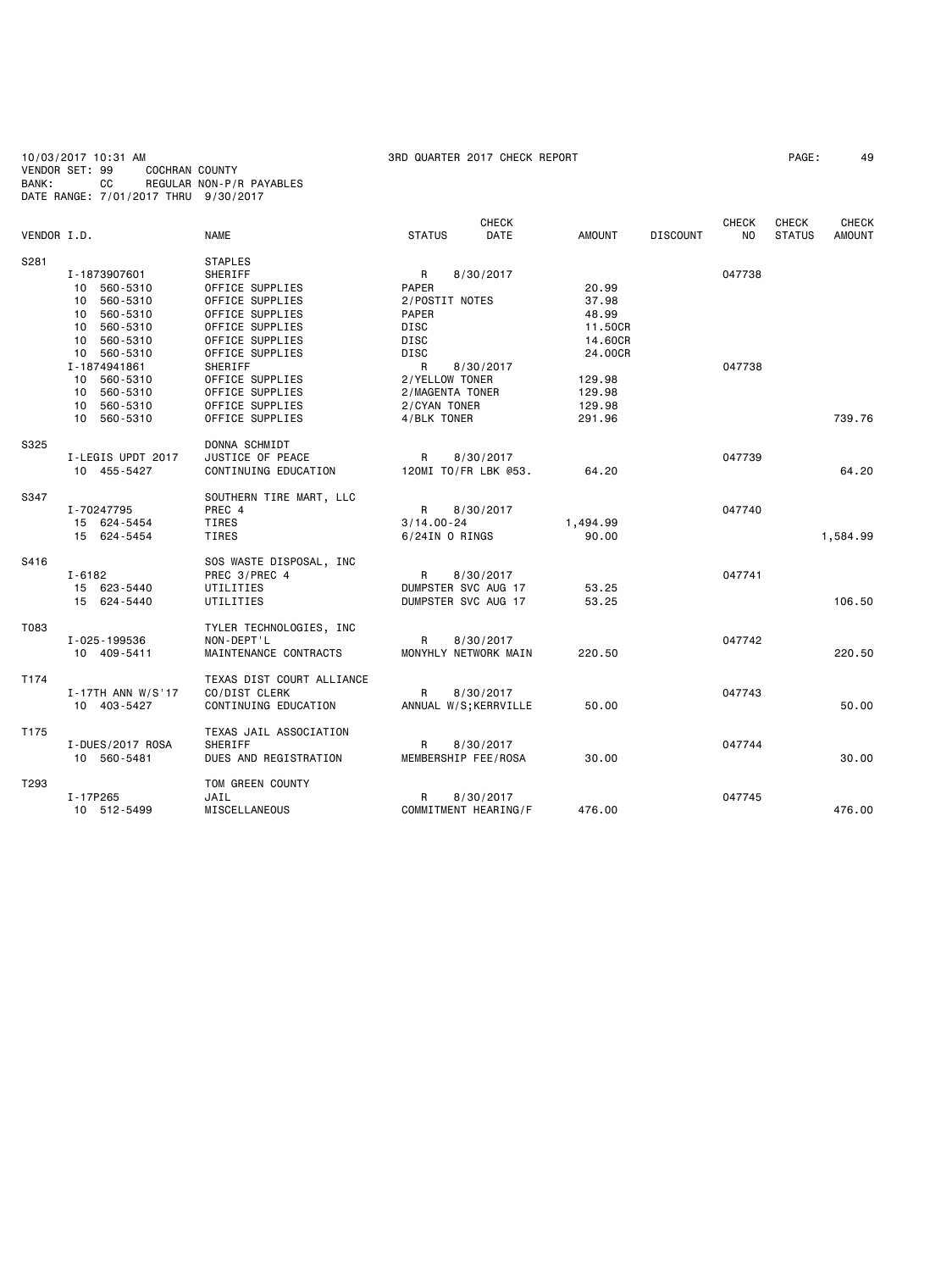10/03/2017 10:31 AM    3RD QUARTER 2017 CHECK REPORT    PAGE: 49
VENDOR SET: 99    COCHRAN COUNTY
BANK: CC    REGULAR NON-P/R PAYABLES
DATE RANGE: 7/01/2017 THRU 9/30/2017

| VENDOR I.D. | | NAME | STATUS | CHECK DATE | AMOUNT | DISCOUNT | CHECK NO | CHECK STATUS | CHECK AMOUNT |
|---|---|---|---|---|---|---|---|---|---|
| S281 | | STAPLES | | | | | | | |
| | I-1873907601 | SHERIFF | R | 8/30/2017 | | | 047738 | | |
| | 10 560-5310 | OFFICE SUPPLIES | PAPER | | 20.99 | | | | |
| | 10 560-5310 | OFFICE SUPPLIES | 2/POSTIT NOTES | | 37.98 | | | | |
| | 10 560-5310 | OFFICE SUPPLIES | PAPER | | 48.99 | | | | |
| | 10 560-5310 | OFFICE SUPPLIES | DISC | | 11.50CR | | | | |
| | 10 560-5310 | OFFICE SUPPLIES | DISC | | 14.60CR | | | | |
| | 10 560-5310 | OFFICE SUPPLIES | DISC | | 24.00CR | | | | |
| | I-1874941861 | SHERIFF | R | 8/30/2017 | | | 047738 | | |
| | 10 560-5310 | OFFICE SUPPLIES | 2/YELLOW TONER | | 129.98 | | | | |
| | 10 560-5310 | OFFICE SUPPLIES | 2/MAGENTA TONER | | 129.98 | | | | |
| | 10 560-5310 | OFFICE SUPPLIES | 2/CYAN TONER | | 129.98 | | | | |
| | 10 560-5310 | OFFICE SUPPLIES | 4/BLK TONER | | 291.96 | | | | 739.76 |
| S325 | | DONNA SCHMIDT | | | | | | | |
| | I-LEGIS UPDT 2017 | JUSTICE OF PEACE | R | 8/30/2017 | | | 047739 | | |
| | 10 455-5427 | CONTINUING EDUCATION | 120MI TO/FR LBK @53. | | 64.20 | | | | 64.20 |
| S347 | | SOUTHERN TIRE MART, LLC | | | | | | | |
| | I-70247795 | PREC 4 | R | 8/30/2017 | | | 047740 | | |
| | 15 624-5454 | TIRES | 3/14.00-24 | | 1,494.99 | | | | |
| | 15 624-5454 | TIRES | 6/24IN O RINGS | | 90.00 | | | | 1,584.99 |
| S416 | | SOS WASTE DISPOSAL, INC | | | | | | | |
| | I-6182 | PREC 3/PREC 4 | R | 8/30/2017 | | | 047741 | | |
| | 15 623-5440 | UTILITIES | DUMPSTER SVC AUG 17 | | 53.25 | | | | |
| | 15 624-5440 | UTILITIES | DUMPSTER SVC AUG 17 | | 53.25 | | | | 106.50 |
| T083 | | TYLER TECHNOLOGIES, INC | | | | | | | |
| | I-025-199536 | NON-DEPT'L | R | 8/30/2017 | | | 047742 | | |
| | 10 409-5411 | MAINTENANCE CONTRACTS | MONYHLY NETWORK MAIN | | 220.50 | | | | 220.50 |
| T174 | | TEXAS DIST COURT ALLIANCE | | | | | | | |
| | I-17TH ANN W/S'17 | CO/DIST CLERK | R | 8/30/2017 | | | 047743 | | |
| | 10 403-5427 | CONTINUING EDUCATION | ANNUAL W/S;KERRVILLE | | 50.00 | | | | 50.00 |
| T175 | | TEXAS JAIL ASSOCIATION | | | | | | | |
| | I-DUES/2017 ROSA | SHERIFF | R | 8/30/2017 | | | 047744 | | |
| | 10 560-5481 | DUES AND REGISTRATION | MEMBERSHIP FEE/ROSA | | 30.00 | | | | 30.00 |
| T293 | | TOM GREEN COUNTY | | | | | | | |
| | I-17P265 | JAIL | R | 8/30/2017 | | | 047745 | | |
| | 10 512-5499 | MISCELLANEOUS | COMMITMENT HEARING/F | | 476.00 | | | | 476.00 |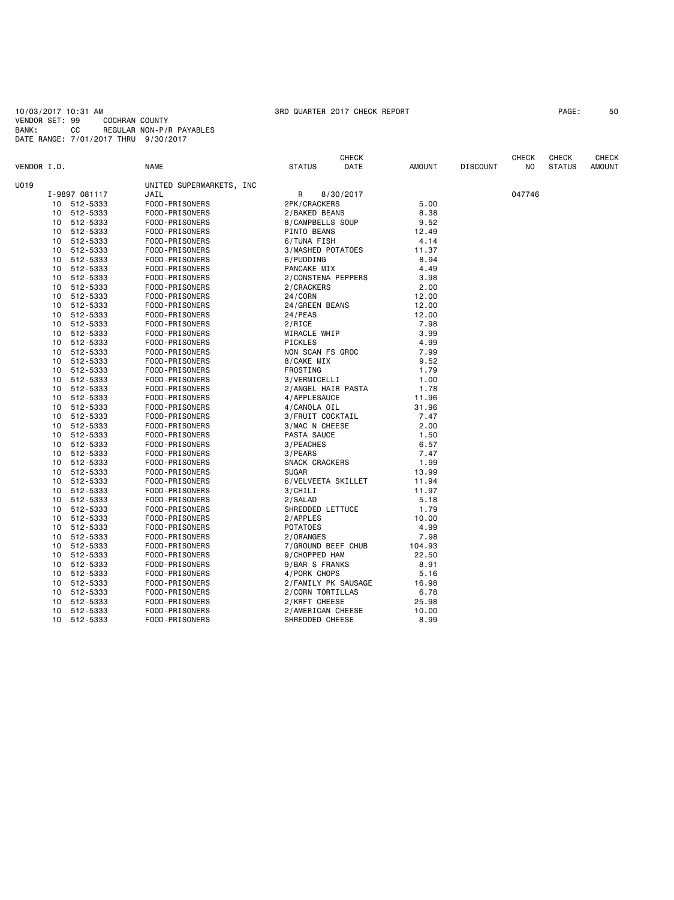10/03/2017 10:31 AM 3RD QUARTER 2017 CHECK REPORT PAGE: 50
VENDOR SET: 99 COCHRAN COUNTY
BANK: CC REGULAR NON-P/R PAYABLES
DATE RANGE: 7/01/2017 THRU 9/30/2017

| VENDOR I.D. | | NAME | STATUS | CHECK DATE | AMOUNT | DISCOUNT | CHECK NO | CHECK STATUS | CHECK AMOUNT |
|---|---|---|---|---|---|---|---|---|---|
| U019 | | UNITED SUPERMARKETS, INC | | | | | | | |
| I-9897 081117 | | JAIL | R | 8/30/2017 | | | 047746 | | |
| 10 | 512-5333 | FOOD-PRISONERS | 2PK/CRACKERS | | 5.00 | | | | |
| 10 | 512-5333 | FOOD-PRISONERS | 2/BAKED BEANS | | 8.38 | | | | |
| 10 | 512-5333 | FOOD-PRISONERS | 8/CAMPBELLS SOUP | | 9.52 | | | | |
| 10 | 512-5333 | FOOD-PRISONERS | PINTO BEANS | | 12.49 | | | | |
| 10 | 512-5333 | FOOD-PRISONERS | 6/TUNA FISH | | 4.14 | | | | |
| 10 | 512-5333 | FOOD-PRISONERS | 3/MASHED POTATOES | | 11.37 | | | | |
| 10 | 512-5333 | FOOD-PRISONERS | 6/PUDDING | | 8.94 | | | | |
| 10 | 512-5333 | FOOD-PRISONERS | PANCAKE MIX | | 4.49 | | | | |
| 10 | 512-5333 | FOOD-PRISONERS | 2/CONSTENA PEPPERS | | 3.98 | | | | |
| 10 | 512-5333 | FOOD-PRISONERS | 2/CRACKERS | | 2.00 | | | | |
| 10 | 512-5333 | FOOD-PRISONERS | 24/CORN | | 12.00 | | | | |
| 10 | 512-5333 | FOOD-PRISONERS | 24/GREEN BEANS | | 12.00 | | | | |
| 10 | 512-5333 | FOOD-PRISONERS | 24/PEAS | | 12.00 | | | | |
| 10 | 512-5333 | FOOD-PRISONERS | 2/RICE | | 7.98 | | | | |
| 10 | 512-5333 | FOOD-PRISONERS | MIRACLE WHIP | | 3.99 | | | | |
| 10 | 512-5333 | FOOD-PRISONERS | PICKLES | | 4.99 | | | | |
| 10 | 512-5333 | FOOD-PRISONERS | NON SCAN FS GROC | | 7.99 | | | | |
| 10 | 512-5333 | FOOD-PRISONERS | 8/CAKE MIX | | 9.52 | | | | |
| 10 | 512-5333 | FOOD-PRISONERS | FROSTING | | 1.79 | | | | |
| 10 | 512-5333 | FOOD-PRISONERS | 3/VERMICELLI | | 1.00 | | | | |
| 10 | 512-5333 | FOOD-PRISONERS | 2/ANGEL HAIR PASTA | | 1.78 | | | | |
| 10 | 512-5333 | FOOD-PRISONERS | 4/APPLESAUCE | | 11.96 | | | | |
| 10 | 512-5333 | FOOD-PRISONERS | 4/CANOLA OIL | | 31.96 | | | | |
| 10 | 512-5333 | FOOD-PRISONERS | 3/FRUIT COCKTAIL | | 7.47 | | | | |
| 10 | 512-5333 | FOOD-PRISONERS | 3/MAC N CHEESE | | 2.00 | | | | |
| 10 | 512-5333 | FOOD-PRISONERS | PASTA SAUCE | | 1.50 | | | | |
| 10 | 512-5333 | FOOD-PRISONERS | 3/PEACHES | | 6.57 | | | | |
| 10 | 512-5333 | FOOD-PRISONERS | 3/PEARS | | 7.47 | | | | |
| 10 | 512-5333 | FOOD-PRISONERS | SNACK CRACKERS | | 1.99 | | | | |
| 10 | 512-5333 | FOOD-PRISONERS | SUGAR | | 13.99 | | | | |
| 10 | 512-5333 | FOOD-PRISONERS | 6/VELVEETA SKILLET | | 11.94 | | | | |
| 10 | 512-5333 | FOOD-PRISONERS | 3/CHILI | | 11.97 | | | | |
| 10 | 512-5333 | FOOD-PRISONERS | 2/SALAD | | 5.18 | | | | |
| 10 | 512-5333 | FOOD-PRISONERS | SHREDDED LETTUCE | | 1.79 | | | | |
| 10 | 512-5333 | FOOD-PRISONERS | 2/APPLES | | 10.00 | | | | |
| 10 | 512-5333 | FOOD-PRISONERS | POTATOES | | 4.99 | | | | |
| 10 | 512-5333 | FOOD-PRISONERS | 2/ORANGES | | 7.98 | | | | |
| 10 | 512-5333 | FOOD-PRISONERS | 7/GROUND BEEF CHUB | | 104.93 | | | | |
| 10 | 512-5333 | FOOD-PRISONERS | 9/CHOPPED HAM | | 22.50 | | | | |
| 10 | 512-5333 | FOOD-PRISONERS | 9/BAR S FRANKS | | 8.91 | | | | |
| 10 | 512-5333 | FOOD-PRISONERS | 4/PORK CHOPS | | 5.16 | | | | |
| 10 | 512-5333 | FOOD-PRISONERS | 2/FAMILY PK SAUSAGE | | 16.98 | | | | |
| 10 | 512-5333 | FOOD-PRISONERS | 2/CORN TORTILLAS | | 6.78 | | | | |
| 10 | 512-5333 | FOOD-PRISONERS | 2/KRFT CHEESE | | 25.98 | | | | |
| 10 | 512-5333 | FOOD-PRISONERS | 2/AMERICAN CHEESE | | 10.00 | | | | |
| 10 | 512-5333 | FOOD-PRISONERS | SHREDDED CHEESE | | 8.99 | | | | |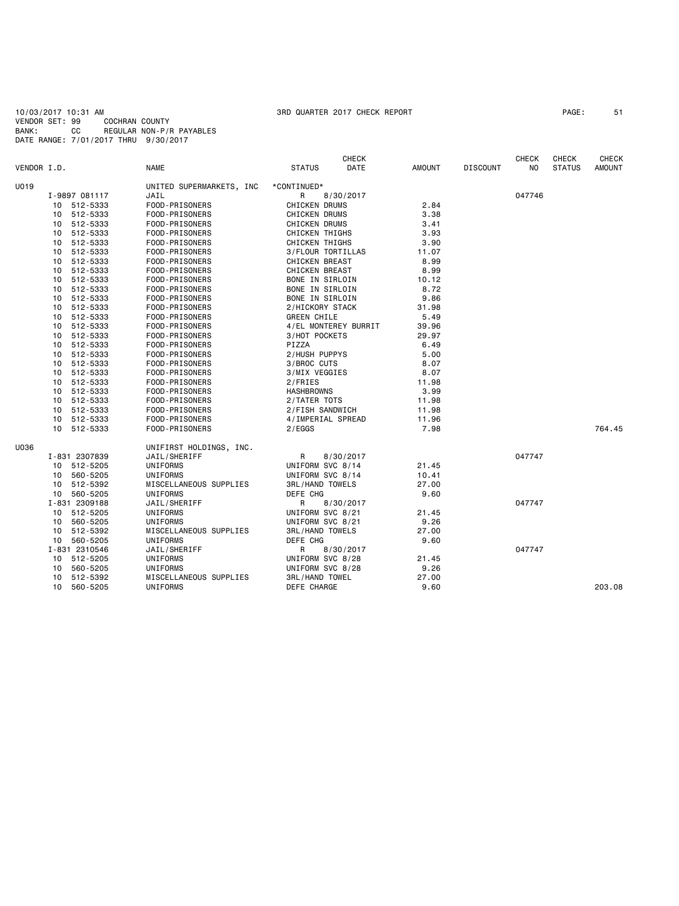10/03/2017 10:31 AM 3RD QUARTER 2017 CHECK REPORT PAGE: 51
VENDOR SET: 99 COCHRAN COUNTY
BANK: CC REGULAR NON-P/R PAYABLES
DATE RANGE: 7/01/2017 THRU 9/30/2017

| VENDOR I.D. | | NAME | STATUS | CHECK DATE | AMOUNT | DISCOUNT | CHECK NO | CHECK STATUS | CHECK AMOUNT |
|---|---|---|---|---|---|---|---|---|---|
| U019 | | UNITED SUPERMARKETS, INC | *CONTINUED* | | | | | | |
| | I-9897 081117 | JAIL | R | 8/30/2017 | | | 047746 | | |
| | 10 512-5333 | FOOD-PRISONERS | CHICKEN DRUMS | | 2.84 | | | | |
| | 10 512-5333 | FOOD-PRISONERS | CHICKEN DRUMS | | 3.38 | | | | |
| | 10 512-5333 | FOOD-PRISONERS | CHICKEN DRUMS | | 3.41 | | | | |
| | 10 512-5333 | FOOD-PRISONERS | CHICKEN THIGHS | | 3.93 | | | | |
| | 10 512-5333 | FOOD-PRISONERS | CHICKEN THIGHS | | 3.90 | | | | |
| | 10 512-5333 | FOOD-PRISONERS | 3/FLOUR TORTILLAS | | 11.07 | | | | |
| | 10 512-5333 | FOOD-PRISONERS | CHICKEN BREAST | | 8.99 | | | | |
| | 10 512-5333 | FOOD-PRISONERS | CHICKEN BREAST | | 8.99 | | | | |
| | 10 512-5333 | FOOD-PRISONERS | BONE IN SIRLOIN | | 10.12 | | | | |
| | 10 512-5333 | FOOD-PRISONERS | BONE IN SIRLOIN | | 8.72 | | | | |
| | 10 512-5333 | FOOD-PRISONERS | BONE IN SIRLOIN | | 9.86 | | | | |
| | 10 512-5333 | FOOD-PRISONERS | 2/HICKORY STACK | | 31.98 | | | | |
| | 10 512-5333 | FOOD-PRISONERS | GREEN CHILE | | 5.49 | | | | |
| | 10 512-5333 | FOOD-PRISONERS | 4/EL MONTEREY BURRIT | | 39.96 | | | | |
| | 10 512-5333 | FOOD-PRISONERS | 3/HOT POCKETS | | 29.97 | | | | |
| | 10 512-5333 | FOOD-PRISONERS | PIZZA | | 6.49 | | | | |
| | 10 512-5333 | FOOD-PRISONERS | 2/HUSH PUPPYS | | 5.00 | | | | |
| | 10 512-5333 | FOOD-PRISONERS | 3/BROC CUTS | | 8.07 | | | | |
| | 10 512-5333 | FOOD-PRISONERS | 3/MIX VEGGIES | | 8.07 | | | | |
| | 10 512-5333 | FOOD-PRISONERS | 2/FRIES | | 11.98 | | | | |
| | 10 512-5333 | FOOD-PRISONERS | HASHBROWNS | | 3.99 | | | | |
| | 10 512-5333 | FOOD-PRISONERS | 2/TATER TOTS | | 11.98 | | | | |
| | 10 512-5333 | FOOD-PRISONERS | 2/FISH SANDWICH | | 11.98 | | | | |
| | 10 512-5333 | FOOD-PRISONERS | 4/IMPERIAL SPREAD | | 11.96 | | | | |
| | 10 512-5333 | FOOD-PRISONERS | 2/EGGS | | 7.98 | | | | 764.45 |
| U036 | | UNIFIRST HOLDINGS, INC. | | | | | | | |
| | I-831 2307839 | JAIL/SHERIFF | R | 8/30/2017 | | | 047747 | | |
| | 10 512-5205 | UNIFORMS | UNIFORM SVC 8/14 | | 21.45 | | | | |
| | 10 560-5205 | UNIFORMS | UNIFORM SVC 8/14 | | 10.41 | | | | |
| | 10 512-5392 | MISCELLANEOUS SUPPLIES | 3RL/HAND TOWELS | | 27.00 | | | | |
| | 10 560-5205 | UNIFORMS | DEFE CHG | | 9.60 | | | | |
| | I-831 2309188 | JAIL/SHERIFF | R | 8/30/2017 | | | 047747 | | |
| | 10 512-5205 | UNIFORMS | UNIFORM SVC 8/21 | | 21.45 | | | | |
| | 10 560-5205 | UNIFORMS | UNIFORM SVC 8/21 | | 9.26 | | | | |
| | 10 512-5392 | MISCELLANEOUS SUPPLIES | 3RL/HAND TOWELS | | 27.00 | | | | |
| | 10 560-5205 | UNIFORMS | DEFE CHG | | 9.60 | | | | |
| | I-831 2310546 | JAIL/SHERIFF | R | 8/30/2017 | | | 047747 | | |
| | 10 512-5205 | UNIFORMS | UNIFORM SVC 8/28 | | 21.45 | | | | |
| | 10 560-5205 | UNIFORMS | UNIFORM SVC 8/28 | | 9.26 | | | | |
| | 10 512-5392 | MISCELLANEOUS SUPPLIES | 3RL/HAND TOWEL | | 27.00 | | | | |
| | 10 560-5205 | UNIFORMS | DEFE CHARGE | | 9.60 | | | | 203.08 |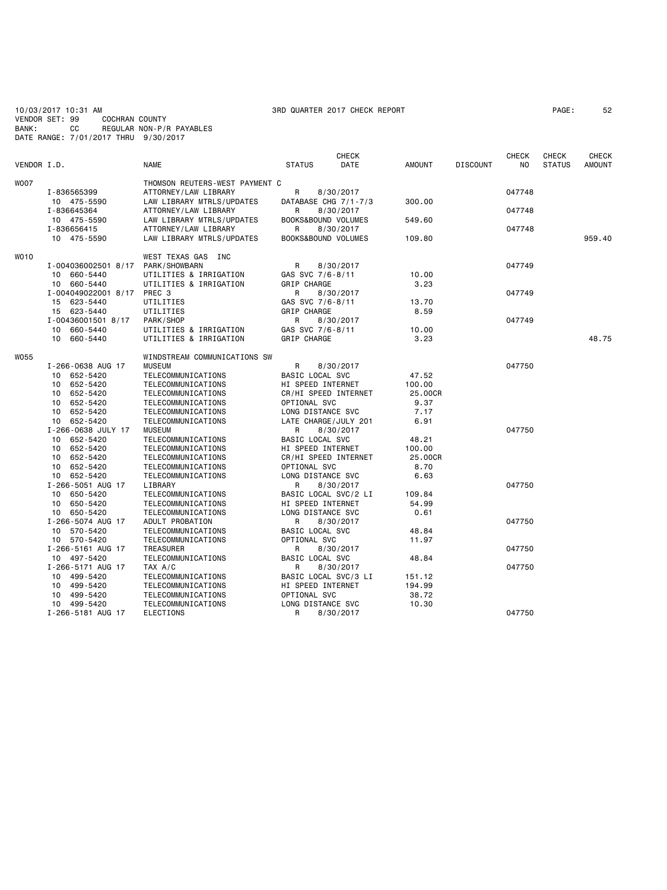10/03/2017 10:31 AM                                    3RD QUARTER 2017 CHECK REPORT
VENDOR SET: 99      COCHRAN COUNTY
BANK:      CC       REGULAR NON-P/R PAYABLES
DATE RANGE: 7/01/2017 THRU 9/30/2017

| VENDOR I.D. | | NAME | STATUS | CHECK DATE | AMOUNT | DISCOUNT | CHECK NO | CHECK STATUS | CHECK AMOUNT |
|---|---|---|---|---|---|---|---|---|---|
| W007 | | THOMSON REUTERS-WEST PAYMENT C | | | | | | | |
| | I-836565399 | ATTORNEY/LAW LIBRARY | R | 8/30/2017 | | | 047748 | | |
| | 10 475-5590 | LAW LIBRARY MTRLS/UPDATES | DATABASE CHG 7/1-7/3 | | 300.00 | | | | |
| | I-836645364 | ATTORNEY/LAW LIBRARY | R | 8/30/2017 | | | 047748 | | |
| | 10 475-5590 | LAW LIBRARY MTRLS/UPDATES | BOOKS&BOUND VOLUMES | | 549.60 | | | | |
| | I-836656415 | ATTORNEY/LAW LIBRARY | R | 8/30/2017 | | | 047748 | | |
| | 10 475-5590 | LAW LIBRARY MTRLS/UPDATES | BOOKS&BOUND VOLUMES | | 109.80 | | | | 959.40 |
| W010 | | WEST TEXAS GAS INC | | | | | | | |
| | I-004036002501 8/17 | PARK/SHOWBARN | R | 8/30/2017 | | | 047749 | | |
| | 10 660-5440 | UTILITIES & IRRIGATION | GAS SVC 7/6-8/11 | | 10.00 | | | | |
| | 10 660-5440 | UTILITIES & IRRIGATION | GRIP CHARGE | | 3.23 | | | | |
| | I-004049022001 8/17 | PREC 3 | R | 8/30/2017 | | | 047749 | | |
| | 15 623-5440 | UTILITIES | GAS SVC 7/6-8/11 | | 13.70 | | | | |
| | 15 623-5440 | UTILITIES | GRIP CHARGE | | 8.59 | | | | |
| | I-00436001501 8/17 | PARK/SHOP | R | 8/30/2017 | | | 047749 | | |
| | 10 660-5440 | UTILITIES & IRRIGATION | GAS SVC 7/6-8/11 | | 10.00 | | | | |
| | 10 660-5440 | UTILITIES & IRRIGATION | GRIP CHARGE | | 3.23 | | | | 48.75 |
| W055 | | WINDSTREAM COMMUNICATIONS SW | | | | | | | |
| | I-266-0638 AUG 17 | MUSEUM | R | 8/30/2017 | | | 047750 | | |
| | 10 652-5420 | TELECOMMUNICATIONS | BASIC LOCAL SVC | | 47.52 | | | | |
| | 10 652-5420 | TELECOMMUNICATIONS | HI SPEED INTERNET | | 100.00 | | | | |
| | 10 652-5420 | TELECOMMUNICATIONS | CR/HI SPEED INTERNET | | 25.00CR | | | | |
| | 10 652-5420 | TELECOMMUNICATIONS | OPTIONAL SVC | | 9.37 | | | | |
| | 10 652-5420 | TELECOMMUNICATIONS | LONG DISTANCE SVC | | 7.17 | | | | |
| | 10 652-5420 | TELECOMMUNICATIONS | LATE CHARGE/JULY 201 | | 6.91 | | | | |
| | I-266-0638 JULY 17 | MUSEUM | R | 8/30/2017 | | | 047750 | | |
| | 10 652-5420 | TELECOMMUNICATIONS | BASIC LOCAL SVC | | 48.21 | | | | |
| | 10 652-5420 | TELECOMMUNICATIONS | HI SPEED INTERNET | | 100.00 | | | | |
| | 10 652-5420 | TELECOMMUNICATIONS | CR/HI SPEED INTERNET | | 25.00CR | | | | |
| | 10 652-5420 | TELECOMMUNICATIONS | OPTIONAL SVC | | 8.70 | | | | |
| | 10 652-5420 | TELECOMMUNICATIONS | LONG DISTANCE SVC | | 6.63 | | | | |
| | I-266-5051 AUG 17 | LIBRARY | R | 8/30/2017 | | | 047750 | | |
| | 10 650-5420 | TELECOMMUNICATIONS | BASIC LOCAL SVC/2 LI | | 109.84 | | | | |
| | 10 650-5420 | TELECOMMUNICATIONS | HI SPEED INTERNET | | 54.99 | | | | |
| | 10 650-5420 | TELECOMMUNICATIONS | LONG DISTANCE SVC | | 0.61 | | | | |
| | I-266-5074 AUG 17 | ADULT PROBATION | R | 8/30/2017 | | | 047750 | | |
| | 10 570-5420 | TELECOMMUNICATIONS | BASIC LOCAL SVC | | 48.84 | | | | |
| | 10 570-5420 | TELECOMMUNICATIONS | OPTIONAL SVC | | 11.97 | | | | |
| | I-266-5161 AUG 17 | TREASURER | R | 8/30/2017 | | | 047750 | | |
| | 10 497-5420 | TELECOMMUNICATIONS | BASIC LOCAL SVC | | 48.84 | | | | |
| | I-266-5171 AUG 17 | TAX A/C | R | 8/30/2017 | | | 047750 | | |
| | 10 499-5420 | TELECOMMUNICATIONS | BASIC LOCAL SVC/3 LI | | 151.12 | | | | |
| | 10 499-5420 | TELECOMMUNICATIONS | HI SPEED INTERNET | | 194.99 | | | | |
| | 10 499-5420 | TELECOMMUNICATIONS | OPTIONAL SVC | | 38.72 | | | | |
| | 10 499-5420 | TELECOMMUNICATIONS | LONG DISTANCE SVC | | 10.30 | | | | |
| | I-266-5181 AUG 17 | ELECTIONS | R | 8/30/2017 | | | 047750 | | |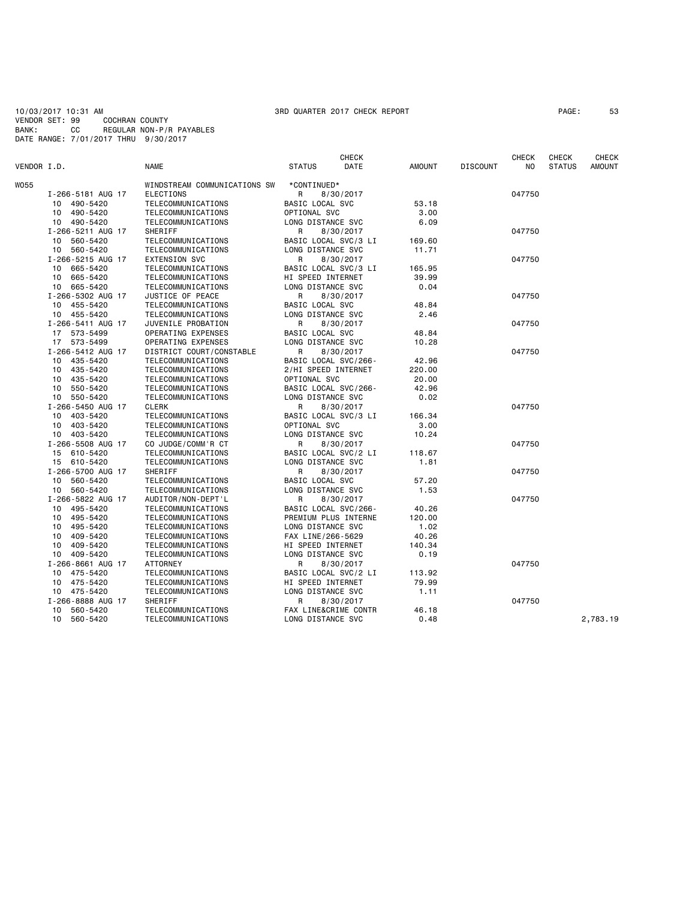10/03/2017 10:31 AM  3RD QUARTER 2017 CHECK REPORT

VENDOR SET: 99  COCHRAN COUNTY
BANK: CC  REGULAR NON-P/R PAYABLES
DATE RANGE: 7/01/2017 THRU 9/30/2017

| VENDOR I.D. | NAME | STATUS | CHECK DATE | AMOUNT | DISCOUNT | CHECK NO | CHECK STATUS | CHECK AMOUNT |
|---|---|---|---|---|---|---|---|---|
| W055 | WINDSTREAM COMMUNICATIONS SW | *CONTINUED* | | | | | | |
| I-266-5181 AUG 17 | ELECTIONS | R | 8/30/2017 | | | 047750 | | |
| 10 490-5420 | TELECOMMUNICATIONS | BASIC LOCAL SVC | | 53.18 | | | | |
| 10 490-5420 | TELECOMMUNICATIONS | OPTIONAL SVC | | 3.00 | | | | |
| 10 490-5420 | TELECOMMUNICATIONS | LONG DISTANCE SVC | | 6.09 | | | | |
| I-266-5211 AUG 17 | SHERIFF | R | 8/30/2017 | | | 047750 | | |
| 10 560-5420 | TELECOMMUNICATIONS | BASIC LOCAL SVC/3 LI | | 169.60 | | | | |
| 10 560-5420 | TELECOMMUNICATIONS | LONG DISTANCE SVC | | 11.71 | | | | |
| I-266-5215 AUG 17 | EXTENSION SVC | R | 8/30/2017 | | | 047750 | | |
| 10 665-5420 | TELECOMMUNICATIONS | BASIC LOCAL SVC/3 LI | | 165.95 | | | | |
| 10 665-5420 | TELECOMMUNICATIONS | HI SPEED INTERNET | | 39.99 | | | | |
| 10 665-5420 | TELECOMMUNICATIONS | LONG DISTANCE SVC | | 0.04 | | | | |
| I-266-5302 AUG 17 | JUSTICE OF PEACE | R | 8/30/2017 | | | 047750 | | |
| 10 455-5420 | TELECOMMUNICATIONS | BASIC LOCAL SVC | | 48.84 | | | | |
| 10 455-5420 | TELECOMMUNICATIONS | LONG DISTANCE SVC | | 2.46 | | | | |
| I-266-5411 AUG 17 | JUVENILE PROBATION | R | 8/30/2017 | | | 047750 | | |
| 17 573-5499 | OPERATING EXPENSES | BASIC LOCAL SVC | | 48.84 | | | | |
| 17 573-5499 | OPERATING EXPENSES | LONG DISTANCE SVC | | 10.28 | | | | |
| I-266-5412 AUG 17 | DISTRICT COURT/CONSTABLE | R | 8/30/2017 | | | 047750 | | |
| 10 435-5420 | TELECOMMUNICATIONS | BASIC LOCAL SVC/266- | | 42.96 | | | | |
| 10 435-5420 | TELECOMMUNICATIONS | 2/HI SPEED INTERNET | | 220.00 | | | | |
| 10 435-5420 | TELECOMMUNICATIONS | OPTIONAL SVC | | 20.00 | | | | |
| 10 550-5420 | TELECOMMUNICATIONS | BASIC LOCAL SVC/266- | | 42.96 | | | | |
| 10 550-5420 | TELECOMMUNICATIONS | LONG DISTANCE SVC | | 0.02 | | | | |
| I-266-5450 AUG 17 | CLERK | R | 8/30/2017 | | | 047750 | | |
| 10 403-5420 | TELECOMMUNICATIONS | BASIC LOCAL SVC/3 LI | | 166.34 | | | | |
| 10 403-5420 | TELECOMMUNICATIONS | OPTIONAL SVC | | 3.00 | | | | |
| 10 403-5420 | TELECOMMUNICATIONS | LONG DISTANCE SVC | | 10.24 | | | | |
| I-266-5508 AUG 17 | CO JUDGE/COMM'R CT | R | 8/30/2017 | | | 047750 | | |
| 15 610-5420 | TELECOMMUNICATIONS | BASIC LOCAL SVC/2 LI | | 118.67 | | | | |
| 15 610-5420 | TELECOMMUNICATIONS | LONG DISTANCE SVC | | 1.81 | | | | |
| I-266-5700 AUG 17 | SHERIFF | R | 8/30/2017 | | | 047750 | | |
| 10 560-5420 | TELECOMMUNICATIONS | BASIC LOCAL SVC | | 57.20 | | | | |
| 10 560-5420 | TELECOMMUNICATIONS | LONG DISTANCE SVC | | 1.53 | | | | |
| I-266-5822 AUG 17 | AUDITOR/NON-DEPT'L | R | 8/30/2017 | | | 047750 | | |
| 10 495-5420 | TELECOMMUNICATIONS | BASIC LOCAL SVC/266- | | 40.26 | | | | |
| 10 495-5420 | TELECOMMUNICATIONS | PREMIUM PLUS INTERNE | | 120.00 | | | | |
| 10 495-5420 | TELECOMMUNICATIONS | LONG DISTANCE SVC | | 1.02 | | | | |
| 10 409-5420 | TELECOMMUNICATIONS | FAX LINE/266-5629 | | 40.26 | | | | |
| 10 409-5420 | TELECOMMUNICATIONS | HI SPEED INTERNET | | 140.34 | | | | |
| 10 409-5420 | TELECOMMUNICATIONS | LONG DISTANCE SVC | | 0.19 | | | | |
| I-266-8661 AUG 17 | ATTORNEY | R | 8/30/2017 | | | 047750 | | |
| 10 475-5420 | TELECOMMUNICATIONS | BASIC LOCAL SVC/2 LI | | 113.92 | | | | |
| 10 475-5420 | TELECOMMUNICATIONS | HI SPEED INTERNET | | 79.99 | | | | |
| 10 475-5420 | TELECOMMUNICATIONS | LONG DISTANCE SVC | | 1.11 | | | | |
| I-266-8888 AUG 17 | SHERIFF | R | 8/30/2017 | | | 047750 | | |
| 10 560-5420 | TELECOMMUNICATIONS | FAX LINE&CRIME CONTR | | 46.18 | | | | |
| 10 560-5420 | TELECOMMUNICATIONS | LONG DISTANCE SVC | | 0.48 | | | | 2,783.19 |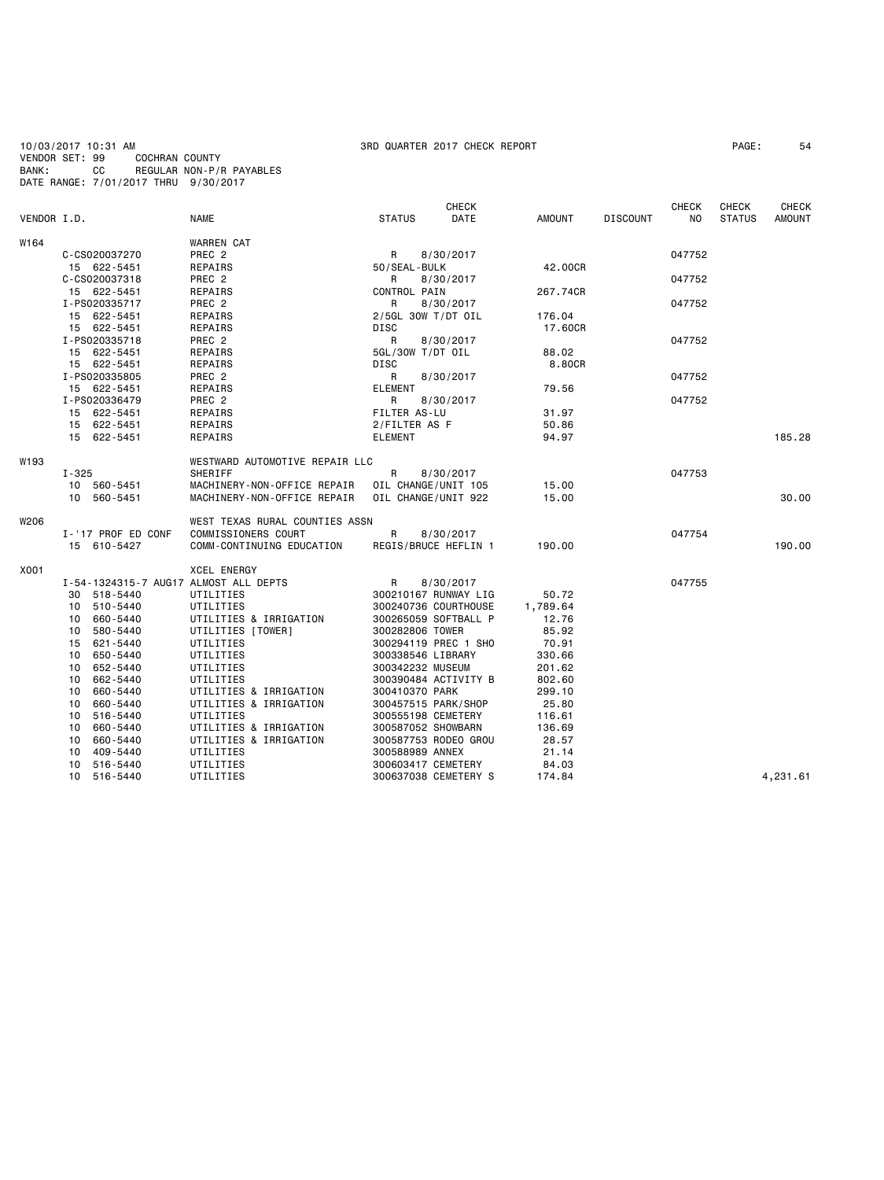10/03/2017 10:31 AM 3RD QUARTER 2017 CHECK REPORT

VENDOR SET: 99 COCHRAN COUNTY
BANK: CC REGULAR NON-P/R PAYABLES
DATE RANGE: 7/01/2017 THRU 9/30/2017

| VENDOR I.D. | NAME | STATUS | CHECK DATE | AMOUNT | DISCOUNT | CHECK NO | CHECK STATUS | CHECK AMOUNT |
|---|---|---|---|---|---|---|---|---|
| W164 | WARREN CAT | | | | | | | |
| C-CS020037270 | PREC 2 | R | 8/30/2017 | | | 047752 | | |
| 15 622-5451 | REPAIRS | 50/SEAL-BULK | | 42.00CR | | | | |
| C-CS020037318 | PREC 2 | R | 8/30/2017 | | | 047752 | | |
| 15 622-5451 | REPAIRS | CONTROL PAIN | | 267.74CR | | | | |
| I-PS020335717 | PREC 2 | R | 8/30/2017 | | | 047752 | | |
| 15 622-5451 | REPAIRS | 2/5GL 30W T/DT OIL | | 176.04 | | | | |
| 15 622-5451 | REPAIRS | DISC | | 17.60CR | | | | |
| I-PS020335718 | PREC 2 | R | 8/30/2017 | | | 047752 | | |
| 15 622-5451 | REPAIRS | 5GL/30W T/DT OIL | | 88.02 | | | | |
| 15 622-5451 | REPAIRS | DISC | | 8.80CR | | | | |
| I-PS020335805 | PREC 2 | R | 8/30/2017 | | | 047752 | | |
| 15 622-5451 | REPAIRS | ELEMENT | | 79.56 | | | | |
| I-PS020336479 | PREC 2 | R | 8/30/2017 | | | 047752 | | |
| 15 622-5451 | REPAIRS | FILTER AS-LU | | 31.97 | | | | |
| 15 622-5451 | REPAIRS | 2/FILTER AS F | | 50.86 | | | | |
| 15 622-5451 | REPAIRS | ELEMENT | | 94.97 | | | | 185.28 |
| W193 | WESTWARD AUTOMOTIVE REPAIR LLC | | | | | | | |
| I-325 | SHERIFF | R | 8/30/2017 | | | 047753 | | |
| 10 560-5451 | MACHINERY-NON-OFFICE REPAIR | OIL CHANGE/UNIT 105 | | 15.00 | | | | |
| 10 560-5451 | MACHINERY-NON-OFFICE REPAIR | OIL CHANGE/UNIT 922 | | 15.00 | | | | 30.00 |
| W206 | WEST TEXAS RURAL COUNTIES ASSN | | | | | | | |
| I-'17 PROF ED CONF | COMMISSIONERS COURT | R | 8/30/2017 | | | 047754 | | |
| 15 610-5427 | COMM-CONTINUING EDUCATION | REGIS/BRUCE HEFLIN 1 | | 190.00 | | | | 190.00 |
| X001 | XCEL ENERGY | | | | | | | |
| I-54-1324315-7 AUG17 | ALMOST ALL DEPTS | R | 8/30/2017 | | | 047755 | | |
| 30 518-5440 | UTILITIES | 300210167 RUNWAY LIG | | 50.72 | | | | |
| 10 510-5440 | UTILITIES | 300240736 COURTHOUSE | | 1,789.64 | | | | |
| 10 660-5440 | UTILITIES & IRRIGATION | 300265059 SOFTBALL P | | 12.76 | | | | |
| 10 580-5440 | UTILITIES [TOWER] | 300282806 TOWER | | 85.92 | | | | |
| 15 621-5440 | UTILITIES | 300294119 PREC 1 SHO | | 70.91 | | | | |
| 10 650-5440 | UTILITIES | 300338546 LIBRARY | | 330.66 | | | | |
| 10 652-5440 | UTILITIES | 300342232 MUSEUM | | 201.62 | | | | |
| 10 662-5440 | UTILITIES | 300390484 ACTIVITY B | | 802.60 | | | | |
| 10 660-5440 | UTILITIES & IRRIGATION | 300410370 PARK | | 299.10 | | | | |
| 10 660-5440 | UTILITIES & IRRIGATION | 300457515 PARK/SHOP | | 25.80 | | | | |
| 10 516-5440 | UTILITIES | 300555198 CEMETERY | | 116.61 | | | | |
| 10 660-5440 | UTILITIES & IRRIGATION | 300587052 SHOWBARN | | 136.69 | | | | |
| 10 660-5440 | UTILITIES & IRRIGATION | 300587753 RODEO GROU | | 28.57 | | | | |
| 10 409-5440 | UTILITIES | 300588989 ANNEX | | 21.14 | | | | |
| 10 516-5440 | UTILITIES | 300603417 CEMETERY | | 84.03 | | | | |
| 10 516-5440 | UTILITIES | 300637038 CEMETERY S | | 174.84 | | | | 4,231.61 |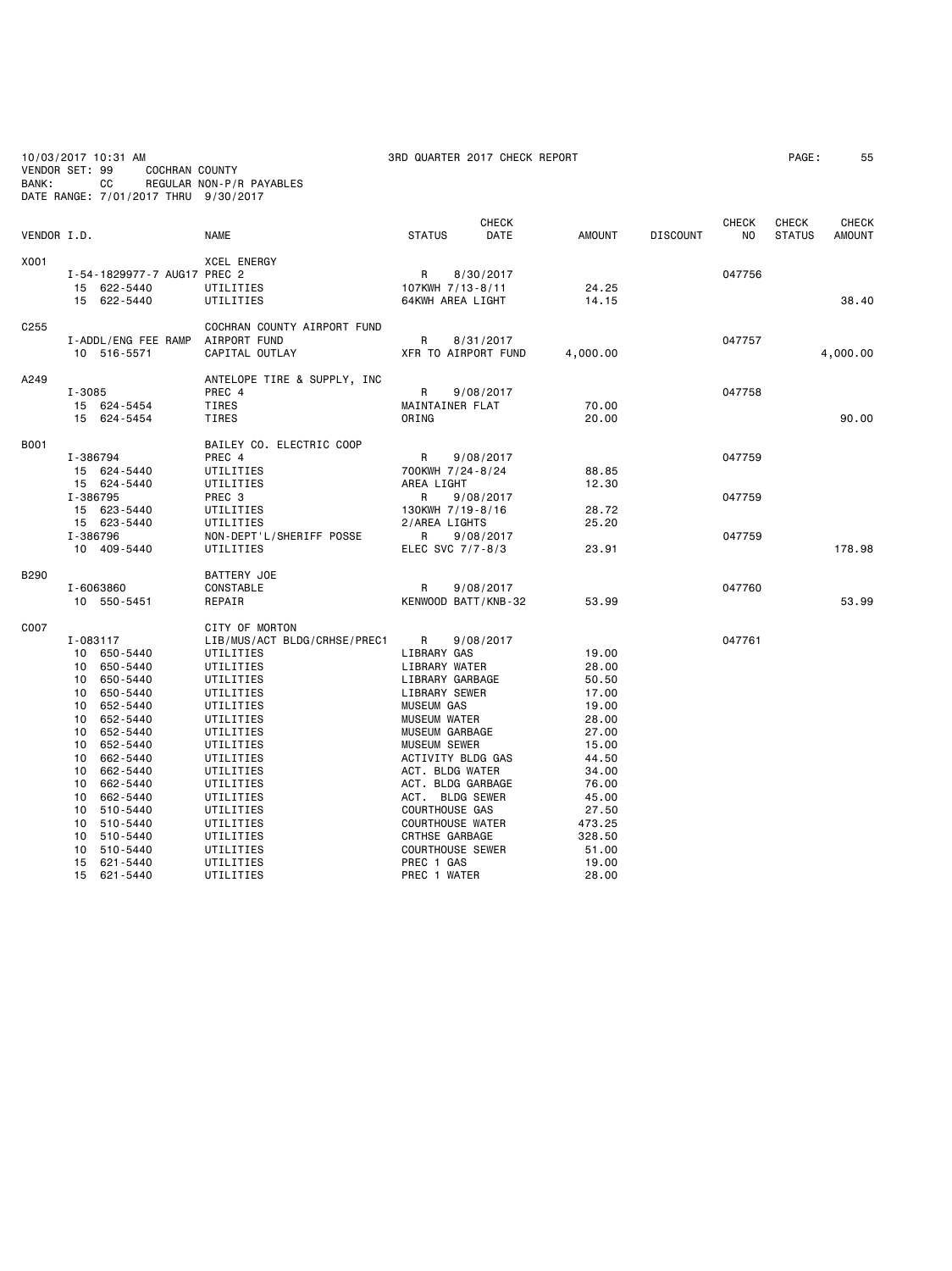10/03/2017 10:31 AM  3RD QUARTER 2017 CHECK REPORT

VENDOR SET: 99  COCHRAN COUNTY
BANK: CC  REGULAR NON-P/R PAYABLES
DATE RANGE: 7/01/2017 THRU 9/30/2017

| VENDOR I.D. | | NAME | STATUS | CHECK DATE | AMOUNT | DISCOUNT | CHECK NO | CHECK STATUS | CHECK AMOUNT |
|---|---|---|---|---|---|---|---|---|---|
| X001 | | XCEL ENERGY | | | | | | | |
| | I-54-1829977-7 AUG17 | PREC 2 | R | 8/30/2017 | | | 047756 | | |
| | 15 622-5440 | UTILITIES | 107KWH 7/13-8/11 | | 24.25 | | | | |
| | 15 622-5440 | UTILITIES | 64KWH AREA LIGHT | | 14.15 | | | | 38.40 |
| C255 | | COCHRAN COUNTY AIRPORT FUND | | | | | | | |
| | I-ADDL/ENG FEE RAMP | AIRPORT FUND | R | 8/31/2017 | | | 047757 | | |
| | 10 516-5571 | CAPITAL OUTLAY | XFR TO AIRPORT FUND | | 4,000.00 | | | | 4,000.00 |
| A249 | | ANTELOPE TIRE & SUPPLY, INC | | | | | | | |
| | I-3085 | PREC 4 | R | 9/08/2017 | | | 047758 | | |
| | 15 624-5454 | TIRES | MAINTAINER FLAT | | 70.00 | | | | |
| | 15 624-5454 | TIRES | ORING | | 20.00 | | | | 90.00 |
| B001 | | BAILEY CO. ELECTRIC COOP | | | | | | | |
| | I-386794 | PREC 4 | R | 9/08/2017 | | | 047759 | | |
| | 15 624-5440 | UTILITIES | 700KWH 7/24-8/24 | | 88.85 | | | | |
| | 15 624-5440 | UTILITIES | AREA LIGHT | | 12.30 | | | | |
| | I-386795 | PREC 3 | R | 9/08/2017 | | | 047759 | | |
| | 15 623-5440 | UTILITIES | 130KWH 7/19-8/16 | | 28.72 | | | | |
| | 15 623-5440 | UTILITIES | 2/AREA LIGHTS | | 25.20 | | | | |
| | I-386796 | NON-DEPT'L/SHERIFF POSSE | R | 9/08/2017 | | | 047759 | | |
| | 10 409-5440 | UTILITIES | ELEC SVC 7/7-8/3 | | 23.91 | | | | 178.98 |
| B290 | | BATTERY JOE | | | | | | | |
| | I-6063860 | CONSTABLE | R | 9/08/2017 | | | 047760 | | |
| | 10 550-5451 | REPAIR | KENWOOD BATT/KNB-32 | | 53.99 | | | | 53.99 |
| C007 | | CITY OF MORTON | | | | | | | |
| | I-083117 | LIB/MUS/ACT BLDG/CRHSE/PREC1 | R | 9/08/2017 | | | 047761 | | |
| | 10 650-5440 | UTILITIES | LIBRARY GAS | | 19.00 | | | | |
| | 10 650-5440 | UTILITIES | LIBRARY WATER | | 28.00 | | | | |
| | 10 650-5440 | UTILITIES | LIBRARY GARBAGE | | 50.50 | | | | |
| | 10 650-5440 | UTILITIES | LIBRARY SEWER | | 17.00 | | | | |
| | 10 652-5440 | UTILITIES | MUSEUM GAS | | 19.00 | | | | |
| | 10 652-5440 | UTILITIES | MUSEUM WATER | | 28.00 | | | | |
| | 10 652-5440 | UTILITIES | MUSEUM GARBAGE | | 27.00 | | | | |
| | 10 652-5440 | UTILITIES | MUSEUM SEWER | | 15.00 | | | | |
| | 10 662-5440 | UTILITIES | ACTIVITY BLDG GAS | | 44.50 | | | | |
| | 10 662-5440 | UTILITIES | ACT. BLDG WATER | | 34.00 | | | | |
| | 10 662-5440 | UTILITIES | ACT. BLDG GARBAGE | | 76.00 | | | | |
| | 10 662-5440 | UTILITIES | ACT. BLDG SEWER | | 45.00 | | | | |
| | 10 510-5440 | UTILITIES | COURTHOUSE GAS | | 27.50 | | | | |
| | 10 510-5440 | UTILITIES | COURTHOUSE WATER | | 473.25 | | | | |
| | 10 510-5440 | UTILITIES | CRTHSE GARBAGE | | 328.50 | | | | |
| | 10 510-5440 | UTILITIES | COURTHOUSE SEWER | | 51.00 | | | | |
| | 15 621-5440 | UTILITIES | PREC 1 GAS | | 19.00 | | | | |
| | 15 621-5440 | UTILITIES | PREC 1 WATER | | 28.00 | | | | |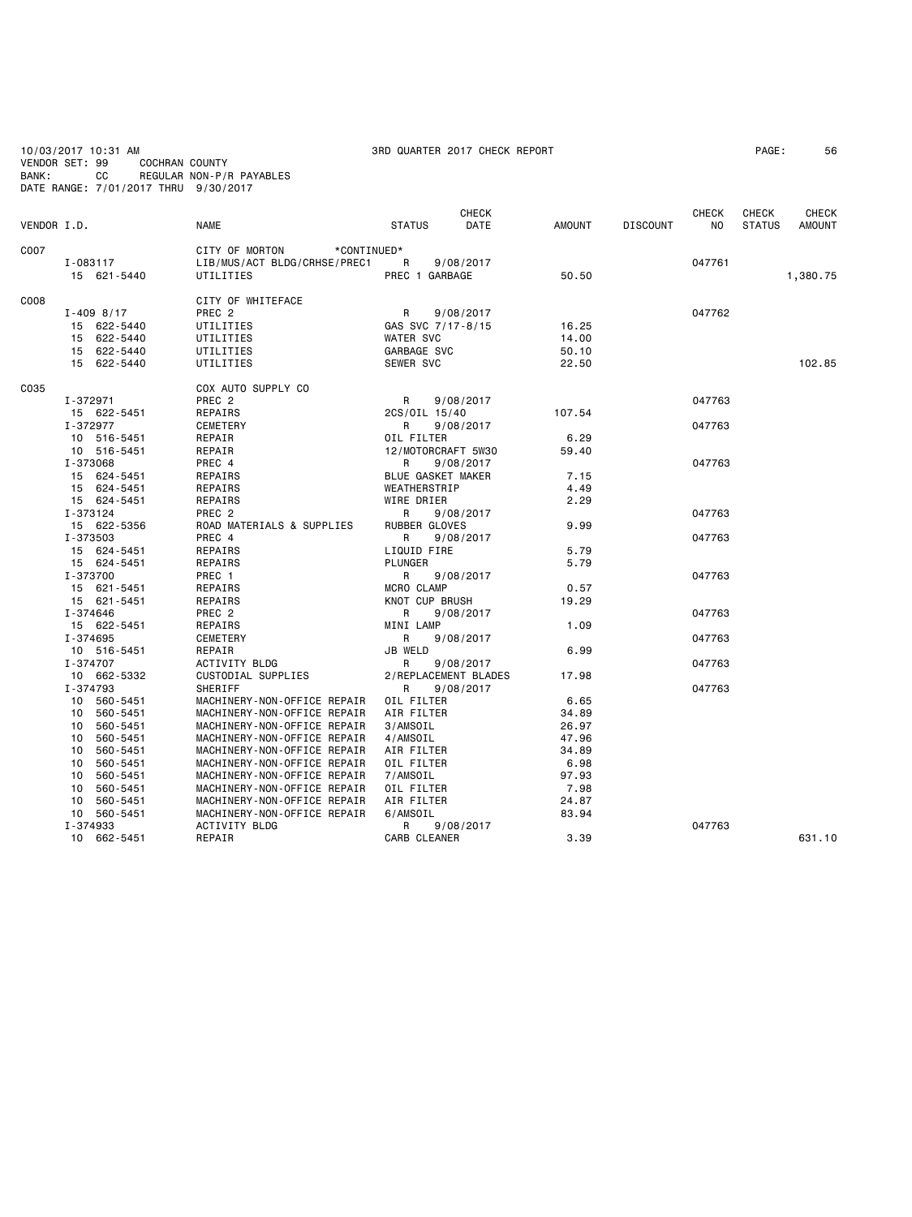10/03/2017 10:31 AM 3RD QUARTER 2017 CHECK REPORT

VENDOR SET: 99 COCHRAN COUNTY
BANK: CC REGULAR NON-P/R PAYABLES
DATE RANGE: 7/01/2017 THRU 9/30/2017

| VENDOR I.D. | NAME | STATUS | CHECK DATE | AMOUNT | DISCOUNT | CHECK NO | CHECK STATUS | CHECK AMOUNT |
|---|---|---|---|---|---|---|---|---|
| C007 | CITY OF MORTON *CONTINUED* | | | | | | | |
| I-083117 | LIB/MUS/ACT BLDG/CRHSE/PREC1 | R | 9/08/2017 | | | 047761 | | |
| 15 621-5440 | UTILITIES | PREC 1 GARBAGE | | 50.50 | | | | 1,380.75 |
| C008 | CITY OF WHITEFACE | | | | | | | |
| I-409 8/17 | PREC 2 | R | 9/08/2017 | | | 047762 | | |
| 15 622-5440 | UTILITIES | GAS SVC 7/17-8/15 | | 16.25 | | | | |
| 15 622-5440 | UTILITIES | WATER SVC | | 14.00 | | | | |
| 15 622-5440 | UTILITIES | GARBAGE SVC | | 50.10 | | | | |
| 15 622-5440 | UTILITIES | SEWER SVC | | 22.50 | | | | 102.85 |
| C035 | COX AUTO SUPPLY CO | | | | | | | |
| I-372971 | PREC 2 | R | 9/08/2017 | | | 047763 | | |
| 15 622-5451 | REPAIRS | 2CS/OIL 15/40 | | 107.54 | | | | |
| I-372977 | CEMETERY | R | 9/08/2017 | | | 047763 | | |
| 10 516-5451 | REPAIR | OIL FILTER | | 6.29 | | | | |
| 10 516-5451 | REPAIR | 12/MOTORCRAFT 5W30 | | 59.40 | | | | |
| I-373068 | PREC 4 | R | 9/08/2017 | | | 047763 | | |
| 15 624-5451 | REPAIRS | BLUE GASKET MAKER | | 7.15 | | | | |
| 15 624-5451 | REPAIRS | WEATHERSTRIP | | 4.49 | | | | |
| 15 624-5451 | REPAIRS | WIRE DRIER | | 2.29 | | | | |
| I-373124 | PREC 2 | R | 9/08/2017 | | | 047763 | | |
| 15 622-5356 | ROAD MATERIALS & SUPPLIES | RUBBER GLOVES | | 9.99 | | | | |
| I-373503 | PREC 4 | R | 9/08/2017 | | | 047763 | | |
| 15 624-5451 | REPAIRS | LIQUID FIRE | | 5.79 | | | | |
| 15 624-5451 | REPAIRS | PLUNGER | | 5.79 | | | | |
| I-373700 | PREC 1 | R | 9/08/2017 | | | 047763 | | |
| 15 621-5451 | REPAIRS | MCRO CLAMP | | 0.57 | | | | |
| 15 621-5451 | REPAIRS | KNOT CUP BRUSH | | 19.29 | | | | |
| I-374646 | PREC 2 | R | 9/08/2017 | | | 047763 | | |
| 15 622-5451 | REPAIRS | MINI LAMP | | 1.09 | | | | |
| I-374695 | CEMETERY | R | 9/08/2017 | | | 047763 | | |
| 10 516-5451 | REPAIR | JB WELD | | 6.99 | | | | |
| I-374707 | ACTIVITY BLDG | R | 9/08/2017 | | | 047763 | | |
| 10 662-5332 | CUSTODIAL SUPPLIES | 2/REPLACEMENT BLADES | | 17.98 | | | | |
| I-374793 | SHERIFF | R | 9/08/2017 | | | 047763 | | |
| 10 560-5451 | MACHINERY-NON-OFFICE REPAIR | OIL FILTER | | 6.65 | | | | |
| 10 560-5451 | MACHINERY-NON-OFFICE REPAIR | AIR FILTER | | 34.89 | | | | |
| 10 560-5451 | MACHINERY-NON-OFFICE REPAIR | 3/AMSOIL | | 26.97 | | | | |
| 10 560-5451 | MACHINERY-NON-OFFICE REPAIR | 4/AMSOIL | | 47.96 | | | | |
| 10 560-5451 | MACHINERY-NON-OFFICE REPAIR | AIR FILTER | | 34.89 | | | | |
| 10 560-5451 | MACHINERY-NON-OFFICE REPAIR | OIL FILTER | | 6.98 | | | | |
| 10 560-5451 | MACHINERY-NON-OFFICE REPAIR | 7/AMSOIL | | 97.93 | | | | |
| 10 560-5451 | MACHINERY-NON-OFFICE REPAIR | OIL FILTER | | 7.98 | | | | |
| 10 560-5451 | MACHINERY-NON-OFFICE REPAIR | AIR FILTER | | 24.87 | | | | |
| 10 560-5451 | MACHINERY-NON-OFFICE REPAIR | 6/AMSOIL | | 83.94 | | | | |
| I-374933 | ACTIVITY BLDG | R | 9/08/2017 | | | 047763 | | |
| 10 662-5451 | REPAIR | CARB CLEANER | | 3.39 | | | | 631.10 |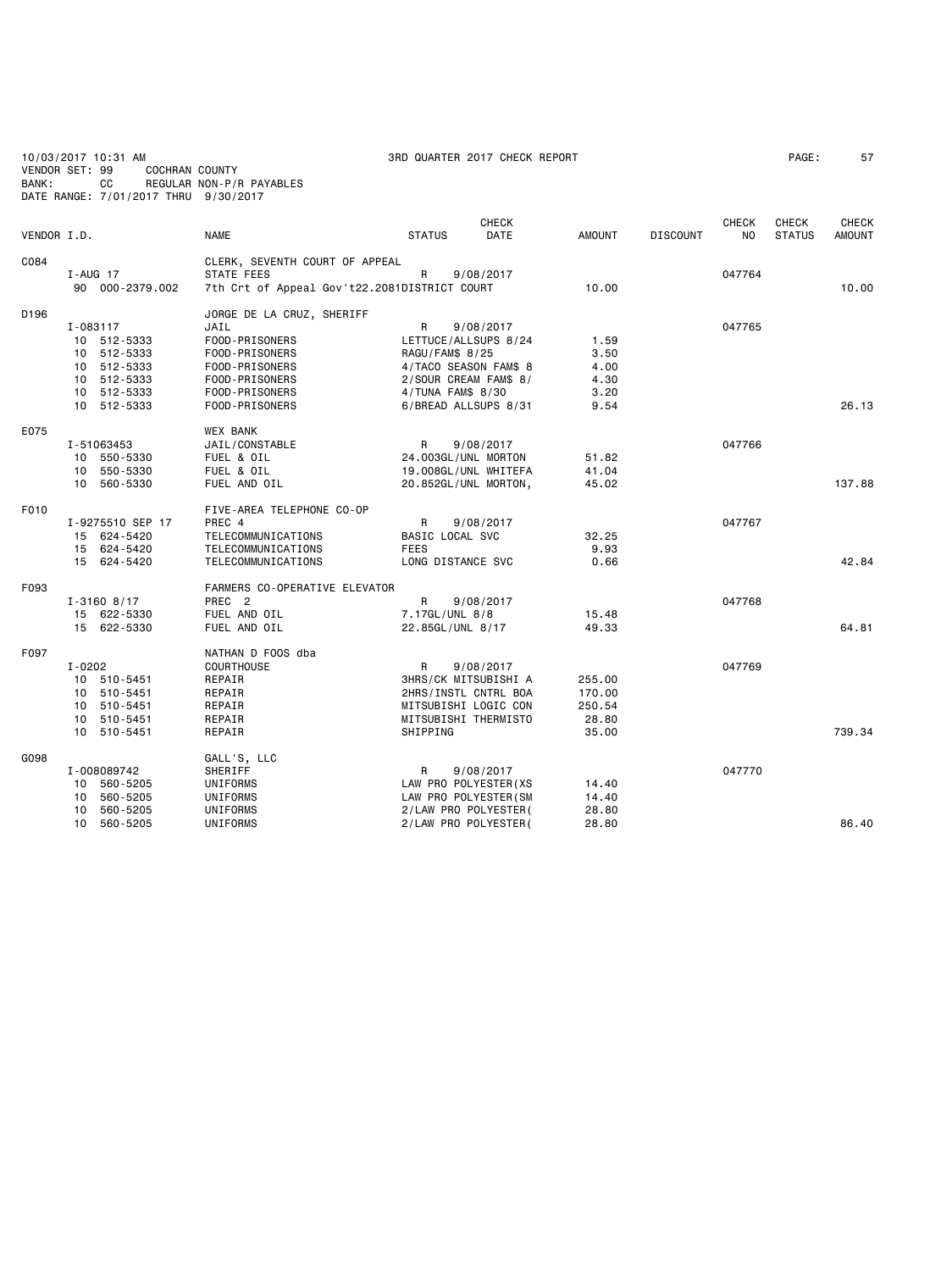10/03/2017 10:31 AM　　　　　　　　3RD QUARTER 2017 CHECK REPORT

VENDOR SET: 99　　COCHRAN COUNTY
BANK: CC　　REGULAR NON-P/R PAYABLES
DATE RANGE: 7/01/2017 THRU 9/30/2017

| VENDOR I.D. | | NAME | STATUS | CHECK DATE | AMOUNT | DISCOUNT | CHECK NO | CHECK STATUS | CHECK AMOUNT |
|---|---|---|---|---|---|---|---|---|---|
| C084 | | CLERK, SEVENTH COURT OF APPEAL | | | | | | | |
| | I-AUG 17 | STATE FEES | R | 9/08/2017 | | | 047764 | | |
| | 90 000-2379.002 | 7th Crt of Appeal Gov't22.2081DISTRICT COURT | | | 10.00 | | | | 10.00 |
| D196 | | JORGE DE LA CRUZ, SHERIFF | | | | | | | |
| | I-083117 | JAIL | R | 9/08/2017 | | | 047765 | | |
| | 10 512-5333 | FOOD-PRISONERS | LETTUCE/ALLSUPS 8/24 | | 1.59 | | | | |
| | 10 512-5333 | FOOD-PRISONERS | RAGU/FAM$ 8/25 | | 3.50 | | | | |
| | 10 512-5333 | FOOD-PRISONERS | 4/TACO SEASON FAM$ 8 | | 4.00 | | | | |
| | 10 512-5333 | FOOD-PRISONERS | 2/SOUR CREAM FAM$ 8/ | | 4.30 | | | | |
| | 10 512-5333 | FOOD-PRISONERS | 4/TUNA FAM$ 8/30 | | 3.20 | | | | |
| | 10 512-5333 | FOOD-PRISONERS | 6/BREAD ALLSUPS 8/31 | | 9.54 | | | | 26.13 |
| E075 | | WEX BANK | | | | | | | |
| | I-51063453 | JAIL/CONSTABLE | R | 9/08/2017 | | | 047766 | | |
| | 10 550-5330 | FUEL & OIL | 24.003GL/UNL MORTON | | 51.82 | | | | |
| | 10 550-5330 | FUEL & OIL | 19.008GL/UNL WHITEFA | | 41.04 | | | | |
| | 10 560-5330 | FUEL AND OIL | 20.852GL/UNL MORTON, | | 45.02 | | | | 137.88 |
| F010 | | FIVE-AREA TELEPHONE CO-OP | | | | | | | |
| | I-9275510 SEP 17 | PREC 4 | R | 9/08/2017 | | | 047767 | | |
| | 15 624-5420 | TELECOMMUNICATIONS | BASIC LOCAL SVC | | 32.25 | | | | |
| | 15 624-5420 | TELECOMMUNICATIONS | FEES | | 9.93 | | | | |
| | 15 624-5420 | TELECOMMUNICATIONS | LONG DISTANCE SVC | | 0.66 | | | | 42.84 |
| F093 | | FARMERS CO-OPERATIVE ELEVATOR | | | | | | | |
| | I-3160 8/17 | PREC 2 | R | 9/08/2017 | | | 047768 | | |
| | 15 622-5330 | FUEL AND OIL | 7.17GL/UNL 8/8 | | 15.48 | | | | |
| | 15 622-5330 | FUEL AND OIL | 22.85GL/UNL 8/17 | | 49.33 | | | | 64.81 |
| F097 | | NATHAN D FOOS dba | | | | | | | |
| | I-0202 | COURTHOUSE | R | 9/08/2017 | | | 047769 | | |
| | 10 510-5451 | REPAIR | 3HRS/CK MITSUBISHI A | | 255.00 | | | | |
| | 10 510-5451 | REPAIR | 2HRS/INSTL CNTRL BOA | | 170.00 | | | | |
| | 10 510-5451 | REPAIR | MITSUBISHI LOGIC CON | | 250.54 | | | | |
| | 10 510-5451 | REPAIR | MITSUBISHI THERMISTO | | 28.80 | | | | |
| | 10 510-5451 | REPAIR | SHIPPING | | 35.00 | | | | 739.34 |
| G098 | | GALL'S, LLC | | | | | | | |
| | I-008089742 | SHERIFF | R | 9/08/2017 | | | 047770 | | |
| | 10 560-5205 | UNIFORMS | LAW PRO POLYESTER(XS | | 14.40 | | | | |
| | 10 560-5205 | UNIFORMS | LAW PRO POLYESTER(SM | | 14.40 | | | | |
| | 10 560-5205 | UNIFORMS | 2/LAW PRO POLYESTER( | | 28.80 | | | | |
| | 10 560-5205 | UNIFORMS | 2/LAW PRO POLYESTER( | | 28.80 | | | | 86.40 |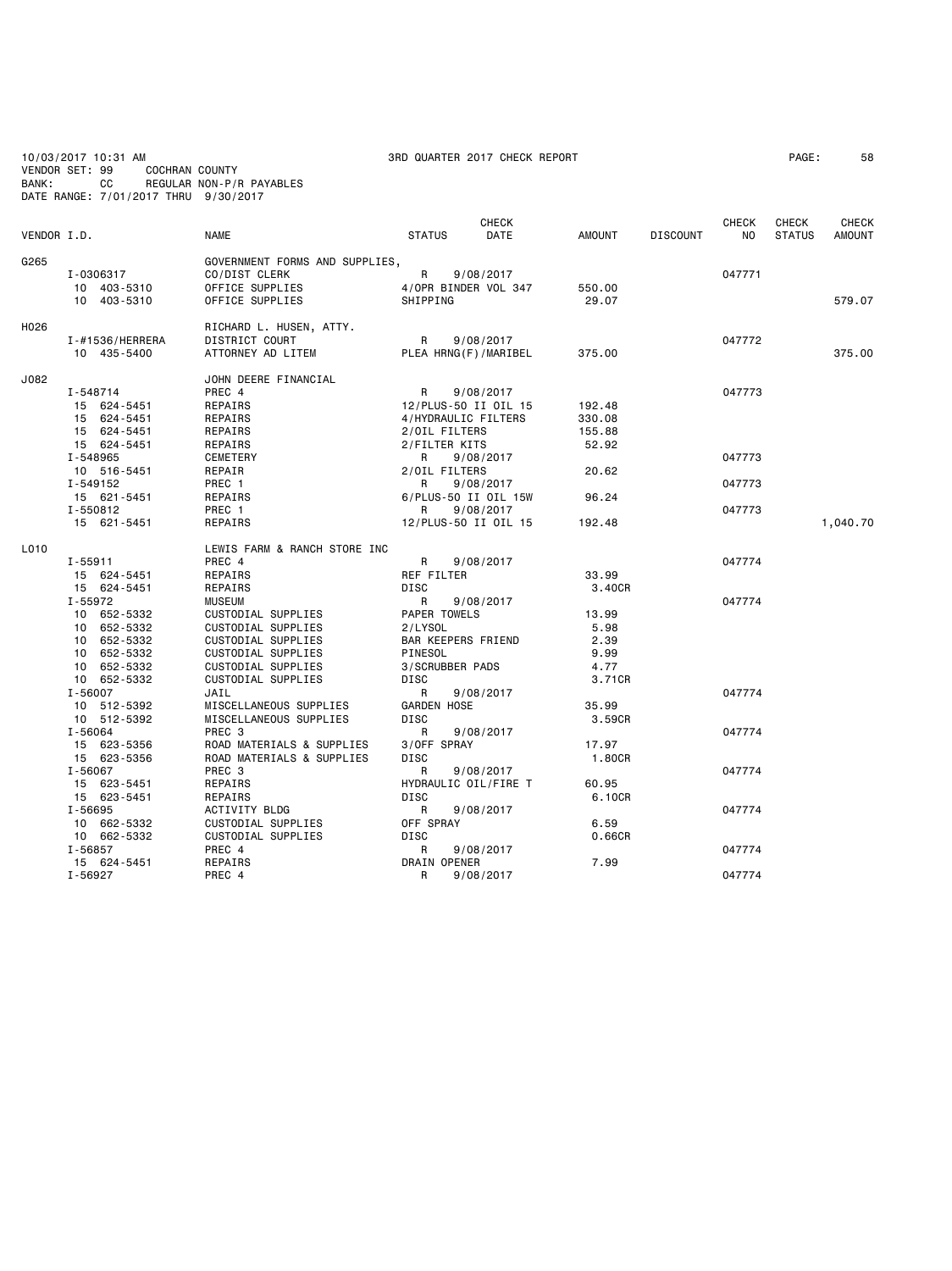10/03/2017 10:31 AM 3RD QUARTER 2017 CHECK REPORT PAGE: 58
VENDOR SET: 99 COCHRAN COUNTY
BANK: CC REGULAR NON-P/R PAYABLES
DATE RANGE: 7/01/2017 THRU 9/30/2017

| VENDOR I.D. | NAME | STATUS | CHECK DATE | AMOUNT | DISCOUNT | CHECK NO | CHECK STATUS | CHECK AMOUNT |
|---|---|---|---|---|---|---|---|---|
| G265 | GOVERNMENT FORMS AND SUPPLIES, | | | | | | | |
| I-0306317 | CO/DIST CLERK | R | 9/08/2017 | | | 047771 | | |
| 10 403-5310 | OFFICE SUPPLIES | 4/OPR BINDER VOL 347 | | 550.00 | | | | |
| 10 403-5310 | OFFICE SUPPLIES | SHIPPING | | 29.07 | | | | 579.07 |
| H026 | RICHARD L. HUSEN, ATTY. | | | | | | | |
| I-#1536/HERRERA | DISTRICT COURT | R | 9/08/2017 | | | 047772 | | |
| 10 435-5400 | ATTORNEY AD LITEM | PLEA HRNG(F)/MARIBEL | | 375.00 | | | | 375.00 |
| J082 | JOHN DEERE FINANCIAL | | | | | | | |
| I-548714 | PREC 4 | R | 9/08/2017 | | | 047773 | | |
| 15 624-5451 | REPAIRS | 12/PLUS-50 II OIL 15 | | 192.48 | | | | |
| 15 624-5451 | REPAIRS | 4/HYDRAULIC FILTERS | | 330.08 | | | | |
| 15 624-5451 | REPAIRS | 2/OIL FILTERS | | 155.88 | | | | |
| 15 624-5451 | REPAIRS | 2/FILTER KITS | | 52.92 | | | | |
| I-548965 | CEMETERY | R | 9/08/2017 | | | 047773 | | |
| 10 516-5451 | REPAIR | 2/OIL FILTERS | | 20.62 | | | | |
| I-549152 | PREC 1 | R | 9/08/2017 | | | 047773 | | |
| 15 621-5451 | REPAIRS | 6/PLUS-50 II OIL 15W | | 96.24 | | | | |
| I-550812 | PREC 1 | R | 9/08/2017 | | | 047773 | | |
| 15 621-5451 | REPAIRS | 12/PLUS-50 II OIL 15 | | 192.48 | | | | 1,040.70 |
| L010 | LEWIS FARM & RANCH STORE INC | | | | | | | |
| I-55911 | PREC 4 | R | 9/08/2017 | | | 047774 | | |
| 15 624-5451 | REPAIRS | REF FILTER | | 33.99 | | | | |
| 15 624-5451 | REPAIRS | DISC | | 3.40CR | | | | |
| I-55972 | MUSEUM | R | 9/08/2017 | | | 047774 | | |
| 10 652-5332 | CUSTODIAL SUPPLIES | PAPER TOWELS | | 13.99 | | | | |
| 10 652-5332 | CUSTODIAL SUPPLIES | 2/LYSOL | | 5.98 | | | | |
| 10 652-5332 | CUSTODIAL SUPPLIES | BAR KEEPERS FRIEND | | 2.39 | | | | |
| 10 652-5332 | CUSTODIAL SUPPLIES | PINESOL | | 9.99 | | | | |
| 10 652-5332 | CUSTODIAL SUPPLIES | 3/SCRUBBER PADS | | 4.77 | | | | |
| 10 652-5332 | CUSTODIAL SUPPLIES | DISC | | 3.71CR | | | | |
| I-56007 | JAIL | R | 9/08/2017 | | | 047774 | | |
| 10 512-5392 | MISCELLANEOUS SUPPLIES | GARDEN HOSE | | 35.99 | | | | |
| 10 512-5392 | MISCELLANEOUS SUPPLIES | DISC | | 3.59CR | | | | |
| I-56064 | PREC 3 | R | 9/08/2017 | | | 047774 | | |
| 15 623-5356 | ROAD MATERIALS & SUPPLIES | 3/OFF SPRAY | | 17.97 | | | | |
| 15 623-5356 | ROAD MATERIALS & SUPPLIES | DISC | | 1.80CR | | | | |
| I-56067 | PREC 3 | R | 9/08/2017 | | | 047774 | | |
| 15 623-5451 | REPAIRS | HYDRAULIC OIL/FIRE T | | 60.95 | | | | |
| 15 623-5451 | REPAIRS | DISC | | 6.10CR | | | | |
| I-56695 | ACTIVITY BLDG | R | 9/08/2017 | | | 047774 | | |
| 10 662-5332 | CUSTODIAL SUPPLIES | OFF SPRAY | | 6.59 | | | | |
| 10 662-5332 | CUSTODIAL SUPPLIES | DISC | | 0.66CR | | | | |
| I-56857 | PREC 4 | R | 9/08/2017 | | | 047774 | | |
| 15 624-5451 | REPAIRS | DRAIN OPENER | | 7.99 | | | | |
| I-56927 | PREC 4 | R | 9/08/2017 | | | 047774 | | |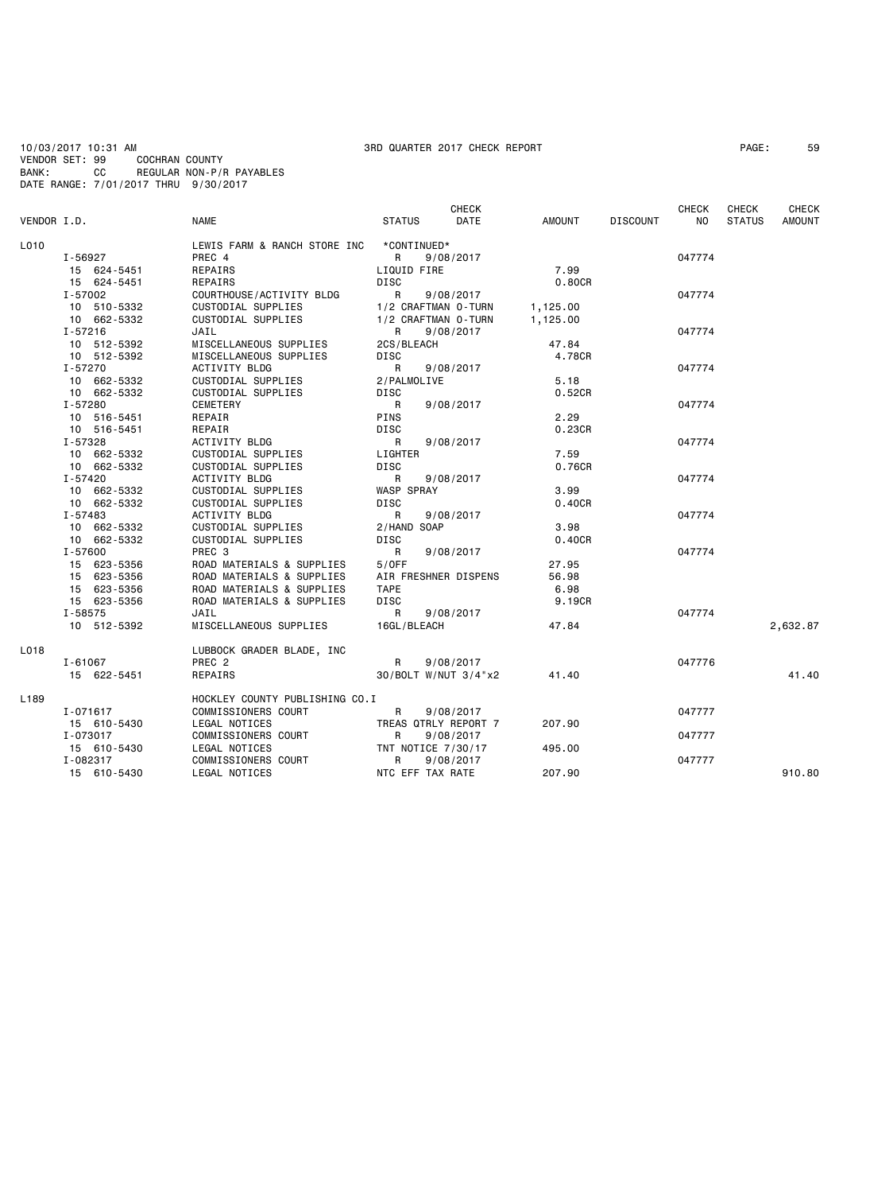10/03/2017 10:31 AM  3RD QUARTER 2017 CHECK REPORT
VENDOR SET: 99  COCHRAN COUNTY
BANK: CC  REGULAR NON-P/R PAYABLES
DATE RANGE: 7/01/2017 THRU 9/30/2017

| VENDOR I.D. | NAME | STATUS | CHECK DATE | AMOUNT | DISCOUNT | CHECK NO | CHECK STATUS | CHECK AMOUNT |
|---|---|---|---|---|---|---|---|---|
| L010 | LEWIS FARM & RANCH STORE INC | *CONTINUED* | | | | | | |
| I-56927 | PREC 4 | R | 9/08/2017 | | | 047774 | | |
| 15 624-5451 | REPAIRS | LIQUID FIRE | | 7.99 | | | | |
| 15 624-5451 | REPAIRS | DISC | | 0.80CR | | | | |
| I-57002 | COURTHOUSE/ACTIVITY BLDG | R | 9/08/2017 | | | 047774 | | |
| 10 510-5332 | CUSTODIAL SUPPLIES | 1/2 CRAFTMAN O-TURN | | 1,125.00 | | | | |
| 10 662-5332 | CUSTODIAL SUPPLIES | 1/2 CRAFTMAN O-TURN | | 1,125.00 | | | | |
| I-57216 | JAIL | R | 9/08/2017 | | | 047774 | | |
| 10 512-5392 | MISCELLANEOUS SUPPLIES | 2CS/BLEACH | | 47.84 | | | | |
| 10 512-5392 | MISCELLANEOUS SUPPLIES | DISC | | 4.78CR | | | | |
| I-57270 | ACTIVITY BLDG | R | 9/08/2017 | | | 047774 | | |
| 10 662-5332 | CUSTODIAL SUPPLIES | 2/PALMOLIVE | | 5.18 | | | | |
| 10 662-5332 | CUSTODIAL SUPPLIES | DISC | | 0.52CR | | | | |
| I-57280 | CEMETERY | R | 9/08/2017 | | | 047774 | | |
| 10 516-5451 | REPAIR | PINS | | 2.29 | | | | |
| 10 516-5451 | REPAIR | DISC | | 0.23CR | | | | |
| I-57328 | ACTIVITY BLDG | R | 9/08/2017 | | | 047774 | | |
| 10 662-5332 | CUSTODIAL SUPPLIES | LIGHTER | | 7.59 | | | | |
| 10 662-5332 | CUSTODIAL SUPPLIES | DISC | | 0.76CR | | | | |
| I-57420 | ACTIVITY BLDG | R | 9/08/2017 | | | 047774 | | |
| 10 662-5332 | CUSTODIAL SUPPLIES | WASP SPRAY | | 3.99 | | | | |
| 10 662-5332 | CUSTODIAL SUPPLIES | DISC | | 0.40CR | | | | |
| I-57483 | ACTIVITY BLDG | R | 9/08/2017 | | | 047774 | | |
| 10 662-5332 | CUSTODIAL SUPPLIES | 2/HAND SOAP | | 3.98 | | | | |
| 10 662-5332 | CUSTODIAL SUPPLIES | DISC | | 0.40CR | | | | |
| I-57600 | PREC 3 | R | 9/08/2017 | | | 047774 | | |
| 15 623-5356 | ROAD MATERIALS & SUPPLIES | 5/OFF | | 27.95 | | | | |
| 15 623-5356 | ROAD MATERIALS & SUPPLIES | AIR FRESHNER DISPENS | | 56.98 | | | | |
| 15 623-5356 | ROAD MATERIALS & SUPPLIES | TAPE | | 6.98 | | | | |
| 15 623-5356 | ROAD MATERIALS & SUPPLIES | DISC | | 9.19CR | | | | |
| I-58575 | JAIL | R | 9/08/2017 | | | 047774 | | |
| 10 512-5392 | MISCELLANEOUS SUPPLIES | 16GL/BLEACH | | 47.84 | | | | 2,632.87 |
| L018 | LUBBOCK GRADER BLADE, INC | | | | | | | |
| I-61067 | PREC 2 | R | 9/08/2017 | | | 047776 | | |
| 15 622-5451 | REPAIRS | 30/BOLT W/NUT 3/4"x2 | | 41.40 | | | | 41.40 |
| L189 | HOCKLEY COUNTY PUBLISHING CO.I | | | | | | | |
| I-071617 | COMMISSIONERS COURT | R | 9/08/2017 | | | 047777 | | |
| 15 610-5430 | LEGAL NOTICES | TREAS QTRLY REPORT 7 | | 207.90 | | | | |
| I-073017 | COMMISSIONERS COURT | R | 9/08/2017 | | | 047777 | | |
| 15 610-5430 | LEGAL NOTICES | TNT NOTICE 7/30/17 | | 495.00 | | | | |
| I-082317 | COMMISSIONERS COURT | R | 9/08/2017 | | | 047777 | | |
| 15 610-5430 | LEGAL NOTICES | NTC EFF TAX RATE | | 207.90 | | | | 910.80 |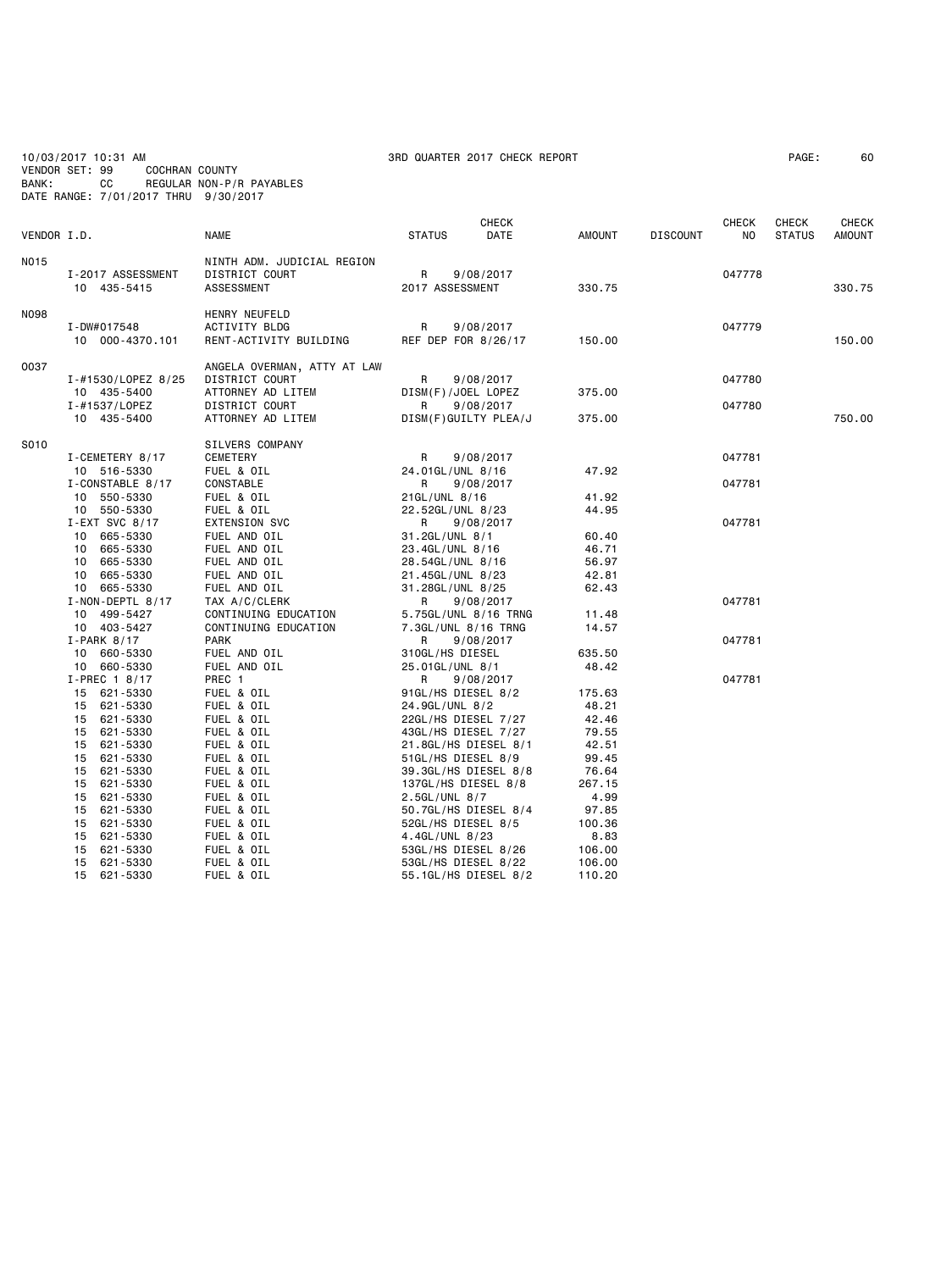10/03/2017 10:31 AM  3RD QUARTER 2017 CHECK REPORT  PAGE: 60
VENDOR SET: 99  COCHRAN COUNTY
BANK: CC  REGULAR NON-P/R PAYABLES
DATE RANGE: 7/01/2017 THRU 9/30/2017

| VENDOR I.D. | NAME | STATUS | CHECK DATE | AMOUNT | DISCOUNT | CHECK NO | CHECK STATUS | CHECK AMOUNT |
|---|---|---|---|---|---|---|---|---|
| N015 | NINTH ADM. JUDICIAL REGION | | | | | | | |
| I-2017 ASSESSMENT | DISTRICT COURT | R | 9/08/2017 | | | 047778 | | |
| 10 435-5415 | ASSESSMENT | 2017 ASSESSMENT | | 330.75 | | | | 330.75 |
| N098 | HENRY NEUFELD | | | | | | | |
| I-DW#017548 | ACTIVITY BLDG | R | 9/08/2017 | | | 047779 | | |
| 10 000-4370.101 | RENT-ACTIVITY BUILDING | REF DEP FOR 8/26/17 | | 150.00 | | | | 150.00 |
| O037 | ANGELA OVERMAN, ATTY AT LAW | | | | | | | |
| I-#1530/LOPEZ 8/25 | DISTRICT COURT | R | 9/08/2017 | | | 047780 | | |
| 10 435-5400 | ATTORNEY AD LITEM | DISM(F)/JOEL LOPEZ | | 375.00 | | | | |
| I-#1537/LOPEZ | DISTRICT COURT | R | 9/08/2017 | | | 047780 | | |
| 10 435-5400 | ATTORNEY AD LITEM | DISM(F)GUILTY PLEA/J | | 375.00 | | | | 750.00 |
| S010 | SILVERS COMPANY | | | | | | | |
| I-CEMETERY 8/17 | CEMETERY | R | 9/08/2017 | | | 047781 | | |
| 10 516-5330 | FUEL & OIL | 24.01GL/UNL 8/16 | | 47.92 | | | | |
| I-CONSTABLE 8/17 | CONSTABLE | R | 9/08/2017 | | | 047781 | | |
| 10 550-5330 | FUEL & OIL | 21GL/UNL 8/16 | | 41.92 | | | | |
| 10 550-5330 | FUEL & OIL | 22.52GL/UNL 8/23 | | 44.95 | | | | |
| I-EXT SVC 8/17 | EXTENSION SVC | R | 9/08/2017 | | | 047781 | | |
| 10 665-5330 | FUEL AND OIL | 31.2GL/UNL 8/1 | | 60.40 | | | | |
| 10 665-5330 | FUEL AND OIL | 23.4GL/UNL 8/16 | | 46.71 | | | | |
| 10 665-5330 | FUEL AND OIL | 28.54GL/UNL 8/16 | | 56.97 | | | | |
| 10 665-5330 | FUEL AND OIL | 21.45GL/UNL 8/23 | | 42.81 | | | | |
| 10 665-5330 | FUEL AND OIL | 31.28GL/UNL 8/25 | | 62.43 | | | | |
| I-NON-DEPTL 8/17 | TAX A/C/CLERK | R | 9/08/2017 | | | 047781 | | |
| 10 499-5427 | CONTINUING EDUCATION | 5.75GL/UNL 8/16 TRNG | | 11.48 | | | | |
| 10 403-5427 | CONTINUING EDUCATION | 7.3GL/UNL 8/16 TRNG | | 14.57 | | | | |
| I-PARK 8/17 | PARK | R | 9/08/2017 | | | 047781 | | |
| 10 660-5330 | FUEL AND OIL | 310GL/HS DIESEL | | 635.50 | | | | |
| 10 660-5330 | FUEL AND OIL | 25.01GL/UNL 8/1 | | 48.42 | | | | |
| I-PREC 1 8/17 | PREC 1 | R | 9/08/2017 | | | 047781 | | |
| 15 621-5330 | FUEL & OIL | 91GL/HS DIESEL 8/2 | | 175.63 | | | | |
| 15 621-5330 | FUEL & OIL | 24.9GL/UNL 8/2 | | 48.21 | | | | |
| 15 621-5330 | FUEL & OIL | 22GL/HS DIESEL 7/27 | | 42.46 | | | | |
| 15 621-5330 | FUEL & OIL | 43GL/HS DIESEL 7/27 | | 79.55 | | | | |
| 15 621-5330 | FUEL & OIL | 21.8GL/HS DIESEL 8/1 | | 42.51 | | | | |
| 15 621-5330 | FUEL & OIL | 51GL/HS DIESEL 8/9 | | 99.45 | | | | |
| 15 621-5330 | FUEL & OIL | 39.3GL/HS DIESEL 8/8 | | 76.64 | | | | |
| 15 621-5330 | FUEL & OIL | 137GL/HS DIESEL 8/8 | | 267.15 | | | | |
| 15 621-5330 | FUEL & OIL | 2.5GL/UNL 8/7 | | 4.99 | | | | |
| 15 621-5330 | FUEL & OIL | 50.7GL/HS DIESEL 8/4 | | 97.85 | | | | |
| 15 621-5330 | FUEL & OIL | 52GL/HS DIESEL 8/5 | | 100.36 | | | | |
| 15 621-5330 | FUEL & OIL | 4.4GL/UNL 8/23 | | 8.83 | | | | |
| 15 621-5330 | FUEL & OIL | 53GL/HS DIESEL 8/26 | | 106.00 | | | | |
| 15 621-5330 | FUEL & OIL | 53GL/HS DIESEL 8/22 | | 106.00 | | | | |
| 15 621-5330 | FUEL & OIL | 55.1GL/HS DIESEL 8/2 | | 110.20 | | | | |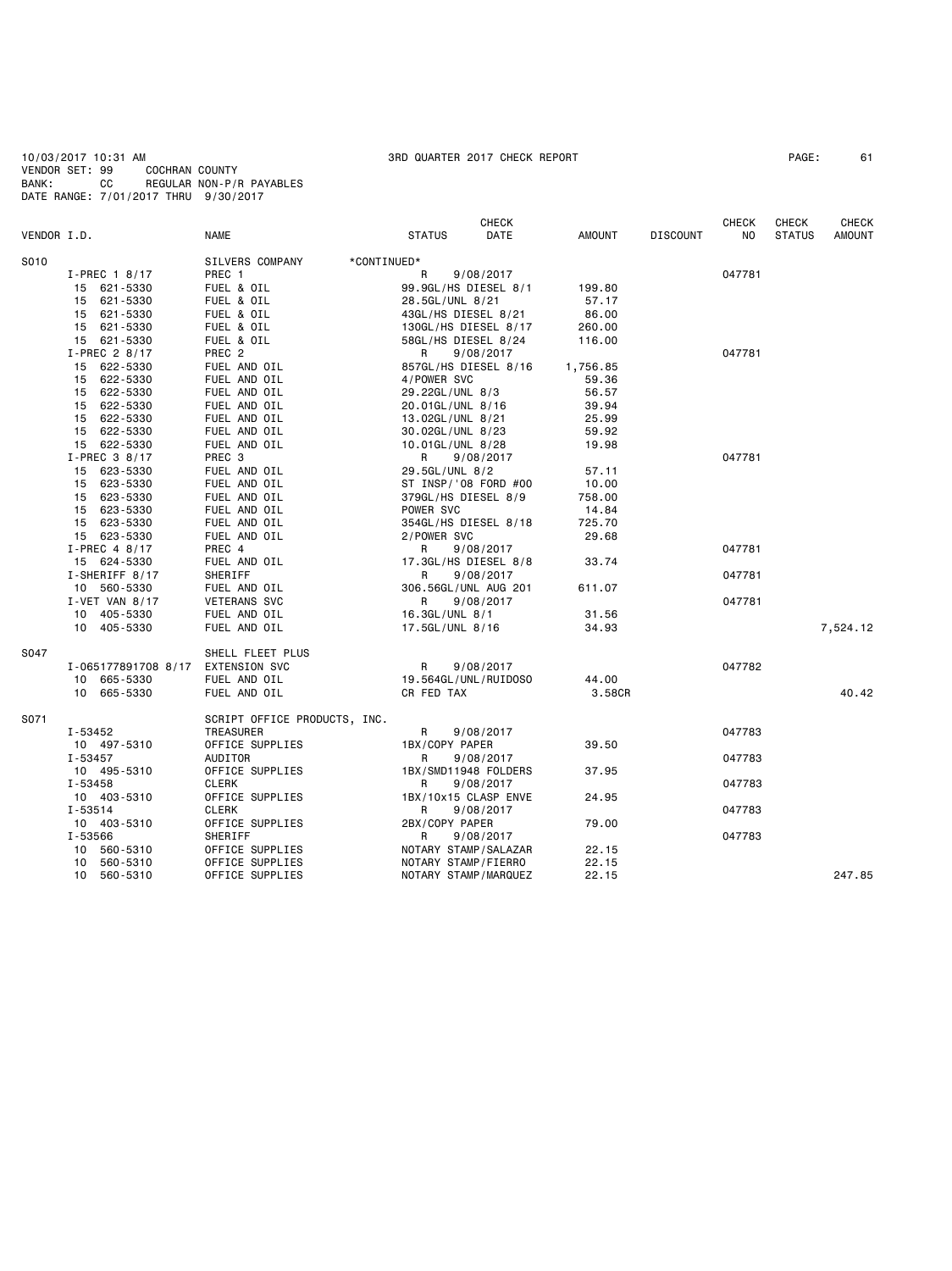10/03/2017 10:31 AM 3RD QUARTER 2017 CHECK REPORT

VENDOR SET: 99 COCHRAN COUNTY
BANK: CC REGULAR NON-P/R PAYABLES
DATE RANGE: 7/01/2017 THRU 9/30/2017

| VENDOR I.D. | NAME | STATUS | CHECK DATE | AMOUNT | DISCOUNT | CHECK NO | CHECK STATUS | CHECK AMOUNT |
|---|---|---|---|---|---|---|---|---|
| S010 | SILVERS COMPANY | *CONTINUED* | | | | | | |
| I-PREC 1 8/17 | PREC 1 | R | 9/08/2017 | | | 047781 | | |
| 15 621-5330 | FUEL & OIL | 99.9GL/HS DIESEL 8/1 | | 199.80 | | | | |
| 15 621-5330 | FUEL & OIL | 28.5GL/UNL 8/21 | | 57.17 | | | | |
| 15 621-5330 | FUEL & OIL | 43GL/HS DIESEL 8/21 | | 86.00 | | | | |
| 15 621-5330 | FUEL & OIL | 130GL/HS DIESEL 8/17 | | 260.00 | | | | |
| 15 621-5330 | FUEL & OIL | 58GL/HS DIESEL 8/24 | | 116.00 | | | | |
| I-PREC 2 8/17 | PREC 2 | R | 9/08/2017 | | | 047781 | | |
| 15 622-5330 | FUEL AND OIL | 857GL/HS DIESEL 8/16 | | 1,756.85 | | | | |
| 15 622-5330 | FUEL AND OIL | 4/POWER SVC | | 59.36 | | | | |
| 15 622-5330 | FUEL AND OIL | 29.22GL/UNL 8/3 | | 56.57 | | | | |
| 15 622-5330 | FUEL AND OIL | 20.01GL/UNL 8/16 | | 39.94 | | | | |
| 15 622-5330 | FUEL AND OIL | 13.02GL/UNL 8/21 | | 25.99 | | | | |
| 15 622-5330 | FUEL AND OIL | 30.02GL/UNL 8/23 | | 59.92 | | | | |
| 15 622-5330 | FUEL AND OIL | 10.01GL/UNL 8/28 | | 19.98 | | | | |
| I-PREC 3 8/17 | PREC 3 | R | 9/08/2017 | | | 047781 | | |
| 15 623-5330 | FUEL AND OIL | 29.5GL/UNL 8/2 | | 57.11 | | | | |
| 15 623-5330 | FUEL AND OIL | ST INSP/'08 FORD #00 | | 10.00 | | | | |
| 15 623-5330 | FUEL AND OIL | 379GL/HS DIESEL 8/9 | | 758.00 | | | | |
| 15 623-5330 | FUEL AND OIL | POWER SVC | | 14.84 | | | | |
| 15 623-5330 | FUEL AND OIL | 354GL/HS DIESEL 8/18 | | 725.70 | | | | |
| 15 623-5330 | FUEL AND OIL | 2/POWER SVC | | 29.68 | | | | |
| I-PREC 4 8/17 | PREC 4 | R | 9/08/2017 | | | 047781 | | |
| 15 624-5330 | FUEL AND OIL | 17.3GL/HS DIESEL 8/8 | | 33.74 | | | | |
| I-SHERIFF 8/17 | SHERIFF | R | 9/08/2017 | | | 047781 | | |
| 10 560-5330 | FUEL AND OIL | 306.56GL/UNL AUG 201 | | 611.07 | | | | |
| I-VET VAN 8/17 | VETERANS SVC | R | 9/08/2017 | | | 047781 | | |
| 10 405-5330 | FUEL AND OIL | 16.3GL/UNL 8/1 | | 31.56 | | | | |
| 10 405-5330 | FUEL AND OIL | 17.5GL/UNL 8/16 | | 34.93 | | | | 7,524.12 |
| S047 | SHELL FLEET PLUS | | | | | | | |
| I-065177891708 8/17 | EXTENSION SVC | R | 9/08/2017 | | | 047782 | | |
| 10 665-5330 | FUEL AND OIL | 19.564GL/UNL/RUIDOSO | | 44.00 | | | | |
| 10 665-5330 | FUEL AND OIL | CR FED TAX | | 3.58CR | | | | 40.42 |
| S071 | SCRIPT OFFICE PRODUCTS, INC. | | | | | | | |
| I-53452 | TREASURER | R | 9/08/2017 | | | 047783 | | |
| 10 497-5310 | OFFICE SUPPLIES | 1BX/COPY PAPER | | 39.50 | | | | |
| I-53457 | AUDITOR | R | 9/08/2017 | | | 047783 | | |
| 10 495-5310 | OFFICE SUPPLIES | 1BX/SMD11948 FOLDERS | | 37.95 | | | | |
| I-53458 | CLERK | R | 9/08/2017 | | | 047783 | | |
| 10 403-5310 | OFFICE SUPPLIES | 1BX/10x15 CLASP ENVE | | 24.95 | | | | |
| I-53514 | CLERK | R | 9/08/2017 | | | 047783 | | |
| 10 403-5310 | OFFICE SUPPLIES | 2BX/COPY PAPER | | 79.00 | | | | |
| I-53566 | SHERIFF | R | 9/08/2017 | | | 047783 | | |
| 10 560-5310 | OFFICE SUPPLIES | NOTARY STAMP/SALAZAR | | 22.15 | | | | |
| 10 560-5310 | OFFICE SUPPLIES | NOTARY STAMP/FIERRO | | 22.15 | | | | |
| 10 560-5310 | OFFICE SUPPLIES | NOTARY STAMP/MARQUEZ | | 22.15 | | | | 247.85 |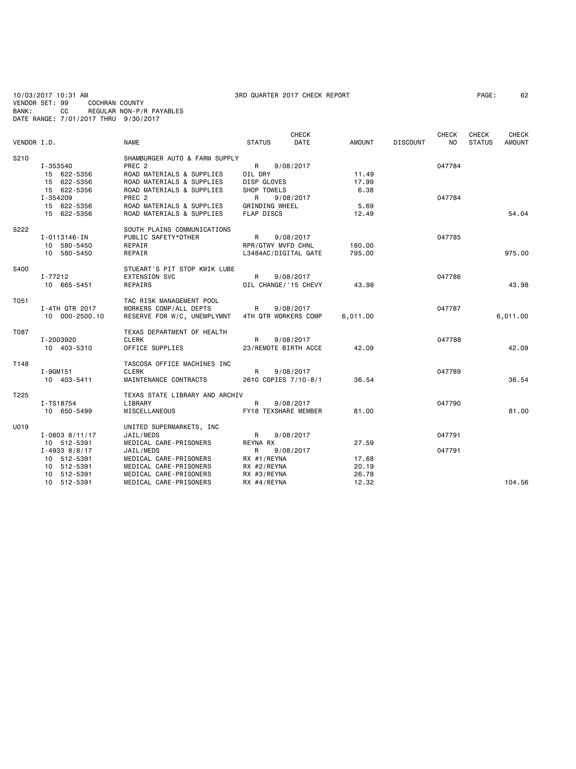10/03/2017 10:31 AM 3RD QUARTER 2017 CHECK REPORT
VENDOR SET: 99 COCHRAN COUNTY
BANK: CC REGULAR NON-P/R PAYABLES
DATE RANGE: 7/01/2017 THRU 9/30/2017

| VENDOR I.D. | NAME | STATUS | CHECK DATE | AMOUNT | DISCOUNT | CHECK NO | CHECK STATUS | CHECK AMOUNT |
|---|---|---|---|---|---|---|---|---|
| S210 | SHAMBURGER AUTO & FARM SUPPLY | | | | | | | |
| I-353540 | PREC 2 | R | 9/08/2017 | | | 047784 | | |
| 15 622-5356 | ROAD MATERIALS & SUPPLIES | OIL DRY | | 11.49 | | | | |
| 15 622-5356 | ROAD MATERIALS & SUPPLIES | DISP GLOVES | | 17.99 | | | | |
| 15 622-5356 | ROAD MATERIALS & SUPPLIES | SHOP TOWELS | | 6.38 | | | | |
| I-354209 | PREC 2 | R | 9/08/2017 | | | 047784 | | |
| 15 622-5356 | ROAD MATERIALS & SUPPLIES | GRINDING WHEEL | | 5.69 | | | | |
| 15 622-5356 | ROAD MATERIALS & SUPPLIES | FLAP DISCS | | 12.49 | | | | 54.04 |
| S222 | SOUTH PLAINS COMMUNICATIONS | | | | | | | |
| I-0113146-IN | PUBLIC SAFETY*OTHER | R | 9/08/2017 | | | 047785 | | |
| 10 580-5450 | REPAIR | RPR/GTWY MVFD CHNL | | 180.00 | | | | |
| 10 580-5450 | REPAIR | L3484AC/DIGITAL GATE | | 795.00 | | | | 975.00 |
| S400 | STUEART'S PIT STOP KWIK LUBE | | | | | | | |
| I-77212 | EXTENSION SVC | R | 9/08/2017 | | | 047786 | | |
| 10 665-5451 | REPAIRS | OIL CHANGE/'15 CHEVY | | 43.98 | | | | 43.98 |
| T051 | TAC RISK MANAGEMENT POOL | | | | | | | |
| I-4TH QTR 2017 | WORKERS COMP/ALL DEPTS | R | 9/08/2017 | | | 047787 | | |
| 10 000-2500.10 | RESERVE FOR W/C, UNEMPLYMNT | 4TH QTR WORKERS COMP | | 6,011.00 | | | | 6,011.00 |
| T087 | TEXAS DEPARTMENT OF HEALTH | | | | | | | |
| I-2003920 | CLERK | R | 9/08/2017 | | | 047788 | | |
| 10 403-5310 | OFFICE SUPPLIES | 23/REMOTE BIRTH ACCE | | 42.09 | | | | 42.09 |
| T148 | TASCOSA OFFICE MACHINES INC | | | | | | | |
| I-9GM151 | CLERK | R | 9/08/2017 | | | 047789 | | |
| 10 403-5411 | MAINTENANCE CONTRACTS | 2610 COPIES 7/10-8/1 | | 36.54 | | | | 36.54 |
| T225 | TEXAS STATE LIBRARY AND ARCHIV | | | | | | | |
| I-TS18754 | LIBRARY | R | 9/08/2017 | | | 047790 | | |
| 10 650-5499 | MISCELLANEOUS | FY18 TEXSHARE MEMBER | | 81.00 | | | | 81.00 |
| U019 | UNITED SUPERMARKETS, INC | | | | | | | |
| I-0803 8/11/17 | JAIL/MEDS | R | 9/08/2017 | | | 047791 | | |
| 10 512-5391 | MEDICAL CARE-PRISONERS | REYNA RX | | 27.59 | | | | |
| I-4933 8/8/17 | JAIL/MEDS | R | 9/08/2017 | | | 047791 | | |
| 10 512-5391 | MEDICAL CARE-PRISONERS | RX #1/REYNA | | 17.68 | | | | |
| 10 512-5391 | MEDICAL CARE-PRISONERS | RX #2/REYNA | | 20.19 | | | | |
| 10 512-5391 | MEDICAL CARE-PRISONERS | RX #3/REYNA | | 26.78 | | | | |
| 10 512-5391 | MEDICAL CARE-PRISONERS | RX #4/REYNA | | 12.32 | | | | 104.56 |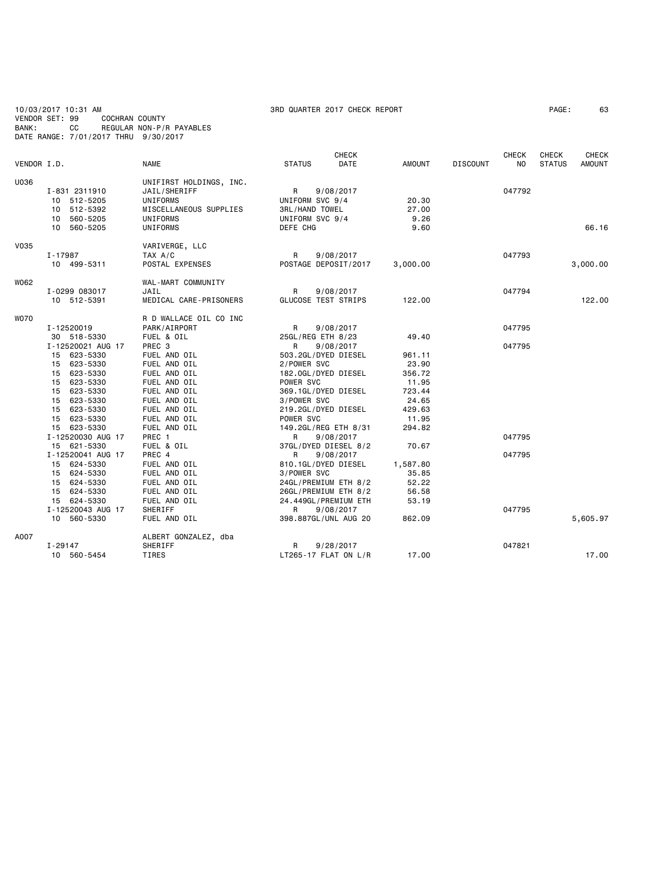10/03/2017 10:31 AM 3RD QUARTER 2017 CHECK REPORT
VENDOR SET: 99 COCHRAN COUNTY
BANK: CC REGULAR NON-P/R PAYABLES
DATE RANGE: 7/01/2017 THRU 9/30/2017

| VENDOR I.D. | | NAME | STATUS | CHECK DATE | AMOUNT | DISCOUNT | CHECK NO | CHECK STATUS | CHECK AMOUNT |
|---|---|---|---|---|---|---|---|---|---|
| U036 | | UNIFIRST HOLDINGS, INC. | | | | | | | |
| | I-831 2311910 | JAIL/SHERIFF | R | 9/08/2017 | | | 047792 | | |
| | 10 512-5205 | UNIFORMS | UNIFORM SVC 9/4 | | 20.30 | | | | |
| | 10 512-5392 | MISCELLANEOUS SUPPLIES | 3RL/HAND TOWEL | | 27.00 | | | | |
| | 10 560-5205 | UNIFORMS | UNIFORM SVC 9/4 | | 9.26 | | | | |
| | 10 560-5205 | UNIFORMS | DEFE CHG | | 9.60 | | | | 66.16 |
| V035 | | VARIVERGE, LLC | | | | | | | |
| | I-17987 | TAX A/C | R | 9/08/2017 | | | 047793 | | |
| | 10 499-5311 | POSTAL EXPENSES | POSTAGE DEPOSIT/2017 | | 3,000.00 | | | | 3,000.00 |
| W062 | | WAL-MART COMMUNITY | | | | | | | |
| | I-0299 083017 | JAIL | R | 9/08/2017 | | | 047794 | | |
| | 10 512-5391 | MEDICAL CARE-PRISONERS | GLUCOSE TEST STRIPS | | 122.00 | | | | 122.00 |
| W070 | | R D WALLACE OIL CO INC | | | | | | | |
| | I-12520019 | PARK/AIRPORT | R | 9/08/2017 | | | 047795 | | |
| | 30 518-5330 | FUEL & OIL | 25GL/REG ETH 8/23 | | 49.40 | | | | |
| | I-12520021 AUG 17 | PREC 3 | R | 9/08/2017 | | | 047795 | | |
| | 15 623-5330 | FUEL AND OIL | 503.2GL/DYED DIESEL | | 961.11 | | | | |
| | 15 623-5330 | FUEL AND OIL | 2/POWER SVC | | 23.90 | | | | |
| | 15 623-5330 | FUEL AND OIL | 182.0GL/DYED DIESEL | | 356.72 | | | | |
| | 15 623-5330 | FUEL AND OIL | POWER SVC | | 11.95 | | | | |
| | 15 623-5330 | FUEL AND OIL | 369.1GL/DYED DIESEL | | 723.44 | | | | |
| | 15 623-5330 | FUEL AND OIL | 3/POWER SVC | | 24.65 | | | | |
| | 15 623-5330 | FUEL AND OIL | 219.2GL/DYED DIESEL | | 429.63 | | | | |
| | 15 623-5330 | FUEL AND OIL | POWER SVC | | 11.95 | | | | |
| | 15 623-5330 | FUEL AND OIL | 149.2GL/REG ETH 8/31 | | 294.82 | | | | |
| | I-12520030 AUG 17 | PREC 1 | R | 9/08/2017 | | | 047795 | | |
| | 15 621-5330 | FUEL & OIL | 37GL/DYED DIESEL 8/2 | | 70.67 | | | | |
| | I-12520041 AUG 17 | PREC 4 | R | 9/08/2017 | | | 047795 | | |
| | 15 624-5330 | FUEL AND OIL | 810.1GL/DYED DIESEL | | 1,587.80 | | | | |
| | 15 624-5330 | FUEL AND OIL | 3/POWER SVC | | 35.85 | | | | |
| | 15 624-5330 | FUEL AND OIL | 24GL/PREMIUM ETH 8/2 | | 52.22 | | | | |
| | 15 624-5330 | FUEL AND OIL | 26GL/PREMIUM ETH 8/2 | | 56.58 | | | | |
| | 15 624-5330 | FUEL AND OIL | 24.449GL/PREMIUM ETH | | 53.19 | | | | |
| | I-12520043 AUG 17 | SHERIFF | R | 9/08/2017 | | | 047795 | | |
| | 10 560-5330 | FUEL AND OIL | 398.887GL/UNL AUG 20 | | 862.09 | | | | 5,605.97 |
| A007 | | ALBERT GONZALEZ, dba | | | | | | | |
| | I-29147 | SHERIFF | R | 9/28/2017 | | | 047821 | | |
| | 10 560-5454 | TIRES | LT265-17 FLAT ON L/R | | 17.00 | | | | 17.00 |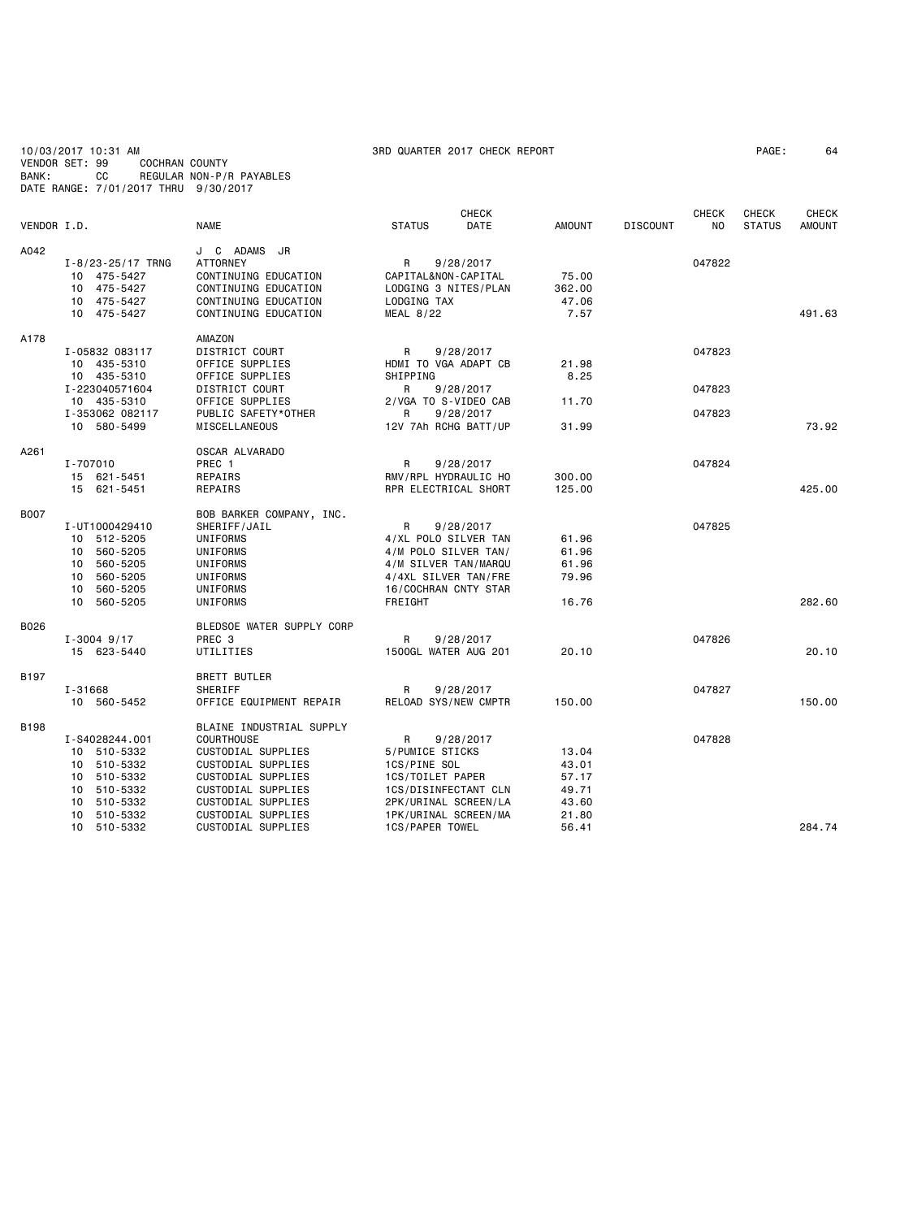10/03/2017 10:31 AM 3RD QUARTER 2017 CHECK REPORT
VENDOR SET: 99 COCHRAN COUNTY
BANK: CC REGULAR NON-P/R PAYABLES
DATE RANGE: 7/01/2017 THRU 9/30/2017

| VENDOR I.D. | NAME | STATUS | CHECK DATE | AMOUNT | DISCOUNT | CHECK NO | CHECK STATUS | CHECK AMOUNT |
|---|---|---|---|---|---|---|---|---|
| A042 | J C ADAMS JR | | | | | | | |
| I-8/23-25/17 TRNG | ATTORNEY | R | 9/28/2017 | | | 047822 | | |
| 10 475-5427 | CONTINUING EDUCATION | CAPITAL&NON-CAPITAL | | 75.00 | | | | |
| 10 475-5427 | CONTINUING EDUCATION | LODGING 3 NITES/PLAN | | 362.00 | | | | |
| 10 475-5427 | CONTINUING EDUCATION | LODGING TAX | | 47.06 | | | | |
| 10 475-5427 | CONTINUING EDUCATION | MEAL 8/22 | | 7.57 | | | | 491.63 |
| A178 | AMAZON | | | | | | | |
| I-05832 083117 | DISTRICT COURT | R | 9/28/2017 | | | 047823 | | |
| 10 435-5310 | OFFICE SUPPLIES | HDMI TO VGA ADAPT CB | | 21.98 | | | | |
| 10 435-5310 | OFFICE SUPPLIES | SHIPPING | | 8.25 | | | | |
| I-223040571604 | DISTRICT COURT | R | 9/28/2017 | | | 047823 | | |
| 10 435-5310 | OFFICE SUPPLIES | 2/VGA TO S-VIDEO CAB | | 11.70 | | | | |
| I-353062 082117 | PUBLIC SAFETY*OTHER | R | 9/28/2017 | | | 047823 | | |
| 10 580-5499 | MISCELLANEOUS | 12V 7Ah RCHG BATT/UP | | 31.99 | | | | 73.92 |
| A261 | OSCAR ALVARADO | | | | | | | |
| I-707010 | PREC 1 | R | 9/28/2017 | | | 047824 | | |
| 15 621-5451 | REPAIRS | RMV/RPL HYDRAULIC HO | | 300.00 | | | | |
| 15 621-5451 | REPAIRS | RPR ELECTRICAL SHORT | | 125.00 | | | | 425.00 |
| B007 | BOB BARKER COMPANY, INC. | | | | | | | |
| I-UT1000429410 | SHERIFF/JAIL | R | 9/28/2017 | | | 047825 | | |
| 10 512-5205 | UNIFORMS | 4/XL POLO SILVER TAN | | 61.96 | | | | |
| 10 560-5205 | UNIFORMS | 4/M POLO SILVER TAN/ | | 61.96 | | | | |
| 10 560-5205 | UNIFORMS | 4/M SILVER TAN/MARQU | | 61.96 | | | | |
| 10 560-5205 | UNIFORMS | 4/4XL SILVER TAN/FRE | | 79.96 | | | | |
| 10 560-5205 | UNIFORMS | 16/COCHRAN CNTY STAR | | | | | | |
| 10 560-5205 | UNIFORMS | FREIGHT | | 16.76 | | | | 282.60 |
| B026 | BLEDSOE WATER SUPPLY CORP | | | | | | | |
| I-3004 9/17 | PREC 3 | R | 9/28/2017 | | | 047826 | | |
| 15 623-5440 | UTILITIES | 1500GL WATER AUG 201 | | 20.10 | | | | 20.10 |
| B197 | BRETT BUTLER | | | | | | | |
| I-31668 | SHERIFF | R | 9/28/2017 | | | 047827 | | |
| 10 560-5452 | OFFICE EQUIPMENT REPAIR | RELOAD SYS/NEW CMPTR | | 150.00 | | | | 150.00 |
| B198 | BLAINE INDUSTRIAL SUPPLY | | | | | | | |
| I-S4028244.001 | COURTHOUSE | R | 9/28/2017 | | | 047828 | | |
| 10 510-5332 | CUSTODIAL SUPPLIES | 5/PUMICE STICKS | | 13.04 | | | | |
| 10 510-5332 | CUSTODIAL SUPPLIES | 1CS/PINE SOL | | 43.01 | | | | |
| 10 510-5332 | CUSTODIAL SUPPLIES | 1CS/TOILET PAPER | | 57.17 | | | | |
| 10 510-5332 | CUSTODIAL SUPPLIES | 1CS/DISINFECTANT CLN | | 49.71 | | | | |
| 10 510-5332 | CUSTODIAL SUPPLIES | 2PK/URINAL SCREEN/LA | | 43.60 | | | | |
| 10 510-5332 | CUSTODIAL SUPPLIES | 1PK/URINAL SCREEN/MA | | 21.80 | | | | |
| 10 510-5332 | CUSTODIAL SUPPLIES | 1CS/PAPER TOWEL | | 56.41 | | | | 284.74 |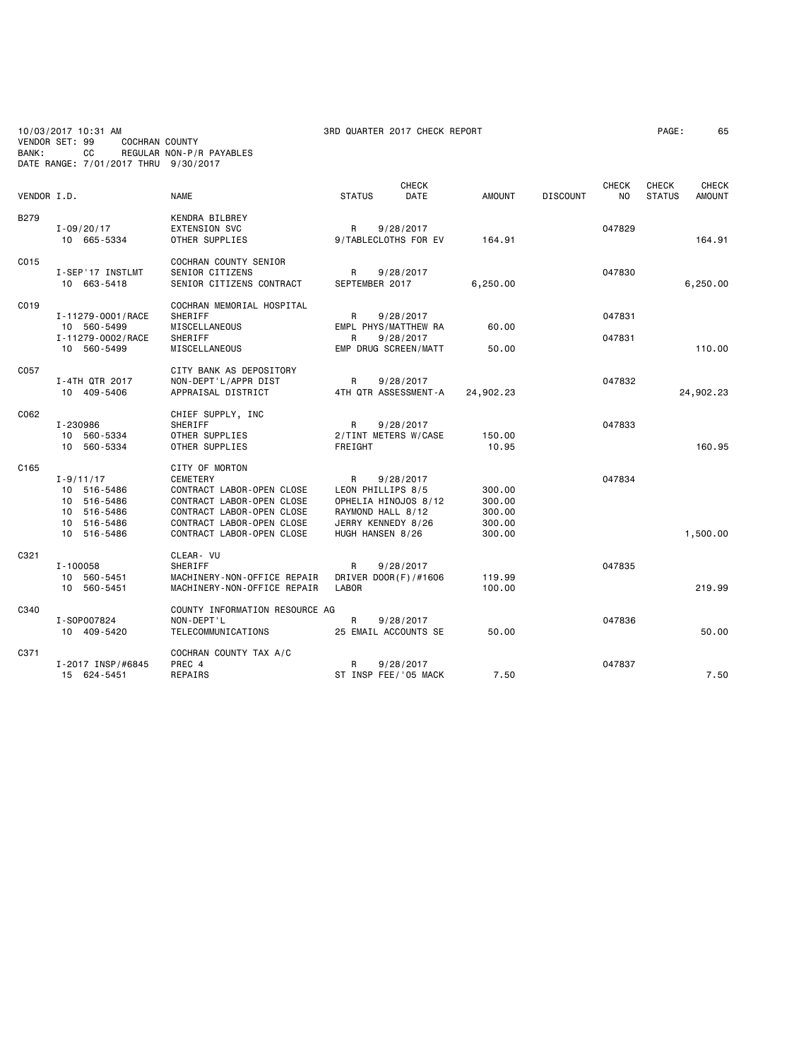10/03/2017 10:31 AM    3RD QUARTER 2017 CHECK REPORT    PAGE: 65

VENDOR SET: 99    COCHRAN COUNTY
BANK: CC    REGULAR NON-P/R PAYABLES
DATE RANGE: 7/01/2017 THRU 9/30/2017

| VENDOR I.D. | NAME | STATUS | CHECK DATE | AMOUNT | DISCOUNT | CHECK NO | CHECK STATUS | CHECK AMOUNT |
|---|---|---|---|---|---|---|---|---|
| B279 | KENDRA BILBREY | | | | | | | |
| I-09/20/17 | EXTENSION SVC | R | 9/28/2017 | | | 047829 | | |
| 10 665-5334 | OTHER SUPPLIES | 9/TABLECLOTHS FOR EV | | 164.91 | | | | 164.91 |
| C015 | COCHRAN COUNTY SENIOR | | | | | | | |
| I-SEP'17 INSTLMT | SENIOR CITIZENS | R | 9/28/2017 | | | 047830 | | |
| 10 663-5418 | SENIOR CITIZENS CONTRACT | SEPTEMBER 2017 | | 6,250.00 | | | | 6,250.00 |
| C019 | COCHRAN MEMORIAL HOSPITAL | | | | | | | |
| I-11279-0001/RACE | SHERIFF | R | 9/28/2017 | | | 047831 | | |
| 10 560-5499 | MISCELLANEOUS | EMPL PHYS/MATTHEW RA | | 60.00 | | | | |
| I-11279-0002/RACE | SHERIFF | R | 9/28/2017 | | | 047831 | | |
| 10 560-5499 | MISCELLANEOUS | EMP DRUG SCREEN/MATT | | 50.00 | | | | 110.00 |
| C057 | CITY BANK AS DEPOSITORY | | | | | | | |
| I-4TH QTR 2017 | NON-DEPT'L/APPR DIST | R | 9/28/2017 | | | 047832 | | |
| 10 409-5406 | APPRAISAL DISTRICT | 4TH QTR ASSESSMENT-A | | 24,902.23 | | | | 24,902.23 |
| C062 | CHIEF SUPPLY, INC | | | | | | | |
| I-230986 | SHERIFF | R | 9/28/2017 | | | 047833 | | |
| 10 560-5334 | OTHER SUPPLIES | 2/TINT METERS W/CASE | | 150.00 | | | | |
| 10 560-5334 | OTHER SUPPLIES | FREIGHT | | 10.95 | | | | 160.95 |
| C165 | CITY OF MORTON | | | | | | | |
| I-9/11/17 | CEMETERY | R | 9/28/2017 | | | 047834 | | |
| 10 516-5486 | CONTRACT LABOR-OPEN CLOSE | LEON PHILLIPS 8/5 | | 300.00 | | | | |
| 10 516-5486 | CONTRACT LABOR-OPEN CLOSE | OPHELIA HINOJOS 8/12 | | 300.00 | | | | |
| 10 516-5486 | CONTRACT LABOR-OPEN CLOSE | RAYMOND HALL 8/12 | | 300.00 | | | | |
| 10 516-5486 | CONTRACT LABOR-OPEN CLOSE | JERRY KENNEDY 8/26 | | 300.00 | | | | |
| 10 516-5486 | CONTRACT LABOR-OPEN CLOSE | HUGH HANSEN 8/26 | | 300.00 | | | | 1,500.00 |
| C321 | CLEAR- VU | | | | | | | |
| I-100058 | SHERIFF | R | 9/28/2017 | | | 047835 | | |
| 10 560-5451 | MACHINERY-NON-OFFICE REPAIR | DRIVER DOOR(F)/#1606 | | 119.99 | | | | |
| 10 560-5451 | MACHINERY-NON-OFFICE REPAIR | LABOR | | 100.00 | | | | 219.99 |
| C340 | COUNTY INFORMATION RESOURCE AG | | | | | | | |
| I-SOP007824 | NON-DEPT'L | R | 9/28/2017 | | | 047836 | | |
| 10 409-5420 | TELECOMMUNICATIONS | 25 EMAIL ACCOUNTS SE | | 50.00 | | | | 50.00 |
| C371 | COCHRAN COUNTY TAX A/C | | | | | | | |
| I-2017 INSP/#6845 | PREC 4 | R | 9/28/2017 | | | 047837 | | |
| 15 624-5451 | REPAIRS | ST INSP FEE/'05 MACK | | 7.50 | | | | 7.50 |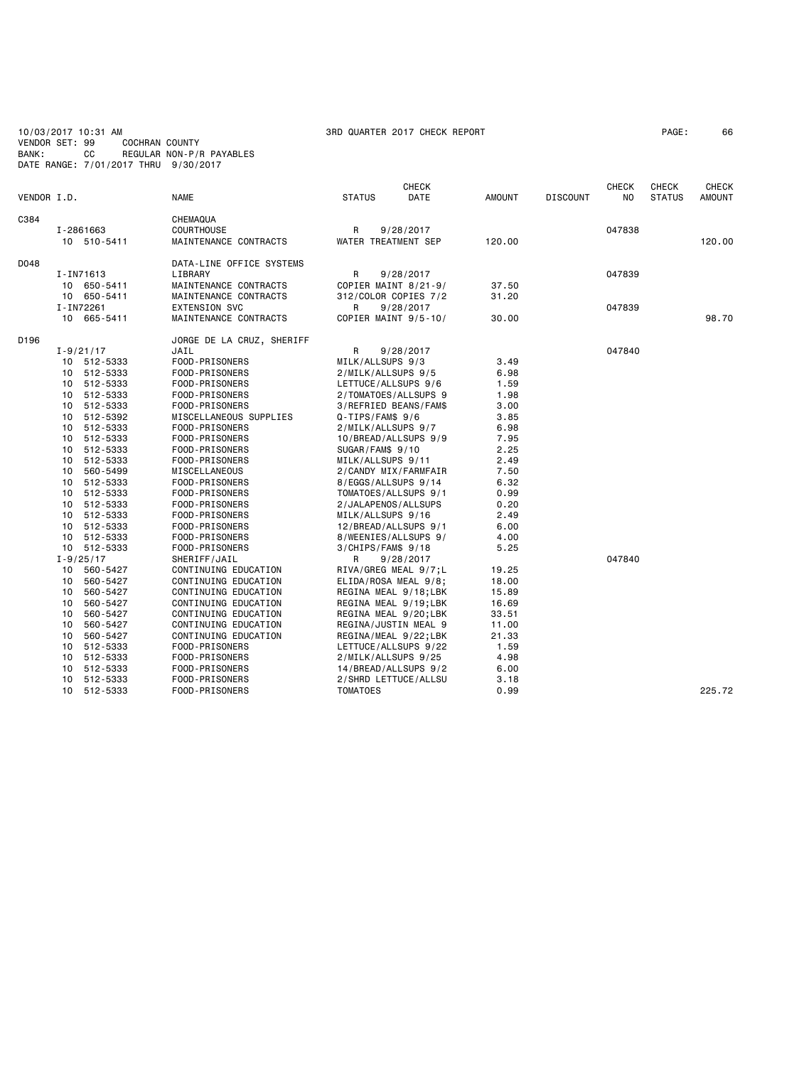10/03/2017 10:31 AM 3RD QUARTER 2017 CHECK REPORT
VENDOR SET: 99 COCHRAN COUNTY
BANK: CC REGULAR NON-P/R PAYABLES
DATE RANGE: 7/01/2017 THRU 9/30/2017

| VENDOR I.D. | | NAME | STATUS | CHECK DATE | AMOUNT | DISCOUNT | CHECK NO | CHECK STATUS | CHECK AMOUNT |
|---|---|---|---|---|---|---|---|---|---|
| C384 | | CHEMAQUA | | | | | | | |
| | I-2861663 | COURTHOUSE | R | 9/28/2017 | | | 047838 | | |
| | 10 510-5411 | MAINTENANCE CONTRACTS | WATER TREATMENT SEP | | 120.00 | | | | 120.00 |
| D048 | | DATA-LINE OFFICE SYSTEMS | | | | | | | |
| | I-IN71613 | LIBRARY | R | 9/28/2017 | | | 047839 | | |
| | 10 650-5411 | MAINTENANCE CONTRACTS | COPIER MAINT 8/21-9/ | | 37.50 | | | | |
| | 10 650-5411 | MAINTENANCE CONTRACTS | 312/COLOR COPIES 7/2 | | 31.20 | | | | |
| | I-IN72261 | EXTENSION SVC | R | 9/28/2017 | | | 047839 | | |
| | 10 665-5411 | MAINTENANCE CONTRACTS | COPIER MAINT 9/5-10/ | | 30.00 | | | | 98.70 |
| D196 | | JORGE DE LA CRUZ, SHERIFF | | | | | | | |
| | I-9/21/17 | JAIL | R | 9/28/2017 | | | 047840 | | |
| | 10 512-5333 | FOOD-PRISONERS | MILK/ALLSUPS 9/3 | | 3.49 | | | | |
| | 10 512-5333 | FOOD-PRISONERS | 2/MILK/ALLSUPS 9/5 | | 6.98 | | | | |
| | 10 512-5333 | FOOD-PRISONERS | LETTUCE/ALLSUPS 9/6 | | 1.59 | | | | |
| | 10 512-5333 | FOOD-PRISONERS | 2/TOMATOES/ALLSUPS 9 | | 1.98 | | | | |
| | 10 512-5333 | FOOD-PRISONERS | 3/REFRIED BEANS/FAM$ | | 3.00 | | | | |
| | 10 512-5392 | MISCELLANEOUS SUPPLIES | Q-TIPS/FAM$ 9/6 | | 3.85 | | | | |
| | 10 512-5333 | FOOD-PRISONERS | 2/MILK/ALLSUPS 9/7 | | 6.98 | | | | |
| | 10 512-5333 | FOOD-PRISONERS | 10/BREAD/ALLSUPS 9/9 | | 7.95 | | | | |
| | 10 512-5333 | FOOD-PRISONERS | SUGAR/FAM$ 9/10 | | 2.25 | | | | |
| | 10 512-5333 | FOOD-PRISONERS | MILK/ALLSUPS 9/11 | | 2.49 | | | | |
| | 10 560-5499 | MISCELLANEOUS | 2/CANDY MIX/FARMFAIR | | 7.50 | | | | |
| | 10 512-5333 | FOOD-PRISONERS | 8/EGGS/ALLSUPS 9/14 | | 6.32 | | | | |
| | 10 512-5333 | FOOD-PRISONERS | TOMATOES/ALLSUPS 9/1 | | 0.99 | | | | |
| | 10 512-5333 | FOOD-PRISONERS | 2/JALAPENOS/ALLSUPS | | 0.20 | | | | |
| | 10 512-5333 | FOOD-PRISONERS | MILK/ALLSUPS 9/16 | | 2.49 | | | | |
| | 10 512-5333 | FOOD-PRISONERS | 12/BREAD/ALLSUPS 9/1 | | 6.00 | | | | |
| | 10 512-5333 | FOOD-PRISONERS | 8/WEENIES/ALLSUPS 9/ | | 4.00 | | | | |
| | 10 512-5333 | FOOD-PRISONERS | 3/CHIPS/FAM$ 9/18 | | 5.25 | | | | |
| | I-9/25/17 | SHERIFF/JAIL | R | 9/28/2017 | | | 047840 | | |
| | 10 560-5427 | CONTINUING EDUCATION | RIVA/GREG MEAL 9/7;L | | 19.25 | | | | |
| | 10 560-5427 | CONTINUING EDUCATION | ELIDA/ROSA MEAL 9/8; | | 18.00 | | | | |
| | 10 560-5427 | CONTINUING EDUCATION | REGINA MEAL 9/18;LBK | | 15.89 | | | | |
| | 10 560-5427 | CONTINUING EDUCATION | REGINA MEAL 9/19;LBK | | 16.69 | | | | |
| | 10 560-5427 | CONTINUING EDUCATION | REGINA MEAL 9/20;LBK | | 33.51 | | | | |
| | 10 560-5427 | CONTINUING EDUCATION | REGINA/JUSTIN MEAL 9 | | 11.00 | | | | |
| | 10 560-5427 | CONTINUING EDUCATION | REGINA/MEAL 9/22;LBK | | 21.33 | | | | |
| | 10 512-5333 | FOOD-PRISONERS | LETTUCE/ALLSUPS 9/22 | | 1.59 | | | | |
| | 10 512-5333 | FOOD-PRISONERS | 2/MILK/ALLSUPS 9/25 | | 4.98 | | | | |
| | 10 512-5333 | FOOD-PRISONERS | 14/BREAD/ALLSUPS 9/2 | | 6.00 | | | | |
| | 10 512-5333 | FOOD-PRISONERS | 2/SHRD LETTUCE/ALLSU | | 3.18 | | | | |
| | 10 512-5333 | FOOD-PRISONERS | TOMATOES | | 0.99 | | | | 225.72 |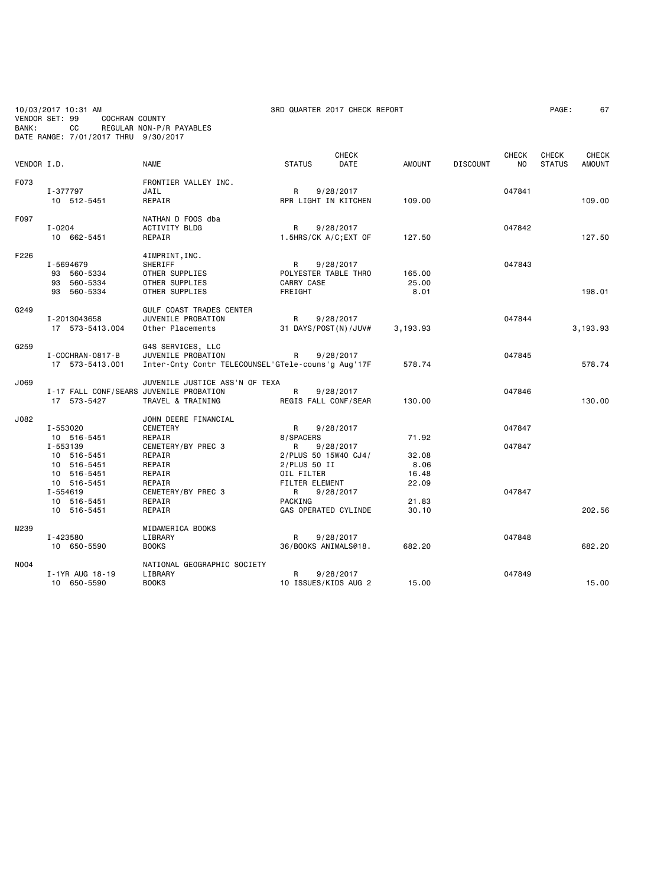10/03/2017 10:31 AM 3RD QUARTER 2017 CHECK REPORT PAGE: 67
VENDOR SET: 99 COCHRAN COUNTY
BANK: CC REGULAR NON-P/R PAYABLES
DATE RANGE: 7/01/2017 THRU 9/30/2017

| VENDOR I.D. | | NAME | STATUS | CHECK DATE | AMOUNT | DISCOUNT | CHECK NO | CHECK STATUS | CHECK AMOUNT |
|---|---|---|---|---|---|---|---|---|---|
| F073 | | FRONTIER VALLEY INC. | | | | | | | |
| | I-377797 | JAIL | R | 9/28/2017 | | | 047841 | | |
| | 10 512-5451 | REPAIR | RPR LIGHT IN KITCHEN | | 109.00 | | | | 109.00 |
| F097 | | NATHAN D FOOS dba | | | | | | | |
| | I-0204 | ACTIVITY BLDG | R | 9/28/2017 | | | 047842 | | |
| | 10 662-5451 | REPAIR | 1.5HRS/CK A/C;EXT OF | | 127.50 | | | | 127.50 |
| F226 | | 4IMPRINT,INC. | | | | | | | |
| | I-5694679 | SHERIFF | R | 9/28/2017 | | | 047843 | | |
| | 93 560-5334 | OTHER SUPPLIES | POLYESTER TABLE THRO | | 165.00 | | | | |
| | 93 560-5334 | OTHER SUPPLIES | CARRY CASE | | 25.00 | | | | |
| | 93 560-5334 | OTHER SUPPLIES | FREIGHT | | 8.01 | | | | 198.01 |
| G249 | | GULF COAST TRADES CENTER | | | | | | | |
| | I-2013043658 | JUVENILE PROBATION | R | 9/28/2017 | | | 047844 | | |
| | 17 573-5413.004 | Other Placements | 31 DAYS/POST(N)/JUV# | | 3,193.93 | | | | 3,193.93 |
| G259 | | G4S SERVICES, LLC | | | | | | | |
| | I-COCHRAN-0817-B | JUVENILE PROBATION | R | 9/28/2017 | | | 047845 | | |
| | 17 573-5413.001 | Inter-Cnty Contr TELECOUNSEL'GTele-couns'g Aug'17F | | | 578.74 | | | | 578.74 |
| J069 | | JUVENILE JUSTICE ASS'N OF TEXA | | | | | | | |
| | I-17 FALL CONF/SEARS | JUVENILE PROBATION | R | 9/28/2017 | | | 047846 | | |
| | 17 573-5427 | TRAVEL & TRAINING | REGIS FALL CONF/SEAR | | 130.00 | | | | 130.00 |
| J082 | | JOHN DEERE FINANCIAL | | | | | | | |
| | I-553020 | CEMETERY | R | 9/28/2017 | | | 047847 | | |
| | 10 516-5451 | REPAIR | 8/SPACERS | | 71.92 | | | | |
| | I-553139 | CEMETERY/BY PREC 3 | R | 9/28/2017 | | | 047847 | | |
| | 10 516-5451 | REPAIR | 2/PLUS 50 15W40 CJ4/ | | 32.08 | | | | |
| | 10 516-5451 | REPAIR | 2/PLUS 50 II | | 8.06 | | | | |
| | 10 516-5451 | REPAIR | OIL FILTER | | 16.48 | | | | |
| | 10 516-5451 | REPAIR | FILTER ELEMENT | | 22.09 | | | | |
| | I-554619 | CEMETERY/BY PREC 3 | R | 9/28/2017 | | | 047847 | | |
| | 10 516-5451 | REPAIR | PACKING | | 21.83 | | | | |
| | 10 516-5451 | REPAIR | GAS OPERATED CYLINDE | | 30.10 | | | | 202.56 |
| M239 | | MIDAMERICA BOOKS | | | | | | | |
| | I-423580 | LIBRARY | R | 9/28/2017 | | | 047848 | | |
| | 10 650-5590 | BOOKS | 36/BOOKS ANIMALS@18. | | 682.20 | | | | 682.20 |
| N004 | | NATIONAL GEOGRAPHIC SOCIETY | | | | | | | |
| | I-1YR AUG 18-19 | LIBRARY | R | 9/28/2017 | | | 047849 | | |
| | 10 650-5590 | BOOKS | 10 ISSUES/KIDS AUG 2 | | 15.00 | | | | 15.00 |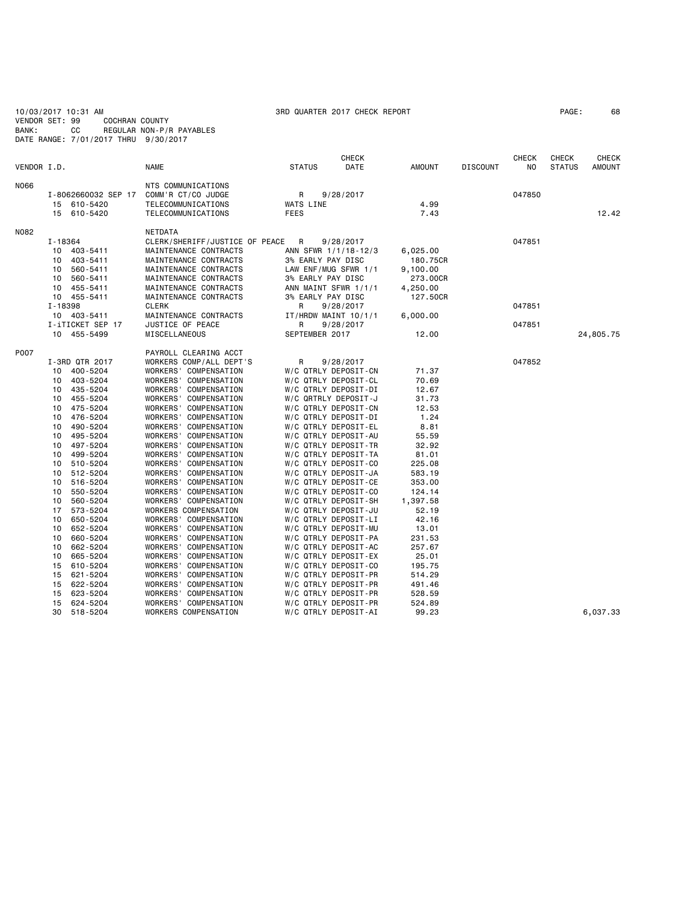10/03/2017 10:31 AM 3RD QUARTER 2017 CHECK REPORT

VENDOR SET: 99 COCHRAN COUNTY
BANK: CC REGULAR NON-P/R PAYABLES
DATE RANGE: 7/01/2017 THRU 9/30/2017

| VENDOR I.D. | NAME | STATUS | CHECK DATE | AMOUNT | DISCOUNT | CHECK NO | CHECK STATUS | CHECK AMOUNT |
|---|---|---|---|---|---|---|---|---|
| N066 | NTS COMMUNICATIONS | | | | | | | |
| I-8062660032 SEP 17 | COMM'R CT/CO JUDGE | R | 9/28/2017 | | | 047850 | | |
| 15 610-5420 | TELECOMMUNICATIONS | WATS LINE | | 4.99 | | | | |
| 15 610-5420 | TELECOMMUNICATIONS | FEES | | 7.43 | | | | 12.42 |
| N082 | NETDATA | | | | | | | |
| I-18364 | CLERK/SHERIFF/JUSTICE OF PEACE | R | 9/28/2017 | | | 047851 | | |
| 10 403-5411 | MAINTENANCE CONTRACTS | ANN SFWR 1/1/18-12/3 | | 6,025.00 | | | | |
| 10 403-5411 | MAINTENANCE CONTRACTS | 3% EARLY PAY DISC | | 180.75CR | | | | |
| 10 560-5411 | MAINTENANCE CONTRACTS | LAW ENF/MUG SFWR 1/1 | | 9,100.00 | | | | |
| 10 560-5411 | MAINTENANCE CONTRACTS | 3% EARLY PAY DISC | | 273.00CR | | | | |
| 10 455-5411 | MAINTENANCE CONTRACTS | ANN MAINT SFWR 1/1/1 | | 4,250.00 | | | | |
| 10 455-5411 | MAINTENANCE CONTRACTS | 3% EARLY PAY DISC | | 127.50CR | | | | |
| I-18398 | CLERK | R | 9/28/2017 | | | 047851 | | |
| 10 403-5411 | MAINTENANCE CONTRACTS | IT/HRDW MAINT 10/1/1 | | 6,000.00 | | | | |
| I-iTICKET SEP 17 | JUSTICE OF PEACE | R | 9/28/2017 | | | 047851 | | |
| 10 455-5499 | MISCELLANEOUS | SEPTEMBER 2017 | | 12.00 | | | | 24,805.75 |
| P007 | PAYROLL CLEARING ACCT | | | | | | | |
| I-3RD QTR 2017 | WORKERS COMP/ALL DEPT'S | R | 9/28/2017 | | | 047852 | | |
| 10 400-5204 | WORKERS' COMPENSATION | W/C QTRLY DEPOSIT-CN | | 71.37 | | | | |
| 10 403-5204 | WORKERS' COMPENSATION | W/C QTRLY DEPOSIT-CL | | 70.69 | | | | |
| 10 435-5204 | WORKERS' COMPENSATION | W/C QTRLY DEPOSIT-DI | | 12.67 | | | | |
| 10 455-5204 | WORKERS' COMPENSATION | W/C QRTRLY DEPOSIT-J | | 31.73 | | | | |
| 10 475-5204 | WORKERS' COMPENSATION | W/C QTRLY DEPOSIT-CN | | 12.53 | | | | |
| 10 476-5204 | WORKERS' COMPENSATION | W/C QTRLY DEPOSIT-DI | | 1.24 | | | | |
| 10 490-5204 | WORKERS' COMPENSATION | W/C QTRLY DEPOSIT-EL | | 8.81 | | | | |
| 10 495-5204 | WORKERS' COMPENSATION | W/C QTRLY DEPOSIT-AU | | 55.59 | | | | |
| 10 497-5204 | WORKERS' COMPENSATION | W/C QTRLY DEPOSIT-TR | | 32.92 | | | | |
| 10 499-5204 | WORKERS' COMPENSATION | W/C QTRLY DEPOSIT-TA | | 81.01 | | | | |
| 10 510-5204 | WORKERS' COMPENSATION | W/C QTRLY DEPOSIT-CO | | 225.08 | | | | |
| 10 512-5204 | WORKERS' COMPENSATION | W/C QTRLY DEPOSIT-JA | | 583.19 | | | | |
| 10 516-5204 | WORKERS' COMPENSATION | W/C QTRLY DEPOSIT-CE | | 353.00 | | | | |
| 10 550-5204 | WORKERS' COMPENSATION | W/C QTRLY DEPOSIT-CO | | 124.14 | | | | |
| 10 560-5204 | WORKERS' COMPENSATION | W/C QTRLY DEPOSIT-SH | | 1,397.58 | | | | |
| 17 573-5204 | WORKERS COMPENSATION | W/C QTRLY DEPOSIT-JU | | 52.19 | | | | |
| 10 650-5204 | WORKERS' COMPENSATION | W/C QTRLY DEPOSIT-LI | | 42.16 | | | | |
| 10 652-5204 | WORKERS' COMPENSATION | W/C QTRLY DEPOSIT-MU | | 13.01 | | | | |
| 10 660-5204 | WORKERS' COMPENSATION | W/C QTRLY DEPOSIT-PA | | 231.53 | | | | |
| 10 662-5204 | WORKERS' COMPENSATION | W/C QTRLY DEPOSIT-AC | | 257.67 | | | | |
| 10 665-5204 | WORKERS' COMPENSATION | W/C QTRLY DEPOSIT-EX | | 25.01 | | | | |
| 15 610-5204 | WORKERS' COMPENSATION | W/C QTRLY DEPOSIT-CO | | 195.75 | | | | |
| 15 621-5204 | WORKERS' COMPENSATION | W/C QTRLY DEPOSIT-PR | | 514.29 | | | | |
| 15 622-5204 | WORKERS' COMPENSATION | W/C QTRLY DEPOSIT-PR | | 491.46 | | | | |
| 15 623-5204 | WORKERS' COMPENSATION | W/C QTRLY DEPOSIT-PR | | 528.59 | | | | |
| 15 624-5204 | WORKERS' COMPENSATION | W/C QTRLY DEPOSIT-PR | | 524.89 | | | | |
| 30 518-5204 | WORKERS COMPENSATION | W/C QTRLY DEPOSIT-AI | | 99.23 | | | | 6,037.33 |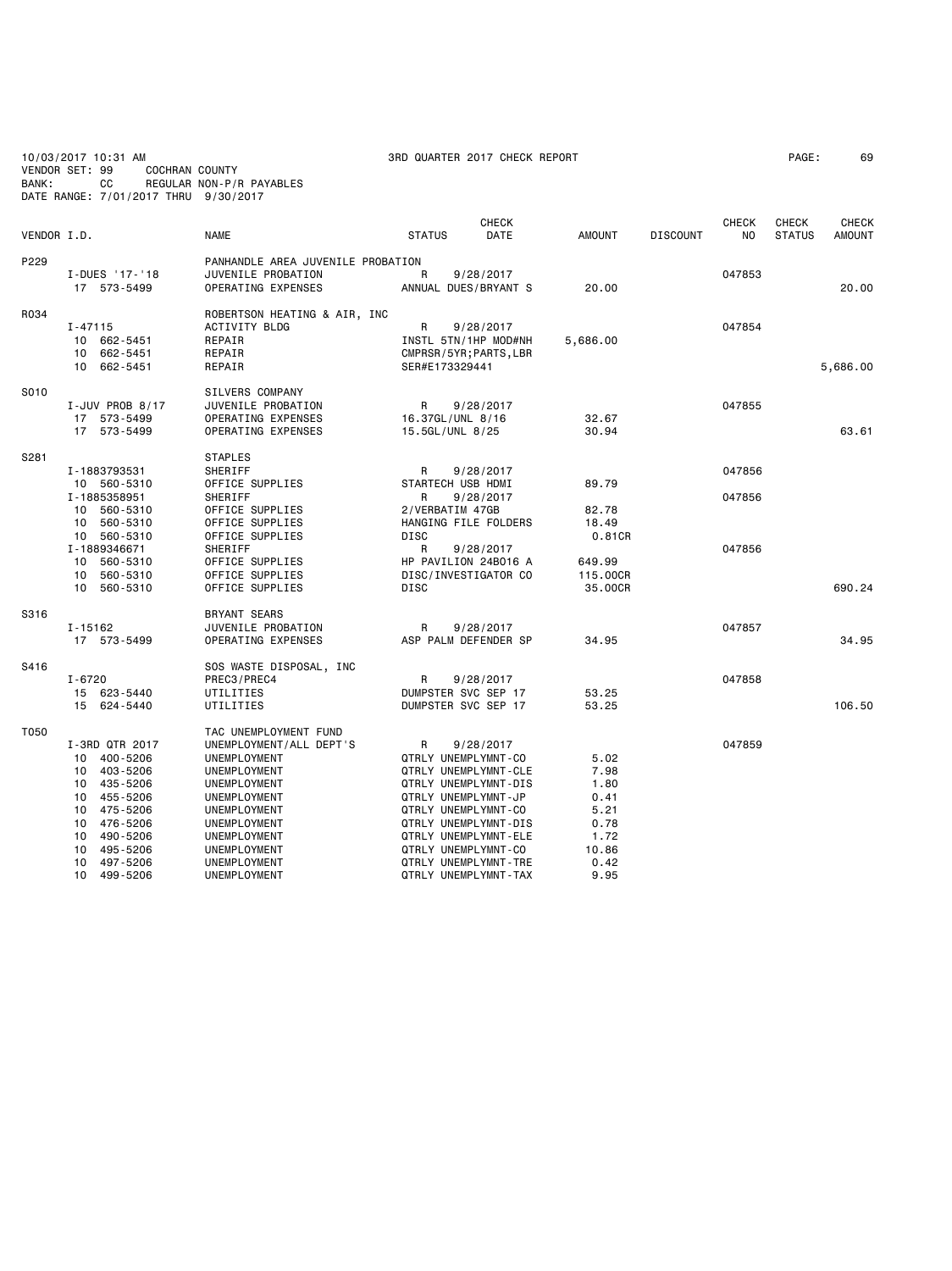10/03/2017 10:31 AM 3RD QUARTER 2017 CHECK REPORT

VENDOR SET: 99 COCHRAN COUNTY
BANK: CC REGULAR NON-P/R PAYABLES
DATE RANGE: 7/01/2017 THRU 9/30/2017

| VENDOR I.D. | NAME | STATUS | CHECK DATE | AMOUNT | DISCOUNT | CHECK NO | CHECK STATUS | CHECK AMOUNT |
|---|---|---|---|---|---|---|---|---|
| P229 | PANHANDLE AREA JUVENILE PROBATION | | | | | | | |
| I-DUES '17-'18 | JUVENILE PROBATION | R | 9/28/2017 | | | 047853 | | |
| 17 573-5499 | OPERATING EXPENSES | ANNUAL DUES/BRYANT S | | 20.00 | | | | 20.00 |
| R034 | ROBERTSON HEATING & AIR, INC | | | | | | | |
| I-47115 | ACTIVITY BLDG | R | 9/28/2017 | | | 047854 | | |
| 10 662-5451 | REPAIR | INSTL 5TN/1HP MOD#NH | | 5,686.00 | | | | |
| 10 662-5451 | REPAIR | CMPRSR/5YR;PARTS,LBR | | | | | | |
| 10 662-5451 | REPAIR | SER#E173329441 | | | | | | 5,686.00 |
| S010 | SILVERS COMPANY | | | | | | | |
| I-JUV PROB 8/17 | JUVENILE PROBATION | R | 9/28/2017 | | | 047855 | | |
| 17 573-5499 | OPERATING EXPENSES | 16.37GL/UNL 8/16 | | 32.67 | | | | |
| 17 573-5499 | OPERATING EXPENSES | 15.5GL/UNL 8/25 | | 30.94 | | | | 63.61 |
| S281 | STAPLES | | | | | | | |
| I-1883793531 | SHERIFF | R | 9/28/2017 | | | 047856 | | |
| 10 560-5310 | OFFICE SUPPLIES | STARTECH USB HDMI | | 89.79 | | | | |
| I-1885358951 | SHERIFF | R | 9/28/2017 | | | 047856 | | |
| 10 560-5310 | OFFICE SUPPLIES | 2/VERBATIM 47GB | | 82.78 | | | | |
| 10 560-5310 | OFFICE SUPPLIES | HANGING FILE FOLDERS | | 18.49 | | | | |
| 10 560-5310 | OFFICE SUPPLIES | DISC | | 0.81CR | | | | |
| I-1889346671 | SHERIFF | R | 9/28/2017 | | | 047856 | | |
| 10 560-5310 | OFFICE SUPPLIES | HP PAVILION 24B016 A | | 649.99 | | | | |
| 10 560-5310 | OFFICE SUPPLIES | DISC/INVESTIGATOR CO | | 115.00CR | | | | |
| 10 560-5310 | OFFICE SUPPLIES | DISC | | 35.00CR | | | | 690.24 |
| S316 | BRYANT SEARS | | | | | | | |
| I-15162 | JUVENILE PROBATION | R | 9/28/2017 | | | 047857 | | |
| 17 573-5499 | OPERATING EXPENSES | ASP PALM DEFENDER SP | | 34.95 | | | | 34.95 |
| S416 | SOS WASTE DISPOSAL, INC | | | | | | | |
| I-6720 | PREC3/PREC4 | R | 9/28/2017 | | | 047858 | | |
| 15 623-5440 | UTILITIES | DUMPSTER SVC SEP 17 | | 53.25 | | | | |
| 15 624-5440 | UTILITIES | DUMPSTER SVC SEP 17 | | 53.25 | | | | 106.50 |
| T050 | TAC UNEMPLOYMENT FUND | | | | | | | |
| I-3RD QTR 2017 | UNEMPLOYMENT/ALL DEPT'S | R | 9/28/2017 | | | 047859 | | |
| 10 400-5206 | UNEMPLOYMENT | QTRLY UNEMPLYMNT-CO | | 5.02 | | | | |
| 10 403-5206 | UNEMPLOYMENT | QTRLY UNEMPLYMNT-CLE | | 7.98 | | | | |
| 10 435-5206 | UNEMPLOYMENT | QTRLY UNEMPLYMNT-DIS | | 1.80 | | | | |
| 10 455-5206 | UNEMPLOYMENT | QTRLY UNEMPLYMNT-JP | | 0.41 | | | | |
| 10 475-5206 | UNEMPLOYMENT | QTRLY UNEMPLYMNT-CO | | 5.21 | | | | |
| 10 476-5206 | UNEMPLOYMENT | QTRLY UNEMPLYMNT-DIS | | 0.78 | | | | |
| 10 490-5206 | UNEMPLOYMENT | QTRLY UNEMPLYMNT-ELE | | 1.72 | | | | |
| 10 495-5206 | UNEMPLOYMENT | QTRLY UNEMPLYMNT-CO | | 10.86 | | | | |
| 10 497-5206 | UNEMPLOYMENT | QTRLY UNEMPLYMNT-TRE | | 0.42 | | | | |
| 10 499-5206 | UNEMPLOYMENT | QTRLY UNEMPLYMNT-TAX | | 9.95 | | | | |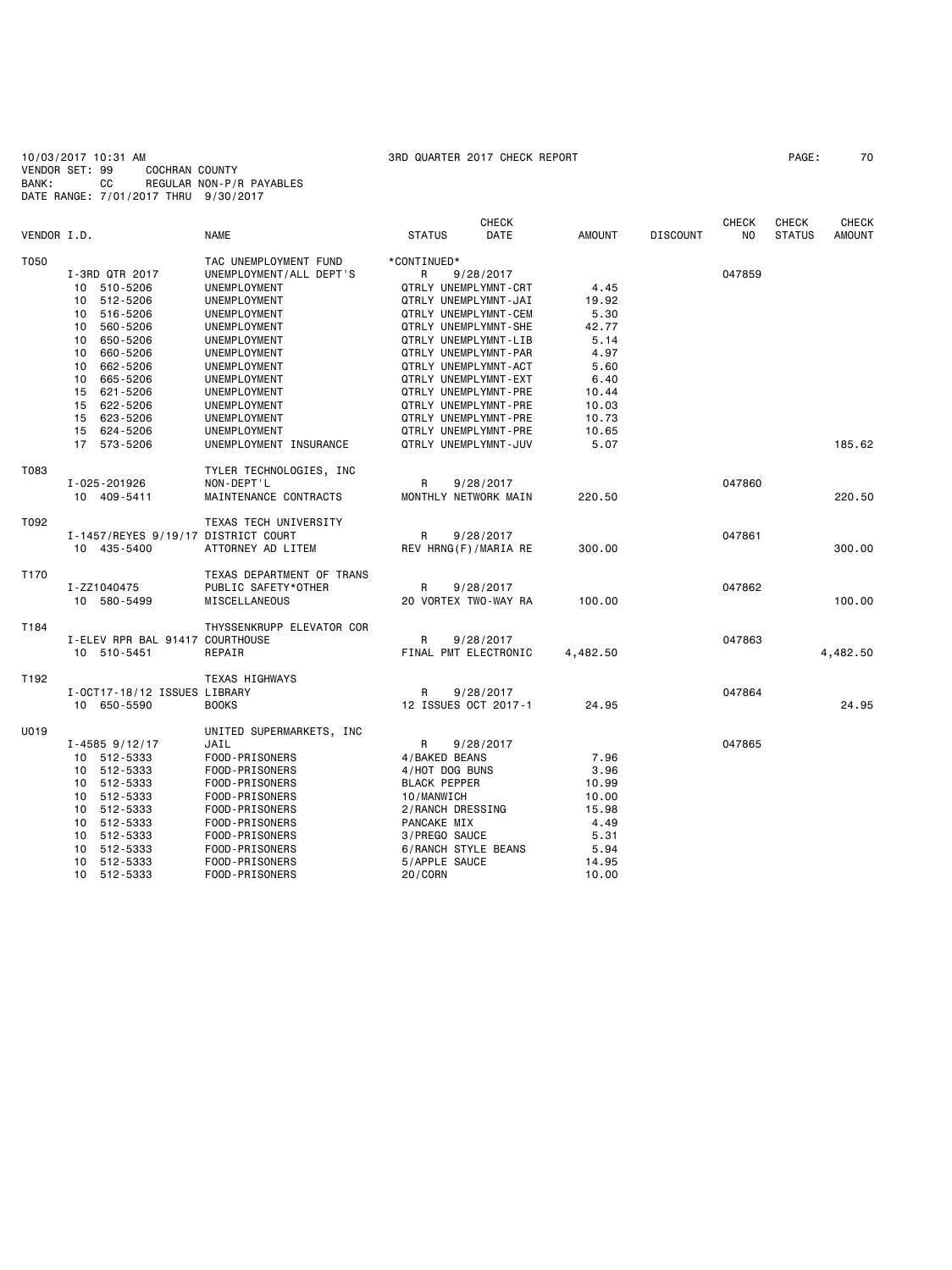10/03/2017 10:31 AM 3RD QUARTER 2017 CHECK REPORT
VENDOR SET: 99 COCHRAN COUNTY
BANK: CC REGULAR NON-P/R PAYABLES
DATE RANGE: 7/01/2017 THRU 9/30/2017

| VENDOR I.D. | | NAME | STATUS | CHECK DATE | AMOUNT | DISCOUNT | CHECK NO | CHECK STATUS | CHECK AMOUNT |
|---|---|---|---|---|---|---|---|---|---|
| T050 | | TAC UNEMPLOYMENT FUND | *CONTINUED* | | | | | | |
| | I-3RD QTR 2017 | UNEMPLOYMENT/ALL DEPT'S | R | 9/28/2017 | | | 047859 | | |
| | 10 510-5206 | UNEMPLOYMENT | QTRLY UNEMPLYMNT-CRT | | 4.45 | | | | |
| | 10 512-5206 | UNEMPLOYMENT | QTRLY UNEMPLYMNT-JAI | | 19.92 | | | | |
| | 10 516-5206 | UNEMPLOYMENT | QTRLY UNEMPLYMNT-CEM | | 5.30 | | | | |
| | 10 560-5206 | UNEMPLOYMENT | QTRLY UNEMPLYMNT-SHE | | 42.77 | | | | |
| | 10 650-5206 | UNEMPLOYMENT | QTRLY UNEMPLYMNT-LIB | | 5.14 | | | | |
| | 10 660-5206 | UNEMPLOYMENT | QTRLY UNEMPLYMNT-PAR | | 4.97 | | | | |
| | 10 662-5206 | UNEMPLOYMENT | QTRLY UNEMPLYMNT-ACT | | 5.60 | | | | |
| | 10 665-5206 | UNEMPLOYMENT | QTRLY UNEMPLYMNT-EXT | | 6.40 | | | | |
| | 15 621-5206 | UNEMPLOYMENT | QTRLY UNEMPLYMNT-PRE | | 10.44 | | | | |
| | 15 622-5206 | UNEMPLOYMENT | QTRLY UNEMPLYMNT-PRE | | 10.03 | | | | |
| | 15 623-5206 | UNEMPLOYMENT | QTRLY UNEMPLYMNT-PRE | | 10.73 | | | | |
| | 15 624-5206 | UNEMPLOYMENT | QTRLY UNEMPLYMNT-PRE | | 10.65 | | | | |
| | 17 573-5206 | UNEMPLOYMENT INSURANCE | QTRLY UNEMPLYMNT-JUV | | 5.07 | | | | 185.62 |
| T083 | | TYLER TECHNOLOGIES, INC | | | | | | | |
| | I-025-201926 | NON-DEPT'L | R | 9/28/2017 | | | 047860 | | |
| | 10 409-5411 | MAINTENANCE CONTRACTS | MONTHLY NETWORK MAIN | | 220.50 | | | | 220.50 |
| T092 | | TEXAS TECH UNIVERSITY | | | | | | | |
| | I-1457/REYES 9/19/17 | DISTRICT COURT | R | 9/28/2017 | | | 047861 | | |
| | 10 435-5400 | ATTORNEY AD LITEM | REV HRNG(F)/MARIA RE | | 300.00 | | | | 300.00 |
| T170 | | TEXAS DEPARTMENT OF TRANS | | | | | | | |
| | I-ZZ1040475 | PUBLIC SAFETY*OTHER | R | 9/28/2017 | | | 047862 | | |
| | 10 580-5499 | MISCELLANEOUS | 20 VORTEX TWO-WAY RA | | 100.00 | | | | 100.00 |
| T184 | | THYSSENKRUPP ELEVATOR COR | | | | | | | |
| | I-ELEV RPR BAL 91417 | COURTHOUSE | R | 9/28/2017 | | | 047863 | | |
| | 10 510-5451 | REPAIR | FINAL PMT ELECTRONIC | | 4,482.50 | | | | 4,482.50 |
| T192 | | TEXAS HIGHWAYS | | | | | | | |
| | I-OCT17-18/12 ISSUES | LIBRARY | R | 9/28/2017 | | | 047864 | | |
| | 10 650-5590 | BOOKS | 12 ISSUES OCT 2017-1 | | 24.95 | | | | 24.95 |
| U019 | | UNITED SUPERMARKETS, INC | | | | | | | |
| | I-4585 9/12/17 | JAIL | R | 9/28/2017 | | | 047865 | | |
| | 10 512-5333 | FOOD-PRISONERS | 4/BAKED BEANS | | 7.96 | | | | |
| | 10 512-5333 | FOOD-PRISONERS | 4/HOT DOG BUNS | | 3.96 | | | | |
| | 10 512-5333 | FOOD-PRISONERS | BLACK PEPPER | | 10.99 | | | | |
| | 10 512-5333 | FOOD-PRISONERS | 10/MANWICH | | 10.00 | | | | |
| | 10 512-5333 | FOOD-PRISONERS | 2/RANCH DRESSING | | 15.98 | | | | |
| | 10 512-5333 | FOOD-PRISONERS | PANCAKE MIX | | 4.49 | | | | |
| | 10 512-5333 | FOOD-PRISONERS | 3/PREGO SAUCE | | 5.31 | | | | |
| | 10 512-5333 | FOOD-PRISONERS | 6/RANCH STYLE BEANS | | 5.94 | | | | |
| | 10 512-5333 | FOOD-PRISONERS | 5/APPLE SAUCE | | 14.95 | | | | |
| | 10 512-5333 | FOOD-PRISONERS | 20/CORN | | 10.00 | | | | |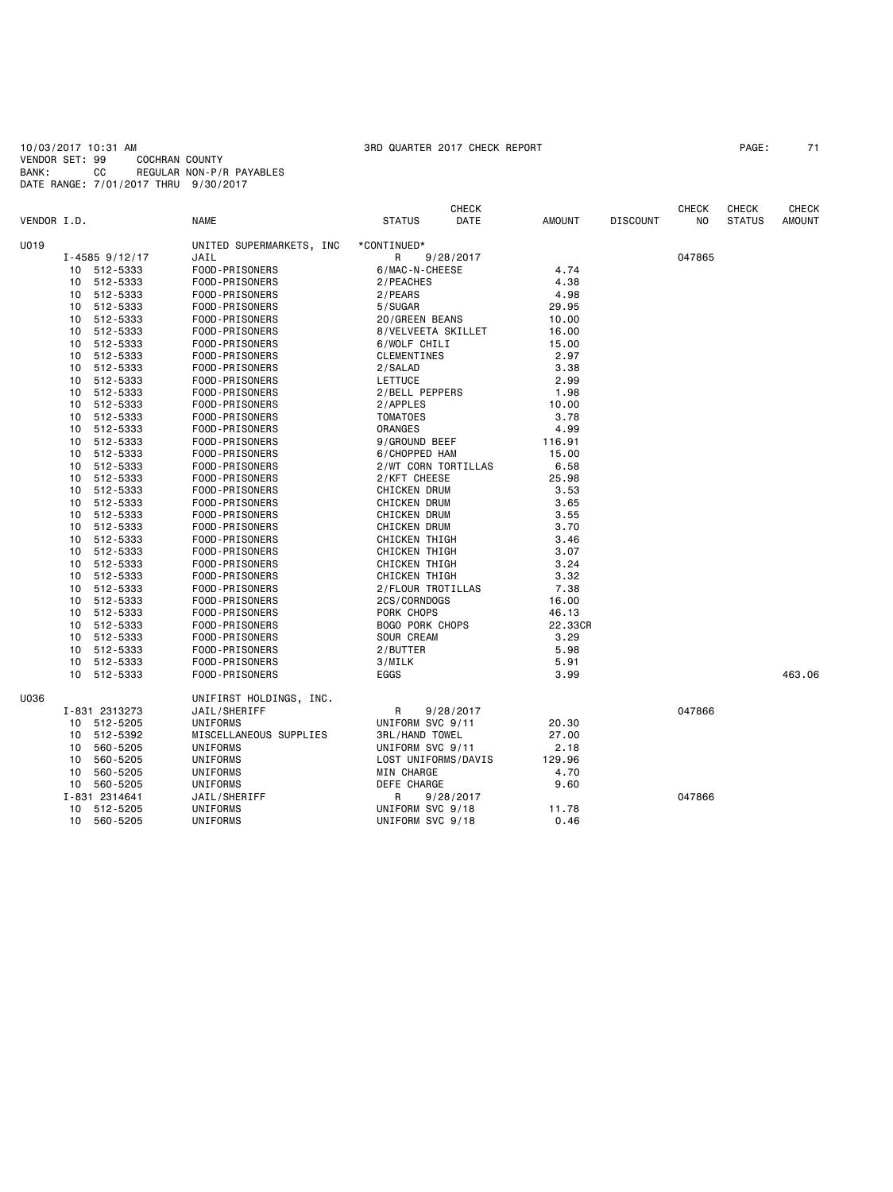10/03/2017 10:31 AM 3RD QUARTER 2017 CHECK REPORT PAGE: 71
VENDOR SET: 99 COCHRAN COUNTY
BANK: CC REGULAR NON-P/R PAYABLES
DATE RANGE: 7/01/2017 THRU 9/30/2017

| VENDOR I.D. | | NAME | STATUS | CHECK DATE | AMOUNT | DISCOUNT | CHECK NO | CHECK STATUS | CHECK AMOUNT |
|---|---|---|---|---|---|---|---|---|---|
| U019 | | UNITED SUPERMARKETS, INC | *CONTINUED* | | | | | | |
| | I-4585 9/12/17 | JAIL | R | 9/28/2017 | | | 047865 | | |
| | 10 512-5333 | FOOD-PRISONERS | 6/MAC-N-CHEESE | | 4.74 | | | | |
| | 10 512-5333 | FOOD-PRISONERS | 2/PEACHES | | 4.38 | | | | |
| | 10 512-5333 | FOOD-PRISONERS | 2/PEARS | | 4.98 | | | | |
| | 10 512-5333 | FOOD-PRISONERS | 5/SUGAR | | 29.95 | | | | |
| | 10 512-5333 | FOOD-PRISONERS | 20/GREEN BEANS | | 10.00 | | | | |
| | 10 512-5333 | FOOD-PRISONERS | 8/VELVEETA SKILLET | | 16.00 | | | | |
| | 10 512-5333 | FOOD-PRISONERS | 6/WOLF CHILI | | 15.00 | | | | |
| | 10 512-5333 | FOOD-PRISONERS | CLEMENTINES | | 2.97 | | | | |
| | 10 512-5333 | FOOD-PRISONERS | 2/SALAD | | 3.38 | | | | |
| | 10 512-5333 | FOOD-PRISONERS | LETTUCE | | 2.99 | | | | |
| | 10 512-5333 | FOOD-PRISONERS | 2/BELL PEPPERS | | 1.98 | | | | |
| | 10 512-5333 | FOOD-PRISONERS | 2/APPLES | | 10.00 | | | | |
| | 10 512-5333 | FOOD-PRISONERS | TOMATOES | | 3.78 | | | | |
| | 10 512-5333 | FOOD-PRISONERS | ORANGES | | 4.99 | | | | |
| | 10 512-5333 | FOOD-PRISONERS | 9/GROUND BEEF | | 116.91 | | | | |
| | 10 512-5333 | FOOD-PRISONERS | 6/CHOPPED HAM | | 15.00 | | | | |
| | 10 512-5333 | FOOD-PRISONERS | 2/WT CORN TORTILLAS | | 6.58 | | | | |
| | 10 512-5333 | FOOD-PRISONERS | 2/KFT CHEESE | | 25.98 | | | | |
| | 10 512-5333 | FOOD-PRISONERS | CHICKEN DRUM | | 3.53 | | | | |
| | 10 512-5333 | FOOD-PRISONERS | CHICKEN DRUM | | 3.65 | | | | |
| | 10 512-5333 | FOOD-PRISONERS | CHICKEN DRUM | | 3.55 | | | | |
| | 10 512-5333 | FOOD-PRISONERS | CHICKEN DRUM | | 3.70 | | | | |
| | 10 512-5333 | FOOD-PRISONERS | CHICKEN THIGH | | 3.46 | | | | |
| | 10 512-5333 | FOOD-PRISONERS | CHICKEN THIGH | | 3.07 | | | | |
| | 10 512-5333 | FOOD-PRISONERS | CHICKEN THIGH | | 3.24 | | | | |
| | 10 512-5333 | FOOD-PRISONERS | CHICKEN THIGH | | 3.32 | | | | |
| | 10 512-5333 | FOOD-PRISONERS | 2/FLOUR TROTILLAS | | 7.38 | | | | |
| | 10 512-5333 | FOOD-PRISONERS | 2CS/CORNDOGS | | 16.00 | | | | |
| | 10 512-5333 | FOOD-PRISONERS | PORK CHOPS | | 46.13 | | | | |
| | 10 512-5333 | FOOD-PRISONERS | BOGO PORK CHOPS | | 22.33CR | | | | |
| | 10 512-5333 | FOOD-PRISONERS | SOUR CREAM | | 3.29 | | | | |
| | 10 512-5333 | FOOD-PRISONERS | 2/BUTTER | | 5.98 | | | | |
| | 10 512-5333 | FOOD-PRISONERS | 3/MILK | | 5.91 | | | | |
| | 10 512-5333 | FOOD-PRISONERS | EGGS | | 3.99 | | | | 463.06 |
| U036 | | UNIFIRST HOLDINGS, INC. | | | | | | | |
| | I-831 2313273 | JAIL/SHERIFF | R | 9/28/2017 | | | 047866 | | |
| | 10 512-5205 | UNIFORMS | UNIFORM SVC 9/11 | | 20.30 | | | | |
| | 10 512-5392 | MISCELLANEOUS SUPPLIES | 3RL/HAND TOWEL | | 27.00 | | | | |
| | 10 560-5205 | UNIFORMS | UNIFORM SVC 9/11 | | 2.18 | | | | |
| | 10 560-5205 | UNIFORMS | LOST UNIFORMS/DAVIS | | 129.96 | | | | |
| | 10 560-5205 | UNIFORMS | MIN CHARGE | | 4.70 | | | | |
| | 10 560-5205 | UNIFORMS | DEFE CHARGE | | 9.60 | | | | |
| | I-831 2314641 | JAIL/SHERIFF | R | 9/28/2017 | | | 047866 | | |
| | 10 512-5205 | UNIFORMS | UNIFORM SVC 9/18 | | 11.78 | | | | |
| | 10 560-5205 | UNIFORMS | UNIFORM SVC 9/18 | | 0.46 | | | | |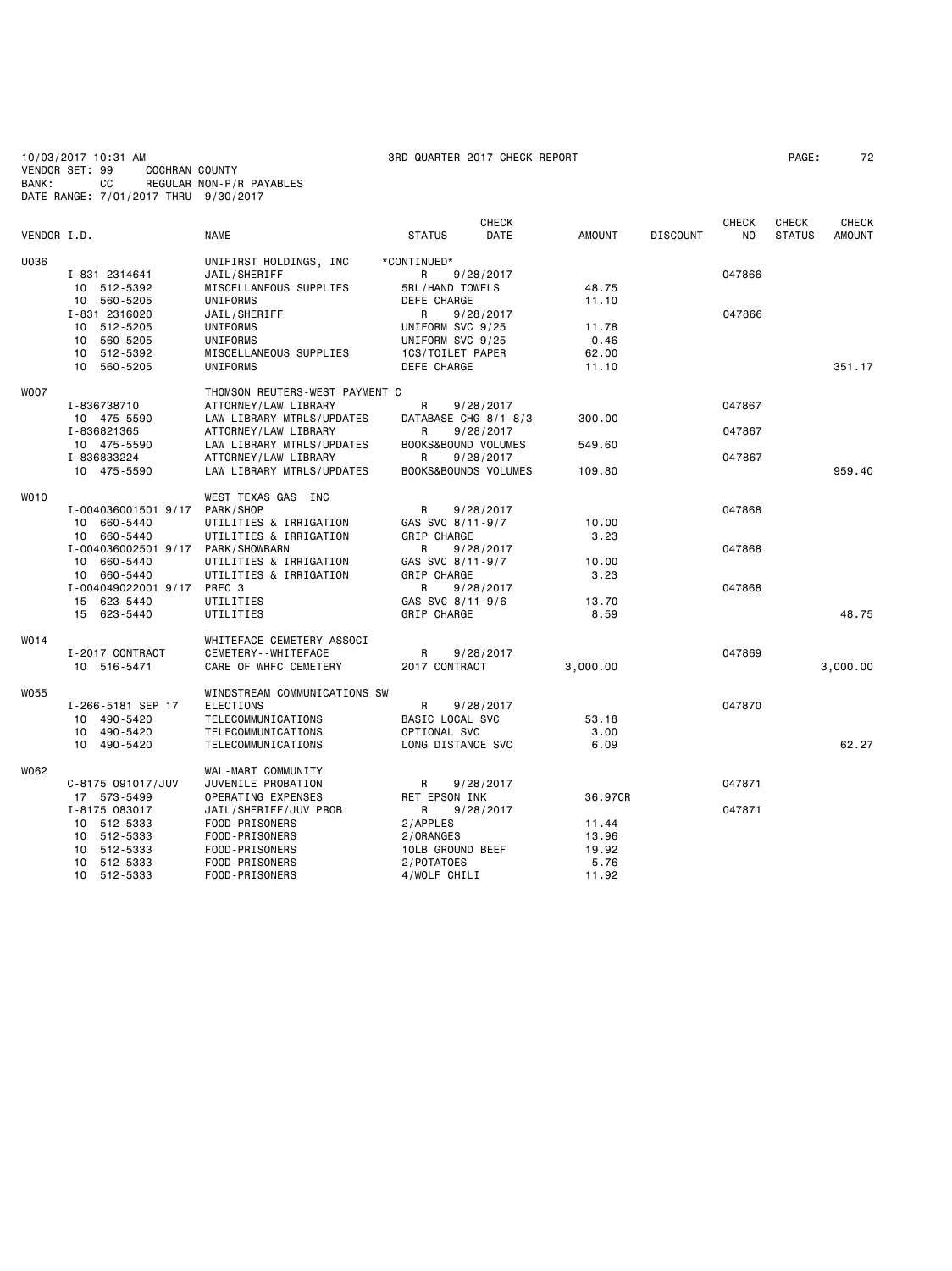10/03/2017 10:31 AM 3RD QUARTER 2017 CHECK REPORT PAGE: 72
VENDOR SET: 99 COCHRAN COUNTY
BANK: CC REGULAR NON-P/R PAYABLES
DATE RANGE: 7/01/2017 THRU 9/30/2017

| VENDOR I.D. | NAME | STATUS | CHECK DATE | AMOUNT | DISCOUNT | CHECK NO | CHECK STATUS | CHECK AMOUNT |
|---|---|---|---|---|---|---|---|---|
| U036 | UNIFIRST HOLDINGS, INC | *CONTINUED* | | | | | | |
| I-831 2314641 | JAIL/SHERIFF | R | 9/28/2017 | | | 047866 | | |
| 10 512-5392 | MISCELLANEOUS SUPPLIES | 5RL/HAND TOWELS | | 48.75 | | | | |
| 10 560-5205 | UNIFORMS | DEFE CHARGE | | 11.10 | | | | |
| I-831 2316020 | JAIL/SHERIFF | R | 9/28/2017 | | | 047866 | | |
| 10 512-5205 | UNIFORMS | UNIFORM SVC 9/25 | | 11.78 | | | | |
| 10 560-5205 | UNIFORMS | UNIFORM SVC 9/25 | | 0.46 | | | | |
| 10 512-5392 | MISCELLANEOUS SUPPLIES | 1CS/TOILET PAPER | | 62.00 | | | | |
| 10 560-5205 | UNIFORMS | DEFE CHARGE | | 11.10 | | | | 351.17 |
| W007 | THOMSON REUTERS-WEST PAYMENT C | | | | | | | |
| I-836738710 | ATTORNEY/LAW LIBRARY | R | 9/28/2017 | | | 047867 | | |
| 10 475-5590 | LAW LIBRARY MTRLS/UPDATES | DATABASE CHG 8/1-8/3 | | 300.00 | | | | |
| I-836821365 | ATTORNEY/LAW LIBRARY | R | 9/28/2017 | | | 047867 | | |
| 10 475-5590 | LAW LIBRARY MTRLS/UPDATES | BOOKS&BOUND VOLUMES | | 549.60 | | | | |
| I-836833224 | ATTORNEY/LAW LIBRARY | R | 9/28/2017 | | | 047867 | | |
| 10 475-5590 | LAW LIBRARY MTRLS/UPDATES | BOOKS&BOUNDS VOLUMES | | 109.80 | | | | 959.40 |
| W010 | WEST TEXAS GAS INC | | | | | | | |
| I-004036001501 9/17 | PARK/SHOP | R | 9/28/2017 | | | 047868 | | |
| 10 660-5440 | UTILITIES & IRRIGATION | GAS SVC 8/11-9/7 | | 10.00 | | | | |
| 10 660-5440 | UTILITIES & IRRIGATION | GRIP CHARGE | | 3.23 | | | | |
| I-004036002501 9/17 | PARK/SHOWBARN | R | 9/28/2017 | | | 047868 | | |
| 10 660-5440 | UTILITIES & IRRIGATION | GAS SVC 8/11-9/7 | | 10.00 | | | | |
| 10 660-5440 | UTILITIES & IRRIGATION | GRIP CHARGE | | 3.23 | | | | |
| I-004049022001 9/17 | PREC 3 | R | 9/28/2017 | | | 047868 | | |
| 15 623-5440 | UTILITIES | GAS SVC 8/11-9/6 | | 13.70 | | | | |
| 15 623-5440 | UTILITIES | GRIP CHARGE | | 8.59 | | | | 48.75 |
| W014 | WHITEFACE CEMETERY ASSOCI | | | | | | | |
| I-2017 CONTRACT | CEMETERY--WHITEFACE | R | 9/28/2017 | | | 047869 | | |
| 10 516-5471 | CARE OF WHFC CEMETERY | 2017 CONTRACT | | 3,000.00 | | | | 3,000.00 |
| W055 | WINDSTREAM COMMUNICATIONS SW | | | | | | | |
| I-266-5181 SEP 17 | ELECTIONS | R | 9/28/2017 | | | 047870 | | |
| 10 490-5420 | TELECOMMUNICATIONS | BASIC LOCAL SVC | | 53.18 | | | | |
| 10 490-5420 | TELECOMMUNICATIONS | OPTIONAL SVC | | 3.00 | | | | |
| 10 490-5420 | TELECOMMUNICATIONS | LONG DISTANCE SVC | | 6.09 | | | | 62.27 |
| W062 | WAL-MART COMMUNITY | | | | | | | |
| C-8175 091017/JUV | JUVENILE PROBATION | R | 9/28/2017 | | | 047871 | | |
| 17 573-5499 | OPERATING EXPENSES | RET EPSON INK | | 36.97CR | | | | |
| I-8175 083017 | JAIL/SHERIFF/JUV PROB | R | 9/28/2017 | | | 047871 | | |
| 10 512-5333 | FOOD-PRISONERS | 2/APPLES | | 11.44 | | | | |
| 10 512-5333 | FOOD-PRISONERS | 2/ORANGES | | 13.96 | | | | |
| 10 512-5333 | FOOD-PRISONERS | 10LB GROUND BEEF | | 19.92 | | | | |
| 10 512-5333 | FOOD-PRISONERS | 2/POTATOES | | 5.76 | | | | |
| 10 512-5333 | FOOD-PRISONERS | 4/WOLF CHILI | | 11.92 | | | | |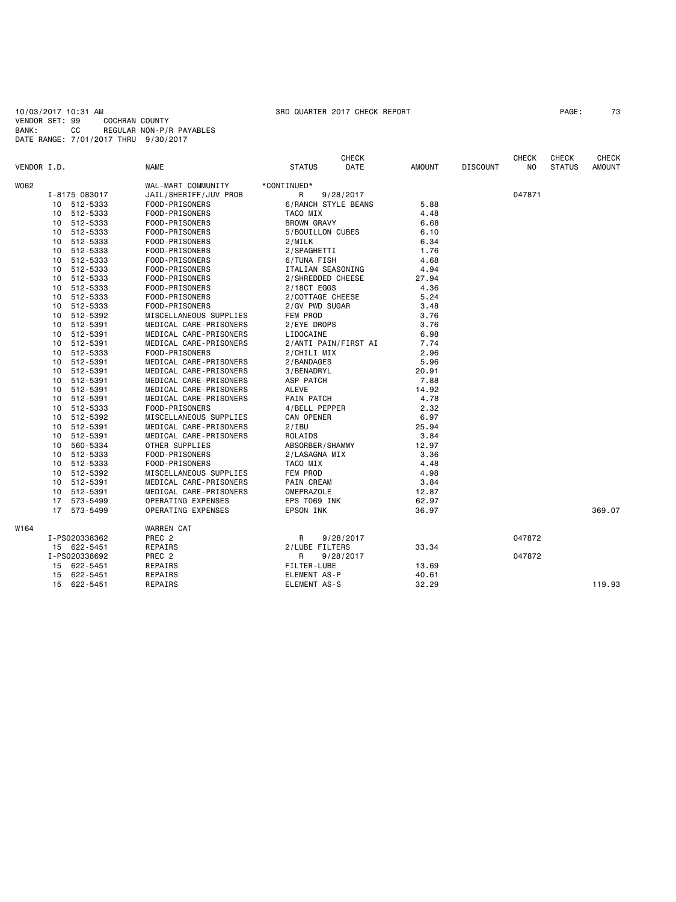10/03/2017 10:31 AM    3RD QUARTER 2017 CHECK REPORT    PAGE: 73

VENDOR SET: 99    COCHRAN COUNTY
BANK: CC    REGULAR NON-P/R PAYABLES
DATE RANGE: 7/01/2017 THRU 9/30/2017

| VENDOR I.D. | | NAME | STATUS | CHECK DATE | AMOUNT | DISCOUNT | CHECK NO | CHECK STATUS | CHECK AMOUNT |
|---|---|---|---|---|---|---|---|---|---|
| W062 | | WAL-MART COMMUNITY | *CONTINUED* | | | | | | |
| | I-8175 083017 | JAIL/SHERIFF/JUV PROB | R | 9/28/2017 | | | 047871 | | |
| | 10 512-5333 | FOOD-PRISONERS | 6/RANCH STYLE BEANS | | 5.88 | | | | |
| | 10 512-5333 | FOOD-PRISONERS | TACO MIX | | 4.48 | | | | |
| | 10 512-5333 | FOOD-PRISONERS | BROWN GRAVY | | 6.68 | | | | |
| | 10 512-5333 | FOOD-PRISONERS | 5/BOUILLON CUBES | | 6.10 | | | | |
| | 10 512-5333 | FOOD-PRISONERS | 2/MILK | | 6.34 | | | | |
| | 10 512-5333 | FOOD-PRISONERS | 2/SPAGHETTI | | 1.76 | | | | |
| | 10 512-5333 | FOOD-PRISONERS | 6/TUNA FISH | | 4.68 | | | | |
| | 10 512-5333 | FOOD-PRISONERS | ITALIAN SEASONING | | 4.94 | | | | |
| | 10 512-5333 | FOOD-PRISONERS | 2/SHREDDED CHEESE | | 27.94 | | | | |
| | 10 512-5333 | FOOD-PRISONERS | 2/18CT EGGS | | 4.36 | | | | |
| | 10 512-5333 | FOOD-PRISONERS | 2/COTTAGE CHEESE | | 5.24 | | | | |
| | 10 512-5333 | FOOD-PRISONERS | 2/GV PWD SUGAR | | 3.48 | | | | |
| | 10 512-5392 | MISCELLANEOUS SUPPLIES | FEM PROD | | 3.76 | | | | |
| | 10 512-5391 | MEDICAL CARE-PRISONERS | 2/EYE DROPS | | 3.76 | | | | |
| | 10 512-5391 | MEDICAL CARE-PRISONERS | LIDOCAINE | | 6.98 | | | | |
| | 10 512-5391 | MEDICAL CARE-PRISONERS | 2/ANTI PAIN/FIRST AI | | 7.74 | | | | |
| | 10 512-5333 | FOOD-PRISONERS | 2/CHILI MIX | | 2.96 | | | | |
| | 10 512-5391 | MEDICAL CARE-PRISONERS | 2/BANDAGES | | 5.96 | | | | |
| | 10 512-5391 | MEDICAL CARE-PRISONERS | 3/BENADRYL | | 20.91 | | | | |
| | 10 512-5391 | MEDICAL CARE-PRISONERS | ASP PATCH | | 7.88 | | | | |
| | 10 512-5391 | MEDICAL CARE-PRISONERS | ALEVE | | 14.92 | | | | |
| | 10 512-5391 | MEDICAL CARE-PRISONERS | PAIN PATCH | | 4.78 | | | | |
| | 10 512-5333 | FOOD-PRISONERS | 4/BELL PEPPER | | 2.32 | | | | |
| | 10 512-5392 | MISCELLANEOUS SUPPLIES | CAN OPENER | | 6.97 | | | | |
| | 10 512-5391 | MEDICAL CARE-PRISONERS | 2/IBU | | 25.94 | | | | |
| | 10 512-5391 | MEDICAL CARE-PRISONERS | ROLAIDS | | 3.84 | | | | |
| | 10 560-5334 | OTHER SUPPLIES | ABSORBER/SHAMMY | | 12.97 | | | | |
| | 10 512-5333 | FOOD-PRISONERS | 2/LASAGNA MIX | | 3.36 | | | | |
| | 10 512-5333 | FOOD-PRISONERS | TACO MIX | | 4.48 | | | | |
| | 10 512-5392 | MISCELLANEOUS SUPPLIES | FEM PROD | | 4.98 | | | | |
| | 10 512-5391 | MEDICAL CARE-PRISONERS | PAIN CREAM | | 3.84 | | | | |
| | 10 512-5391 | MEDICAL CARE-PRISONERS | OMEPRAZOLE | | 12.87 | | | | |
| | 17 573-5499 | OPERATING EXPENSES | EPS T069 INK | | 62.97 | | | | |
| | 17 573-5499 | OPERATING EXPENSES | EPSON INK | | 36.97 | | | | 369.07 |
| W164 | | WARREN CAT | | | | | | | |
| | I-PS020338362 | PREC 2 | R | 9/28/2017 | | | 047872 | | |
| | 15 622-5451 | REPAIRS | 2/LUBE FILTERS | | 33.34 | | | | |
| | I-PS020338692 | PREC 2 | R | 9/28/2017 | | | 047872 | | |
| | 15 622-5451 | REPAIRS | FILTER-LUBE | | 13.69 | | | | |
| | 15 622-5451 | REPAIRS | ELEMENT AS-P | | 40.61 | | | | |
| | 15 622-5451 | REPAIRS | ELEMENT AS-S | | 32.29 | | | | 119.93 |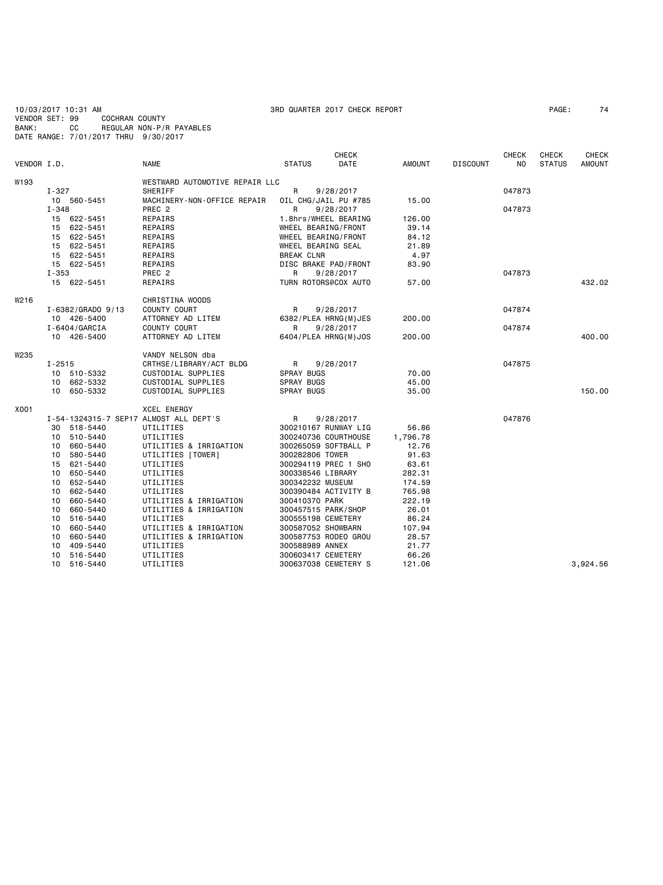10/03/2017 10:31 AM 3RD QUARTER 2017 CHECK REPORT PAGE: 74
VENDOR SET: 99 COCHRAN COUNTY
BANK: CC REGULAR NON-P/R PAYABLES
DATE RANGE: 7/01/2017 THRU 9/30/2017

| VENDOR I.D. | | NAME | STATUS | CHECK DATE | AMOUNT | DISCOUNT | CHECK NO | CHECK STATUS | CHECK AMOUNT |
|---|---|---|---|---|---|---|---|---|---|
| W193 | | WESTWARD AUTOMOTIVE REPAIR LLC | | | | | | | |
| | I-327 | SHERIFF | R | 9/28/2017 | | | 047873 | | |
| | 10 560-5451 | MACHINERY-NON-OFFICE REPAIR | OIL CHG/JAIL PU #785 | | 15.00 | | | | |
| | I-348 | PREC 2 | R | 9/28/2017 | | | 047873 | | |
| | 15 622-5451 | REPAIRS | 1.8hrs/WHEEL BEARING | | 126.00 | | | | |
| | 15 622-5451 | REPAIRS | WHEEL BEARING/FRONT | | 39.14 | | | | |
| | 15 622-5451 | REPAIRS | WHEEL BEARING/FRONT | | 84.12 | | | | |
| | 15 622-5451 | REPAIRS | WHEEL BEARING SEAL | | 21.89 | | | | |
| | 15 622-5451 | REPAIRS | BREAK CLNR | | 4.97 | | | | |
| | 15 622-5451 | REPAIRS | DISC BRAKE PAD/FRONT | | 83.90 | | | | |
| | I-353 | PREC 2 | R | 9/28/2017 | | | 047873 | | |
| | 15 622-5451 | REPAIRS | TURN ROTORS@COX AUTO | | 57.00 | | | | 432.02 |
| W216 | | CHRISTINA WOODS | | | | | | | |
| | I-6382/GRADO 9/13 | COUNTY COURT | R | 9/28/2017 | | | 047874 | | |
| | 10 426-5400 | ATTORNEY AD LITEM | 6382/PLEA HRNG(M)JES | | 200.00 | | | | |
| | I-6404/GARCIA | COUNTY COURT | R | 9/28/2017 | | | 047874 | | |
| | 10 426-5400 | ATTORNEY AD LITEM | 6404/PLEA HRNG(M)JOS | | 200.00 | | | | 400.00 |
| W235 | | VANDY NELSON dba | | | | | | | |
| | I-2515 | CRTHSE/LIBRARY/ACT BLDG | R | 9/28/2017 | | | 047875 | | |
| | 10 510-5332 | CUSTODIAL SUPPLIES | SPRAY BUGS | | 70.00 | | | | |
| | 10 662-5332 | CUSTODIAL SUPPLIES | SPRAY BUGS | | 45.00 | | | | |
| | 10 650-5332 | CUSTODIAL SUPPLIES | SPRAY BUGS | | 35.00 | | | | 150.00 |
| X001 | | XCEL ENERGY | | | | | | | |
| | I-54-1324315-7 SEP17 | ALMOST ALL DEPT'S | R | 9/28/2017 | | | 047876 | | |
| | 30 518-5440 | UTILITIES | 300210167 RUNWAY LIG | | 56.86 | | | | |
| | 10 510-5440 | UTILITIES | 300240736 COURTHOUSE | | 1,796.78 | | | | |
| | 10 660-5440 | UTILITIES & IRRIGATION | 300265059 SOFTBALL P | | 12.76 | | | | |
| | 10 580-5440 | UTILITIES [TOWER] | 300282806 TOWER | | 91.63 | | | | |
| | 15 621-5440 | UTILITIES | 300294119 PREC 1 SHO | | 63.61 | | | | |
| | 10 650-5440 | UTILITIES | 300338546 LIBRARY | | 282.31 | | | | |
| | 10 652-5440 | UTILITIES | 300342232 MUSEUM | | 174.59 | | | | |
| | 10 662-5440 | UTILITIES | 300390484 ACTIVITY B | | 765.98 | | | | |
| | 10 660-5440 | UTILITIES & IRRIGATION | 300410370 PARK | | 222.19 | | | | |
| | 10 660-5440 | UTILITIES & IRRIGATION | 300457515 PARK/SHOP | | 26.01 | | | | |
| | 10 516-5440 | UTILITIES | 300555198 CEMETERY | | 86.24 | | | | |
| | 10 660-5440 | UTILITIES & IRRIGATION | 300587052 SHOWBARN | | 107.94 | | | | |
| | 10 660-5440 | UTILITIES & IRRIGATION | 300587753 RODEO GROU | | 28.57 | | | | |
| | 10 409-5440 | UTILITIES | 300588989 ANNEX | | 21.77 | | | | |
| | 10 516-5440 | UTILITIES | 300603417 CEMETERY | | 66.26 | | | | |
| | 10 516-5440 | UTILITIES | 300637038 CEMETERY S | | 121.06 | | | | 3,924.56 |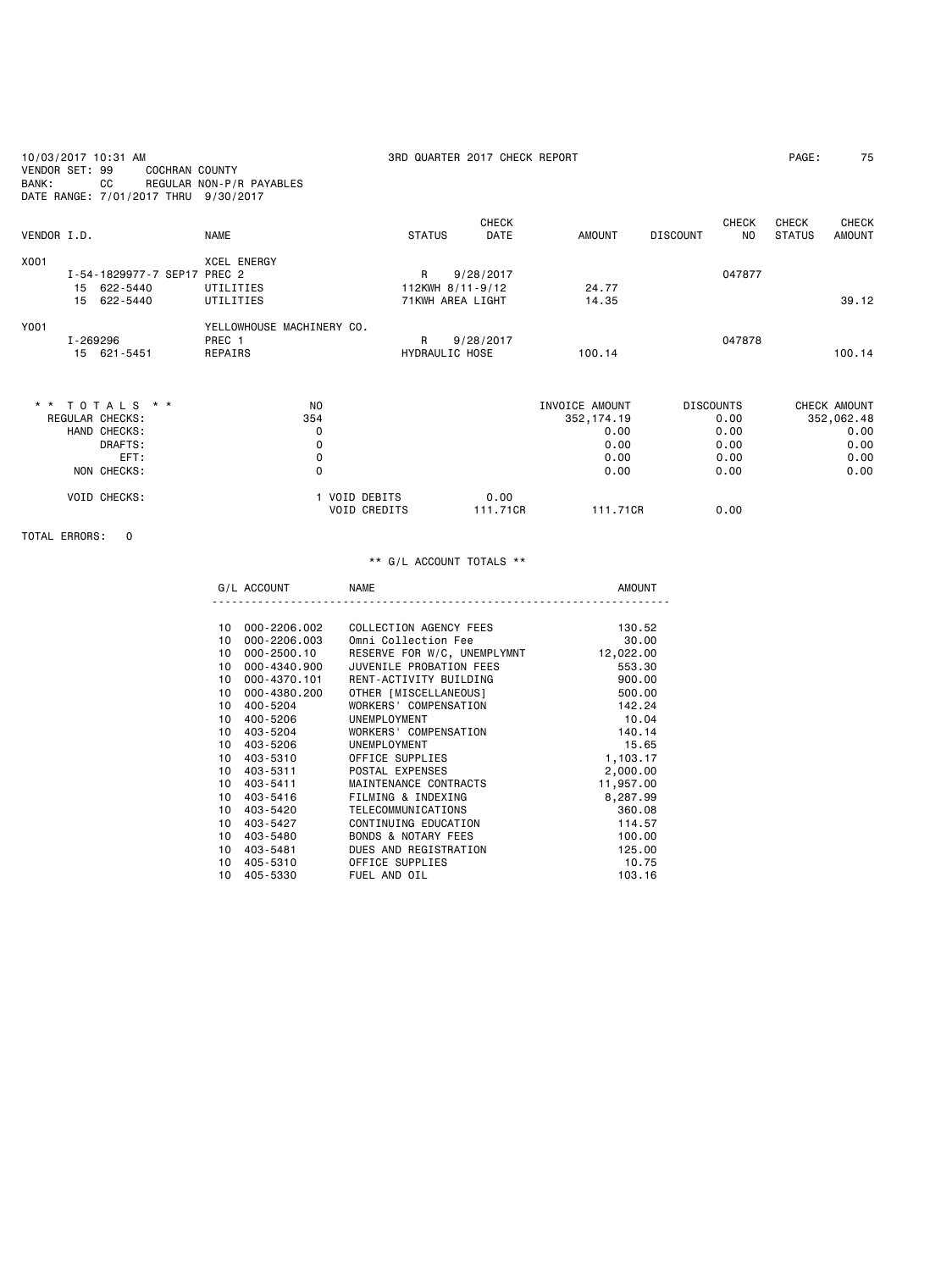10/03/2017 10:31 AM 3RD QUARTER 2017 CHECK REPORT
VENDOR SET: 99 COCHRAN COUNTY
BANK: CC REGULAR NON-P/R PAYABLES
DATE RANGE: 7/01/2017 THRU 9/30/2017

| VENDOR I.D. | NAME | STATUS | CHECK DATE | AMOUNT | DISCOUNT | CHECK NO | CHECK STATUS | CHECK AMOUNT |
|---|---|---|---|---|---|---|---|---|
| X001 | XCEL ENERGY | | | | | | | |
| I-54-1829977-7 SEP17 | PREC 2 | R | 9/28/2017 | | | 047877 | | |
| 15 622-5440 | UTILITIES | 112KWH 8/11-9/12 | | 24.77 | | | | |
| 15 622-5440 | UTILITIES | 71KWH AREA LIGHT | | 14.35 | | | | 39.12 |
| Y001 | YELLOWHOUSE MACHINERY CO. | | | | | | | |
| I-269296 | PREC 1 | R | 9/28/2017 | | | 047878 | | |
| 15 621-5451 | REPAIRS | HYDRAULIC HOSE | | 100.14 | | | | 100.14 |

| ** TOTALS ** | NO | | INVOICE AMOUNT | DISCOUNTS | CHECK AMOUNT |
|---|---|---|---|---|---|
| REGULAR CHECKS: | 354 | | 352,174.19 | 0.00 | 352,062.48 |
| HAND CHECKS: | 0 | | 0.00 | 0.00 | 0.00 |
| DRAFTS: | 0 | | 0.00 | 0.00 | 0.00 |
| EFT: | 0 | | 0.00 | 0.00 | 0.00 |
| NON CHECKS: | 0 | | 0.00 | 0.00 | 0.00 |
| VOID CHECKS: | 1 VOID DEBITS | 0.00 | | | |
| | VOID CREDITS | 111.71CR | 111.71CR | 0.00 | |

TOTAL ERRORS: 0

** G/L ACCOUNT TOTALS **

| G/L ACCOUNT | NAME | AMOUNT |
|---|---|---|
| 10 000-2206.002 | COLLECTION AGENCY FEES | 130.52 |
| 10 000-2206.003 | Omni Collection Fee | 30.00 |
| 10 000-2500.10 | RESERVE FOR W/C, UNEMPLYMNT | 12,022.00 |
| 10 000-4340.900 | JUVENILE PROBATION FEES | 553.30 |
| 10 000-4370.101 | RENT-ACTIVITY BUILDING | 900.00 |
| 10 000-4380.200 | OTHER [MISCELLANEOUS] | 500.00 |
| 10 400-5204 | WORKERS' COMPENSATION | 142.24 |
| 10 400-5206 | UNEMPLOYMENT | 10.04 |
| 10 403-5204 | WORKERS' COMPENSATION | 140.14 |
| 10 403-5206 | UNEMPLOYMENT | 15.65 |
| 10 403-5310 | OFFICE SUPPLIES | 1,103.17 |
| 10 403-5311 | POSTAL EXPENSES | 2,000.00 |
| 10 403-5411 | MAINTENANCE CONTRACTS | 11,957.00 |
| 10 403-5416 | FILMING & INDEXING | 8,287.99 |
| 10 403-5420 | TELECOMMUNICATIONS | 360.08 |
| 10 403-5427 | CONTINUING EDUCATION | 114.57 |
| 10 403-5480 | BONDS & NOTARY FEES | 100.00 |
| 10 403-5481 | DUES AND REGISTRATION | 125.00 |
| 10 405-5310 | OFFICE SUPPLIES | 10.75 |
| 10 405-5330 | FUEL AND OIL | 103.16 |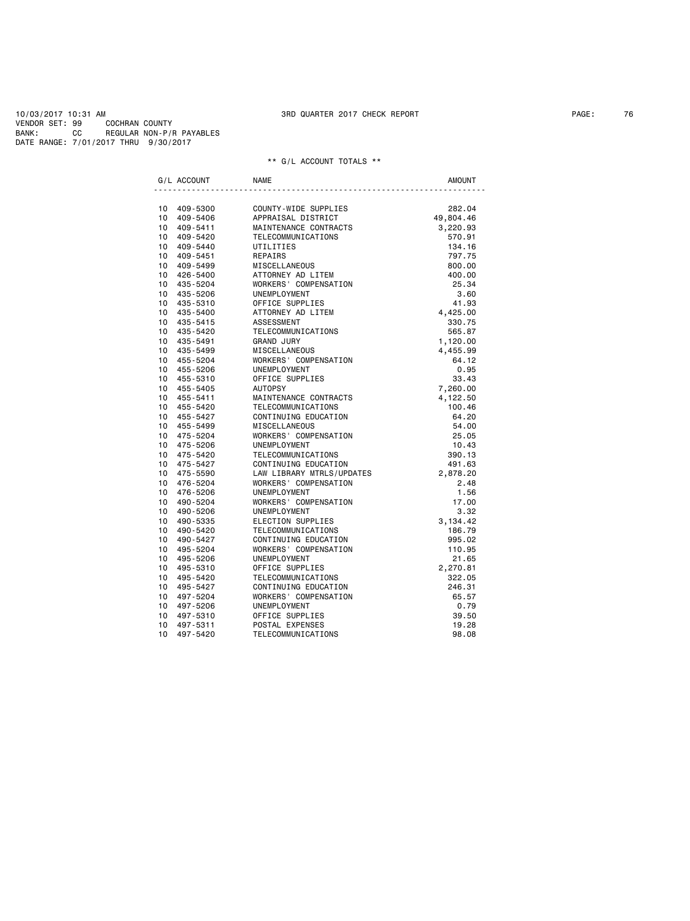10/03/2017 10:31 AM 3RD QUARTER 2017 CHECK REPORT
VENDOR SET: 99 COCHRAN COUNTY
BANK: CC REGULAR NON-P/R PAYABLES
DATE RANGE: 7/01/2017 THRU 9/30/2017

** G/L ACCOUNT TOTALS **

| G/L ACCOUNT | NAME | AMOUNT |
|---|---|---|
| 10 409-5300 | COUNTY-WIDE SUPPLIES | 282.04 |
| 10 409-5406 | APPRAISAL DISTRICT | 49,804.46 |
| 10 409-5411 | MAINTENANCE CONTRACTS | 3,220.93 |
| 10 409-5420 | TELECOMMUNICATIONS | 570.91 |
| 10 409-5440 | UTILITIES | 134.16 |
| 10 409-5451 | REPAIRS | 797.75 |
| 10 409-5499 | MISCELLANEOUS | 800.00 |
| 10 426-5400 | ATTORNEY AD LITEM | 400.00 |
| 10 435-5204 | WORKERS' COMPENSATION | 25.34 |
| 10 435-5206 | UNEMPLOYMENT | 3.60 |
| 10 435-5310 | OFFICE SUPPLIES | 41.93 |
| 10 435-5400 | ATTORNEY AD LITEM | 4,425.00 |
| 10 435-5415 | ASSESSMENT | 330.75 |
| 10 435-5420 | TELECOMMUNICATIONS | 565.87 |
| 10 435-5491 | GRAND JURY | 1,120.00 |
| 10 435-5499 | MISCELLANEOUS | 4,455.99 |
| 10 455-5204 | WORKERS' COMPENSATION | 64.12 |
| 10 455-5206 | UNEMPLOYMENT | 0.95 |
| 10 455-5310 | OFFICE SUPPLIES | 33.43 |
| 10 455-5405 | AUTOPSY | 7,260.00 |
| 10 455-5411 | MAINTENANCE CONTRACTS | 4,122.50 |
| 10 455-5420 | TELECOMMUNICATIONS | 100.46 |
| 10 455-5427 | CONTINUING EDUCATION | 64.20 |
| 10 455-5499 | MISCELLANEOUS | 54.00 |
| 10 475-5204 | WORKERS' COMPENSATION | 25.05 |
| 10 475-5206 | UNEMPLOYMENT | 10.43 |
| 10 475-5420 | TELECOMMUNICATIONS | 390.13 |
| 10 475-5427 | CONTINUING EDUCATION | 491.63 |
| 10 475-5590 | LAW LIBRARY MTRLS/UPDATES | 2,878.20 |
| 10 476-5204 | WORKERS' COMPENSATION | 2.48 |
| 10 476-5206 | UNEMPLOYMENT | 1.56 |
| 10 490-5204 | WORKERS' COMPENSATION | 17.00 |
| 10 490-5206 | UNEMPLOYMENT | 3.32 |
| 10 490-5335 | ELECTION SUPPLIES | 3,134.42 |
| 10 490-5420 | TELECOMMUNICATIONS | 186.79 |
| 10 490-5427 | CONTINUING EDUCATION | 995.02 |
| 10 495-5204 | WORKERS' COMPENSATION | 110.95 |
| 10 495-5206 | UNEMPLOYMENT | 21.65 |
| 10 495-5310 | OFFICE SUPPLIES | 2,270.81 |
| 10 495-5420 | TELECOMMUNICATIONS | 322.05 |
| 10 495-5427 | CONTINUING EDUCATION | 246.31 |
| 10 497-5204 | WORKERS' COMPENSATION | 65.57 |
| 10 497-5206 | UNEMPLOYMENT | 0.79 |
| 10 497-5310 | OFFICE SUPPLIES | 39.50 |
| 10 497-5311 | POSTAL EXPENSES | 19.28 |
| 10 497-5420 | TELECOMMUNICATIONS | 98.08 |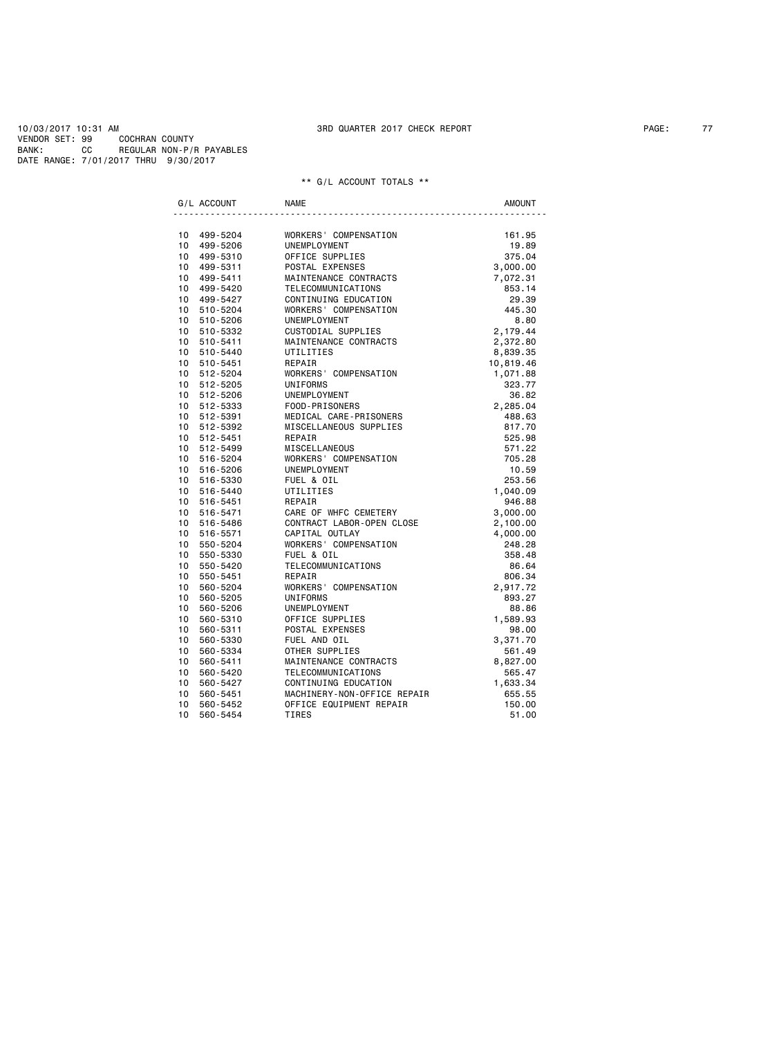10/03/2017 10:31 AM 3RD QUARTER 2017 CHECK REPORT
VENDOR SET: 99 COCHRAN COUNTY
BANK: CC REGULAR NON-P/R PAYABLES
DATE RANGE: 7/01/2017 THRU 9/30/2017

** G/L ACCOUNT TOTALS **

| G/L ACCOUNT | NAME | AMOUNT |
|---|---|---|
| 10 499-5204 | WORKERS' COMPENSATION | 161.95 |
| 10 499-5206 | UNEMPLOYMENT | 19.89 |
| 10 499-5310 | OFFICE SUPPLIES | 375.04 |
| 10 499-5311 | POSTAL EXPENSES | 3,000.00 |
| 10 499-5411 | MAINTENANCE CONTRACTS | 7,072.31 |
| 10 499-5420 | TELECOMMUNICATIONS | 853.14 |
| 10 499-5427 | CONTINUING EDUCATION | 29.39 |
| 10 510-5204 | WORKERS' COMPENSATION | 445.30 |
| 10 510-5206 | UNEMPLOYMENT | 8.80 |
| 10 510-5332 | CUSTODIAL SUPPLIES | 2,179.44 |
| 10 510-5411 | MAINTENANCE CONTRACTS | 2,372.80 |
| 10 510-5440 | UTILITIES | 8,839.35 |
| 10 510-5451 | REPAIR | 10,819.46 |
| 10 512-5204 | WORKERS' COMPENSATION | 1,071.88 |
| 10 512-5205 | UNIFORMS | 323.77 |
| 10 512-5206 | UNEMPLOYMENT | 36.82 |
| 10 512-5333 | FOOD-PRISONERS | 2,285.04 |
| 10 512-5391 | MEDICAL CARE-PRISONERS | 488.63 |
| 10 512-5392 | MISCELLANEOUS SUPPLIES | 817.70 |
| 10 512-5451 | REPAIR | 525.98 |
| 10 512-5499 | MISCELLANEOUS | 571.22 |
| 10 516-5204 | WORKERS' COMPENSATION | 705.28 |
| 10 516-5206 | UNEMPLOYMENT | 10.59 |
| 10 516-5330 | FUEL & OIL | 253.56 |
| 10 516-5440 | UTILITIES | 1,040.09 |
| 10 516-5451 | REPAIR | 946.88 |
| 10 516-5471 | CARE OF WHFC CEMETERY | 3,000.00 |
| 10 516-5486 | CONTRACT LABOR-OPEN CLOSE | 2,100.00 |
| 10 516-5571 | CAPITAL OUTLAY | 4,000.00 |
| 10 550-5204 | WORKERS' COMPENSATION | 248.28 |
| 10 550-5330 | FUEL & OIL | 358.48 |
| 10 550-5420 | TELECOMMUNICATIONS | 86.64 |
| 10 550-5451 | REPAIR | 806.34 |
| 10 560-5204 | WORKERS' COMPENSATION | 2,917.72 |
| 10 560-5205 | UNIFORMS | 893.27 |
| 10 560-5206 | UNEMPLOYMENT | 88.86 |
| 10 560-5310 | OFFICE SUPPLIES | 1,589.93 |
| 10 560-5311 | POSTAL EXPENSES | 98.00 |
| 10 560-5330 | FUEL AND OIL | 3,371.70 |
| 10 560-5334 | OTHER SUPPLIES | 561.49 |
| 10 560-5411 | MAINTENANCE CONTRACTS | 8,827.00 |
| 10 560-5420 | TELECOMMUNICATIONS | 565.47 |
| 10 560-5427 | CONTINUING EDUCATION | 1,633.34 |
| 10 560-5451 | MACHINERY-NON-OFFICE REPAIR | 655.55 |
| 10 560-5452 | OFFICE EQUIPMENT REPAIR | 150.00 |
| 10 560-5454 | TIRES | 51.00 |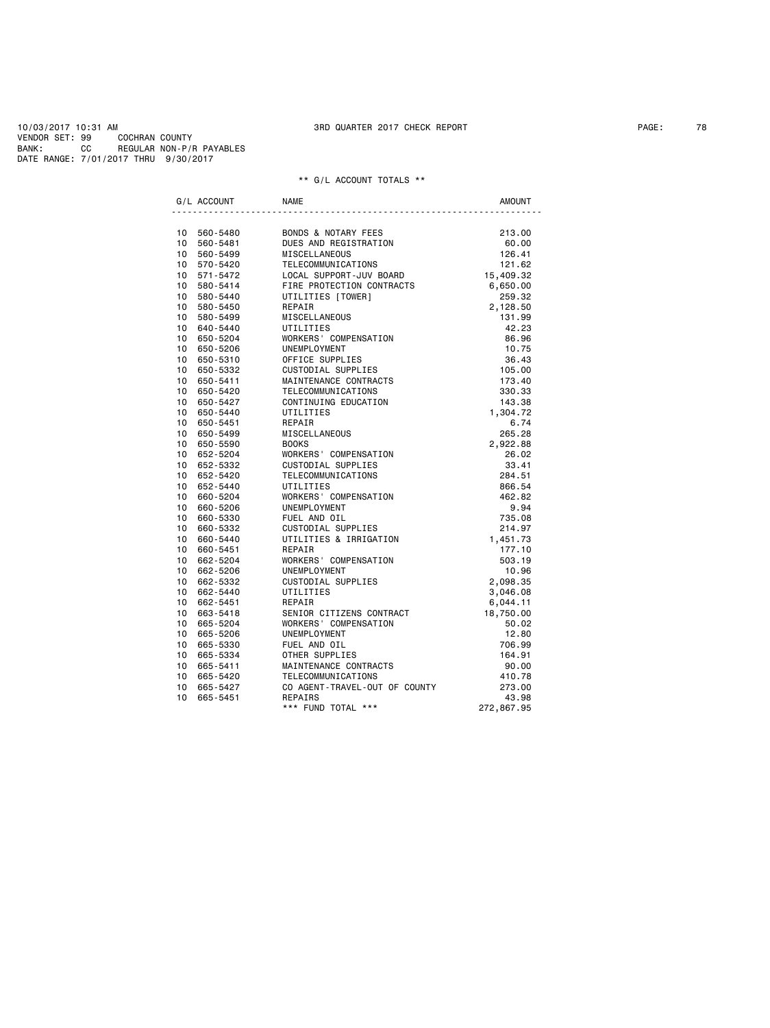10/03/2017 10:31 AM 3RD QUARTER 2017 CHECK REPORT

VENDOR SET: 99 COCHRAN COUNTY
BANK: CC REGULAR NON-P/R PAYABLES
DATE RANGE: 7/01/2017 THRU 9/30/2017

** G/L ACCOUNT TOTALS **

| G/L ACCOUNT | NAME | AMOUNT |
|---|---|---|
| 10 560-5480 | BONDS & NOTARY FEES | 213.00 |
| 10 560-5481 | DUES AND REGISTRATION | 60.00 |
| 10 560-5499 | MISCELLANEOUS | 126.41 |
| 10 570-5420 | TELECOMMUNICATIONS | 121.62 |
| 10 571-5472 | LOCAL SUPPORT-JUV BOARD | 15,409.32 |
| 10 580-5414 | FIRE PROTECTION CONTRACTS | 6,650.00 |
| 10 580-5440 | UTILITIES [TOWER] | 259.32 |
| 10 580-5450 | REPAIR | 2,128.50 |
| 10 580-5499 | MISCELLANEOUS | 131.99 |
| 10 640-5440 | UTILITIES | 42.23 |
| 10 650-5204 | WORKERS' COMPENSATION | 86.96 |
| 10 650-5206 | UNEMPLOYMENT | 10.75 |
| 10 650-5310 | OFFICE SUPPLIES | 36.43 |
| 10 650-5332 | CUSTODIAL SUPPLIES | 105.00 |
| 10 650-5411 | MAINTENANCE CONTRACTS | 173.40 |
| 10 650-5420 | TELECOMMUNICATIONS | 330.33 |
| 10 650-5427 | CONTINUING EDUCATION | 143.38 |
| 10 650-5440 | UTILITIES | 1,304.72 |
| 10 650-5451 | REPAIR | 6.74 |
| 10 650-5499 | MISCELLANEOUS | 265.28 |
| 10 650-5590 | BOOKS | 2,922.88 |
| 10 652-5204 | WORKERS' COMPENSATION | 26.02 |
| 10 652-5332 | CUSTODIAL SUPPLIES | 33.41 |
| 10 652-5420 | TELECOMMUNICATIONS | 284.51 |
| 10 652-5440 | UTILITIES | 866.54 |
| 10 660-5204 | WORKERS' COMPENSATION | 462.82 |
| 10 660-5206 | UNEMPLOYMENT | 9.94 |
| 10 660-5330 | FUEL AND OIL | 735.08 |
| 10 660-5332 | CUSTODIAL SUPPLIES | 214.97 |
| 10 660-5440 | UTILITIES & IRRIGATION | 1,451.73 |
| 10 660-5451 | REPAIR | 177.10 |
| 10 662-5204 | WORKERS' COMPENSATION | 503.19 |
| 10 662-5206 | UNEMPLOYMENT | 10.96 |
| 10 662-5332 | CUSTODIAL SUPPLIES | 2,098.35 |
| 10 662-5440 | UTILITIES | 3,046.08 |
| 10 662-5451 | REPAIR | 6,044.11 |
| 10 663-5418 | SENIOR CITIZENS CONTRACT | 18,750.00 |
| 10 665-5204 | WORKERS' COMPENSATION | 50.02 |
| 10 665-5206 | UNEMPLOYMENT | 12.80 |
| 10 665-5330 | FUEL AND OIL | 706.99 |
| 10 665-5334 | OTHER SUPPLIES | 164.91 |
| 10 665-5411 | MAINTENANCE CONTRACTS | 90.00 |
| 10 665-5420 | TELECOMMUNICATIONS | 410.78 |
| 10 665-5427 | CO AGENT-TRAVEL-OUT OF COUNTY | 273.00 |
| 10 665-5451 | REPAIRS | 43.98 |
| | *** FUND TOTAL *** | 272,867.95 |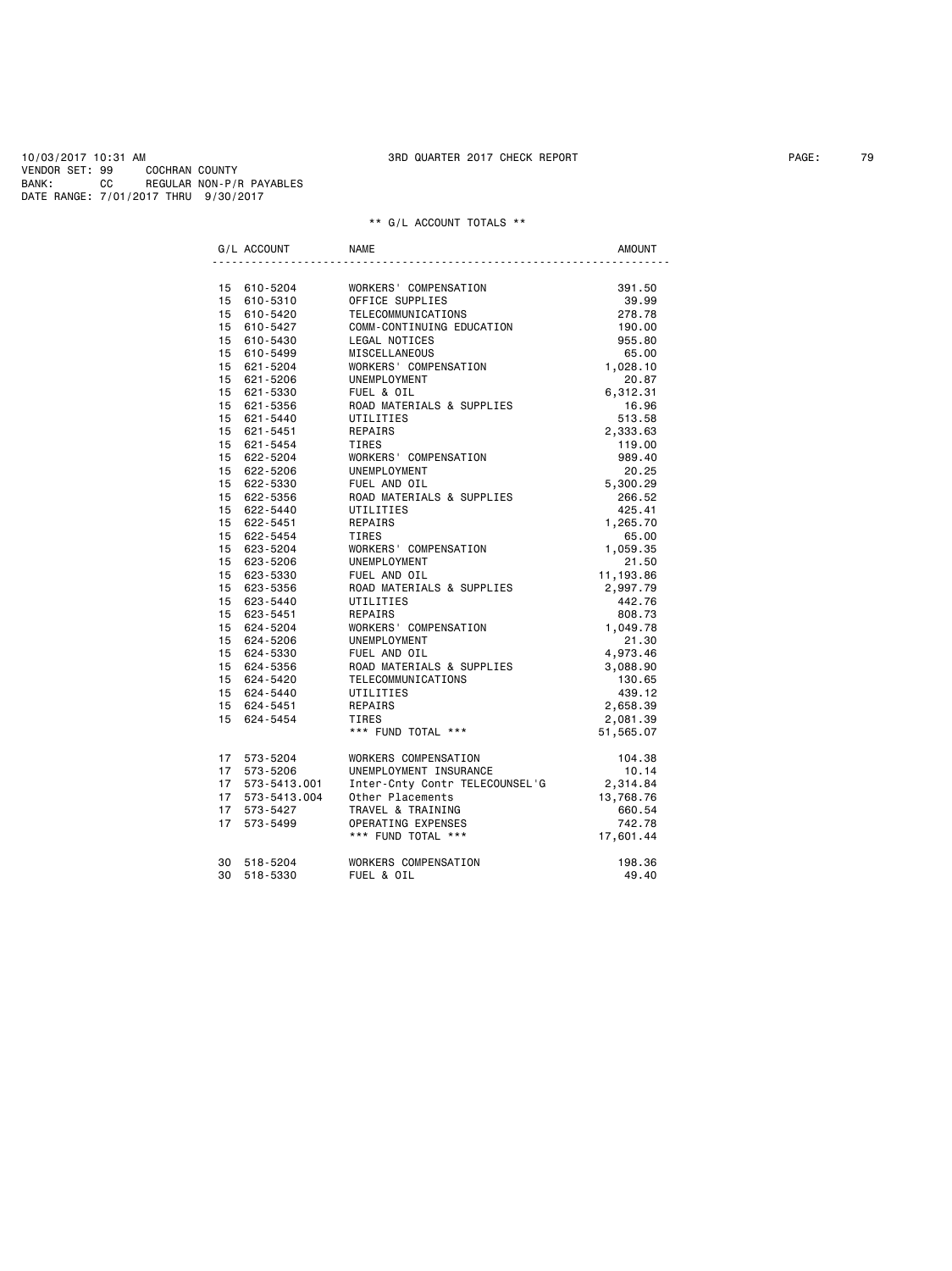10/03/2017 10:31 AM 3RD QUARTER 2017 CHECK REPORT

VENDOR SET: 99 COCHRAN COUNTY

BANK: CC REGULAR NON-P/R PAYABLES

DATE RANGE: 7/01/2017 THRU 9/30/2017

** G/L ACCOUNT TOTALS **

| G/L ACCOUNT | NAME | AMOUNT |
|---|---|---|
| 15 610-5204 | WORKERS' COMPENSATION | 391.50 |
| 15 610-5310 | OFFICE SUPPLIES | 39.99 |
| 15 610-5420 | TELECOMMUNICATIONS | 278.78 |
| 15 610-5427 | COMM-CONTINUING EDUCATION | 190.00 |
| 15 610-5430 | LEGAL NOTICES | 955.80 |
| 15 610-5499 | MISCELLANEOUS | 65.00 |
| 15 621-5204 | WORKERS' COMPENSATION | 1,028.10 |
| 15 621-5206 | UNEMPLOYMENT | 20.87 |
| 15 621-5330 | FUEL & OIL | 6,312.31 |
| 15 621-5356 | ROAD MATERIALS & SUPPLIES | 16.96 |
| 15 621-5440 | UTILITIES | 513.58 |
| 15 621-5451 | REPAIRS | 2,333.63 |
| 15 621-5454 | TIRES | 119.00 |
| 15 622-5204 | WORKERS' COMPENSATION | 989.40 |
| 15 622-5206 | UNEMPLOYMENT | 20.25 |
| 15 622-5330 | FUEL AND OIL | 5,300.29 |
| 15 622-5356 | ROAD MATERIALS & SUPPLIES | 266.52 |
| 15 622-5440 | UTILITIES | 425.41 |
| 15 622-5451 | REPAIRS | 1,265.70 |
| 15 622-5454 | TIRES | 65.00 |
| 15 623-5204 | WORKERS' COMPENSATION | 1,059.35 |
| 15 623-5206 | UNEMPLOYMENT | 21.50 |
| 15 623-5330 | FUEL AND OIL | 11,193.86 |
| 15 623-5356 | ROAD MATERIALS & SUPPLIES | 2,997.79 |
| 15 623-5440 | UTILITIES | 442.76 |
| 15 623-5451 | REPAIRS | 808.73 |
| 15 624-5204 | WORKERS' COMPENSATION | 1,049.78 |
| 15 624-5206 | UNEMPLOYMENT | 21.30 |
| 15 624-5330 | FUEL AND OIL | 4,973.46 |
| 15 624-5356 | ROAD MATERIALS & SUPPLIES | 3,088.90 |
| 15 624-5420 | TELECOMMUNICATIONS | 130.65 |
| 15 624-5440 | UTILITIES | 439.12 |
| 15 624-5451 | REPAIRS | 2,658.39 |
| 15 624-5454 | TIRES | 2,081.39 |
| | *** FUND TOTAL *** | 51,565.07 |
| 17 573-5204 | WORKERS COMPENSATION | 104.38 |
| 17 573-5206 | UNEMPLOYMENT INSURANCE | 10.14 |
| 17 573-5413.001 | Inter-Cnty Contr TELECOUNSEL'G | 2,314.84 |
| 17 573-5413.004 | Other Placements | 13,768.76 |
| 17 573-5427 | TRAVEL & TRAINING | 660.54 |
| 17 573-5499 | OPERATING EXPENSES | 742.78 |
| | *** FUND TOTAL *** | 17,601.44 |
| 30 518-5204 | WORKERS COMPENSATION | 198.36 |
| 30 518-5330 | FUEL & OIL | 49.40 |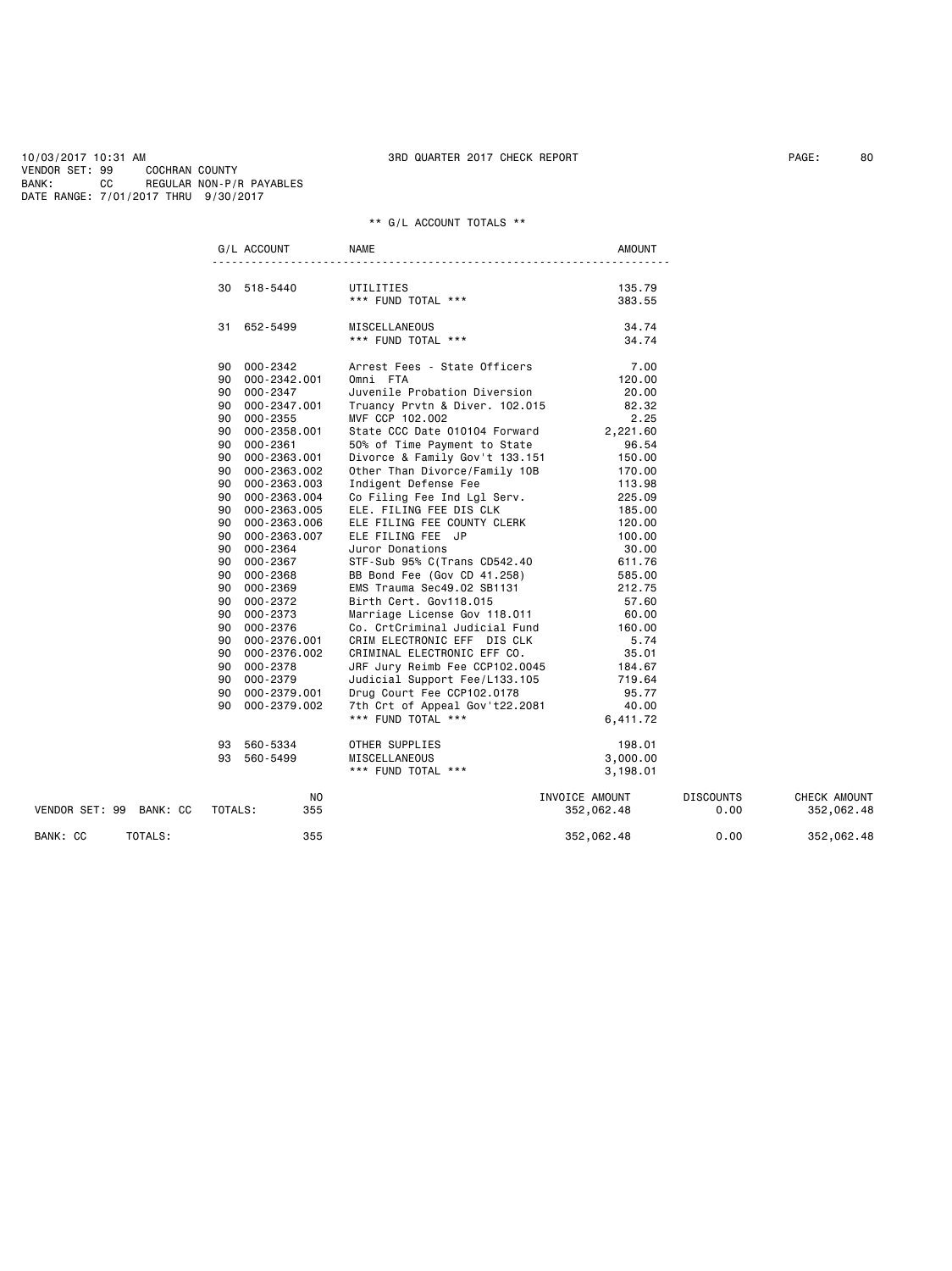10/03/2017 10:31 AM 3RD QUARTER 2017 CHECK REPORT
VENDOR SET: 99 COCHRAN COUNTY
BANK: CC REGULAR NON-P/R PAYABLES
DATE RANGE: 7/01/2017 THRU 9/30/2017

** G/L ACCOUNT TOTALS **

| G/L ACCOUNT | | NAME | AMOUNT |
|---|---|---|---|
| 30 | 518-5440 | UTILITIES | 135.79 |
| | | *** FUND TOTAL *** | 383.55 |
| 31 | 652-5499 | MISCELLANEOUS | 34.74 |
| | | *** FUND TOTAL *** | 34.74 |
| 90 | 000-2342 | Arrest Fees - State Officers | 7.00 |
| 90 | 000-2342.001 | Omni FTA | 120.00 |
| 90 | 000-2347 | Juvenile Probation Diversion | 20.00 |
| 90 | 000-2347.001 | Truancy Prvtn & Diver. 102.015 | 82.32 |
| 90 | 000-2355 | MVF CCP 102.002 | 2.25 |
| 90 | 000-2358.001 | State CCC Date 010104 Forward | 2,221.60 |
| 90 | 000-2361 | 50% of Time Payment to State | 96.54 |
| 90 | 000-2363.001 | Divorce & Family Gov't 133.151 | 150.00 |
| 90 | 000-2363.002 | Other Than Divorce/Family 10B | 170.00 |
| 90 | 000-2363.003 | Indigent Defense Fee | 113.98 |
| 90 | 000-2363.004 | Co Filing Fee Ind Lgl Serv. | 225.09 |
| 90 | 000-2363.005 | ELE. FILING FEE DIS CLK | 185.00 |
| 90 | 000-2363.006 | ELE FILING FEE COUNTY CLERK | 120.00 |
| 90 | 000-2363.007 | ELE FILING FEE JP | 100.00 |
| 90 | 000-2364 | Juror Donations | 30.00 |
| 90 | 000-2367 | STF-Sub 95% C(Trans CD542.40 | 611.76 |
| 90 | 000-2368 | BB Bond Fee (Gov CD 41.258) | 585.00 |
| 90 | 000-2369 | EMS Trauma Sec49.02 SB1131 | 212.75 |
| 90 | 000-2372 | Birth Cert. Gov118.015 | 57.60 |
| 90 | 000-2373 | Marriage License Gov 118.011 | 60.00 |
| 90 | 000-2376 | Co. CrtCriminal Judicial Fund | 160.00 |
| 90 | 000-2376.001 | CRIM ELECTRONIC EFF DIS CLK | 5.74 |
| 90 | 000-2376.002 | CRIMINAL ELECTRONIC EFF CO. | 35.01 |
| 90 | 000-2378 | JRF Jury Reimb Fee CCP102.0045 | 184.67 |
| 90 | 000-2379 | Judicial Support Fee/L133.105 | 719.64 |
| 90 | 000-2379.001 | Drug Court Fee CCP102.0178 | 95.77 |
| 90 | 000-2379.002 | 7th Crt of Appeal Gov't22.2081 | 40.00 |
| | | *** FUND TOTAL *** | 6,411.72 |
| 93 | 560-5334 | OTHER SUPPLIES | 198.01 |
| 93 | 560-5499 | MISCELLANEOUS | 3,000.00 |
| | | *** FUND TOTAL *** | 3,198.01 |

| | | NO | INVOICE AMOUNT | DISCOUNTS | CHECK AMOUNT |
|---|---|---|---|---|---|
| VENDOR SET: 99 BANK: CC | TOTALS: | 355 | 352,062.48 | 0.00 | 352,062.48 |
| BANK: CC | TOTALS: | 355 | 352,062.48 | 0.00 | 352,062.48 |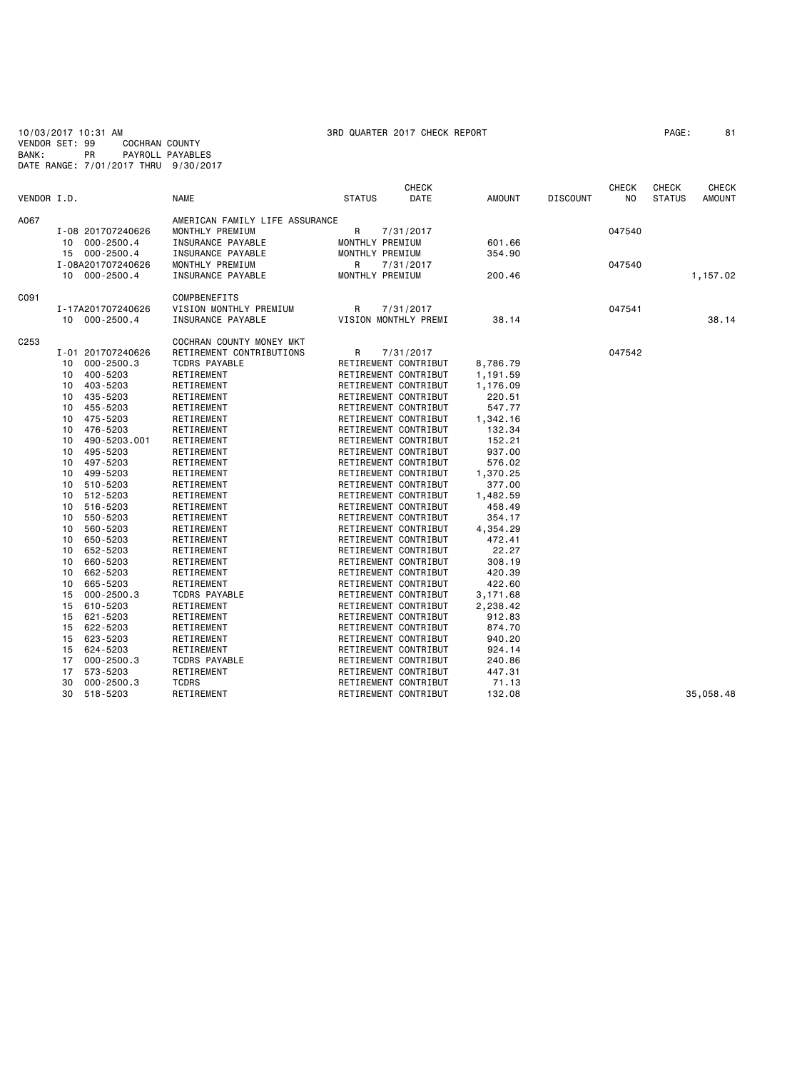10/03/2017 10:31 AM 3RD QUARTER 2017 CHECK REPORT
VENDOR SET: 99 COCHRAN COUNTY
BANK: PR PAYROLL PAYABLES
DATE RANGE: 7/01/2017 THRU 9/30/2017

| VENDOR I.D. | | NAME | STATUS | CHECK DATE | AMOUNT | DISCOUNT | CHECK NO | CHECK STATUS | CHECK AMOUNT |
|---|---|---|---|---|---|---|---|---|---|
| A067 | | AMERICAN FAMILY LIFE ASSURANCE | | | | | | | |
| | I-08 201707240626 | MONTHLY PREMIUM | R | 7/31/2017 | | | 047540 | | |
| | 10 000-2500.4 | INSURANCE PAYABLE | MONTHLY PREMIUM | | 601.66 | | | | |
| | 15 000-2500.4 | INSURANCE PAYABLE | MONTHLY PREMIUM | | 354.90 | | | | |
| | I-08A201707240626 | MONTHLY PREMIUM | R | 7/31/2017 | | | 047540 | | |
| | 10 000-2500.4 | INSURANCE PAYABLE | MONTHLY PREMIUM | | 200.46 | | | | 1,157.02 |
| C091 | | COMPBENEFITS | | | | | | | |
| | I-17A201707240626 | VISION MONTHLY PREMIUM | R | 7/31/2017 | | | 047541 | | |
| | 10 000-2500.4 | INSURANCE PAYABLE | VISION MONTHLY PREMI | | 38.14 | | | | 38.14 |
| C253 | | COCHRAN COUNTY MONEY MKT | | | | | | | |
| | I-01 201707240626 | RETIREMENT CONTRIBUTIONS | R | 7/31/2017 | | | 047542 | | |
| | 10 000-2500.3 | TCDRS PAYABLE | RETIREMENT CONTRIBUT | | 8,786.79 | | | | |
| | 10 400-5203 | RETIREMENT | RETIREMENT CONTRIBUT | | 1,191.59 | | | | |
| | 10 403-5203 | RETIREMENT | RETIREMENT CONTRIBUT | | 1,176.09 | | | | |
| | 10 435-5203 | RETIREMENT | RETIREMENT CONTRIBUT | | 220.51 | | | | |
| | 10 455-5203 | RETIREMENT | RETIREMENT CONTRIBUT | | 547.77 | | | | |
| | 10 475-5203 | RETIREMENT | RETIREMENT CONTRIBUT | | 1,342.16 | | | | |
| | 10 476-5203 | RETIREMENT | RETIREMENT CONTRIBUT | | 132.34 | | | | |
| | 10 490-5203.001 | RETIREMENT | RETIREMENT CONTRIBUT | | 152.21 | | | | |
| | 10 495-5203 | RETIREMENT | RETIREMENT CONTRIBUT | | 937.00 | | | | |
| | 10 497-5203 | RETIREMENT | RETIREMENT CONTRIBUT | | 576.02 | | | | |
| | 10 499-5203 | RETIREMENT | RETIREMENT CONTRIBUT | | 1,370.25 | | | | |
| | 10 510-5203 | RETIREMENT | RETIREMENT CONTRIBUT | | 377.00 | | | | |
| | 10 512-5203 | RETIREMENT | RETIREMENT CONTRIBUT | | 1,482.59 | | | | |
| | 10 516-5203 | RETIREMENT | RETIREMENT CONTRIBUT | | 458.49 | | | | |
| | 10 550-5203 | RETIREMENT | RETIREMENT CONTRIBUT | | 354.17 | | | | |
| | 10 560-5203 | RETIREMENT | RETIREMENT CONTRIBUT | | 4,354.29 | | | | |
| | 10 650-5203 | RETIREMENT | RETIREMENT CONTRIBUT | | 472.41 | | | | |
| | 10 652-5203 | RETIREMENT | RETIREMENT CONTRIBUT | | 22.27 | | | | |
| | 10 660-5203 | RETIREMENT | RETIREMENT CONTRIBUT | | 308.19 | | | | |
| | 10 662-5203 | RETIREMENT | RETIREMENT CONTRIBUT | | 420.39 | | | | |
| | 10 665-5203 | RETIREMENT | RETIREMENT CONTRIBUT | | 422.60 | | | | |
| | 15 000-2500.3 | TCDRS PAYABLE | RETIREMENT CONTRIBUT | | 3,171.68 | | | | |
| | 15 610-5203 | RETIREMENT | RETIREMENT CONTRIBUT | | 2,238.42 | | | | |
| | 15 621-5203 | RETIREMENT | RETIREMENT CONTRIBUT | | 912.83 | | | | |
| | 15 622-5203 | RETIREMENT | RETIREMENT CONTRIBUT | | 874.70 | | | | |
| | 15 623-5203 | RETIREMENT | RETIREMENT CONTRIBUT | | 940.20 | | | | |
| | 15 624-5203 | RETIREMENT | RETIREMENT CONTRIBUT | | 924.14 | | | | |
| | 17 000-2500.3 | TCDRS PAYABLE | RETIREMENT CONTRIBUT | | 240.86 | | | | |
| | 17 573-5203 | RETIREMENT | RETIREMENT CONTRIBUT | | 447.31 | | | | |
| | 30 000-2500.3 | TCDRS | RETIREMENT CONTRIBUT | | 71.13 | | | | |
| | 30 518-5203 | RETIREMENT | RETIREMENT CONTRIBUT | | 132.08 | | | | 35,058.48 |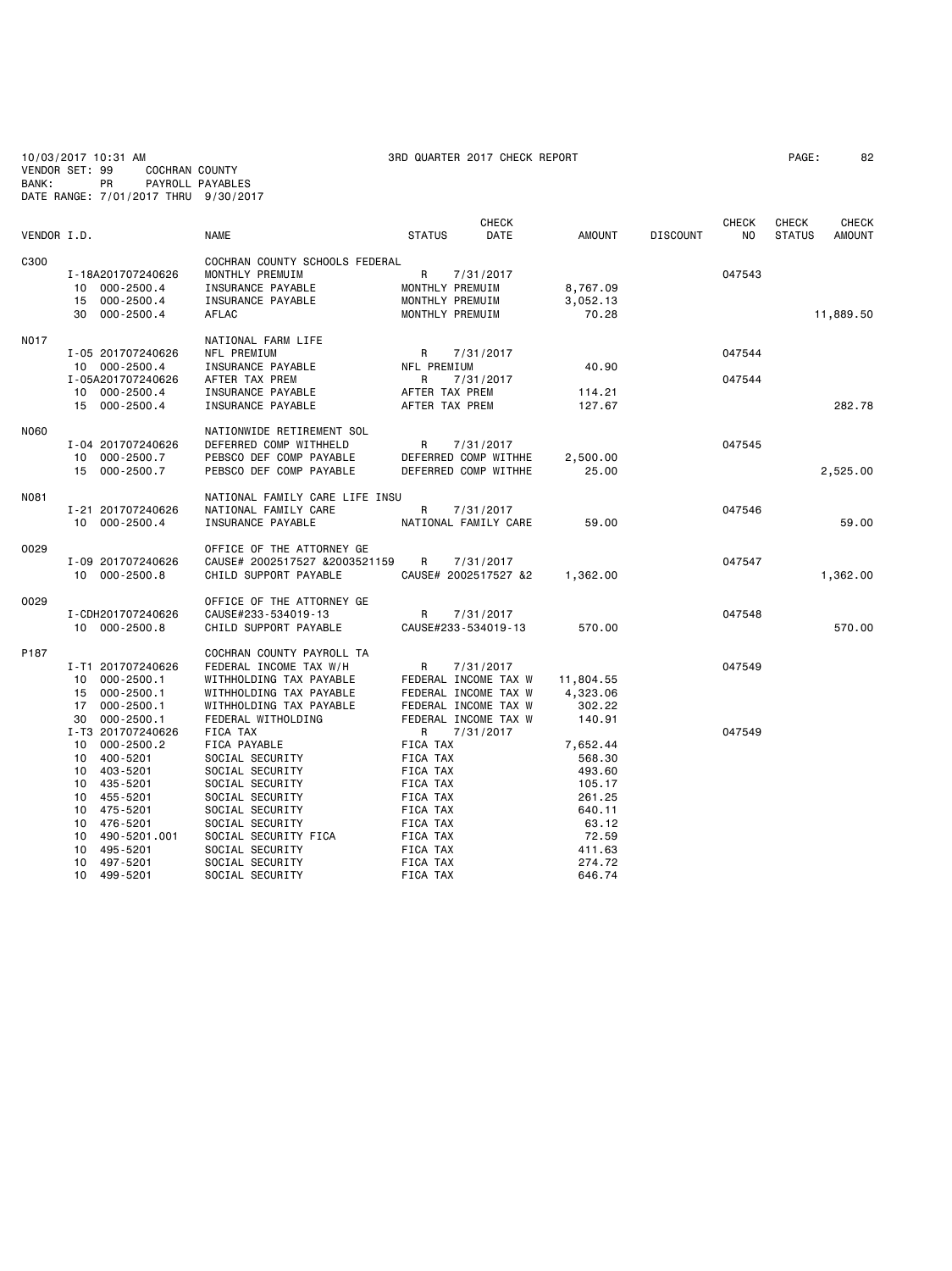10/03/2017 10:31 AM 3RD QUARTER 2017 CHECK REPORT

VENDOR SET: 99 COCHRAN COUNTY
BANK: PR PAYROLL PAYABLES
DATE RANGE: 7/01/2017 THRU 9/30/2017

| VENDOR I.D. | | NAME | STATUS | CHECK DATE | AMOUNT | DISCOUNT | CHECK NO | CHECK STATUS | CHECK AMOUNT |
|---|---|---|---|---|---|---|---|---|---|
| C300 | | COCHRAN COUNTY SCHOOLS FEDERAL | | | | | | | |
| | I-18A201707240626 | MONTHLY PREMUIM | R | 7/31/2017 | | | 047543 | | |
| | 10 000-2500.4 | INSURANCE PAYABLE | MONTHLY PREMUIM | | 8,767.09 | | | | |
| | 15 000-2500.4 | INSURANCE PAYABLE | MONTHLY PREMUIM | | 3,052.13 | | | | |
| | 30 000-2500.4 | AFLAC | MONTHLY PREMUIM | | 70.28 | | | | 11,889.50 |
| N017 | | NATIONAL FARM LIFE | | | | | | | |
| | I-05 201707240626 | NFL PREMIUM | R | 7/31/2017 | | | 047544 | | |
| | 10 000-2500.4 | INSURANCE PAYABLE | NFL PREMIUM | | 40.90 | | | | |
| | I-05A201707240626 | AFTER TAX PREM | R | 7/31/2017 | | | 047544 | | |
| | 10 000-2500.4 | INSURANCE PAYABLE | AFTER TAX PREM | | 114.21 | | | | |
| | 15 000-2500.4 | INSURANCE PAYABLE | AFTER TAX PREM | | 127.67 | | | | 282.78 |
| N060 | | NATIONWIDE RETIREMENT SOL | | | | | | | |
| | I-04 201707240626 | DEFERRED COMP WITHHELD | R | 7/31/2017 | | | 047545 | | |
| | 10 000-2500.7 | PEBSCO DEF COMP PAYABLE | DEFERRED COMP WITHHE | | 2,500.00 | | | | |
| | 15 000-2500.7 | PEBSCO DEF COMP PAYABLE | DEFERRED COMP WITHHE | | 25.00 | | | | 2,525.00 |
| N081 | | NATIONAL FAMILY CARE LIFE INSU | | | | | | | |
| | I-21 201707240626 | NATIONAL FAMILY CARE | R | 7/31/2017 | | | 047546 | | |
| | 10 000-2500.4 | INSURANCE PAYABLE | NATIONAL FAMILY CARE | | 59.00 | | | | 59.00 |
| O029 | | OFFICE OF THE ATTORNEY GE | | | | | | | |
| | I-09 201707240626 | CAUSE# 2002517527 &2003521159 | R | 7/31/2017 | | | 047547 | | |
| | 10 000-2500.8 | CHILD SUPPORT PAYABLE | CAUSE# 2002517527 &2 | | 1,362.00 | | | | 1,362.00 |
| O029 | | OFFICE OF THE ATTORNEY GE | | | | | | | |
| | I-CDH201707240626 | CAUSE#233-534019-13 | R | 7/31/2017 | | | 047548 | | |
| | 10 000-2500.8 | CHILD SUPPORT PAYABLE | CAUSE#233-534019-13 | | 570.00 | | | | 570.00 |
| P187 | | COCHRAN COUNTY PAYROLL TA | | | | | | | |
| | I-T1 201707240626 | FEDERAL INCOME TAX W/H | R | 7/31/2017 | | | 047549 | | |
| | 10 000-2500.1 | WITHHOLDING TAX PAYABLE | FEDERAL INCOME TAX W | | 11,804.55 | | | | |
| | 15 000-2500.1 | WITHHOLDING TAX PAYABLE | FEDERAL INCOME TAX W | | 4,323.06 | | | | |
| | 17 000-2500.1 | WITHHOLDING TAX PAYABLE | FEDERAL INCOME TAX W | | 302.22 | | | | |
| | 30 000-2500.1 | FEDERAL WITHOLDING | FEDERAL INCOME TAX W | | 140.91 | | | | |
| | I-T3 201707240626 | FICA TAX | R | 7/31/2017 | | | 047549 | | |
| | 10 000-2500.2 | FICA PAYABLE | FICA TAX | | 7,652.44 | | | | |
| | 10 400-5201 | SOCIAL SECURITY | FICA TAX | | 568.30 | | | | |
| | 10 403-5201 | SOCIAL SECURITY | FICA TAX | | 493.60 | | | | |
| | 10 435-5201 | SOCIAL SECURITY | FICA TAX | | 105.17 | | | | |
| | 10 455-5201 | SOCIAL SECURITY | FICA TAX | | 261.25 | | | | |
| | 10 475-5201 | SOCIAL SECURITY | FICA TAX | | 640.11 | | | | |
| | 10 476-5201 | SOCIAL SECURITY | FICA TAX | | 63.12 | | | | |
| | 10 490-5201.001 | SOCIAL SECURITY FICA | FICA TAX | | 72.59 | | | | |
| | 10 495-5201 | SOCIAL SECURITY | FICA TAX | | 411.63 | | | | |
| | 10 497-5201 | SOCIAL SECURITY | FICA TAX | | 274.72 | | | | |
| | 10 499-5201 | SOCIAL SECURITY | FICA TAX | | 646.74 | | | | |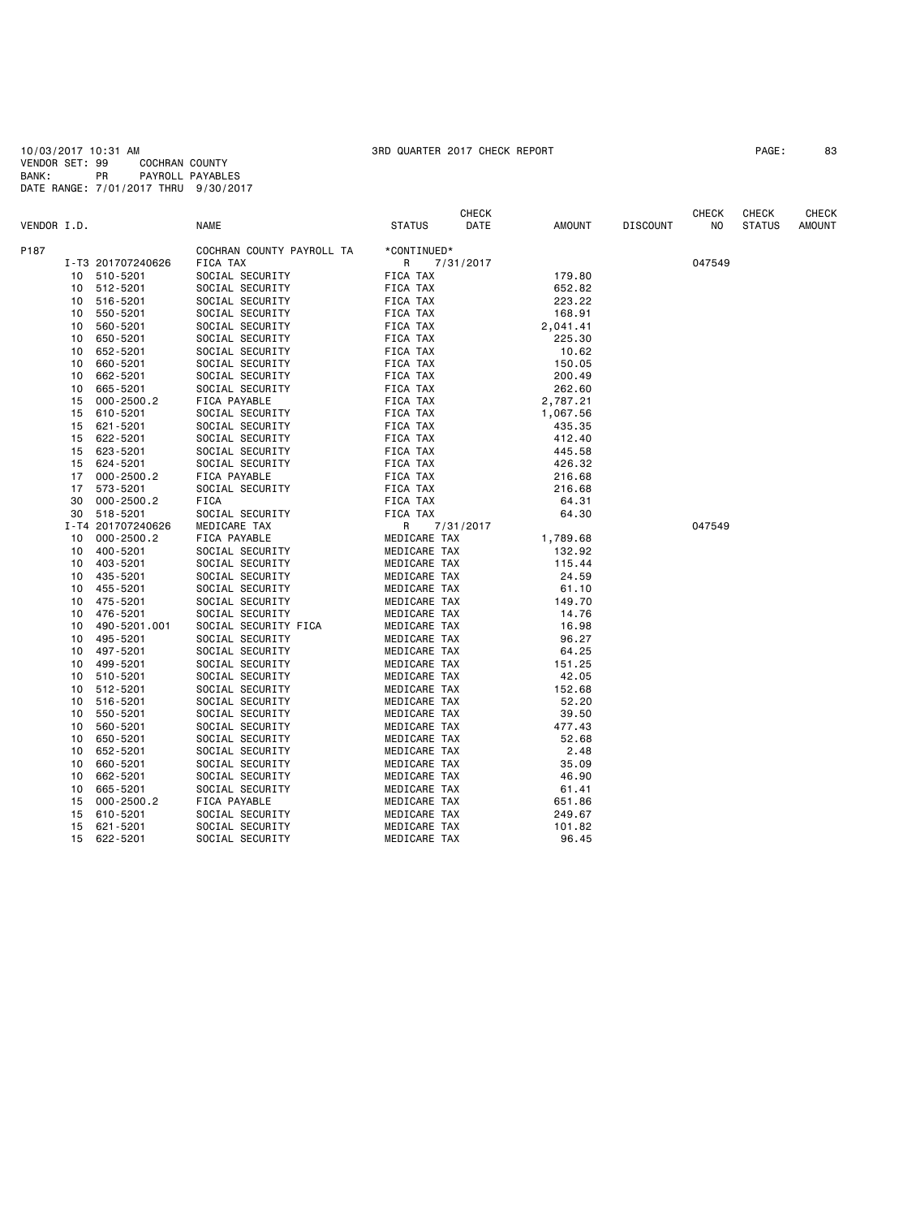10/03/2017 10:31 AM 3RD QUARTER 2017 CHECK REPORT

VENDOR SET: 99 COCHRAN COUNTY
BANK: PR PAYROLL PAYABLES
DATE RANGE: 7/01/2017 THRU 9/30/2017

| VENDOR I.D. | | NAME | STATUS | CHECK DATE | AMOUNT | DISCOUNT | CHECK NO | CHECK STATUS | CHECK AMOUNT |
|---|---|---|---|---|---|---|---|---|---|
| P187 | | COCHRAN COUNTY PAYROLL TA | *CONTINUED* | | | | | | |
| | I-T3 201707240626 | FICA TAX | R | 7/31/2017 | | | 047549 | | |
| 10 | 510-5201 | SOCIAL SECURITY | FICA TAX | | 179.80 | | | | |
| 10 | 512-5201 | SOCIAL SECURITY | FICA TAX | | 652.82 | | | | |
| 10 | 516-5201 | SOCIAL SECURITY | FICA TAX | | 223.22 | | | | |
| 10 | 550-5201 | SOCIAL SECURITY | FICA TAX | | 168.91 | | | | |
| 10 | 560-5201 | SOCIAL SECURITY | FICA TAX | | 2,041.41 | | | | |
| 10 | 650-5201 | SOCIAL SECURITY | FICA TAX | | 225.30 | | | | |
| 10 | 652-5201 | SOCIAL SECURITY | FICA TAX | | 10.62 | | | | |
| 10 | 660-5201 | SOCIAL SECURITY | FICA TAX | | 150.05 | | | | |
| 10 | 662-5201 | SOCIAL SECURITY | FICA TAX | | 200.49 | | | | |
| 10 | 665-5201 | SOCIAL SECURITY | FICA TAX | | 262.60 | | | | |
| 15 | 000-2500.2 | FICA PAYABLE | FICA TAX | | 2,787.21 | | | | |
| 15 | 610-5201 | SOCIAL SECURITY | FICA TAX | | 1,067.56 | | | | |
| 15 | 621-5201 | SOCIAL SECURITY | FICA TAX | | 435.35 | | | | |
| 15 | 622-5201 | SOCIAL SECURITY | FICA TAX | | 412.40 | | | | |
| 15 | 623-5201 | SOCIAL SECURITY | FICA TAX | | 445.58 | | | | |
| 15 | 624-5201 | SOCIAL SECURITY | FICA TAX | | 426.32 | | | | |
| 17 | 000-2500.2 | FICA PAYABLE | FICA TAX | | 216.68 | | | | |
| 17 | 573-5201 | SOCIAL SECURITY | FICA TAX | | 216.68 | | | | |
| 30 | 000-2500.2 | FICA | FICA TAX | | 64.31 | | | | |
| 30 | 518-5201 | SOCIAL SECURITY | FICA TAX | | 64.30 | | | | |
| | I-T4 201707240626 | MEDICARE TAX | R | 7/31/2017 | | | 047549 | | |
| 10 | 000-2500.2 | FICA PAYABLE | MEDICARE TAX | | 1,789.68 | | | | |
| 10 | 400-5201 | SOCIAL SECURITY | MEDICARE TAX | | 132.92 | | | | |
| 10 | 403-5201 | SOCIAL SECURITY | MEDICARE TAX | | 115.44 | | | | |
| 10 | 435-5201 | SOCIAL SECURITY | MEDICARE TAX | | 24.59 | | | | |
| 10 | 455-5201 | SOCIAL SECURITY | MEDICARE TAX | | 61.10 | | | | |
| 10 | 475-5201 | SOCIAL SECURITY | MEDICARE TAX | | 149.70 | | | | |
| 10 | 476-5201 | SOCIAL SECURITY | MEDICARE TAX | | 14.76 | | | | |
| 10 | 490-5201.001 | SOCIAL SECURITY FICA | MEDICARE TAX | | 16.98 | | | | |
| 10 | 495-5201 | SOCIAL SECURITY | MEDICARE TAX | | 96.27 | | | | |
| 10 | 497-5201 | SOCIAL SECURITY | MEDICARE TAX | | 64.25 | | | | |
| 10 | 499-5201 | SOCIAL SECURITY | MEDICARE TAX | | 151.25 | | | | |
| 10 | 510-5201 | SOCIAL SECURITY | MEDICARE TAX | | 42.05 | | | | |
| 10 | 512-5201 | SOCIAL SECURITY | MEDICARE TAX | | 152.68 | | | | |
| 10 | 516-5201 | SOCIAL SECURITY | MEDICARE TAX | | 52.20 | | | | |
| 10 | 550-5201 | SOCIAL SECURITY | MEDICARE TAX | | 39.50 | | | | |
| 10 | 560-5201 | SOCIAL SECURITY | MEDICARE TAX | | 477.43 | | | | |
| 10 | 650-5201 | SOCIAL SECURITY | MEDICARE TAX | | 52.68 | | | | |
| 10 | 652-5201 | SOCIAL SECURITY | MEDICARE TAX | | 2.48 | | | | |
| 10 | 660-5201 | SOCIAL SECURITY | MEDICARE TAX | | 35.09 | | | | |
| 10 | 662-5201 | SOCIAL SECURITY | MEDICARE TAX | | 46.90 | | | | |
| 10 | 665-5201 | SOCIAL SECURITY | MEDICARE TAX | | 61.41 | | | | |
| 15 | 000-2500.2 | FICA PAYABLE | MEDICARE TAX | | 651.86 | | | | |
| 15 | 610-5201 | SOCIAL SECURITY | MEDICARE TAX | | 249.67 | | | | |
| 15 | 621-5201 | SOCIAL SECURITY | MEDICARE TAX | | 101.82 | | | | |
| 15 | 622-5201 | SOCIAL SECURITY | MEDICARE TAX | | 96.45 | | | | |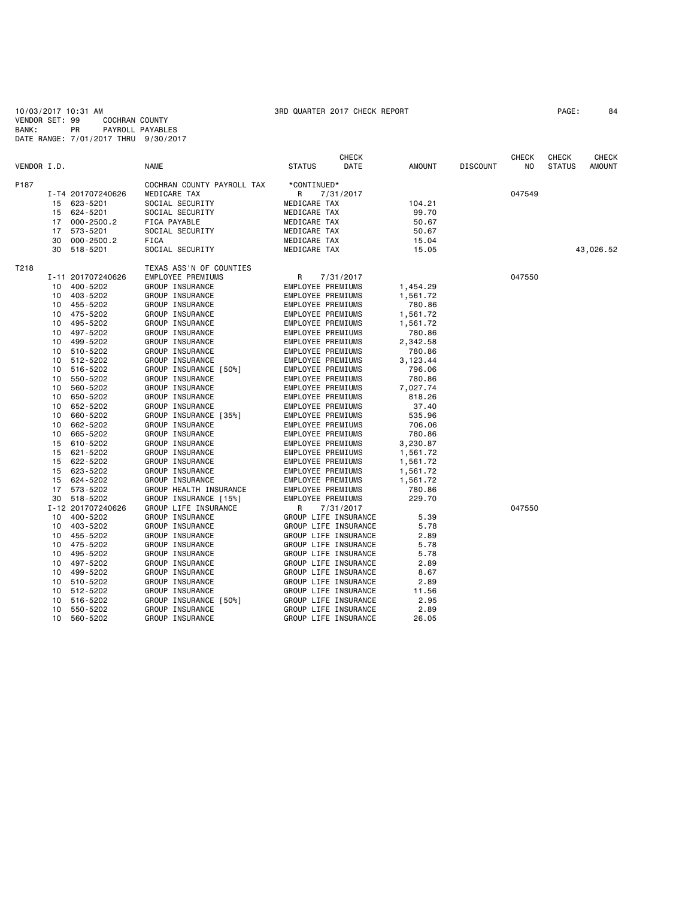10/03/2017 10:31 AM 3RD QUARTER 2017 CHECK REPORT

VENDOR SET: 99 COCHRAN COUNTY
BANK: PR PAYROLL PAYABLES
DATE RANGE: 7/01/2017 THRU 9/30/2017

| VENDOR I.D. | | NAME | STATUS | CHECK DATE | AMOUNT | DISCOUNT | CHECK NO | CHECK STATUS | CHECK AMOUNT |
|---|---|---|---|---|---|---|---|---|---|
| P187 | | COCHRAN COUNTY PAYROLL TAX | *CONTINUED* | | | | | | |
| | I-T4 201707240626 | MEDICARE TAX | R | 7/31/2017 | | | 047549 | | |
| | 15 623-5201 | SOCIAL SECURITY | MEDICARE TAX | | 104.21 | | | | |
| | 15 624-5201 | SOCIAL SECURITY | MEDICARE TAX | | 99.70 | | | | |
| | 17 000-2500.2 | FICA PAYABLE | MEDICARE TAX | | 50.67 | | | | |
| | 17 573-5201 | SOCIAL SECURITY | MEDICARE TAX | | 50.67 | | | | |
| | 30 000-2500.2 | FICA | MEDICARE TAX | | 15.04 | | | | |
| | 30 518-5201 | SOCIAL SECURITY | MEDICARE TAX | | 15.05 | | | | 43,026.52 |
| T218 | | TEXAS ASS'N OF COUNTIES | | | | | | | |
| | I-11 201707240626 | EMPLOYEE PREMIUMS | R | 7/31/2017 | | | 047550 | | |
| | 10 400-5202 | GROUP INSURANCE | EMPLOYEE PREMIUMS | | 1,454.29 | | | | |
| | 10 403-5202 | GROUP INSURANCE | EMPLOYEE PREMIUMS | | 1,561.72 | | | | |
| | 10 455-5202 | GROUP INSURANCE | EMPLOYEE PREMIUMS | | 780.86 | | | | |
| | 10 475-5202 | GROUP INSURANCE | EMPLOYEE PREMIUMS | | 1,561.72 | | | | |
| | 10 495-5202 | GROUP INSURANCE | EMPLOYEE PREMIUMS | | 1,561.72 | | | | |
| | 10 497-5202 | GROUP INSURANCE | EMPLOYEE PREMIUMS | | 780.86 | | | | |
| | 10 499-5202 | GROUP INSURANCE | EMPLOYEE PREMIUMS | | 2,342.58 | | | | |
| | 10 510-5202 | GROUP INSURANCE | EMPLOYEE PREMIUMS | | 780.86 | | | | |
| | 10 512-5202 | GROUP INSURANCE | EMPLOYEE PREMIUMS | | 3,123.44 | | | | |
| | 10 516-5202 | GROUP INSURANCE [50%] | EMPLOYEE PREMIUMS | | 796.06 | | | | |
| | 10 550-5202 | GROUP INSURANCE | EMPLOYEE PREMIUMS | | 780.86 | | | | |
| | 10 560-5202 | GROUP INSURANCE | EMPLOYEE PREMIUMS | | 7,027.74 | | | | |
| | 10 650-5202 | GROUP INSURANCE | EMPLOYEE PREMIUMS | | 818.26 | | | | |
| | 10 652-5202 | GROUP INSURANCE | EMPLOYEE PREMIUMS | | 37.40 | | | | |
| | 10 660-5202 | GROUP INSURANCE [35%] | EMPLOYEE PREMIUMS | | 535.96 | | | | |
| | 10 662-5202 | GROUP INSURANCE | EMPLOYEE PREMIUMS | | 706.06 | | | | |
| | 10 665-5202 | GROUP INSURANCE | EMPLOYEE PREMIUMS | | 780.86 | | | | |
| | 15 610-5202 | GROUP INSURANCE | EMPLOYEE PREMIUMS | | 3,230.87 | | | | |
| | 15 621-5202 | GROUP INSURANCE | EMPLOYEE PREMIUMS | | 1,561.72 | | | | |
| | 15 622-5202 | GROUP INSURANCE | EMPLOYEE PREMIUMS | | 1,561.72 | | | | |
| | 15 623-5202 | GROUP INSURANCE | EMPLOYEE PREMIUMS | | 1,561.72 | | | | |
| | 15 624-5202 | GROUP INSURANCE | EMPLOYEE PREMIUMS | | 1,561.72 | | | | |
| | 17 573-5202 | GROUP HEALTH INSURANCE | EMPLOYEE PREMIUMS | | 780.86 | | | | |
| | 30 518-5202 | GROUP INSURANCE [15%] | EMPLOYEE PREMIUMS | | 229.70 | | | | |
| | I-12 201707240626 | GROUP LIFE INSURANCE | R | 7/31/2017 | | | 047550 | | |
| | 10 400-5202 | GROUP INSURANCE | GROUP LIFE INSURANCE | | 5.39 | | | | |
| | 10 403-5202 | GROUP INSURANCE | GROUP LIFE INSURANCE | | 5.78 | | | | |
| | 10 455-5202 | GROUP INSURANCE | GROUP LIFE INSURANCE | | 2.89 | | | | |
| | 10 475-5202 | GROUP INSURANCE | GROUP LIFE INSURANCE | | 5.78 | | | | |
| | 10 495-5202 | GROUP INSURANCE | GROUP LIFE INSURANCE | | 5.78 | | | | |
| | 10 497-5202 | GROUP INSURANCE | GROUP LIFE INSURANCE | | 2.89 | | | | |
| | 10 499-5202 | GROUP INSURANCE | GROUP LIFE INSURANCE | | 8.67 | | | | |
| | 10 510-5202 | GROUP INSURANCE | GROUP LIFE INSURANCE | | 2.89 | | | | |
| | 10 512-5202 | GROUP INSURANCE | GROUP LIFE INSURANCE | | 11.56 | | | | |
| | 10 516-5202 | GROUP INSURANCE [50%] | GROUP LIFE INSURANCE | | 2.95 | | | | |
| | 10 550-5202 | GROUP INSURANCE | GROUP LIFE INSURANCE | | 2.89 | | | | |
| | 10 560-5202 | GROUP INSURANCE | GROUP LIFE INSURANCE | | 26.05 | | | | |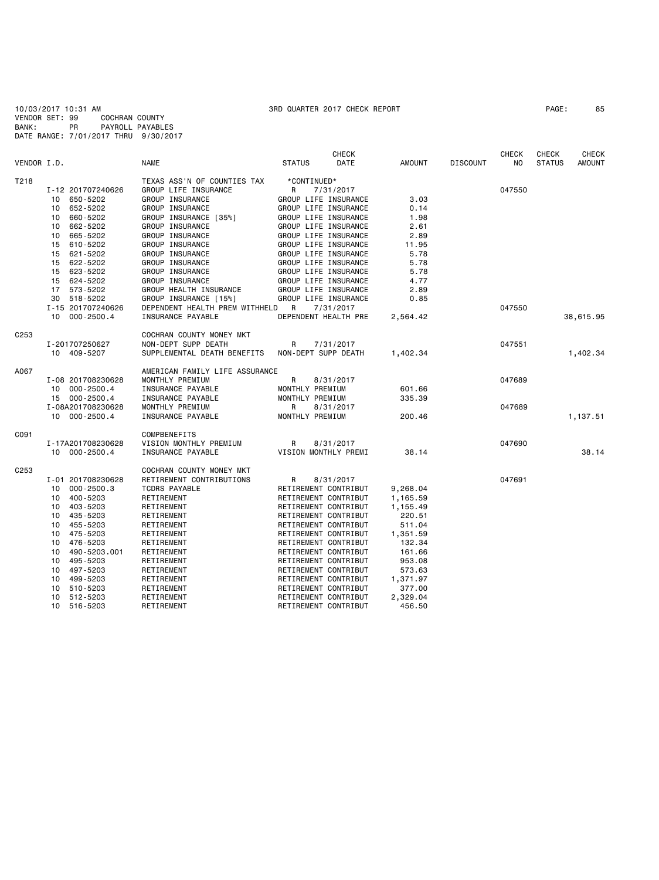10/03/2017 10:31 AM 3RD QUARTER 2017 CHECK REPORT

VENDOR SET: 99 COCHRAN COUNTY
BANK: PR PAYROLL PAYABLES
DATE RANGE: 7/01/2017 THRU 9/30/2017

| VENDOR I.D. | | NAME | STATUS | CHECK DATE | AMOUNT | DISCOUNT | CHECK NO | CHECK STATUS | CHECK AMOUNT |
|---|---|---|---|---|---|---|---|---|---|
| T218 | | TEXAS ASS'N OF COUNTIES TAX | *CONTINUED* | | | | | | |
| | I-12 201707240626 | GROUP LIFE INSURANCE | R | 7/31/2017 | | | 047550 | | |
| | 10 650-5202 | GROUP INSURANCE | GROUP LIFE INSURANCE | | 3.03 | | | | |
| | 10 652-5202 | GROUP INSURANCE | GROUP LIFE INSURANCE | | 0.14 | | | | |
| | 10 660-5202 | GROUP INSURANCE [35%] | GROUP LIFE INSURANCE | | 1.98 | | | | |
| | 10 662-5202 | GROUP INSURANCE | GROUP LIFE INSURANCE | | 2.61 | | | | |
| | 10 665-5202 | GROUP INSURANCE | GROUP LIFE INSURANCE | | 2.89 | | | | |
| | 15 610-5202 | GROUP INSURANCE | GROUP LIFE INSURANCE | | 11.95 | | | | |
| | 15 621-5202 | GROUP INSURANCE | GROUP LIFE INSURANCE | | 5.78 | | | | |
| | 15 622-5202 | GROUP INSURANCE | GROUP LIFE INSURANCE | | 5.78 | | | | |
| | 15 623-5202 | GROUP INSURANCE | GROUP LIFE INSURANCE | | 5.78 | | | | |
| | 15 624-5202 | GROUP INSURANCE | GROUP LIFE INSURANCE | | 4.77 | | | | |
| | 17 573-5202 | GROUP HEALTH INSURANCE | GROUP LIFE INSURANCE | | 2.89 | | | | |
| | 30 518-5202 | GROUP INSURANCE [15%] | GROUP LIFE INSURANCE | | 0.85 | | | | |
| | I-15 201707240626 | DEPENDENT HEALTH PREM WITHHELD | R | 7/31/2017 | | | 047550 | | |
| | 10 000-2500.4 | INSURANCE PAYABLE | DEPENDENT HEALTH PRE | | 2,564.42 | | | | 38,615.95 |
| C253 | | COCHRAN COUNTY MONEY MKT | | | | | | | |
| | I-201707250627 | NON-DEPT SUPP DEATH | R | 7/31/2017 | | | 047551 | | |
| | 10 409-5207 | SUPPLEMENTAL DEATH BENEFITS | NON-DEPT SUPP DEATH | | 1,402.34 | | | | 1,402.34 |
| A067 | | AMERICAN FAMILY LIFE ASSURANCE | | | | | | | |
| | I-08 201708230628 | MONTHLY PREMIUM | R | 8/31/2017 | | | 047689 | | |
| | 10 000-2500.4 | INSURANCE PAYABLE | MONTHLY PREMIUM | | 601.66 | | | | |
| | 15 000-2500.4 | INSURANCE PAYABLE | MONTHLY PREMIUM | | 335.39 | | | | |
| | I-08A201708230628 | MONTHLY PREMIUM | R | 8/31/2017 | | | 047689 | | |
| | 10 000-2500.4 | INSURANCE PAYABLE | MONTHLY PREMIUM | | 200.46 | | | | 1,137.51 |
| C091 | | COMPBENEFITS | | | | | | | |
| | I-17A201708230628 | VISION MONTHLY PREMIUM | R | 8/31/2017 | | | 047690 | | |
| | 10 000-2500.4 | INSURANCE PAYABLE | VISION MONTHLY PREMI | | 38.14 | | | | 38.14 |
| C253 | | COCHRAN COUNTY MONEY MKT | | | | | | | |
| | I-01 201708230628 | RETIREMENT CONTRIBUTIONS | R | 8/31/2017 | | | 047691 | | |
| | 10 000-2500.3 | TCDRS PAYABLE | RETIREMENT CONTRIBUT | | 9,268.04 | | | | |
| | 10 400-5203 | RETIREMENT | RETIREMENT CONTRIBUT | | 1,165.59 | | | | |
| | 10 403-5203 | RETIREMENT | RETIREMENT CONTRIBUT | | 1,155.49 | | | | |
| | 10 435-5203 | RETIREMENT | RETIREMENT CONTRIBUT | | 220.51 | | | | |
| | 10 455-5203 | RETIREMENT | RETIREMENT CONTRIBUT | | 511.04 | | | | |
| | 10 475-5203 | RETIREMENT | RETIREMENT CONTRIBUT | | 1,351.59 | | | | |
| | 10 476-5203 | RETIREMENT | RETIREMENT CONTRIBUT | | 132.34 | | | | |
| | 10 490-5203.001 | RETIREMENT | RETIREMENT CONTRIBUT | | 161.66 | | | | |
| | 10 495-5203 | RETIREMENT | RETIREMENT CONTRIBUT | | 953.08 | | | | |
| | 10 497-5203 | RETIREMENT | RETIREMENT CONTRIBUT | | 573.63 | | | | |
| | 10 499-5203 | RETIREMENT | RETIREMENT CONTRIBUT | | 1,371.97 | | | | |
| | 10 510-5203 | RETIREMENT | RETIREMENT CONTRIBUT | | 377.00 | | | | |
| | 10 512-5203 | RETIREMENT | RETIREMENT CONTRIBUT | | 2,329.04 | | | | |
| | 10 516-5203 | RETIREMENT | RETIREMENT CONTRIBUT | | 456.50 | | | | |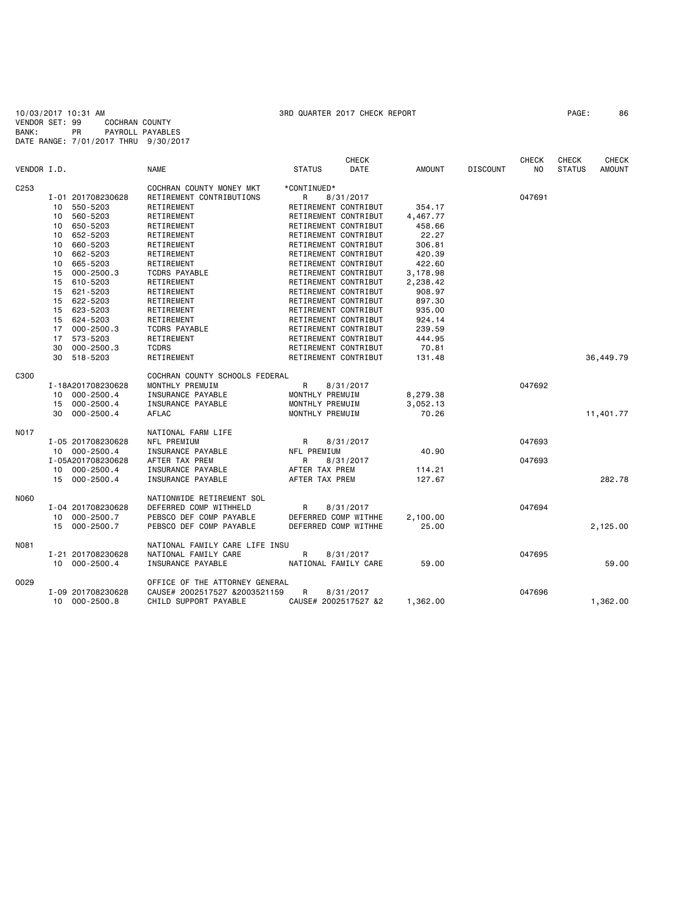10/03/2017 10:31 AM 3RD QUARTER 2017 CHECK REPORT PAGE: 86

VENDOR SET: 99 COCHRAN COUNTY

BANK: PR PAYROLL PAYABLES

DATE RANGE: 7/01/2017 THRU 9/30/2017

| VENDOR I.D. | | NAME | STATUS | CHECK DATE | AMOUNT | DISCOUNT | CHECK NO | CHECK STATUS | CHECK AMOUNT |
|---|---|---|---|---|---|---|---|---|---|
| C253 | | COCHRAN COUNTY MONEY MKT | *CONTINUED* | | | | | | |
| | I-01 201708230628 | RETIREMENT CONTRIBUTIONS | R | 8/31/2017 | | | 047691 | | |
| | 10 550-5203 | RETIREMENT | RETIREMENT CONTRIBUT | | 354.17 | | | | |
| | 10 560-5203 | RETIREMENT | RETIREMENT CONTRIBUT | | 4,467.77 | | | | |
| | 10 650-5203 | RETIREMENT | RETIREMENT CONTRIBUT | | 458.66 | | | | |
| | 10 652-5203 | RETIREMENT | RETIREMENT CONTRIBUT | | 22.27 | | | | |
| | 10 660-5203 | RETIREMENT | RETIREMENT CONTRIBUT | | 306.81 | | | | |
| | 10 662-5203 | RETIREMENT | RETIREMENT CONTRIBUT | | 420.39 | | | | |
| | 10 665-5203 | RETIREMENT | RETIREMENT CONTRIBUT | | 422.60 | | | | |
| | 15 000-2500.3 | TCDRS PAYABLE | RETIREMENT CONTRIBUT | | 3,178.98 | | | | |
| | 15 610-5203 | RETIREMENT | RETIREMENT CONTRIBUT | | 2,238.42 | | | | |
| | 15 621-5203 | RETIREMENT | RETIREMENT CONTRIBUT | | 908.97 | | | | |
| | 15 622-5203 | RETIREMENT | RETIREMENT CONTRIBUT | | 897.30 | | | | |
| | 15 623-5203 | RETIREMENT | RETIREMENT CONTRIBUT | | 935.00 | | | | |
| | 15 624-5203 | RETIREMENT | RETIREMENT CONTRIBUT | | 924.14 | | | | |
| | 17 000-2500.3 | TCDRS PAYABLE | RETIREMENT CONTRIBUT | | 239.59 | | | | |
| | 17 573-5203 | RETIREMENT | RETIREMENT CONTRIBUT | | 444.95 | | | | |
| | 30 000-2500.3 | TCDRS | RETIREMENT CONTRIBUT | | 70.81 | | | | |
| | 30 518-5203 | RETIREMENT | RETIREMENT CONTRIBUT | | 131.48 | | | | 36,449.79 |
| C300 | | COCHRAN COUNTY SCHOOLS FEDERAL | | | | | | | |
| | I-18A201708230628 | MONTHLY PREMUIM | R | 8/31/2017 | | | 047692 | | |
| | 10 000-2500.4 | INSURANCE PAYABLE | MONTHLY PREMUIM | | 8,279.38 | | | | |
| | 15 000-2500.4 | INSURANCE PAYABLE | MONTHLY PREMUIM | | 3,052.13 | | | | |
| | 30 000-2500.4 | AFLAC | MONTHLY PREMUIM | | 70.26 | | | | 11,401.77 |
| N017 | | NATIONAL FARM LIFE | | | | | | | |
| | I-05 201708230628 | NFL PREMIUM | R | 8/31/2017 | | | 047693 | | |
| | 10 000-2500.4 | INSURANCE PAYABLE | NFL PREMIUM | | 40.90 | | | | |
| | I-05A201708230628 | AFTER TAX PREM | R | 8/31/2017 | | | 047693 | | |
| | 10 000-2500.4 | INSURANCE PAYABLE | AFTER TAX PREM | | 114.21 | | | | |
| | 15 000-2500.4 | INSURANCE PAYABLE | AFTER TAX PREM | | 127.67 | | | | 282.78 |
| N060 | | NATIONWIDE RETIREMENT SOL | | | | | | | |
| | I-04 201708230628 | DEFERRED COMP WITHHELD | R | 8/31/2017 | | | 047694 | | |
| | 10 000-2500.7 | PEBSCO DEF COMP PAYABLE | DEFERRED COMP WITHHE | | 2,100.00 | | | | |
| | 15 000-2500.7 | PEBSCO DEF COMP PAYABLE | DEFERRED COMP WITHHE | | 25.00 | | | | 2,125.00 |
| N081 | | NATIONAL FAMILY CARE LIFE INSU | | | | | | | |
| | I-21 201708230628 | NATIONAL FAMILY CARE | R | 8/31/2017 | | | 047695 | | |
| | 10 000-2500.4 | INSURANCE PAYABLE | NATIONAL FAMILY CARE | | 59.00 | | | | 59.00 |
| O029 | | OFFICE OF THE ATTORNEY GENERAL | | | | | | | |
| | I-09 201708230628 | CAUSE# 2002517527 &2003521159 | R | 8/31/2017 | | | 047696 | | |
| | 10 000-2500.8 | CHILD SUPPORT PAYABLE | CAUSE# 2002517527 &2 | | 1,362.00 | | | | 1,362.00 |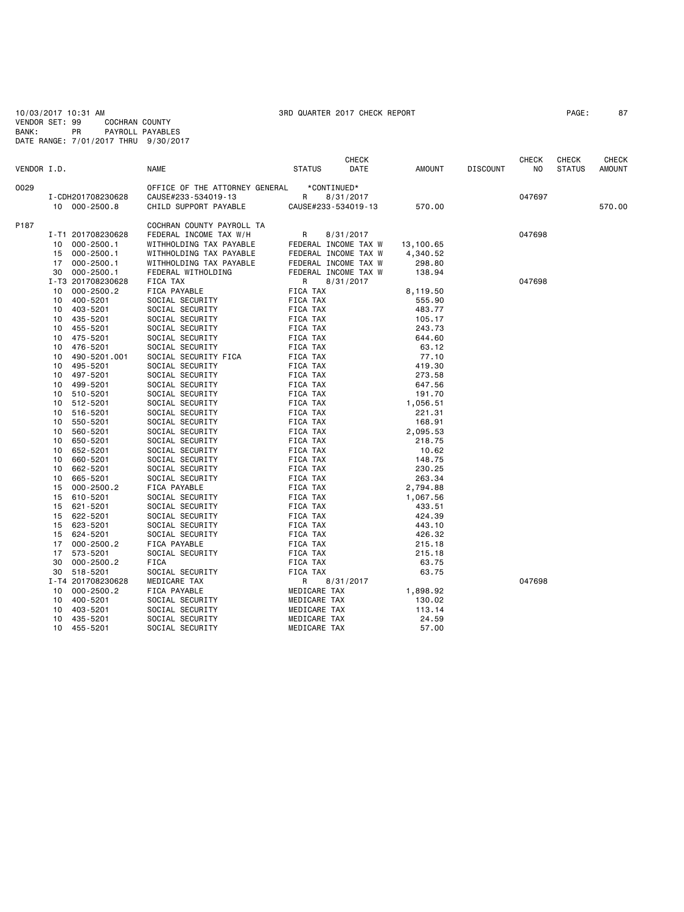10/03/2017 10:31 AM 3RD QUARTER 2017 CHECK REPORT
VENDOR SET: 99 COCHRAN COUNTY
BANK: PR PAYROLL PAYABLES
DATE RANGE: 7/01/2017 THRU 9/30/2017

| VENDOR I.D. | | NAME | STATUS | CHECK DATE | AMOUNT | DISCOUNT | CHECK NO | CHECK STATUS | CHECK AMOUNT |
|---|---|---|---|---|---|---|---|---|---|
| 0029 | | OFFICE OF THE ATTORNEY GENERAL | *CONTINUED* | | | | | | |
| | I-CDH201708230628 | CAUSE#233-534019-13 | R | 8/31/2017 | | | 047697 | | |
| | 10 000-2500.8 | CHILD SUPPORT PAYABLE | CAUSE#233-534019-13 | | 570.00 | | | | 570.00 |
| P187 | | COCHRAN COUNTY PAYROLL TA | | | | | | | |
| | I-T1 201708230628 | FEDERAL INCOME TAX W/H | R | 8/31/2017 | | | 047698 | | |
| | 10 000-2500.1 | WITHHOLDING TAX PAYABLE | FEDERAL INCOME TAX W | | 13,100.65 | | | | |
| | 15 000-2500.1 | WITHHOLDING TAX PAYABLE | FEDERAL INCOME TAX W | | 4,340.52 | | | | |
| | 17 000-2500.1 | WITHHOLDING TAX PAYABLE | FEDERAL INCOME TAX W | | 298.80 | | | | |
| | 30 000-2500.1 | FEDERAL WITHOLDING | FEDERAL INCOME TAX W | | 138.94 | | | | |
| | I-T3 201708230628 | FICA TAX | R | 8/31/2017 | | | 047698 | | |
| | 10 000-2500.2 | FICA PAYABLE | FICA TAX | | 8,119.50 | | | | |
| | 10 400-5201 | SOCIAL SECURITY | FICA TAX | | 555.90 | | | | |
| | 10 403-5201 | SOCIAL SECURITY | FICA TAX | | 483.77 | | | | |
| | 10 435-5201 | SOCIAL SECURITY | FICA TAX | | 105.17 | | | | |
| | 10 455-5201 | SOCIAL SECURITY | FICA TAX | | 243.73 | | | | |
| | 10 475-5201 | SOCIAL SECURITY | FICA TAX | | 644.60 | | | | |
| | 10 476-5201 | SOCIAL SECURITY | FICA TAX | | 63.12 | | | | |
| | 10 490-5201.001 | SOCIAL SECURITY FICA | FICA TAX | | 77.10 | | | | |
| | 10 495-5201 | SOCIAL SECURITY | FICA TAX | | 419.30 | | | | |
| | 10 497-5201 | SOCIAL SECURITY | FICA TAX | | 273.58 | | | | |
| | 10 499-5201 | SOCIAL SECURITY | FICA TAX | | 647.56 | | | | |
| | 10 510-5201 | SOCIAL SECURITY | FICA TAX | | 191.70 | | | | |
| | 10 512-5201 | SOCIAL SECURITY | FICA TAX | | 1,056.51 | | | | |
| | 10 516-5201 | SOCIAL SECURITY | FICA TAX | | 221.31 | | | | |
| | 10 550-5201 | SOCIAL SECURITY | FICA TAX | | 168.91 | | | | |
| | 10 560-5201 | SOCIAL SECURITY | FICA TAX | | 2,095.53 | | | | |
| | 10 650-5201 | SOCIAL SECURITY | FICA TAX | | 218.75 | | | | |
| | 10 652-5201 | SOCIAL SECURITY | FICA TAX | | 10.62 | | | | |
| | 10 660-5201 | SOCIAL SECURITY | FICA TAX | | 148.75 | | | | |
| | 10 662-5201 | SOCIAL SECURITY | FICA TAX | | 230.25 | | | | |
| | 10 665-5201 | SOCIAL SECURITY | FICA TAX | | 263.34 | | | | |
| | 15 000-2500.2 | FICA PAYABLE | FICA TAX | | 2,794.88 | | | | |
| | 15 610-5201 | SOCIAL SECURITY | FICA TAX | | 1,067.56 | | | | |
| | 15 621-5201 | SOCIAL SECURITY | FICA TAX | | 433.51 | | | | |
| | 15 622-5201 | SOCIAL SECURITY | FICA TAX | | 424.39 | | | | |
| | 15 623-5201 | SOCIAL SECURITY | FICA TAX | | 443.10 | | | | |
| | 15 624-5201 | SOCIAL SECURITY | FICA TAX | | 426.32 | | | | |
| | 17 000-2500.2 | FICA PAYABLE | FICA TAX | | 215.18 | | | | |
| | 17 573-5201 | SOCIAL SECURITY | FICA TAX | | 215.18 | | | | |
| | 30 000-2500.2 | FICA | FICA TAX | | 63.75 | | | | |
| | 30 518-5201 | SOCIAL SECURITY | FICA TAX | | 63.75 | | | | |
| | I-T4 201708230628 | MEDICARE TAX | R | 8/31/2017 | | | 047698 | | |
| | 10 000-2500.2 | FICA PAYABLE | MEDICARE TAX | | 1,898.92 | | | | |
| | 10 400-5201 | SOCIAL SECURITY | MEDICARE TAX | | 130.02 | | | | |
| | 10 403-5201 | SOCIAL SECURITY | MEDICARE TAX | | 113.14 | | | | |
| | 10 435-5201 | SOCIAL SECURITY | MEDICARE TAX | | 24.59 | | | | |
| | 10 455-5201 | SOCIAL SECURITY | MEDICARE TAX | | 57.00 | | | | |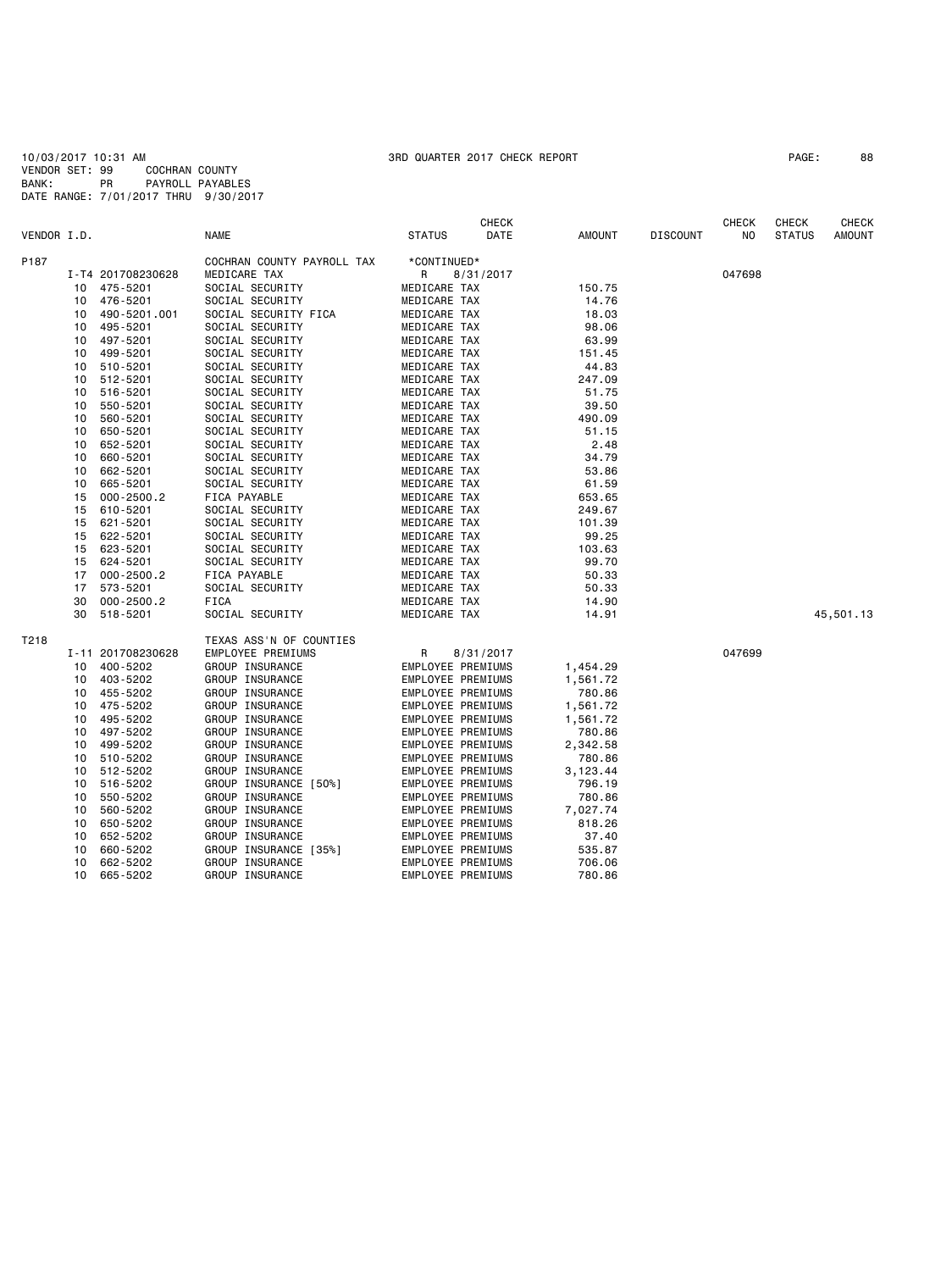10/03/2017 10:31 AM 3RD QUARTER 2017 CHECK REPORT

VENDOR SET: 99 COCHRAN COUNTY
BANK: PR PAYROLL PAYABLES
DATE RANGE: 7/01/2017 THRU 9/30/2017

| VENDOR I.D. | | NAME | STATUS | CHECK DATE | AMOUNT | DISCOUNT | CHECK NO | CHECK STATUS | CHECK AMOUNT |
|---|---|---|---|---|---|---|---|---|---|
| P187 | | COCHRAN COUNTY PAYROLL TAX | *CONTINUED* | | | | | | |
| | I-T4 201708230628 | MEDICARE TAX | R | 8/31/2017 | | | 047698 | | |
| | 10 475-5201 | SOCIAL SECURITY | MEDICARE TAX | | 150.75 | | | | |
| | 10 476-5201 | SOCIAL SECURITY | MEDICARE TAX | | 14.76 | | | | |
| | 10 490-5201.001 | SOCIAL SECURITY FICA | MEDICARE TAX | | 18.03 | | | | |
| | 10 495-5201 | SOCIAL SECURITY | MEDICARE TAX | | 98.06 | | | | |
| | 10 497-5201 | SOCIAL SECURITY | MEDICARE TAX | | 63.99 | | | | |
| | 10 499-5201 | SOCIAL SECURITY | MEDICARE TAX | | 151.45 | | | | |
| | 10 510-5201 | SOCIAL SECURITY | MEDICARE TAX | | 44.83 | | | | |
| | 10 512-5201 | SOCIAL SECURITY | MEDICARE TAX | | 247.09 | | | | |
| | 10 516-5201 | SOCIAL SECURITY | MEDICARE TAX | | 51.75 | | | | |
| | 10 550-5201 | SOCIAL SECURITY | MEDICARE TAX | | 39.50 | | | | |
| | 10 560-5201 | SOCIAL SECURITY | MEDICARE TAX | | 490.09 | | | | |
| | 10 650-5201 | SOCIAL SECURITY | MEDICARE TAX | | 51.15 | | | | |
| | 10 652-5201 | SOCIAL SECURITY | MEDICARE TAX | | 2.48 | | | | |
| | 10 660-5201 | SOCIAL SECURITY | MEDICARE TAX | | 34.79 | | | | |
| | 10 662-5201 | SOCIAL SECURITY | MEDICARE TAX | | 53.86 | | | | |
| | 10 665-5201 | SOCIAL SECURITY | MEDICARE TAX | | 61.59 | | | | |
| | 15 000-2500.2 | FICA PAYABLE | MEDICARE TAX | | 653.65 | | | | |
| | 15 610-5201 | SOCIAL SECURITY | MEDICARE TAX | | 249.67 | | | | |
| | 15 621-5201 | SOCIAL SECURITY | MEDICARE TAX | | 101.39 | | | | |
| | 15 622-5201 | SOCIAL SECURITY | MEDICARE TAX | | 99.25 | | | | |
| | 15 623-5201 | SOCIAL SECURITY | MEDICARE TAX | | 103.63 | | | | |
| | 15 624-5201 | SOCIAL SECURITY | MEDICARE TAX | | 99.70 | | | | |
| | 17 000-2500.2 | FICA PAYABLE | MEDICARE TAX | | 50.33 | | | | |
| | 17 573-5201 | SOCIAL SECURITY | MEDICARE TAX | | 50.33 | | | | |
| | 30 000-2500.2 | FICA | MEDICARE TAX | | 14.90 | | | | |
| | 30 518-5201 | SOCIAL SECURITY | MEDICARE TAX | | 14.91 | | | | 45,501.13 |
| T218 | | TEXAS ASS'N OF COUNTIES | | | | | | | |
| | I-11 201708230628 | EMPLOYEE PREMIUMS | R | 8/31/2017 | | | 047699 | | |
| | 10 400-5202 | GROUP INSURANCE | EMPLOYEE PREMIUMS | | 1,454.29 | | | | |
| | 10 403-5202 | GROUP INSURANCE | EMPLOYEE PREMIUMS | | 1,561.72 | | | | |
| | 10 455-5202 | GROUP INSURANCE | EMPLOYEE PREMIUMS | | 780.86 | | | | |
| | 10 475-5202 | GROUP INSURANCE | EMPLOYEE PREMIUMS | | 1,561.72 | | | | |
| | 10 495-5202 | GROUP INSURANCE | EMPLOYEE PREMIUMS | | 1,561.72 | | | | |
| | 10 497-5202 | GROUP INSURANCE | EMPLOYEE PREMIUMS | | 780.86 | | | | |
| | 10 499-5202 | GROUP INSURANCE | EMPLOYEE PREMIUMS | | 2,342.58 | | | | |
| | 10 510-5202 | GROUP INSURANCE | EMPLOYEE PREMIUMS | | 780.86 | | | | |
| | 10 512-5202 | GROUP INSURANCE | EMPLOYEE PREMIUMS | | 3,123.44 | | | | |
| | 10 516-5202 | GROUP INSURANCE [50%] | EMPLOYEE PREMIUMS | | 796.19 | | | | |
| | 10 550-5202 | GROUP INSURANCE | EMPLOYEE PREMIUMS | | 780.86 | | | | |
| | 10 560-5202 | GROUP INSURANCE | EMPLOYEE PREMIUMS | | 7,027.74 | | | | |
| | 10 650-5202 | GROUP INSURANCE | EMPLOYEE PREMIUMS | | 818.26 | | | | |
| | 10 652-5202 | GROUP INSURANCE | EMPLOYEE PREMIUMS | | 37.40 | | | | |
| | 10 660-5202 | GROUP INSURANCE [35%] | EMPLOYEE PREMIUMS | | 535.87 | | | | |
| | 10 662-5202 | GROUP INSURANCE | EMPLOYEE PREMIUMS | | 706.06 | | | | |
| | 10 665-5202 | GROUP INSURANCE | EMPLOYEE PREMIUMS | | 780.86 | | | | |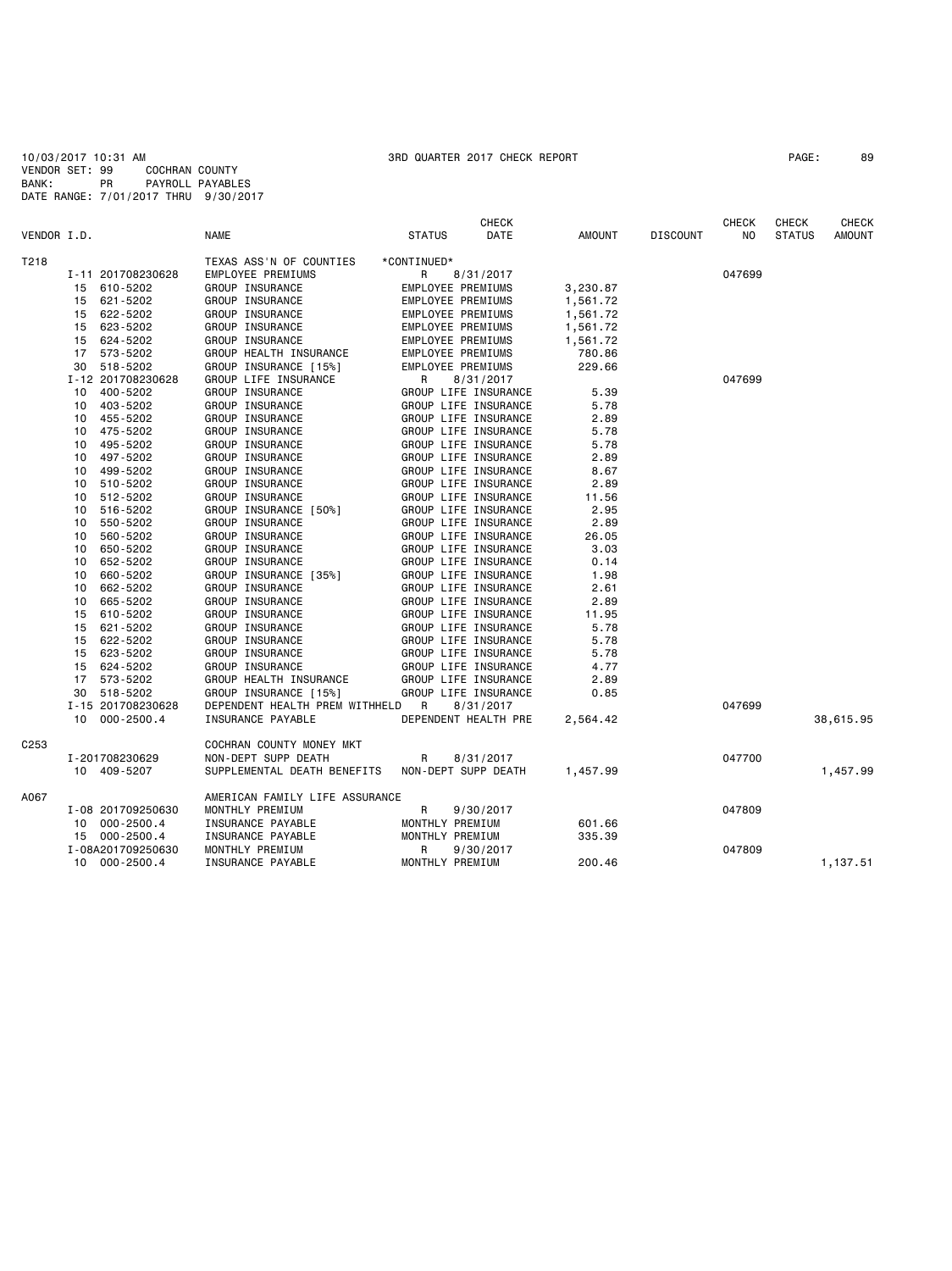10/03/2017 10:31 AM 3RD QUARTER 2017 CHECK REPORT

VENDOR SET: 99 COCHRAN COUNTY
BANK: PR PAYROLL PAYABLES
DATE RANGE: 7/01/2017 THRU 9/30/2017

| VENDOR I.D. | | NAME | STATUS | CHECK DATE | AMOUNT | DISCOUNT | CHECK NO | CHECK STATUS | CHECK AMOUNT |
|---|---|---|---|---|---|---|---|---|---|
| T218 | | TEXAS ASS'N OF COUNTIES | *CONTINUED* | | | | | | |
| | I-11 201708230628 | EMPLOYEE PREMIUMS | R | 8/31/2017 | | | 047699 | | |
| | 15 610-5202 | GROUP INSURANCE | EMPLOYEE PREMIUMS | | 3,230.87 | | | | |
| | 15 621-5202 | GROUP INSURANCE | EMPLOYEE PREMIUMS | | 1,561.72 | | | | |
| | 15 622-5202 | GROUP INSURANCE | EMPLOYEE PREMIUMS | | 1,561.72 | | | | |
| | 15 623-5202 | GROUP INSURANCE | EMPLOYEE PREMIUMS | | 1,561.72 | | | | |
| | 15 624-5202 | GROUP INSURANCE | EMPLOYEE PREMIUMS | | 1,561.72 | | | | |
| | 17 573-5202 | GROUP HEALTH INSURANCE | EMPLOYEE PREMIUMS | | 780.86 | | | | |
| | 30 518-5202 | GROUP INSURANCE [15%] | EMPLOYEE PREMIUMS | | 229.66 | | | | |
| | I-12 201708230628 | GROUP LIFE INSURANCE | R | 8/31/2017 | | | 047699 | | |
| | 10 400-5202 | GROUP INSURANCE | GROUP LIFE INSURANCE | | 5.39 | | | | |
| | 10 403-5202 | GROUP INSURANCE | GROUP LIFE INSURANCE | | 5.78 | | | | |
| | 10 455-5202 | GROUP INSURANCE | GROUP LIFE INSURANCE | | 2.89 | | | | |
| | 10 475-5202 | GROUP INSURANCE | GROUP LIFE INSURANCE | | 5.78 | | | | |
| | 10 495-5202 | GROUP INSURANCE | GROUP LIFE INSURANCE | | 5.78 | | | | |
| | 10 497-5202 | GROUP INSURANCE | GROUP LIFE INSURANCE | | 2.89 | | | | |
| | 10 499-5202 | GROUP INSURANCE | GROUP LIFE INSURANCE | | 8.67 | | | | |
| | 10 510-5202 | GROUP INSURANCE | GROUP LIFE INSURANCE | | 2.89 | | | | |
| | 10 512-5202 | GROUP INSURANCE | GROUP LIFE INSURANCE | | 11.56 | | | | |
| | 10 516-5202 | GROUP INSURANCE [50%] | GROUP LIFE INSURANCE | | 2.95 | | | | |
| | 10 550-5202 | GROUP INSURANCE | GROUP LIFE INSURANCE | | 2.89 | | | | |
| | 10 560-5202 | GROUP INSURANCE | GROUP LIFE INSURANCE | | 26.05 | | | | |
| | 10 650-5202 | GROUP INSURANCE | GROUP LIFE INSURANCE | | 3.03 | | | | |
| | 10 652-5202 | GROUP INSURANCE | GROUP LIFE INSURANCE | | 0.14 | | | | |
| | 10 660-5202 | GROUP INSURANCE [35%] | GROUP LIFE INSURANCE | | 1.98 | | | | |
| | 10 662-5202 | GROUP INSURANCE | GROUP LIFE INSURANCE | | 2.61 | | | | |
| | 10 665-5202 | GROUP INSURANCE | GROUP LIFE INSURANCE | | 2.89 | | | | |
| | 15 610-5202 | GROUP INSURANCE | GROUP LIFE INSURANCE | | 11.95 | | | | |
| | 15 621-5202 | GROUP INSURANCE | GROUP LIFE INSURANCE | | 5.78 | | | | |
| | 15 622-5202 | GROUP INSURANCE | GROUP LIFE INSURANCE | | 5.78 | | | | |
| | 15 623-5202 | GROUP INSURANCE | GROUP LIFE INSURANCE | | 5.78 | | | | |
| | 15 624-5202 | GROUP INSURANCE | GROUP LIFE INSURANCE | | 4.77 | | | | |
| | 17 573-5202 | GROUP HEALTH INSURANCE | GROUP LIFE INSURANCE | | 2.89 | | | | |
| | 30 518-5202 | GROUP INSURANCE [15%] | GROUP LIFE INSURANCE | | 0.85 | | | | |
| | I-15 201708230628 | DEPENDENT HEALTH PREM WITHHELD | R | 8/31/2017 | | | 047699 | | |
| | 10 000-2500.4 | INSURANCE PAYABLE | DEPENDENT HEALTH PRE | | 2,564.42 | | | | 38,615.95 |
| C253 | | COCHRAN COUNTY MONEY MKT | | | | | | | |
| | I-201708230629 | NON-DEPT SUPP DEATH | R | 8/31/2017 | | | 047700 | | |
| | 10 409-5207 | SUPPLEMENTAL DEATH BENEFITS | NON-DEPT SUPP DEATH | | 1,457.99 | | | | 1,457.99 |
| A067 | | AMERICAN FAMILY LIFE ASSURANCE | | | | | | | |
| | I-08 201709250630 | MONTHLY PREMIUM | R | 9/30/2017 | | | 047809 | | |
| | 10 000-2500.4 | INSURANCE PAYABLE | MONTHLY PREMIUM | | 601.66 | | | | |
| | 15 000-2500.4 | INSURANCE PAYABLE | MONTHLY PREMIUM | | 335.39 | | | | |
| | I-08A201709250630 | MONTHLY PREMIUM | R | 9/30/2017 | | | 047809 | | |
| | 10 000-2500.4 | INSURANCE PAYABLE | MONTHLY PREMIUM | | 200.46 | | | | 1,137.51 |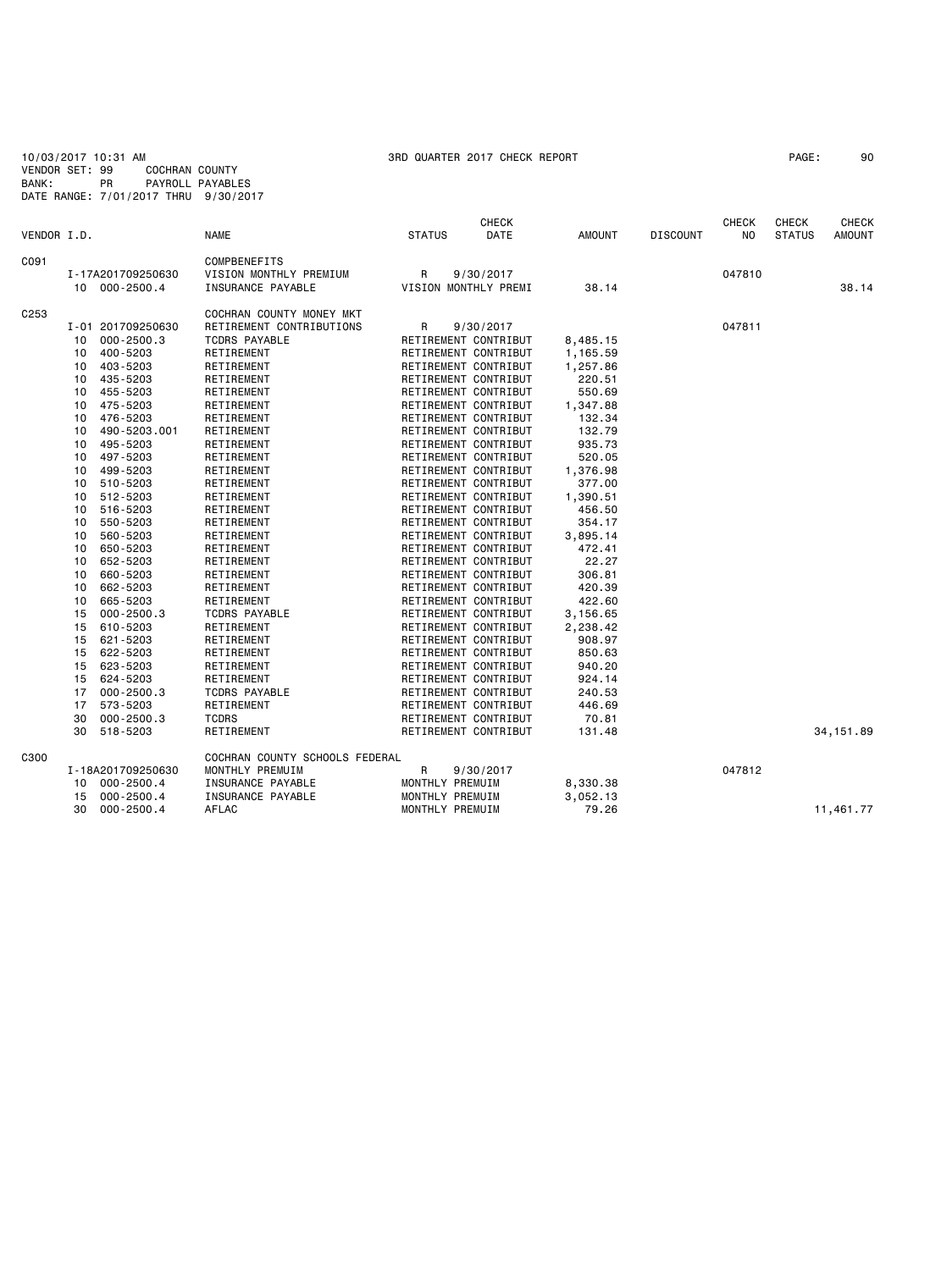10/03/2017 10:31 AM 3RD QUARTER 2017 CHECK REPORT PAGE: 90
VENDOR SET: 99 COCHRAN COUNTY
BANK: PR PAYROLL PAYABLES
DATE RANGE: 7/01/2017 THRU 9/30/2017

| VENDOR I.D. | | NAME | STATUS | CHECK DATE | AMOUNT | DISCOUNT | CHECK NO | CHECK STATUS | CHECK AMOUNT |
|---|---|---|---|---|---|---|---|---|---|
| C091 | | COMPBENEFITS | | | | | | | |
| | I-17A201709250630 | VISION MONTHLY PREMIUM | R | 9/30/2017 | | | 047810 | | |
| | 10 000-2500.4 | INSURANCE PAYABLE | VISION MONTHLY PREMI | | 38.14 | | | | 38.14 |
| C253 | | COCHRAN COUNTY MONEY MKT | | | | | | | |
| | I-01 201709250630 | RETIREMENT CONTRIBUTIONS | R | 9/30/2017 | | | 047811 | | |
| | 10 000-2500.3 | TCDRS PAYABLE | RETIREMENT CONTRIBUT | | 8,485.15 | | | | |
| | 10 400-5203 | RETIREMENT | RETIREMENT CONTRIBUT | | 1,165.59 | | | | |
| | 10 403-5203 | RETIREMENT | RETIREMENT CONTRIBUT | | 1,257.86 | | | | |
| | 10 435-5203 | RETIREMENT | RETIREMENT CONTRIBUT | | 220.51 | | | | |
| | 10 455-5203 | RETIREMENT | RETIREMENT CONTRIBUT | | 550.69 | | | | |
| | 10 475-5203 | RETIREMENT | RETIREMENT CONTRIBUT | | 1,347.88 | | | | |
| | 10 476-5203 | RETIREMENT | RETIREMENT CONTRIBUT | | 132.34 | | | | |
| | 10 490-5203.001 | RETIREMENT | RETIREMENT CONTRIBUT | | 132.79 | | | | |
| | 10 495-5203 | RETIREMENT | RETIREMENT CONTRIBUT | | 935.73 | | | | |
| | 10 497-5203 | RETIREMENT | RETIREMENT CONTRIBUT | | 520.05 | | | | |
| | 10 499-5203 | RETIREMENT | RETIREMENT CONTRIBUT | | 1,376.98 | | | | |
| | 10 510-5203 | RETIREMENT | RETIREMENT CONTRIBUT | | 377.00 | | | | |
| | 10 512-5203 | RETIREMENT | RETIREMENT CONTRIBUT | | 1,390.51 | | | | |
| | 10 516-5203 | RETIREMENT | RETIREMENT CONTRIBUT | | 456.50 | | | | |
| | 10 550-5203 | RETIREMENT | RETIREMENT CONTRIBUT | | 354.17 | | | | |
| | 10 560-5203 | RETIREMENT | RETIREMENT CONTRIBUT | | 3,895.14 | | | | |
| | 10 650-5203 | RETIREMENT | RETIREMENT CONTRIBUT | | 472.41 | | | | |
| | 10 652-5203 | RETIREMENT | RETIREMENT CONTRIBUT | | 22.27 | | | | |
| | 10 660-5203 | RETIREMENT | RETIREMENT CONTRIBUT | | 306.81 | | | | |
| | 10 662-5203 | RETIREMENT | RETIREMENT CONTRIBUT | | 420.39 | | | | |
| | 10 665-5203 | RETIREMENT | RETIREMENT CONTRIBUT | | 422.60 | | | | |
| | 15 000-2500.3 | TCDRS PAYABLE | RETIREMENT CONTRIBUT | | 3,156.65 | | | | |
| | 15 610-5203 | RETIREMENT | RETIREMENT CONTRIBUT | | 2,238.42 | | | | |
| | 15 621-5203 | RETIREMENT | RETIREMENT CONTRIBUT | | 908.97 | | | | |
| | 15 622-5203 | RETIREMENT | RETIREMENT CONTRIBUT | | 850.63 | | | | |
| | 15 623-5203 | RETIREMENT | RETIREMENT CONTRIBUT | | 940.20 | | | | |
| | 15 624-5203 | RETIREMENT | RETIREMENT CONTRIBUT | | 924.14 | | | | |
| | 17 000-2500.3 | TCDRS PAYABLE | RETIREMENT CONTRIBUT | | 240.53 | | | | |
| | 17 573-5203 | RETIREMENT | RETIREMENT CONTRIBUT | | 446.69 | | | | |
| | 30 000-2500.3 | TCDRS | RETIREMENT CONTRIBUT | | 70.81 | | | | |
| | 30 518-5203 | RETIREMENT | RETIREMENT CONTRIBUT | | 131.48 | | | | 34,151.89 |
| C300 | | COCHRAN COUNTY SCHOOLS FEDERAL | | | | | | | |
| | I-18A201709250630 | MONTHLY PREMUIM | R | 9/30/2017 | | | 047812 | | |
| | 10 000-2500.4 | INSURANCE PAYABLE | MONTHLY PREMUIM | | 8,330.38 | | | | |
| | 15 000-2500.4 | INSURANCE PAYABLE | MONTHLY PREMUIM | | 3,052.13 | | | | |
| | 30 000-2500.4 | AFLAC | MONTHLY PREMUIM | | 79.26 | | | | 11,461.77 |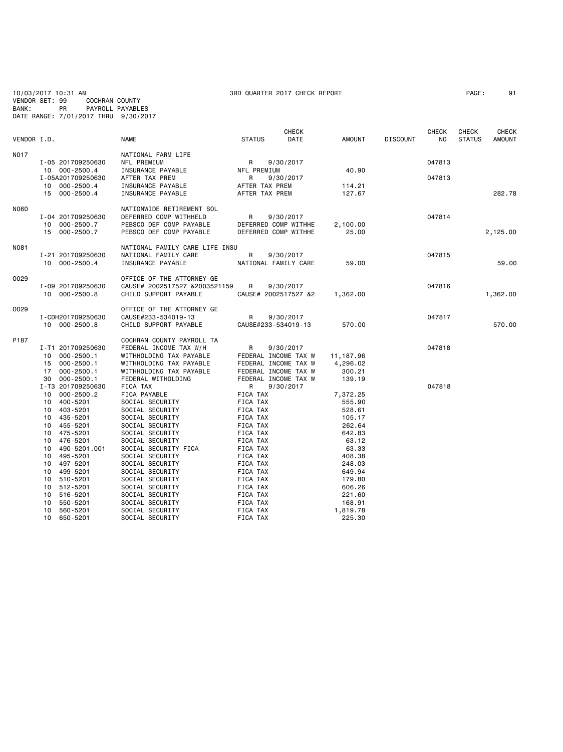10/03/2017 10:31 AM 3RD QUARTER 2017 CHECK REPORT PAGE: 91
VENDOR SET: 99 COCHRAN COUNTY
BANK: PR PAYROLL PAYABLES
DATE RANGE: 7/01/2017 THRU 9/30/2017

| VENDOR I.D. | | NAME | STATUS | CHECK DATE | AMOUNT | DISCOUNT | CHECK NO | CHECK STATUS | CHECK AMOUNT |
|---|---|---|---|---|---|---|---|---|---|
| N017 | | NATIONAL FARM LIFE | | | | | | | |
| | I-05 201709250630 | NFL PREMIUM | R | 9/30/2017 | | | 047813 | | |
| | 10 000-2500.4 | INSURANCE PAYABLE | NFL PREMIUM | | 40.90 | | | | |
| | I-05A201709250630 | AFTER TAX PREM | R | 9/30/2017 | | | 047813 | | |
| | 10 000-2500.4 | INSURANCE PAYABLE | AFTER TAX PREM | | 114.21 | | | | |
| | 15 000-2500.4 | INSURANCE PAYABLE | AFTER TAX PREM | | 127.67 | | | | 282.78 |
| N060 | | NATIONWIDE RETIREMENT SOL | | | | | | | |
| | I-04 201709250630 | DEFERRED COMP WITHHELD | R | 9/30/2017 | | | 047814 | | |
| | 10 000-2500.7 | PEBSCO DEF COMP PAYABLE | DEFERRED COMP WITHHE | | 2,100.00 | | | | |
| | 15 000-2500.7 | PEBSCO DEF COMP PAYABLE | DEFERRED COMP WITHHE | | 25.00 | | | | 2,125.00 |
| N081 | | NATIONAL FAMILY CARE LIFE INSU | | | | | | | |
| | I-21 201709250630 | NATIONAL FAMILY CARE | R | 9/30/2017 | | | 047815 | | |
| | 10 000-2500.4 | INSURANCE PAYABLE | NATIONAL FAMILY CARE | | 59.00 | | | | 59.00 |
| O029 | | OFFICE OF THE ATTORNEY GE | | | | | | | |
| | I-09 201709250630 | CAUSE# 2002517527 &2003521159 | R | 9/30/2017 | | | 047816 | | |
| | 10 000-2500.8 | CHILD SUPPORT PAYABLE | CAUSE# 2002517527 &2 | | 1,362.00 | | | | 1,362.00 |
| O029 | | OFFICE OF THE ATTORNEY GE | | | | | | | |
| | I-CDH201709250630 | CAUSE#233-534019-13 | R | 9/30/2017 | | | 047817 | | |
| | 10 000-2500.8 | CHILD SUPPORT PAYABLE | CAUSE#233-534019-13 | | 570.00 | | | | 570.00 |
| P187 | | COCHRAN COUNTY PAYROLL TA | | | | | | | |
| | I-T1 201709250630 | FEDERAL INCOME TAX W/H | R | 9/30/2017 | | | 047818 | | |
| | 10 000-2500.1 | WITHHOLDING TAX PAYABLE | FEDERAL INCOME TAX W | | 11,187.96 | | | | |
| | 15 000-2500.1 | WITHHOLDING TAX PAYABLE | FEDERAL INCOME TAX W | | 4,296.02 | | | | |
| | 17 000-2500.1 | WITHHOLDING TAX PAYABLE | FEDERAL INCOME TAX W | | 300.21 | | | | |
| | 30 000-2500.1 | FEDERAL WITHOLDING | FEDERAL INCOME TAX W | | 139.19 | | | | |
| | I-T3 201709250630 | FICA TAX | R | 9/30/2017 | | | 047818 | | |
| | 10 000-2500.2 | FICA PAYABLE | FICA TAX | | 7,372.25 | | | | |
| | 10 400-5201 | SOCIAL SECURITY | FICA TAX | | 555.90 | | | | |
| | 10 403-5201 | SOCIAL SECURITY | FICA TAX | | 528.61 | | | | |
| | 10 435-5201 | SOCIAL SECURITY | FICA TAX | | 105.17 | | | | |
| | 10 455-5201 | SOCIAL SECURITY | FICA TAX | | 262.64 | | | | |
| | 10 475-5201 | SOCIAL SECURITY | FICA TAX | | 642.83 | | | | |
| | 10 476-5201 | SOCIAL SECURITY | FICA TAX | | 63.12 | | | | |
| | 10 490-5201.001 | SOCIAL SECURITY FICA | FICA TAX | | 63.33 | | | | |
| | 10 495-5201 | SOCIAL SECURITY | FICA TAX | | 408.38 | | | | |
| | 10 497-5201 | SOCIAL SECURITY | FICA TAX | | 248.03 | | | | |
| | 10 499-5201 | SOCIAL SECURITY | FICA TAX | | 649.94 | | | | |
| | 10 510-5201 | SOCIAL SECURITY | FICA TAX | | 179.80 | | | | |
| | 10 512-5201 | SOCIAL SECURITY | FICA TAX | | 606.26 | | | | |
| | 10 516-5201 | SOCIAL SECURITY | FICA TAX | | 221.60 | | | | |
| | 10 550-5201 | SOCIAL SECURITY | FICA TAX | | 168.91 | | | | |
| | 10 560-5201 | SOCIAL SECURITY | FICA TAX | | 1,819.78 | | | | |
| | 10 650-5201 | SOCIAL SECURITY | FICA TAX | | 225.30 | | | | |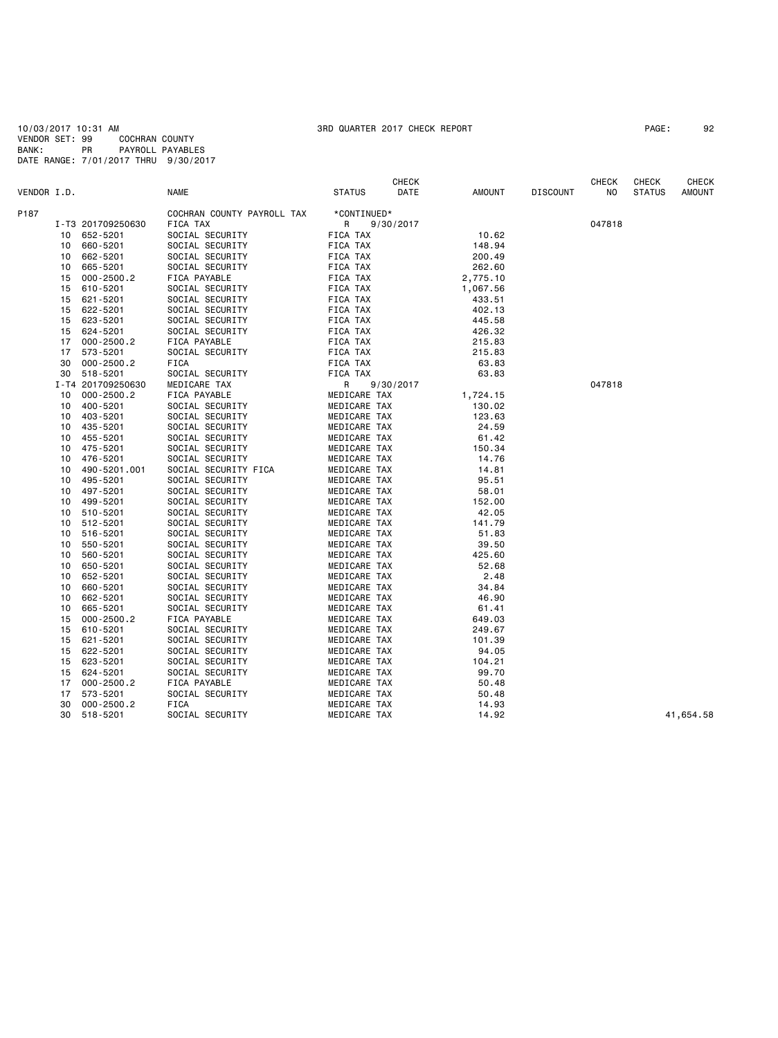10/03/2017 10:31 AM  3RD QUARTER 2017 CHECK REPORT  PAGE: 92
VENDOR SET: 99  COCHRAN COUNTY
BANK: PR  PAYROLL PAYABLES
DATE RANGE: 7/01/2017 THRU 9/30/2017

| VENDOR I.D. | | NAME | STATUS | CHECK DATE | AMOUNT | DISCOUNT | CHECK NO | CHECK STATUS | CHECK AMOUNT |
|---|---|---|---|---|---|---|---|---|---|
| P187 | | COCHRAN COUNTY PAYROLL TAX | *CONTINUED* | | | | | | |
| | I-T3 201709250630 | FICA TAX | R | 9/30/2017 | | | 047818 | | |
| | 10 652-5201 | SOCIAL SECURITY | FICA TAX | | 10.62 | | | | |
| | 10 660-5201 | SOCIAL SECURITY | FICA TAX | | 148.94 | | | | |
| | 10 662-5201 | SOCIAL SECURITY | FICA TAX | | 200.49 | | | | |
| | 10 665-5201 | SOCIAL SECURITY | FICA TAX | | 262.60 | | | | |
| | 15 000-2500.2 | FICA PAYABLE | FICA TAX | | 2,775.10 | | | | |
| | 15 610-5201 | SOCIAL SECURITY | FICA TAX | | 1,067.56 | | | | |
| | 15 621-5201 | SOCIAL SECURITY | FICA TAX | | 433.51 | | | | |
| | 15 622-5201 | SOCIAL SECURITY | FICA TAX | | 402.13 | | | | |
| | 15 623-5201 | SOCIAL SECURITY | FICA TAX | | 445.58 | | | | |
| | 15 624-5201 | SOCIAL SECURITY | FICA TAX | | 426.32 | | | | |
| | 17 000-2500.2 | FICA PAYABLE | FICA TAX | | 215.83 | | | | |
| | 17 573-5201 | SOCIAL SECURITY | FICA TAX | | 215.83 | | | | |
| | 30 000-2500.2 | FICA | FICA TAX | | 63.83 | | | | |
| | 30 518-5201 | SOCIAL SECURITY | FICA TAX | | 63.83 | | | | |
| | I-T4 201709250630 | MEDICARE TAX | R | 9/30/2017 | | | 047818 | | |
| | 10 000-2500.2 | FICA PAYABLE | MEDICARE TAX | | 1,724.15 | | | | |
| | 10 400-5201 | SOCIAL SECURITY | MEDICARE TAX | | 130.02 | | | | |
| | 10 403-5201 | SOCIAL SECURITY | MEDICARE TAX | | 123.63 | | | | |
| | 10 435-5201 | SOCIAL SECURITY | MEDICARE TAX | | 24.59 | | | | |
| | 10 455-5201 | SOCIAL SECURITY | MEDICARE TAX | | 61.42 | | | | |
| | 10 475-5201 | SOCIAL SECURITY | MEDICARE TAX | | 150.34 | | | | |
| | 10 476-5201 | SOCIAL SECURITY | MEDICARE TAX | | 14.76 | | | | |
| | 10 490-5201.001 | SOCIAL SECURITY FICA | MEDICARE TAX | | 14.81 | | | | |
| | 10 495-5201 | SOCIAL SECURITY | MEDICARE TAX | | 95.51 | | | | |
| | 10 497-5201 | SOCIAL SECURITY | MEDICARE TAX | | 58.01 | | | | |
| | 10 499-5201 | SOCIAL SECURITY | MEDICARE TAX | | 152.00 | | | | |
| | 10 510-5201 | SOCIAL SECURITY | MEDICARE TAX | | 42.05 | | | | |
| | 10 512-5201 | SOCIAL SECURITY | MEDICARE TAX | | 141.79 | | | | |
| | 10 516-5201 | SOCIAL SECURITY | MEDICARE TAX | | 51.83 | | | | |
| | 10 550-5201 | SOCIAL SECURITY | MEDICARE TAX | | 39.50 | | | | |
| | 10 560-5201 | SOCIAL SECURITY | MEDICARE TAX | | 425.60 | | | | |
| | 10 650-5201 | SOCIAL SECURITY | MEDICARE TAX | | 52.68 | | | | |
| | 10 652-5201 | SOCIAL SECURITY | MEDICARE TAX | | 2.48 | | | | |
| | 10 660-5201 | SOCIAL SECURITY | MEDICARE TAX | | 34.84 | | | | |
| | 10 662-5201 | SOCIAL SECURITY | MEDICARE TAX | | 46.90 | | | | |
| | 10 665-5201 | SOCIAL SECURITY | MEDICARE TAX | | 61.41 | | | | |
| | 15 000-2500.2 | FICA PAYABLE | MEDICARE TAX | | 649.03 | | | | |
| | 15 610-5201 | SOCIAL SECURITY | MEDICARE TAX | | 249.67 | | | | |
| | 15 621-5201 | SOCIAL SECURITY | MEDICARE TAX | | 101.39 | | | | |
| | 15 622-5201 | SOCIAL SECURITY | MEDICARE TAX | | 94.05 | | | | |
| | 15 623-5201 | SOCIAL SECURITY | MEDICARE TAX | | 104.21 | | | | |
| | 15 624-5201 | SOCIAL SECURITY | MEDICARE TAX | | 99.70 | | | | |
| | 17 000-2500.2 | FICA PAYABLE | MEDICARE TAX | | 50.48 | | | | |
| | 17 573-5201 | SOCIAL SECURITY | MEDICARE TAX | | 50.48 | | | | |
| | 30 000-2500.2 | FICA | MEDICARE TAX | | 14.93 | | | | |
| | 30 518-5201 | SOCIAL SECURITY | MEDICARE TAX | | 14.92 | | | | 41,654.58 |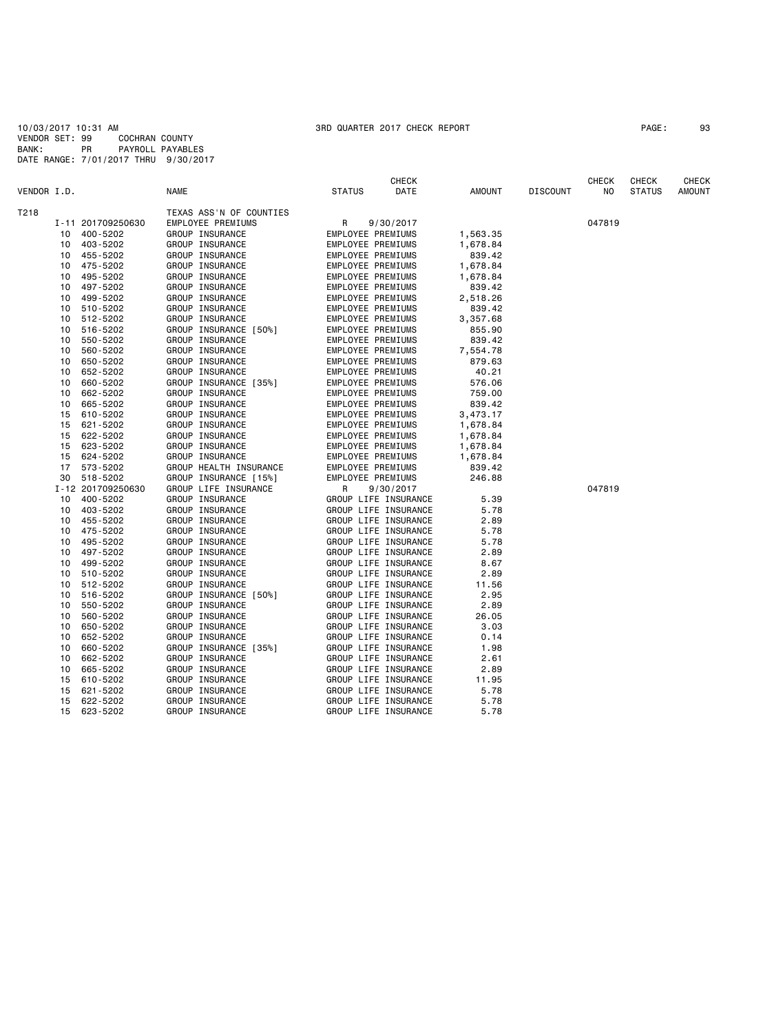10/03/2017 10:31 AM 3RD QUARTER 2017 CHECK REPORT

VENDOR SET: 99 COCHRAN COUNTY
BANK: PR PAYROLL PAYABLES
DATE RANGE: 7/01/2017 THRU 9/30/2017

| VENDOR I.D. | | NAME | STATUS | CHECK DATE | AMOUNT | DISCOUNT | CHECK NO | CHECK STATUS | CHECK AMOUNT |
|---|---|---|---|---|---|---|---|---|---|
| T218 | | TEXAS ASS'N OF COUNTIES | | | | | | | |
| | I-11 201709250630 | EMPLOYEE PREMIUMS | R | 9/30/2017 | | | 047819 | | |
| | 10 400-5202 | GROUP INSURANCE | EMPLOYEE PREMIUMS | | 1,563.35 | | | | |
| | 10 403-5202 | GROUP INSURANCE | EMPLOYEE PREMIUMS | | 1,678.84 | | | | |
| | 10 455-5202 | GROUP INSURANCE | EMPLOYEE PREMIUMS | | 839.42 | | | | |
| | 10 475-5202 | GROUP INSURANCE | EMPLOYEE PREMIUMS | | 1,678.84 | | | | |
| | 10 495-5202 | GROUP INSURANCE | EMPLOYEE PREMIUMS | | 1,678.84 | | | | |
| | 10 497-5202 | GROUP INSURANCE | EMPLOYEE PREMIUMS | | 839.42 | | | | |
| | 10 499-5202 | GROUP INSURANCE | EMPLOYEE PREMIUMS | | 2,518.26 | | | | |
| | 10 510-5202 | GROUP INSURANCE | EMPLOYEE PREMIUMS | | 839.42 | | | | |
| | 10 512-5202 | GROUP INSURANCE | EMPLOYEE PREMIUMS | | 3,357.68 | | | | |
| | 10 516-5202 | GROUP INSURANCE [50%] | EMPLOYEE PREMIUMS | | 855.90 | | | | |
| | 10 550-5202 | GROUP INSURANCE | EMPLOYEE PREMIUMS | | 839.42 | | | | |
| | 10 560-5202 | GROUP INSURANCE | EMPLOYEE PREMIUMS | | 7,554.78 | | | | |
| | 10 650-5202 | GROUP INSURANCE | EMPLOYEE PREMIUMS | | 879.63 | | | | |
| | 10 652-5202 | GROUP INSURANCE | EMPLOYEE PREMIUMS | | 40.21 | | | | |
| | 10 660-5202 | GROUP INSURANCE [35%] | EMPLOYEE PREMIUMS | | 576.06 | | | | |
| | 10 662-5202 | GROUP INSURANCE | EMPLOYEE PREMIUMS | | 759.00 | | | | |
| | 10 665-5202 | GROUP INSURANCE | EMPLOYEE PREMIUMS | | 839.42 | | | | |
| | 15 610-5202 | GROUP INSURANCE | EMPLOYEE PREMIUMS | | 3,473.17 | | | | |
| | 15 621-5202 | GROUP INSURANCE | EMPLOYEE PREMIUMS | | 1,678.84 | | | | |
| | 15 622-5202 | GROUP INSURANCE | EMPLOYEE PREMIUMS | | 1,678.84 | | | | |
| | 15 623-5202 | GROUP INSURANCE | EMPLOYEE PREMIUMS | | 1,678.84 | | | | |
| | 15 624-5202 | GROUP INSURANCE | EMPLOYEE PREMIUMS | | 1,678.84 | | | | |
| | 17 573-5202 | GROUP HEALTH INSURANCE | EMPLOYEE PREMIUMS | | 839.42 | | | | |
| | 30 518-5202 | GROUP INSURANCE [15%] | EMPLOYEE PREMIUMS | | 246.88 | | | | |
| | I-12 201709250630 | GROUP LIFE INSURANCE | R | 9/30/2017 | | | 047819 | | |
| | 10 400-5202 | GROUP INSURANCE | GROUP LIFE INSURANCE | | 5.39 | | | | |
| | 10 403-5202 | GROUP INSURANCE | GROUP LIFE INSURANCE | | 5.78 | | | | |
| | 10 455-5202 | GROUP INSURANCE | GROUP LIFE INSURANCE | | 2.89 | | | | |
| | 10 475-5202 | GROUP INSURANCE | GROUP LIFE INSURANCE | | 5.78 | | | | |
| | 10 495-5202 | GROUP INSURANCE | GROUP LIFE INSURANCE | | 5.78 | | | | |
| | 10 497-5202 | GROUP INSURANCE | GROUP LIFE INSURANCE | | 2.89 | | | | |
| | 10 499-5202 | GROUP INSURANCE | GROUP LIFE INSURANCE | | 8.67 | | | | |
| | 10 510-5202 | GROUP INSURANCE | GROUP LIFE INSURANCE | | 2.89 | | | | |
| | 10 512-5202 | GROUP INSURANCE | GROUP LIFE INSURANCE | | 11.56 | | | | |
| | 10 516-5202 | GROUP INSURANCE [50%] | GROUP LIFE INSURANCE | | 2.95 | | | | |
| | 10 550-5202 | GROUP INSURANCE | GROUP LIFE INSURANCE | | 2.89 | | | | |
| | 10 560-5202 | GROUP INSURANCE | GROUP LIFE INSURANCE | | 26.05 | | | | |
| | 10 650-5202 | GROUP INSURANCE | GROUP LIFE INSURANCE | | 3.03 | | | | |
| | 10 652-5202 | GROUP INSURANCE | GROUP LIFE INSURANCE | | 0.14 | | | | |
| | 10 660-5202 | GROUP INSURANCE [35%] | GROUP LIFE INSURANCE | | 1.98 | | | | |
| | 10 662-5202 | GROUP INSURANCE | GROUP LIFE INSURANCE | | 2.61 | | | | |
| | 10 665-5202 | GROUP INSURANCE | GROUP LIFE INSURANCE | | 2.89 | | | | |
| | 15 610-5202 | GROUP INSURANCE | GROUP LIFE INSURANCE | | 11.95 | | | | |
| | 15 621-5202 | GROUP INSURANCE | GROUP LIFE INSURANCE | | 5.78 | | | | |
| | 15 622-5202 | GROUP INSURANCE | GROUP LIFE INSURANCE | | 5.78 | | | | |
| | 15 623-5202 | GROUP INSURANCE | GROUP LIFE INSURANCE | | 5.78 | | | | |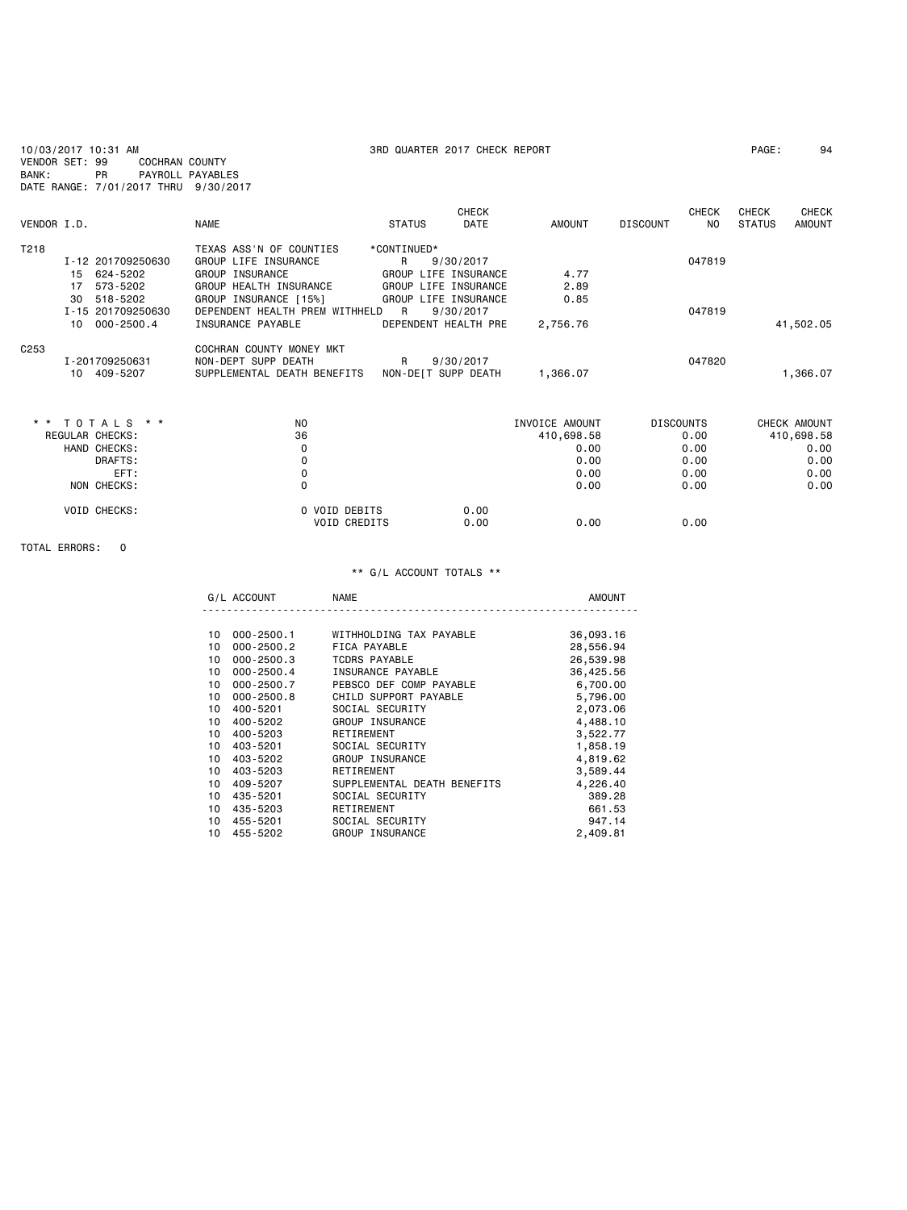10/03/2017 10:31 AM 3RD QUARTER 2017 CHECK REPORT
VENDOR SET: 99 COCHRAN COUNTY
BANK: PR PAYROLL PAYABLES
DATE RANGE: 7/01/2017 THRU 9/30/2017

| VENDOR I.D. | | NAME | STATUS | CHECK DATE | AMOUNT | DISCOUNT | CHECK NO | CHECK STATUS | CHECK AMOUNT |
|---|---|---|---|---|---|---|---|---|---|
| T218 | | TEXAS ASS'N OF COUNTIES | *CONTINUED* | | | | | | |
| | I-12 201709250630 | GROUP LIFE INSURANCE | R | 9/30/2017 | | | 047819 | | |
| | 15 624-5202 | GROUP INSURANCE | GROUP LIFE INSURANCE | | 4.77 | | | | |
| | 17 573-5202 | GROUP HEALTH INSURANCE | GROUP LIFE INSURANCE | | 2.89 | | | | |
| | 30 518-5202 | GROUP INSURANCE [15%] | GROUP LIFE INSURANCE | | 0.85 | | | | |
| | I-15 201709250630 | DEPENDENT HEALTH PREM WITHHELD | R | 9/30/2017 | | | 047819 | | |
| | 10 000-2500.4 | INSURANCE PAYABLE | DEPENDENT HEALTH PRE | | 2,756.76 | | | | 41,502.05 |
| C253 | | COCHRAN COUNTY MONEY MKT | | | | | | | |
| | I-201709250631 | NON-DEPT SUPP DEATH | R | 9/30/2017 | | | 047820 | | |
| | 10 409-5207 | SUPPLEMENTAL DEATH BENEFITS | NON-DE[T SUPP DEATH | | 1,366.07 | | | | 1,366.07 |

| ** TOTALS ** | NO | | INVOICE AMOUNT | DISCOUNTS | CHECK AMOUNT |
|---|---|---|---|---|---|
| REGULAR CHECKS: | 36 | | 410,698.58 | 0.00 | 410,698.58 |
| HAND CHECKS: | 0 | | 0.00 | 0.00 | 0.00 |
| DRAFTS: | 0 | | 0.00 | 0.00 | 0.00 |
| EFT: | 0 | | 0.00 | 0.00 | 0.00 |
| NON CHECKS: | 0 | | 0.00 | 0.00 | 0.00 |
| VOID CHECKS: | 0 VOID DEBITS | 0.00 | | | |
| | VOID CREDITS | 0.00 | 0.00 | 0.00 | |

TOTAL ERRORS: 0

** G/L ACCOUNT TOTALS **

| G/L ACCOUNT | NAME | AMOUNT |
|---|---|---|
| 10 000-2500.1 | WITHHOLDING TAX PAYABLE | 36,093.16 |
| 10 000-2500.2 | FICA PAYABLE | 28,556.94 |
| 10 000-2500.3 | TCDRS PAYABLE | 26,539.98 |
| 10 000-2500.4 | INSURANCE PAYABLE | 36,425.56 |
| 10 000-2500.7 | PEBSCO DEF COMP PAYABLE | 6,700.00 |
| 10 000-2500.8 | CHILD SUPPORT PAYABLE | 5,796.00 |
| 10 400-5201 | SOCIAL SECURITY | 2,073.06 |
| 10 400-5202 | GROUP INSURANCE | 4,488.10 |
| 10 400-5203 | RETIREMENT | 3,522.77 |
| 10 403-5201 | SOCIAL SECURITY | 1,858.19 |
| 10 403-5202 | GROUP INSURANCE | 4,819.62 |
| 10 403-5203 | RETIREMENT | 3,589.44 |
| 10 409-5207 | SUPPLEMENTAL DEATH BENEFITS | 4,226.40 |
| 10 435-5201 | SOCIAL SECURITY | 389.28 |
| 10 435-5203 | RETIREMENT | 661.53 |
| 10 455-5201 | SOCIAL SECURITY | 947.14 |
| 10 455-5202 | GROUP INSURANCE | 2,409.81 |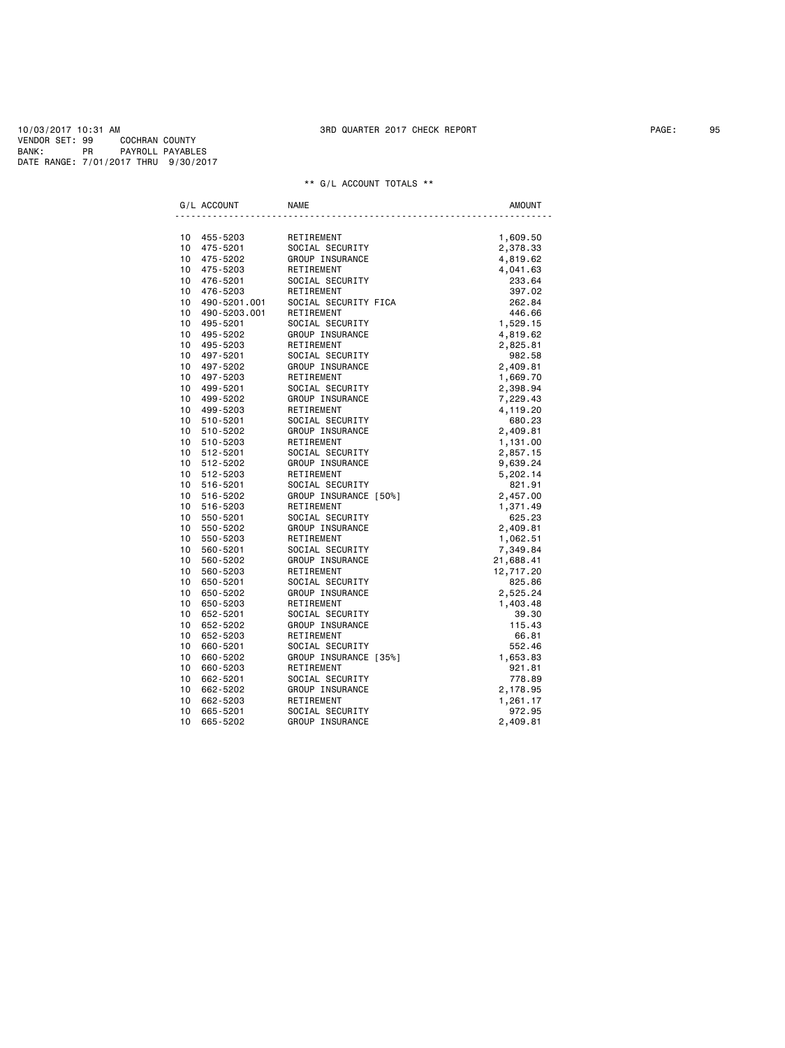10/03/2017 10:31 AM 3RD QUARTER 2017 CHECK REPORT
VENDOR SET: 99 COCHRAN COUNTY
BANK: PR PAYROLL PAYABLES
DATE RANGE: 7/01/2017 THRU 9/30/2017

** G/L ACCOUNT TOTALS **

| G/L ACCOUNT | | NAME | AMOUNT |
|---|---|---|---|
| 10 | 455-5203 | RETIREMENT | 1,609.50 |
| 10 | 475-5201 | SOCIAL SECURITY | 2,378.33 |
| 10 | 475-5202 | GROUP INSURANCE | 4,819.62 |
| 10 | 475-5203 | RETIREMENT | 4,041.63 |
| 10 | 476-5201 | SOCIAL SECURITY | 233.64 |
| 10 | 476-5203 | RETIREMENT | 397.02 |
| 10 | 490-5201.001 | SOCIAL SECURITY FICA | 262.84 |
| 10 | 490-5203.001 | RETIREMENT | 446.66 |
| 10 | 495-5201 | SOCIAL SECURITY | 1,529.15 |
| 10 | 495-5202 | GROUP INSURANCE | 4,819.62 |
| 10 | 495-5203 | RETIREMENT | 2,825.81 |
| 10 | 497-5201 | SOCIAL SECURITY | 982.58 |
| 10 | 497-5202 | GROUP INSURANCE | 2,409.81 |
| 10 | 497-5203 | RETIREMENT | 1,669.70 |
| 10 | 499-5201 | SOCIAL SECURITY | 2,398.94 |
| 10 | 499-5202 | GROUP INSURANCE | 7,229.43 |
| 10 | 499-5203 | RETIREMENT | 4,119.20 |
| 10 | 510-5201 | SOCIAL SECURITY | 680.23 |
| 10 | 510-5202 | GROUP INSURANCE | 2,409.81 |
| 10 | 510-5203 | RETIREMENT | 1,131.00 |
| 10 | 512-5201 | SOCIAL SECURITY | 2,857.15 |
| 10 | 512-5202 | GROUP INSURANCE | 9,639.24 |
| 10 | 512-5203 | RETIREMENT | 5,202.14 |
| 10 | 516-5201 | SOCIAL SECURITY | 821.91 |
| 10 | 516-5202 | GROUP INSURANCE [50%] | 2,457.00 |
| 10 | 516-5203 | RETIREMENT | 1,371.49 |
| 10 | 550-5201 | SOCIAL SECURITY | 625.23 |
| 10 | 550-5202 | GROUP INSURANCE | 2,409.81 |
| 10 | 550-5203 | RETIREMENT | 1,062.51 |
| 10 | 560-5201 | SOCIAL SECURITY | 7,349.84 |
| 10 | 560-5202 | GROUP INSURANCE | 21,688.41 |
| 10 | 560-5203 | RETIREMENT | 12,717.20 |
| 10 | 650-5201 | SOCIAL SECURITY | 825.86 |
| 10 | 650-5202 | GROUP INSURANCE | 2,525.24 |
| 10 | 650-5203 | RETIREMENT | 1,403.48 |
| 10 | 652-5201 | SOCIAL SECURITY | 39.30 |
| 10 | 652-5202 | GROUP INSURANCE | 115.43 |
| 10 | 652-5203 | RETIREMENT | 66.81 |
| 10 | 660-5201 | SOCIAL SECURITY | 552.46 |
| 10 | 660-5202 | GROUP INSURANCE [35%] | 1,653.83 |
| 10 | 660-5203 | RETIREMENT | 921.81 |
| 10 | 662-5201 | SOCIAL SECURITY | 778.89 |
| 10 | 662-5202 | GROUP INSURANCE | 2,178.95 |
| 10 | 662-5203 | RETIREMENT | 1,261.17 |
| 10 | 665-5201 | SOCIAL SECURITY | 972.95 |
| 10 | 665-5202 | GROUP INSURANCE | 2,409.81 |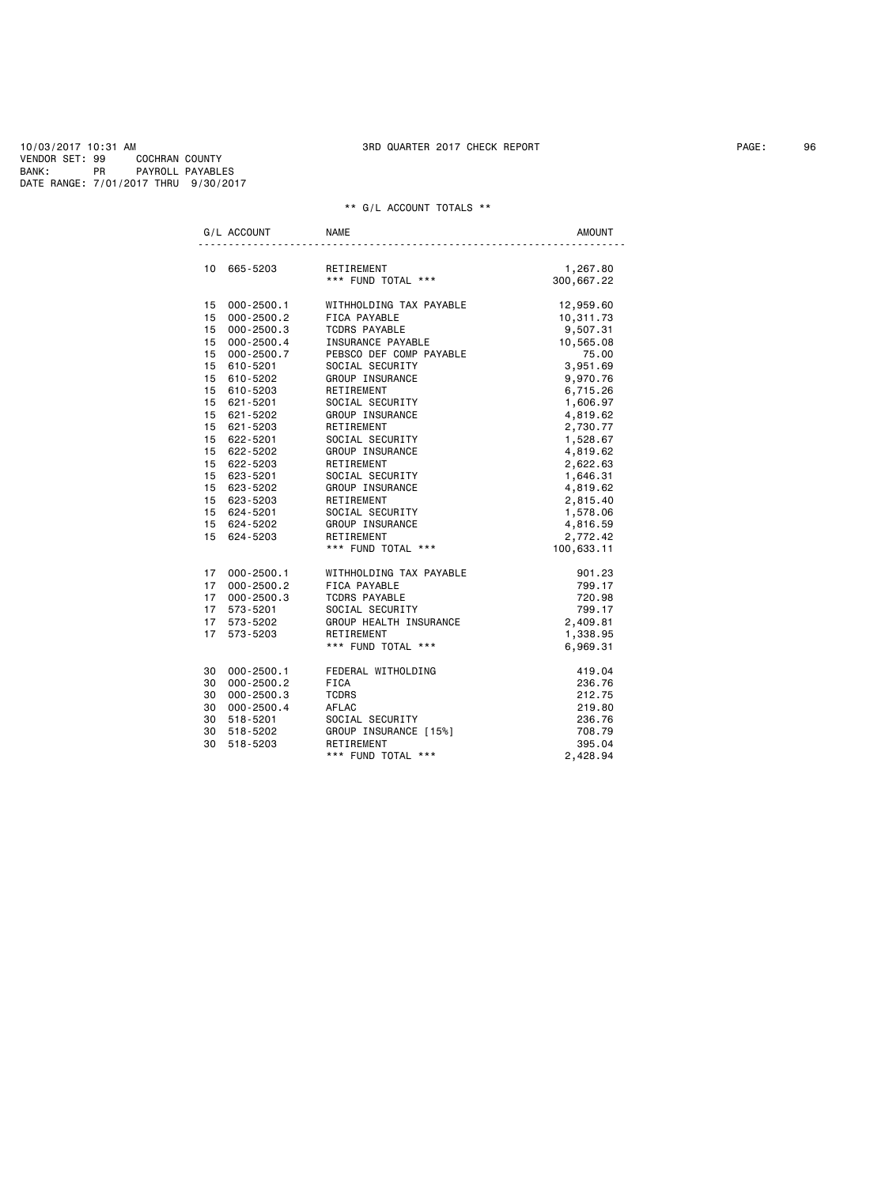10/03/2017 10:31 AM 3RD QUARTER 2017 CHECK REPORT

VENDOR SET: 99 COCHRAN COUNTY
BANK: PR PAYROLL PAYABLES
DATE RANGE: 7/01/2017 THRU 9/30/2017

** G/L ACCOUNT TOTALS **

| G/L ACCOUNT | | NAME | AMOUNT |
|---|---|---|---|
| 10 | 665-5203 | RETIREMENT | 1,267.80 |
| | | *** FUND TOTAL *** | 300,667.22 |
| 15 | 000-2500.1 | WITHHOLDING TAX PAYABLE | 12,959.60 |
| 15 | 000-2500.2 | FICA PAYABLE | 10,311.73 |
| 15 | 000-2500.3 | TCDRS PAYABLE | 9,507.31 |
| 15 | 000-2500.4 | INSURANCE PAYABLE | 10,565.08 |
| 15 | 000-2500.7 | PEBSCO DEF COMP PAYABLE | 75.00 |
| 15 | 610-5201 | SOCIAL SECURITY | 3,951.69 |
| 15 | 610-5202 | GROUP INSURANCE | 9,970.76 |
| 15 | 610-5203 | RETIREMENT | 6,715.26 |
| 15 | 621-5201 | SOCIAL SECURITY | 1,606.97 |
| 15 | 621-5202 | GROUP INSURANCE | 4,819.62 |
| 15 | 621-5203 | RETIREMENT | 2,730.77 |
| 15 | 622-5201 | SOCIAL SECURITY | 1,528.67 |
| 15 | 622-5202 | GROUP INSURANCE | 4,819.62 |
| 15 | 622-5203 | RETIREMENT | 2,622.63 |
| 15 | 623-5201 | SOCIAL SECURITY | 1,646.31 |
| 15 | 623-5202 | GROUP INSURANCE | 4,819.62 |
| 15 | 623-5203 | RETIREMENT | 2,815.40 |
| 15 | 624-5201 | SOCIAL SECURITY | 1,578.06 |
| 15 | 624-5202 | GROUP INSURANCE | 4,816.59 |
| 15 | 624-5203 | RETIREMENT | 2,772.42 |
| | | *** FUND TOTAL *** | 100,633.11 |
| 17 | 000-2500.1 | WITHHOLDING TAX PAYABLE | 901.23 |
| 17 | 000-2500.2 | FICA PAYABLE | 799.17 |
| 17 | 000-2500.3 | TCDRS PAYABLE | 720.98 |
| 17 | 573-5201 | SOCIAL SECURITY | 799.17 |
| 17 | 573-5202 | GROUP HEALTH INSURANCE | 2,409.81 |
| 17 | 573-5203 | RETIREMENT | 1,338.95 |
| | | *** FUND TOTAL *** | 6,969.31 |
| 30 | 000-2500.1 | FEDERAL WITHOLDING | 419.04 |
| 30 | 000-2500.2 | FICA | 236.76 |
| 30 | 000-2500.3 | TCDRS | 212.75 |
| 30 | 000-2500.4 | AFLAC | 219.80 |
| 30 | 518-5201 | SOCIAL SECURITY | 236.76 |
| 30 | 518-5202 | GROUP INSURANCE [15%] | 708.79 |
| 30 | 518-5203 | RETIREMENT | 395.04 |
| | | *** FUND TOTAL *** | 2,428.94 |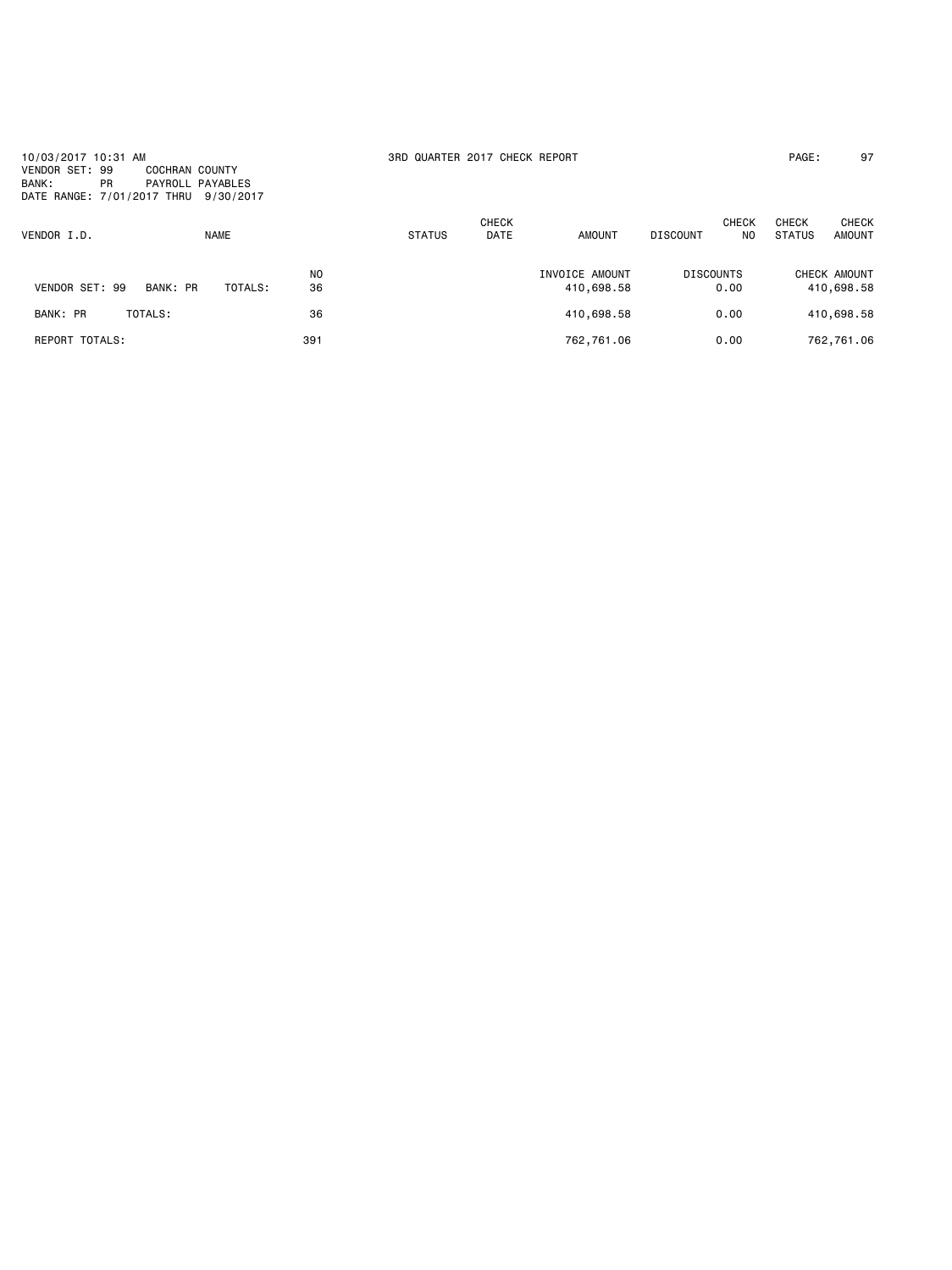10/03/2017 10:31 AM — 3RD QUARTER 2017 CHECK REPORT

VENDOR SET: 99 COCHRAN COUNTY
BANK: PR PAYROLL PAYABLES
DATE RANGE: 7/01/2017 THRU 9/30/2017

| VENDOR I.D. | NAME | | STATUS | CHECK DATE | AMOUNT | DISCOUNT | CHECK NO | CHECK STATUS | CHECK AMOUNT |
|---|---|---|---|---|---|---|---|---|---|
| | | NO | | | INVOICE AMOUNT | DISCOUNTS | | | CHECK AMOUNT |
| VENDOR SET: 99 BANK: PR | TOTALS: | 36 | | | 410,698.58 | 0.00 | | | 410,698.58 |
| BANK: PR | TOTALS: | 36 | | | 410,698.58 | 0.00 | | | 410,698.58 |
| REPORT TOTALS: | | 391 | | | 762,761.06 | 0.00 | | | 762,761.06 |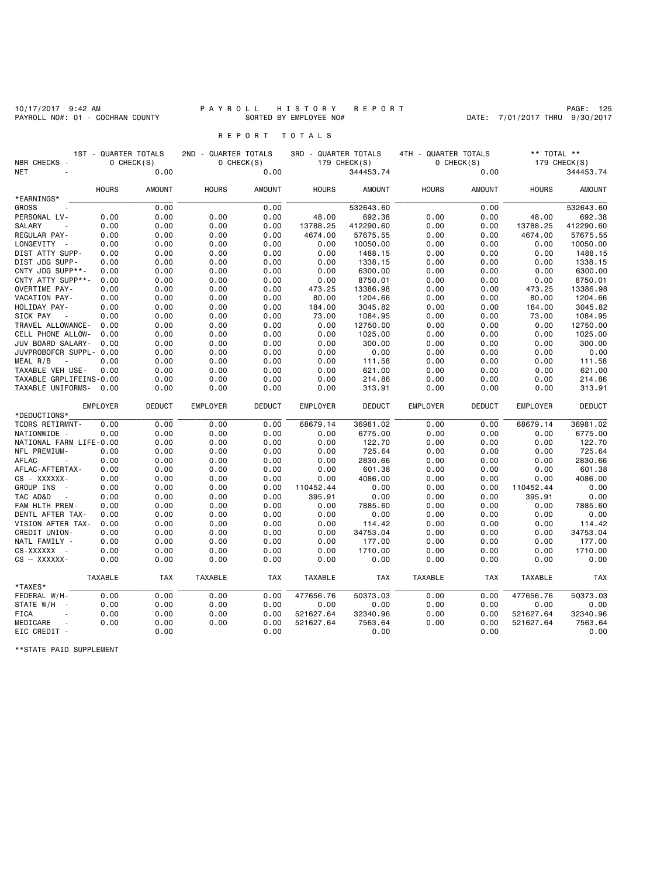10/17/2017 9:42 AM PAYROLL HISTORY REPORT PAGE: 125
PAYROLL NO#: 01 - COCHRAN COUNTY SORTED BY EMPLOYEE NO# DATE: 7/01/2017 THRU 9/30/2017

# REPORT TOTALS

| | 1ST - QUARTER TOTALS | | 2ND - QUARTER TOTALS | | 3RD - QUARTER TOTALS | | 4TH - QUARTER TOTALS | | ** TOTAL ** | |
|---|---|---|---|---|---|---|---|---|---|---|
| NBR CHECKS - | | 0 CHECK(S) | | 0 CHECK(S) | | 179 CHECK(S) | | 0 CHECK(S) | | 179 CHECK(S) |
| NET - | | 0.00 | | 0.00 | | 344453.74 | | 0.00 | | 344453.74 |
| | HOURS | AMOUNT | HOURS | AMOUNT | HOURS | AMOUNT | HOURS | AMOUNT | HOURS | AMOUNT |
| *EARNINGS* | | | | | | | | | | |
| GROSS - | | 0.00 | | 0.00 | | 532643.60 | | 0.00 | | 532643.60 |
| PERSONAL LV- | 0.00 | 0.00 | 0.00 | 0.00 | 48.00 | 692.38 | 0.00 | 0.00 | 48.00 | 692.38 |
| SALARY - | 0.00 | 0.00 | 0.00 | 0.00 | 13788.25 | 412290.60 | 0.00 | 0.00 | 13788.25 | 412290.60 |
| REGULAR PAY- | 0.00 | 0.00 | 0.00 | 0.00 | 4674.00 | 57675.55 | 0.00 | 0.00 | 4674.00 | 57675.55 |
| LONGEVITY - | 0.00 | 0.00 | 0.00 | 0.00 | 0.00 | 10050.00 | 0.00 | 0.00 | 0.00 | 10050.00 |
| DIST ATTY SUPP- | 0.00 | 0.00 | 0.00 | 0.00 | 0.00 | 1488.15 | 0.00 | 0.00 | 0.00 | 1488.15 |
| DIST JDG SUPP- | 0.00 | 0.00 | 0.00 | 0.00 | 0.00 | 1338.15 | 0.00 | 0.00 | 0.00 | 1338.15 |
| CNTY JDG SUPP**- | 0.00 | 0.00 | 0.00 | 0.00 | 0.00 | 6300.00 | 0.00 | 0.00 | 0.00 | 6300.00 |
| CNTY ATTY SUPP**- | 0.00 | 0.00 | 0.00 | 0.00 | 0.00 | 8750.01 | 0.00 | 0.00 | 0.00 | 8750.01 |
| OVERTIME PAY- | 0.00 | 0.00 | 0.00 | 0.00 | 473.25 | 13386.98 | 0.00 | 0.00 | 473.25 | 13386.98 |
| VACATION PAY- | 0.00 | 0.00 | 0.00 | 0.00 | 80.00 | 1204.66 | 0.00 | 0.00 | 80.00 | 1204.66 |
| HOLIDAY PAY- | 0.00 | 0.00 | 0.00 | 0.00 | 184.00 | 3045.82 | 0.00 | 0.00 | 184.00 | 3045.82 |
| SICK PAY - | 0.00 | 0.00 | 0.00 | 0.00 | 73.00 | 1084.95 | 0.00 | 0.00 | 73.00 | 1084.95 |
| TRAVEL ALLOWANCE- | 0.00 | 0.00 | 0.00 | 0.00 | 0.00 | 12750.00 | 0.00 | 0.00 | 0.00 | 12750.00 |
| CELL PHONE ALLOW- | 0.00 | 0.00 | 0.00 | 0.00 | 0.00 | 1025.00 | 0.00 | 0.00 | 0.00 | 1025.00 |
| JUV BOARD SALARY- | 0.00 | 0.00 | 0.00 | 0.00 | 0.00 | 300.00 | 0.00 | 0.00 | 0.00 | 300.00 |
| JUVPROBOFCR SUPPL- | 0.00 | 0.00 | 0.00 | 0.00 | 0.00 | 0.00 | 0.00 | 0.00 | 0.00 | 0.00 |
| MEAL R/B - | 0.00 | 0.00 | 0.00 | 0.00 | 0.00 | 111.58 | 0.00 | 0.00 | 0.00 | 111.58 |
| TAXABLE VEH USE- | 0.00 | 0.00 | 0.00 | 0.00 | 0.00 | 621.00 | 0.00 | 0.00 | 0.00 | 621.00 |
| TAXABLE GRPLIFEINS- | 0.00 | 0.00 | 0.00 | 0.00 | 0.00 | 214.86 | 0.00 | 0.00 | 0.00 | 214.86 |
| TAXABLE UNIFORMS- | 0.00 | 0.00 | 0.00 | 0.00 | 0.00 | 313.91 | 0.00 | 0.00 | 0.00 | 313.91 |
| | EMPLOYER | DEDUCT | EMPLOYER | DEDUCT | EMPLOYER | DEDUCT | EMPLOYER | DEDUCT | EMPLOYER | DEDUCT |
| *DEDUCTIONS* | | | | | | | | | | |
| TCDRS RETIRMNT- | 0.00 | 0.00 | 0.00 | 0.00 | 68679.14 | 36981.02 | 0.00 | 0.00 | 68679.14 | 36981.02 |
| NATIONWIDE - | 0.00 | 0.00 | 0.00 | 0.00 | 0.00 | 6775.00 | 0.00 | 0.00 | 0.00 | 6775.00 |
| NATIONAL FARM LIFE- | 0.00 | 0.00 | 0.00 | 0.00 | 0.00 | 122.70 | 0.00 | 0.00 | 0.00 | 122.70 |
| NFL PREMIUM- | 0.00 | 0.00 | 0.00 | 0.00 | 0.00 | 725.64 | 0.00 | 0.00 | 0.00 | 725.64 |
| AFLAC - | 0.00 | 0.00 | 0.00 | 0.00 | 0.00 | 2830.66 | 0.00 | 0.00 | 0.00 | 2830.66 |
| AFLAC-AFTERTAX- | 0.00 | 0.00 | 0.00 | 0.00 | 0.00 | 601.38 | 0.00 | 0.00 | 0.00 | 601.38 |
| CS - XXXXXX- | 0.00 | 0.00 | 0.00 | 0.00 | 0.00 | 4086.00 | 0.00 | 0.00 | 0.00 | 4086.00 |
| GROUP INS - | 0.00 | 0.00 | 0.00 | 0.00 | 110452.44 | 0.00 | 0.00 | 0.00 | 110452.44 | 0.00 |
| TAC AD&D - | 0.00 | 0.00 | 0.00 | 0.00 | 395.91 | 0.00 | 0.00 | 0.00 | 395.91 | 0.00 |
| FAM HLTH PREM- | 0.00 | 0.00 | 0.00 | 0.00 | 0.00 | 7885.60 | 0.00 | 0.00 | 0.00 | 7885.60 |
| DENTL AFTER TAX- | 0.00 | 0.00 | 0.00 | 0.00 | 0.00 | 0.00 | 0.00 | 0.00 | 0.00 | 0.00 |
| VISION AFTER TAX- | 0.00 | 0.00 | 0.00 | 0.00 | 0.00 | 114.42 | 0.00 | 0.00 | 0.00 | 114.42 |
| CREDIT UNION- | 0.00 | 0.00 | 0.00 | 0.00 | 0.00 | 34753.04 | 0.00 | 0.00 | 0.00 | 34753.04 |
| NATL FAMILY - | 0.00 | 0.00 | 0.00 | 0.00 | 0.00 | 177.00 | 0.00 | 0.00 | 0.00 | 177.00 |
| CS-XXXXXX - | 0.00 | 0.00 | 0.00 | 0.00 | 0.00 | 1710.00 | 0.00 | 0.00 | 0.00 | 1710.00 |
| CS — XXXXXX- | 0.00 | 0.00 | 0.00 | 0.00 | 0.00 | 0.00 | 0.00 | 0.00 | 0.00 | 0.00 |
| | TAXABLE | TAX | TAXABLE | TAX | TAXABLE | TAX | TAXABLE | TAX | TAXABLE | TAX |
| *TAXES* | | | | | | | | | | |
| FEDERAL W/H- | 0.00 | 0.00 | 0.00 | 0.00 | 477656.76 | 50373.03 | 0.00 | 0.00 | 477656.76 | 50373.03 |
| STATE W/H - | 0.00 | 0.00 | 0.00 | 0.00 | 0.00 | 0.00 | 0.00 | 0.00 | 0.00 | 0.00 |
| FICA - | 0.00 | 0.00 | 0.00 | 0.00 | 521627.64 | 32340.96 | 0.00 | 0.00 | 521627.64 | 32340.96 |
| MEDICARE - | 0.00 | 0.00 | 0.00 | 0.00 | 521627.64 | 7563.64 | 0.00 | 0.00 | 521627.64 | 7563.64 |
| EIC CREDIT - | | 0.00 | | 0.00 | | 0.00 | | 0.00 | | 0.00 |

**STATE PAID SUPPLEMENT